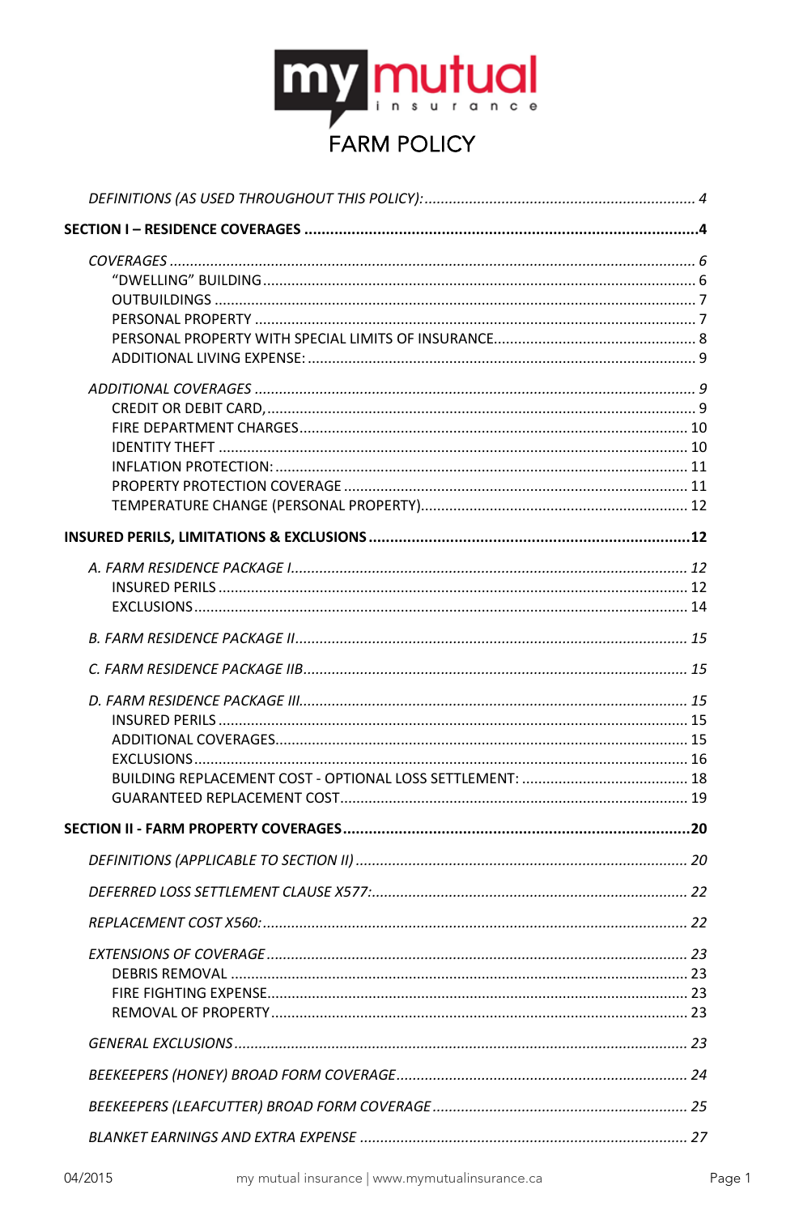my mutual insurance

# FARM POLICY

*DEFINITIONS (AS USED THROUGHOUT THIS POLICY):* .......... *4*

**SECTION I – RESIDENCE COVERAGES** .......... **4**

*COVERAGES* .......... *6*
- "DWELLING" BUILDING .......... 6
- OUTBUILDINGS .......... 7
- PERSONAL PROPERTY .......... 7
- PERSONAL PROPERTY WITH SPECIAL LIMITS OF INSURANCE .......... 8
- ADDITIONAL LIVING EXPENSE: .......... 9

*ADDITIONAL COVERAGES* .......... *9*
- CREDIT OR DEBIT CARD, .......... 9
- FIRE DEPARTMENT CHARGES .......... 10
- IDENTITY THEFT .......... 10
- INFLATION PROTECTION: .......... 11
- PROPERTY PROTECTION COVERAGE .......... 11
- TEMPERATURE CHANGE (PERSONAL PROPERTY) .......... 12

**INSURED PERILS, LIMITATIONS & EXCLUSIONS** .......... **12**

*A. FARM RESIDENCE PACKAGE I* .......... *12*
- INSURED PERILS .......... 12
- EXCLUSIONS .......... 14

*B. FARM RESIDENCE PACKAGE II* .......... *15*

*C. FARM RESIDENCE PACKAGE IIB* .......... *15*

*D. FARM RESIDENCE PACKAGE III* .......... *15*
- INSURED PERILS .......... 15
- ADDITIONAL COVERAGES .......... 15
- EXCLUSIONS .......... 16
- BUILDING REPLACEMENT COST - OPTIONAL LOSS SETTLEMENT: .......... 18
- GUARANTEED REPLACEMENT COST .......... 19

**SECTION II - FARM PROPERTY COVERAGES** .......... **20**

*DEFINITIONS (APPLICABLE TO SECTION II)* .......... *20*

*DEFERRED LOSS SETTLEMENT CLAUSE X577:* .......... *22*

*REPLACEMENT COST X560:* .......... *22*

*EXTENSIONS OF COVERAGE* .......... *23*
- DEBRIS REMOVAL .......... 23
- FIRE FIGHTING EXPENSE .......... 23
- REMOVAL OF PROPERTY .......... 23

*GENERAL EXCLUSIONS* .......... *23*

*BEEKEEPERS (HONEY) BROAD FORM COVERAGE* .......... *24*

*BEEKEEPERS (LEAFCUTTER) BROAD FORM COVERAGE* .......... *25*

*BLANKET EARNINGS AND EXTRA EXPENSE* .......... *27*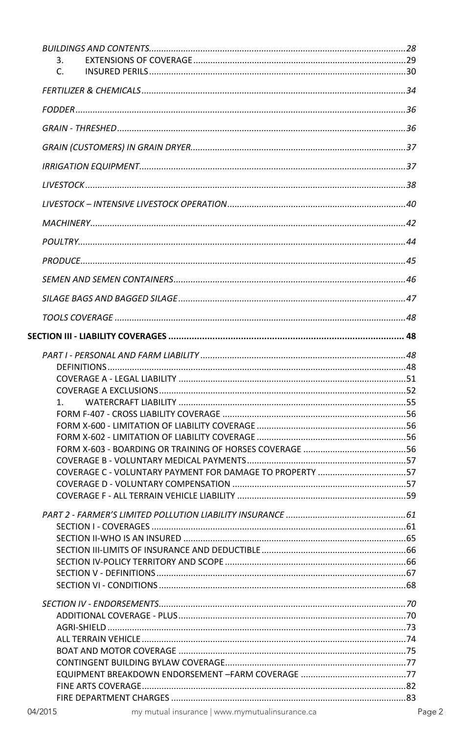*BUILDINGS AND CONTENTS* ........ 28
- 3. EXTENSIONS OF COVERAGE ........ 29
- C. INSURED PERILS ........ 30

*FERTILIZER & CHEMICALS* ........ 34

*FODDER* ........ 36

*GRAIN - THRESHED* ........ 36

*GRAIN (CUSTOMERS) IN GRAIN DRYER* ........ 37

*IRRIGATION EQUIPMENT* ........ 37

*LIVESTOCK* ........ 38

*LIVESTOCK – INTENSIVE LIVESTOCK OPERATION* ........ 40

*MACHINERY* ........ 42

*POULTRY* ........ 44

*PRODUCE* ........ 45

*SEMEN AND SEMEN CONTAINERS* ........ 46

*SILAGE BAGS AND BAGGED SILAGE* ........ 47

*TOOLS COVERAGE* ........ 48

**SECTION III - LIABILITY COVERAGES ........ 48**

*PART I - PERSONAL AND FARM LIABILITY* ........ 48
- DEFINITIONS ........ 48
- COVERAGE A - LEGAL LIABILITY ........ 51
- COVERAGE A EXCLUSIONS ........ 52
- 1. WATERCRAFT LIABILITY ........ 55
- FORM F-407 - CROSS LIABILITY COVERAGE ........ 56
- FORM X-600 - LIMITATION OF LIABILITY COVERAGE ........ 56
- FORM X-602 - LIMITATION OF LIABILITY COVERAGE ........ 56
- FORM X-603 - BOARDING OR TRAINING OF HORSES COVERAGE ........ 56
- COVERAGE B - VOLUNTARY MEDICAL PAYMENTS ........ 57
- COVERAGE C - VOLUNTARY PAYMENT FOR DAMAGE TO PROPERTY ........ 57
- COVERAGE D - VOLUNTARY COMPENSATION ........ 57
- COVERAGE F - ALL TERRAIN VEHICLE LIABILITY ........ 59

*PART 2 - FARMER'S LIMITED POLLUTION LIABILITY INSURANCE* ........ 61
- SECTION I - COVERAGES ........ 61
- SECTION II-WHO IS AN INSURED ........ 65
- SECTION III-LIMITS OF INSURANCE AND DEDUCTIBLE ........ 66
- SECTION IV-POLICY TERRITORY AND SCOPE ........ 66
- SECTION V - DEFINITIONS ........ 67
- SECTION VI - CONDITIONS ........ 68

*SECTION IV - ENDORSEMENTS* ........ 70
- ADDITIONAL COVERAGE - PLUS ........ 70
- AGRI-SHIELD ........ 73
- ALL TERRAIN VEHICLE ........ 74
- BOAT AND MOTOR COVERAGE ........ 75
- CONTINGENT BUILDING BYLAW COVERAGE ........ 77
- EQUIPMENT BREAKDOWN ENDORSEMENT –FARM COVERAGE ........ 77
- FINE ARTS COVERAGE ........ 82
- FIRE DEPARTMENT CHARGES ........ 83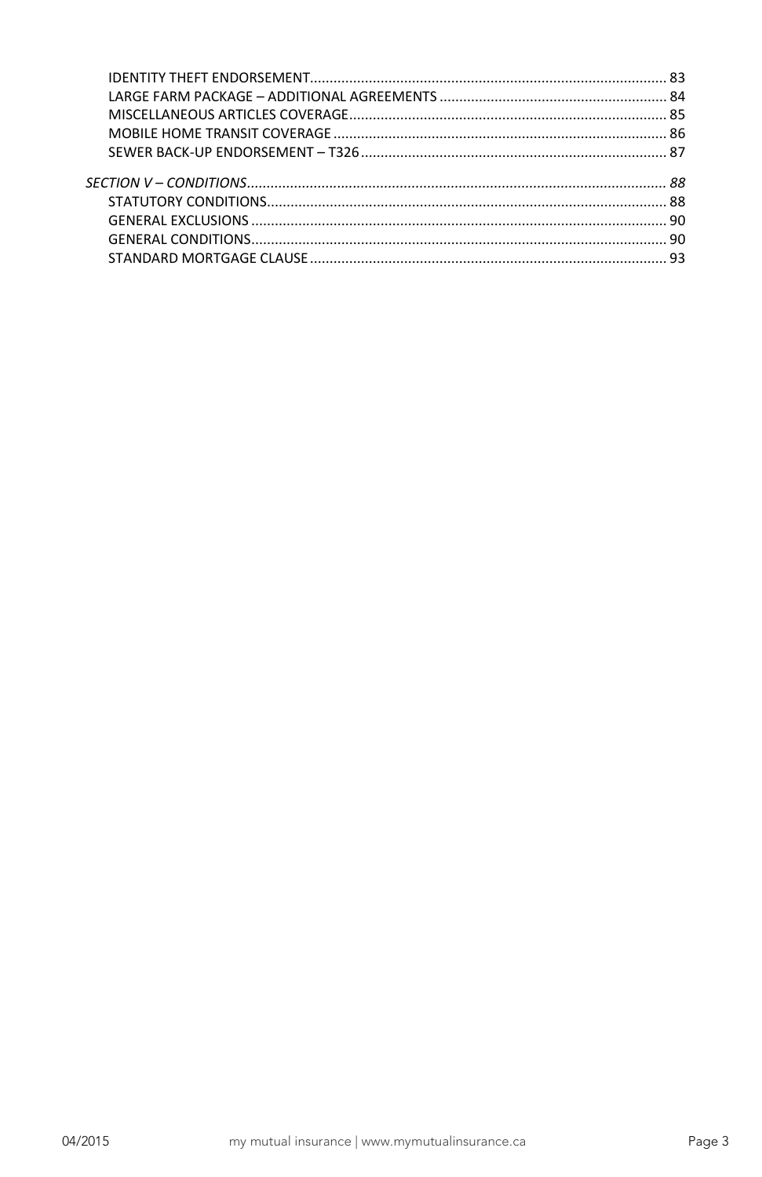IDENTITY THEFT ENDORSEMENT.......................................................................................... 83
LARGE FARM PACKAGE – ADDITIONAL AGREEMENTS ......................................................... 84
MISCELLANEOUS ARTICLES COVERAGE................................................................................ 85
MOBILE HOME TRANSIT COVERAGE .................................................................................... 86
SEWER BACK-UP ENDORSEMENT – T326 ............................................................................. 87

*SECTION V – CONDITIONS........................................................................................................... 88*
STATUTORY CONDITIONS..................................................................................................... 88
GENERAL EXCLUSIONS ......................................................................................................... 90
GENERAL CONDITIONS.......................................................................................................... 90
STANDARD MORTGAGE CLAUSE .......................................................................................... 93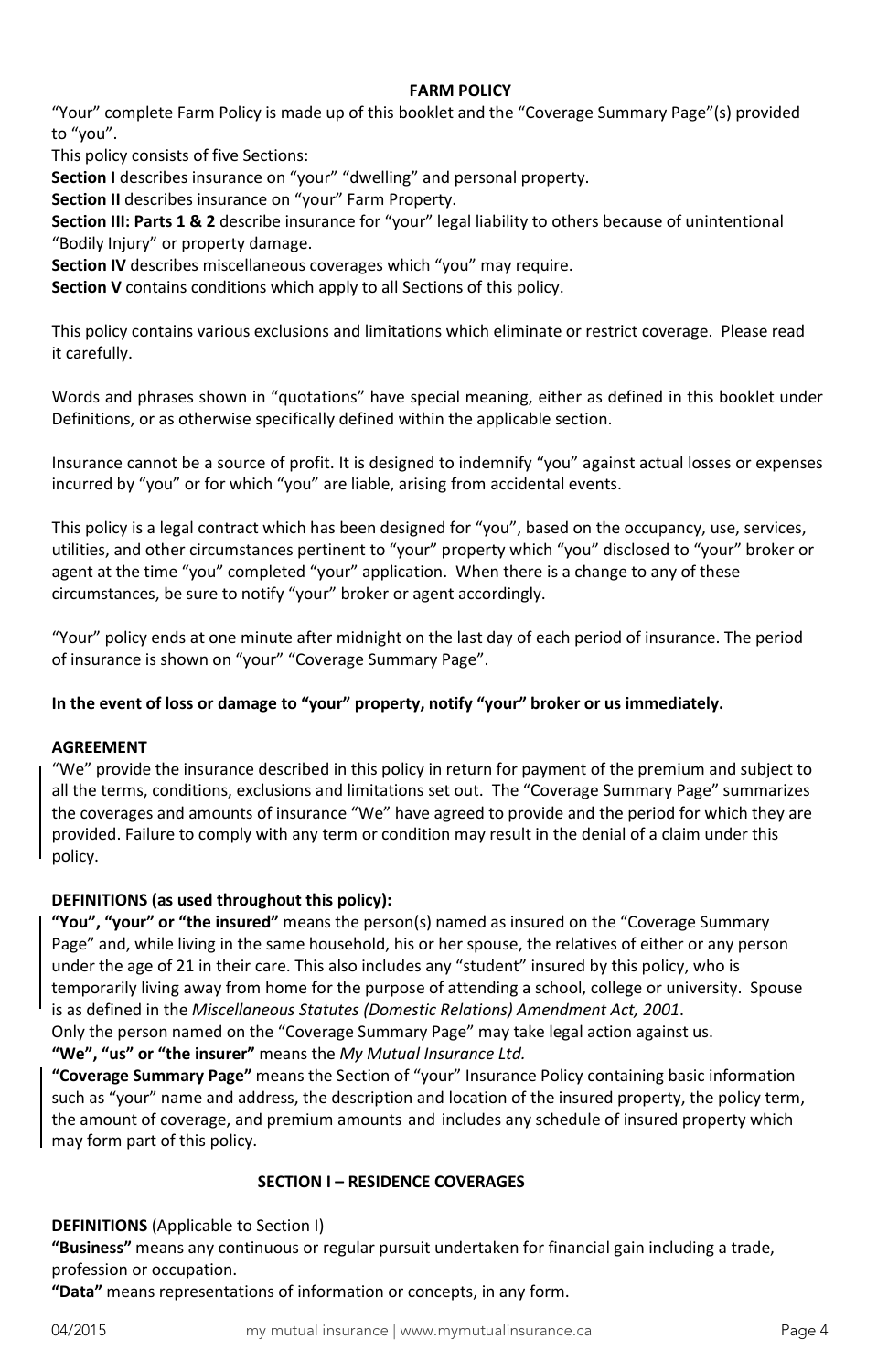## FARM POLICY

"Your" complete Farm Policy is made up of this booklet and the "Coverage Summary Page"(s) provided to "you".

This policy consists of five Sections:

**Section I** describes insurance on "your" "dwelling" and personal property.

**Section II** describes insurance on "your" Farm Property.

**Section III: Parts 1 & 2** describe insurance for "your" legal liability to others because of unintentional "Bodily Injury" or property damage.

**Section IV** describes miscellaneous coverages which "you" may require.

**Section V** contains conditions which apply to all Sections of this policy.

This policy contains various exclusions and limitations which eliminate or restrict coverage. Please read it carefully.

Words and phrases shown in "quotations" have special meaning, either as defined in this booklet under Definitions, or as otherwise specifically defined within the applicable section.

Insurance cannot be a source of profit. It is designed to indemnify "you" against actual losses or expenses incurred by "you" or for which "you" are liable, arising from accidental events.

This policy is a legal contract which has been designed for "you", based on the occupancy, use, services, utilities, and other circumstances pertinent to "your" property which "you" disclosed to "your" broker or agent at the time "you" completed "your" application. When there is a change to any of these circumstances, be sure to notify "your" broker or agent accordingly.

"Your" policy ends at one minute after midnight on the last day of each period of insurance. The period of insurance is shown on "your" "Coverage Summary Page".

**In the event of loss or damage to "your" property, notify "your" broker or us immediately.**

### AGREEMENT

"We" provide the insurance described in this policy in return for payment of the premium and subject to all the terms, conditions, exclusions and limitations set out. The "Coverage Summary Page" summarizes the coverages and amounts of insurance "We" have agreed to provide and the period for which they are provided. Failure to comply with any term or condition may result in the denial of a claim under this policy.

### DEFINITIONS (as used throughout this policy):

**"You", "your" or "the insured"** means the person(s) named as insured on the "Coverage Summary Page" and, while living in the same household, his or her spouse, the relatives of either or any person under the age of 21 in their care. This also includes any "student" insured by this policy, who is temporarily living away from home for the purpose of attending a school, college or university. Spouse is as defined in the *Miscellaneous Statutes (Domestic Relations) Amendment Act, 2001*.

Only the person named on the "Coverage Summary Page" may take legal action against us.

**"We", "us" or "the insurer"** means the *My Mutual Insurance Ltd.*

**"Coverage Summary Page"** means the Section of "your" Insurance Policy containing basic information such as "your" name and address, the description and location of the insured property, the policy term, the amount of coverage, and premium amounts and includes any schedule of insured property which may form part of this policy.

## SECTION I – RESIDENCE COVERAGES

**DEFINITIONS** (Applicable to Section I)

**"Business"** means any continuous or regular pursuit undertaken for financial gain including a trade, profession or occupation.

**"Data"** means representations of information or concepts, in any form.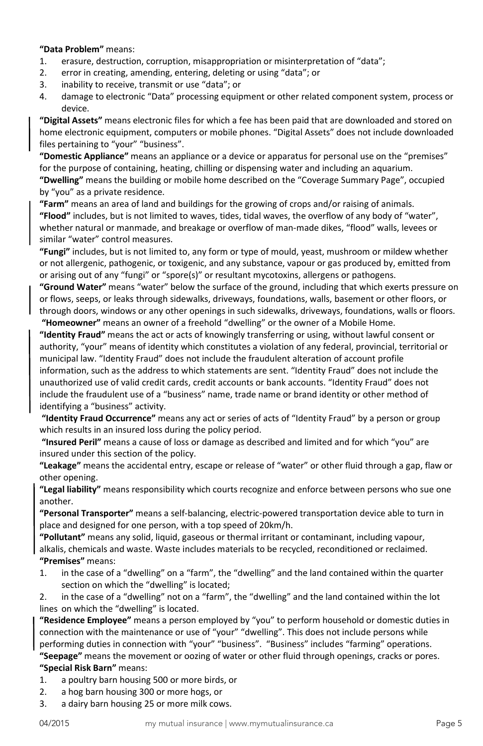**"Data Problem"** means:

1. erasure, destruction, corruption, misappropriation or misinterpretation of "data";
2. error in creating, amending, entering, deleting or using "data"; or
3. inability to receive, transmit or use "data"; or
4. damage to electronic "Data" processing equipment or other related component system, process or device.

**"Digital Assets"** means electronic files for which a fee has been paid that are downloaded and stored on home electronic equipment, computers or mobile phones. "Digital Assets" does not include downloaded files pertaining to "your" "business".

**"Domestic Appliance"** means an appliance or a device or apparatus for personal use on the "premises" for the purpose of containing, heating, chilling or dispensing water and including an aquarium.

**"Dwelling"** means the building or mobile home described on the "Coverage Summary Page", occupied by "you" as a private residence.

**"Farm"** means an area of land and buildings for the growing of crops and/or raising of animals.

**"Flood"** includes, but is not limited to waves, tides, tidal waves, the overflow of any body of "water", whether natural or manmade, and breakage or overflow of man-made dikes, "flood" walls, levees or similar "water" control measures.

**"Fungi"** includes, but is not limited to, any form or type of mould, yeast, mushroom or mildew whether or not allergenic, pathogenic, or toxigenic, and any substance, vapour or gas produced by, emitted from or arising out of any "fungi" or "spore(s)" or resultant mycotoxins, allergens or pathogens.

**"Ground Water"** means "water" below the surface of the ground, including that which exerts pressure on or flows, seeps, or leaks through sidewalks, driveways, foundations, walls, basement or other floors, or through doors, windows or any other openings in such sidewalks, driveways, foundations, walls or floors.

**"Homeowner"** means an owner of a freehold "dwelling" or the owner of a Mobile Home.

**"Identity Fraud"** means the act or acts of knowingly transferring or using, without lawful consent or authority, "your" means of identity which constitutes a violation of any federal, provincial, territorial or municipal law. "Identity Fraud" does not include the fraudulent alteration of account profile information, such as the address to which statements are sent. "Identity Fraud" does not include the unauthorized use of valid credit cards, credit accounts or bank accounts. "Identity Fraud" does not include the fraudulent use of a "business" name, trade name or brand identity or other method of identifying a "business" activity.

**"Identity Fraud Occurrence"** means any act or series of acts of "Identity Fraud" by a person or group which results in an insured loss during the policy period.

**"Insured Peril"** means a cause of loss or damage as described and limited and for which "you" are insured under this section of the policy.

**"Leakage"** means the accidental entry, escape or release of "water" or other fluid through a gap, flaw or other opening.

**"Legal liability"** means responsibility which courts recognize and enforce between persons who sue one another.

**"Personal Transporter"** means a self-balancing, electric-powered transportation device able to turn in place and designed for one person, with a top speed of 20km/h.

**"Pollutant"** means any solid, liquid, gaseous or thermal irritant or contaminant, including vapour, alkalis, chemicals and waste. Waste includes materials to be recycled, reconditioned or reclaimed.

**"Premises"** means:

1. in the case of a "dwelling" on a "farm", the "dwelling" and the land contained within the quarter section on which the "dwelling" is located;
2. in the case of a "dwelling" not on a "farm", the "dwelling" and the land contained within the lot lines on which the "dwelling" is located.

**"Residence Employee"** means a person employed by "you" to perform household or domestic duties in connection with the maintenance or use of "your" "dwelling". This does not include persons while performing duties in connection with "your" "business". "Business" includes "farming" operations.

**"Seepage"** means the movement or oozing of water or other fluid through openings, cracks or pores.

**"Special Risk Barn"** means:

1. a poultry barn housing 500 or more birds, or
2. a hog barn housing 300 or more hogs, or
3. a dairy barn housing 25 or more milk cows.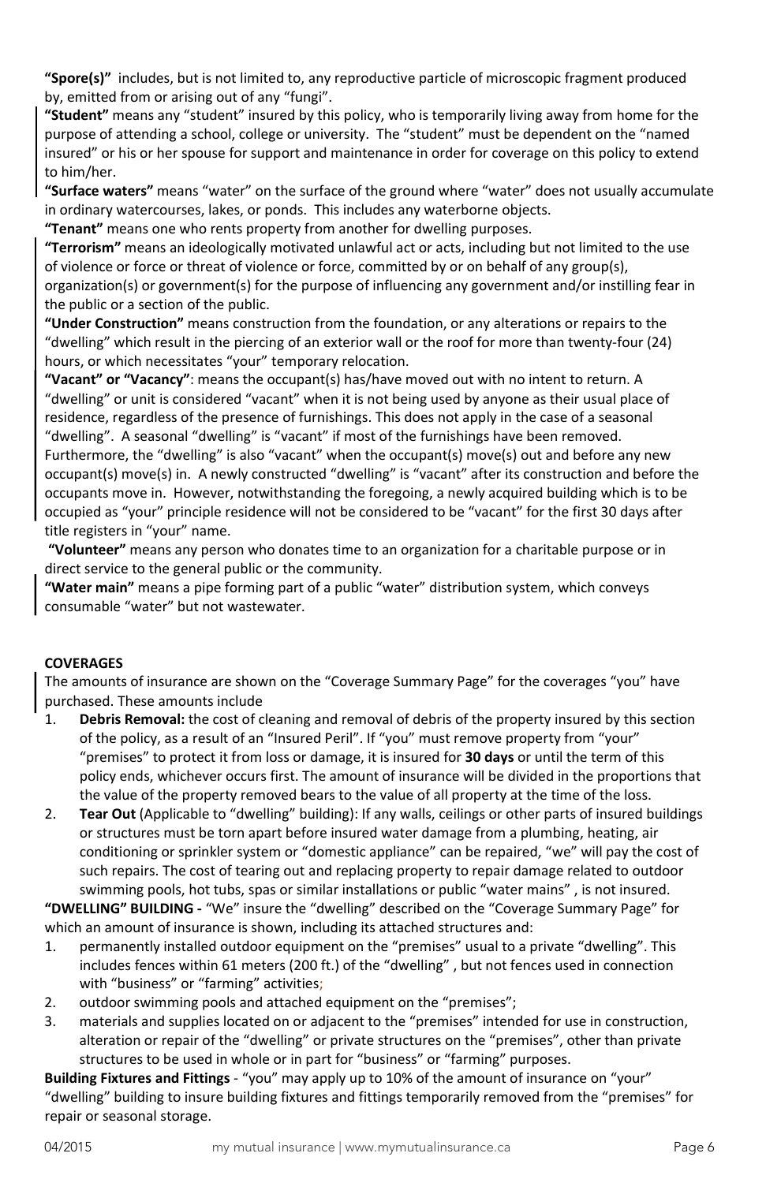**"Spore(s)"** includes, but is not limited to, any reproductive particle of microscopic fragment produced by, emitted from or arising out of any "fungi".

**"Student"** means any "student" insured by this policy, who is temporarily living away from home for the purpose of attending a school, college or university. The "student" must be dependent on the "named insured" or his or her spouse for support and maintenance in order for coverage on this policy to extend to him/her.

**"Surface waters"** means "water" on the surface of the ground where "water" does not usually accumulate in ordinary watercourses, lakes, or ponds. This includes any waterborne objects.

**"Tenant"** means one who rents property from another for dwelling purposes.

**"Terrorism"** means an ideologically motivated unlawful act or acts, including but not limited to the use of violence or force or threat of violence or force, committed by or on behalf of any group(s), organization(s) or government(s) for the purpose of influencing any government and/or instilling fear in the public or a section of the public.

**"Under Construction"** means construction from the foundation, or any alterations or repairs to the "dwelling" which result in the piercing of an exterior wall or the roof for more than twenty-four (24) hours, or which necessitates "your" temporary relocation.

**"Vacant" or "Vacancy"**: means the occupant(s) has/have moved out with no intent to return. A "dwelling" or unit is considered "vacant" when it is not being used by anyone as their usual place of residence, regardless of the presence of furnishings. This does not apply in the case of a seasonal "dwelling". A seasonal "dwelling" is "vacant" if most of the furnishings have been removed. Furthermore, the "dwelling" is also "vacant" when the occupant(s) move(s) out and before any new occupant(s) move(s) in. A newly constructed "dwelling" is "vacant" after its construction and before the occupants move in. However, notwithstanding the foregoing, a newly acquired building which is to be occupied as "your" principle residence will not be considered to be "vacant" for the first 30 days after title registers in "your" name.

**"Volunteer"** means any person who donates time to an organization for a charitable purpose or in direct service to the general public or the community.

**"Water main"** means a pipe forming part of a public "water" distribution system, which conveys consumable "water" but not wastewater.

**COVERAGES**

The amounts of insurance are shown on the "Coverage Summary Page" for the coverages "you" have purchased. These amounts include

1. **Debris Removal:** the cost of cleaning and removal of debris of the property insured by this section of the policy, as a result of an "Insured Peril". If "you" must remove property from "your" "premises" to protect it from loss or damage, it is insured for **30 days** or until the term of this policy ends, whichever occurs first. The amount of insurance will be divided in the proportions that the value of the property removed bears to the value of all property at the time of the loss.
2. **Tear Out** (Applicable to "dwelling" building): If any walls, ceilings or other parts of insured buildings or structures must be torn apart before insured water damage from a plumbing, heating, air conditioning or sprinkler system or "domestic appliance" can be repaired, "we" will pay the cost of such repairs. The cost of tearing out and replacing property to repair damage related to outdoor swimming pools, hot tubs, spas or similar installations or public "water mains" , is not insured.

**"DWELLING" BUILDING -** "We" insure the "dwelling" described on the "Coverage Summary Page" for which an amount of insurance is shown, including its attached structures and:

1. permanently installed outdoor equipment on the "premises" usual to a private "dwelling". This includes fences within 61 meters (200 ft.) of the "dwelling" , but not fences used in connection with "business" or "farming" activities;
2. outdoor swimming pools and attached equipment on the "premises";
3. materials and supplies located on or adjacent to the "premises" intended for use in construction, alteration or repair of the "dwelling" or private structures on the "premises", other than private structures to be used in whole or in part for "business" or "farming" purposes.

**Building Fixtures and Fittings** - "you" may apply up to 10% of the amount of insurance on "your" "dwelling" building to insure building fixtures and fittings temporarily removed from the "premises" for repair or seasonal storage.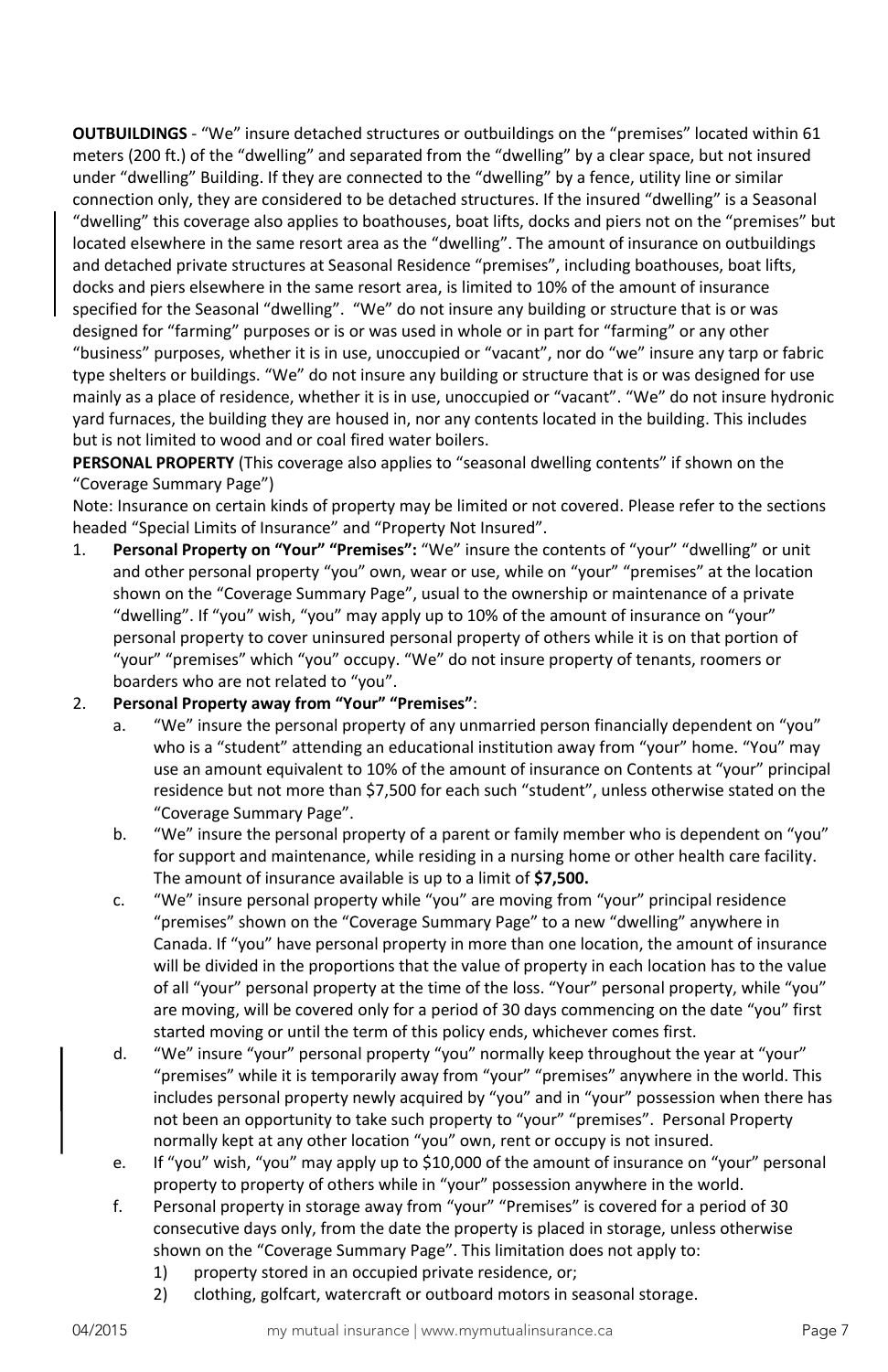**OUTBUILDINGS** - "We" insure detached structures or outbuildings on the "premises" located within 61 meters (200 ft.) of the "dwelling" and separated from the "dwelling" by a clear space, but not insured under "dwelling" Building. If they are connected to the "dwelling" by a fence, utility line or similar connection only, they are considered to be detached structures. If the insured "dwelling" is a Seasonal "dwelling" this coverage also applies to boathouses, boat lifts, docks and piers not on the "premises" but located elsewhere in the same resort area as the "dwelling". The amount of insurance on outbuildings and detached private structures at Seasonal Residence "premises", including boathouses, boat lifts, docks and piers elsewhere in the same resort area, is limited to 10% of the amount of insurance specified for the Seasonal "dwelling". "We" do not insure any building or structure that is or was designed for "farming" purposes or is or was used in whole or in part for "farming" or any other "business" purposes, whether it is in use, unoccupied or "vacant", nor do "we" insure any tarp or fabric type shelters or buildings. "We" do not insure any building or structure that is or was designed for use mainly as a place of residence, whether it is in use, unoccupied or "vacant". "We" do not insure hydronic yard furnaces, the building they are housed in, nor any contents located in the building. This includes but is not limited to wood and or coal fired water boilers.

**PERSONAL PROPERTY** (This coverage also applies to "seasonal dwelling contents" if shown on the "Coverage Summary Page")

Note: Insurance on certain kinds of property may be limited or not covered. Please refer to the sections headed "Special Limits of Insurance" and "Property Not Insured".

1. **Personal Property on "Your" "Premises":** "We" insure the contents of "your" "dwelling" or unit and other personal property "you" own, wear or use, while on "your" "premises" at the location shown on the "Coverage Summary Page", usual to the ownership or maintenance of a private "dwelling". If "you" wish, "you" may apply up to 10% of the amount of insurance on "your" personal property to cover uninsured personal property of others while it is on that portion of "your" "premises" which "you" occupy. "We" do not insure property of tenants, roomers or boarders who are not related to "you".
2. **Personal Property away from "Your" "Premises"**:
   a. "We" insure the personal property of any unmarried person financially dependent on "you" who is a "student" attending an educational institution away from "your" home. "You" may use an amount equivalent to 10% of the amount of insurance on Contents at "your" principal residence but not more than $7,500 for each such "student", unless otherwise stated on the "Coverage Summary Page".
   b. "We" insure the personal property of a parent or family member who is dependent on "you" for support and maintenance, while residing in a nursing home or other health care facility. The amount of insurance available is up to a limit of **$7,500.**
   c. "We" insure personal property while "you" are moving from "your" principal residence "premises" shown on the "Coverage Summary Page" to a new "dwelling" anywhere in Canada. If "you" have personal property in more than one location, the amount of insurance will be divided in the proportions that the value of property in each location has to the value of all "your" personal property at the time of the loss. "Your" personal property, while "you" are moving, will be covered only for a period of 30 days commencing on the date "you" first started moving or until the term of this policy ends, whichever comes first.
   d. "We" insure "your" personal property "you" normally keep throughout the year at "your" "premises" while it is temporarily away from "your" "premises" anywhere in the world. This includes personal property newly acquired by "you" and in "your" possession when there has not been an opportunity to take such property to "your" "premises". Personal Property normally kept at any other location "you" own, rent or occupy is not insured.
   e. If "you" wish, "you" may apply up to $10,000 of the amount of insurance on "your" personal property to property of others while in "your" possession anywhere in the world.
   f. Personal property in storage away from "your" "Premises" is covered for a period of 30 consecutive days only, from the date the property is placed in storage, unless otherwise shown on the "Coverage Summary Page". This limitation does not apply to:
      1) property stored in an occupied private residence, or;
      2) clothing, golfcart, watercraft or outboard motors in seasonal storage.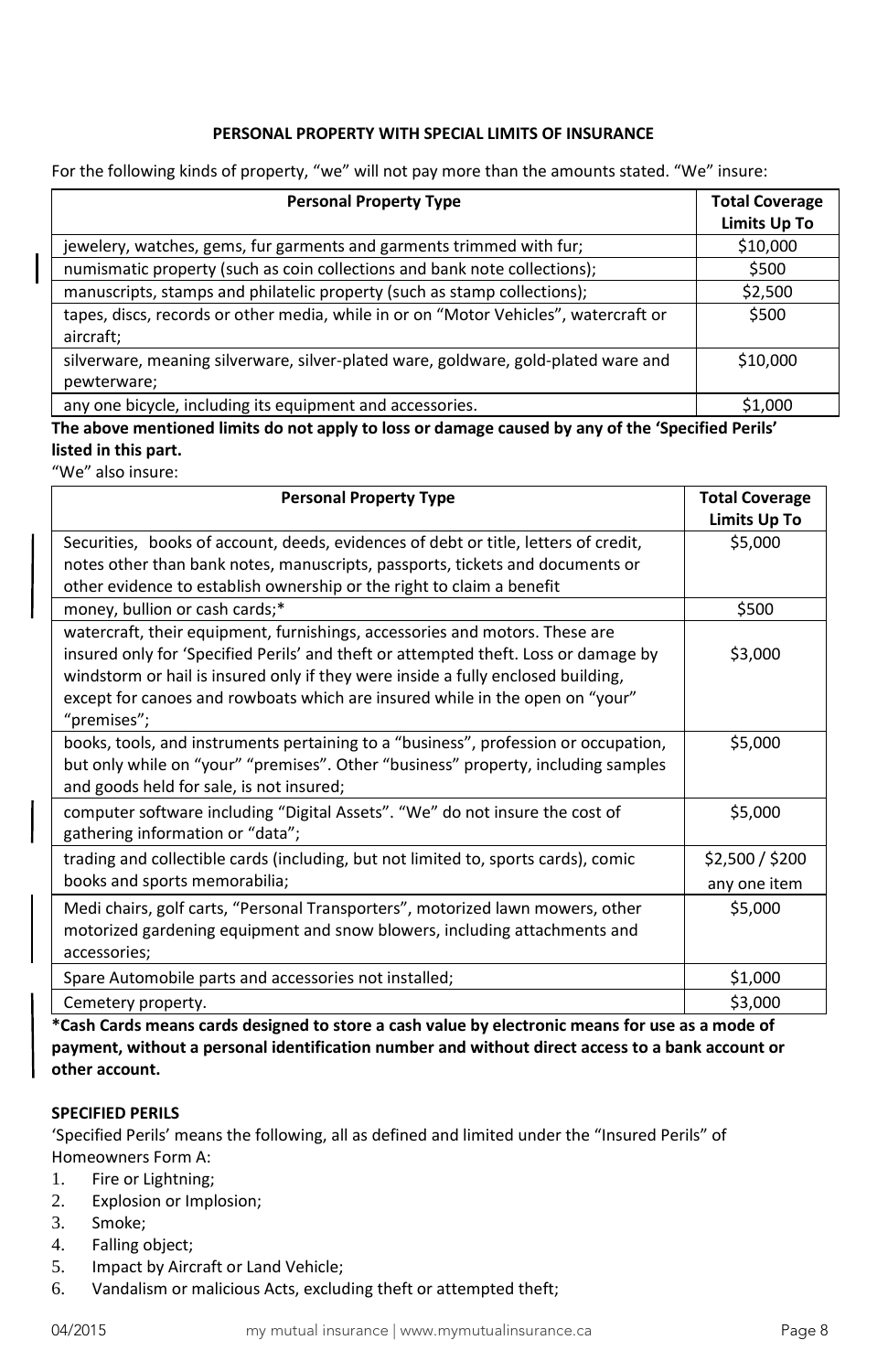**PERSONAL PROPERTY WITH SPECIAL LIMITS OF INSURANCE**

For the following kinds of property, "we" will not pay more than the amounts stated. "We" insure:

| Personal Property Type | Total Coverage Limits Up To |
|---|---|
| jewelery, watches, gems, fur garments and garments trimmed with fur; | $10,000 |
| numismatic property (such as coin collections and bank note collections); | $500 |
| manuscripts, stamps and philatelic property (such as stamp collections); | $2,500 |
| tapes, discs, records or other media, while in or on "Motor Vehicles", watercraft or aircraft; | $500 |
| silverware, meaning silverware, silver-plated ware, goldware, gold-plated ware and pewterware; | $10,000 |
| any one bicycle, including its equipment and accessories. | $1,000 |

**The above mentioned limits do not apply to loss or damage caused by any of the 'Specified Perils' listed in this part.**

"We" also insure:

| Personal Property Type | Total Coverage Limits Up To |
|---|---|
| Securities, books of account, deeds, evidences of debt or title, letters of credit, notes other than bank notes, manuscripts, passports, tickets and documents or other evidence to establish ownership or the right to claim a benefit | $5,000 |
| money, bullion or cash cards;* | $500 |
| watercraft, their equipment, furnishings, accessories and motors. These are insured only for 'Specified Perils' and theft or attempted theft. Loss or damage by windstorm or hail is insured only if they were inside a fully enclosed building, except for canoes and rowboats which are insured while in the open on "your" "premises"; | $3,000 |
| books, tools, and instruments pertaining to a "business", profession or occupation, but only while on "your" "premises". Other "business" property, including samples and goods held for sale, is not insured; | $5,000 |
| computer software including "Digital Assets". "We" do not insure the cost of gathering information or "data"; | $5,000 |
| trading and collectible cards (including, but not limited to, sports cards), comic books and sports memorabilia; | $2,500 / $200 any one item |
| Medi chairs, golf carts, "Personal Transporters", motorized lawn mowers, other motorized gardening equipment and snow blowers, including attachments and accessories; | $5,000 |
| Spare Automobile parts and accessories not installed; | $1,000 |
| Cemetery property. | $3,000 |

**\*Cash Cards means cards designed to store a cash value by electronic means for use as a mode of payment, without a personal identification number and without direct access to a bank account or other account.**

**SPECIFIED PERILS**

'Specified Perils' means the following, all as defined and limited under the "Insured Perils" of Homeowners Form A:

1. Fire or Lightning;
2. Explosion or Implosion;
3. Smoke;
4. Falling object;
5. Impact by Aircraft or Land Vehicle;
6. Vandalism or malicious Acts, excluding theft or attempted theft;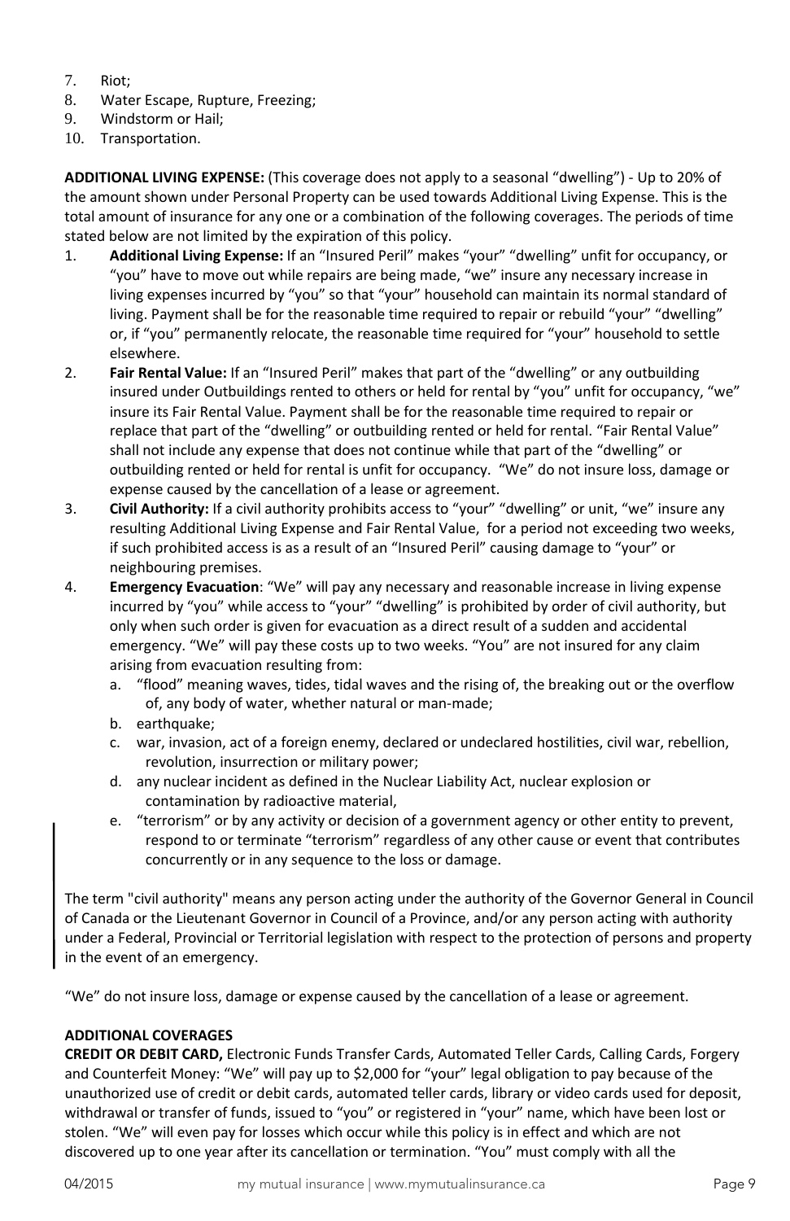7. Riot;
8. Water Escape, Rupture, Freezing;
9. Windstorm or Hail;
10. Transportation.

**ADDITIONAL LIVING EXPENSE:** (This coverage does not apply to a seasonal "dwelling") - Up to 20% of the amount shown under Personal Property can be used towards Additional Living Expense. This is the total amount of insurance for any one or a combination of the following coverages. The periods of time stated below are not limited by the expiration of this policy.

1. **Additional Living Expense:** If an "Insured Peril" makes "your" "dwelling" unfit for occupancy, or "you" have to move out while repairs are being made, "we" insure any necessary increase in living expenses incurred by "you" so that "your" household can maintain its normal standard of living. Payment shall be for the reasonable time required to repair or rebuild "your" "dwelling" or, if "you" permanently relocate, the reasonable time required for "your" household to settle elsewhere.
2. **Fair Rental Value:** If an "Insured Peril" makes that part of the "dwelling" or any outbuilding insured under Outbuildings rented to others or held for rental by "you" unfit for occupancy, "we" insure its Fair Rental Value. Payment shall be for the reasonable time required to repair or replace that part of the "dwelling" or outbuilding rented or held for rental. "Fair Rental Value" shall not include any expense that does not continue while that part of the "dwelling" or outbuilding rented or held for rental is unfit for occupancy. "We" do not insure loss, damage or expense caused by the cancellation of a lease or agreement.
3. **Civil Authority:** If a civil authority prohibits access to "your" "dwelling" or unit, "we" insure any resulting Additional Living Expense and Fair Rental Value, for a period not exceeding two weeks, if such prohibited access is as a result of an "Insured Peril" causing damage to "your" or neighbouring premises.
4. **Emergency Evacuation**: "We" will pay any necessary and reasonable increase in living expense incurred by "you" while access to "your" "dwelling" is prohibited by order of civil authority, but only when such order is given for evacuation as a direct result of a sudden and accidental emergency. "We" will pay these costs up to two weeks. "You" are not insured for any claim arising from evacuation resulting from:
   a. "flood" meaning waves, tides, tidal waves and the rising of, the breaking out or the overflow of, any body of water, whether natural or man-made;
   b. earthquake;
   c. war, invasion, act of a foreign enemy, declared or undeclared hostilities, civil war, rebellion, revolution, insurrection or military power;
   d. any nuclear incident as defined in the Nuclear Liability Act, nuclear explosion or contamination by radioactive material,
   e. "terrorism" or by any activity or decision of a government agency or other entity to prevent, respond to or terminate "terrorism" regardless of any other cause or event that contributes concurrently or in any sequence to the loss or damage.

The term "civil authority" means any person acting under the authority of the Governor General in Council of Canada or the Lieutenant Governor in Council of a Province, and/or any person acting with authority under a Federal, Provincial or Territorial legislation with respect to the protection of persons and property in the event of an emergency.

"We" do not insure loss, damage or expense caused by the cancellation of a lease or agreement.

**ADDITIONAL COVERAGES**

**CREDIT OR DEBIT CARD,** Electronic Funds Transfer Cards, Automated Teller Cards, Calling Cards, Forgery and Counterfeit Money: "We" will pay up to $2,000 for "your" legal obligation to pay because of the unauthorized use of credit or debit cards, automated teller cards, library or video cards used for deposit, withdrawal or transfer of funds, issued to "you" or registered in "your" name, which have been lost or stolen. "We" will even pay for losses which occur while this policy is in effect and which are not discovered up to one year after its cancellation or termination. "You" must comply with all the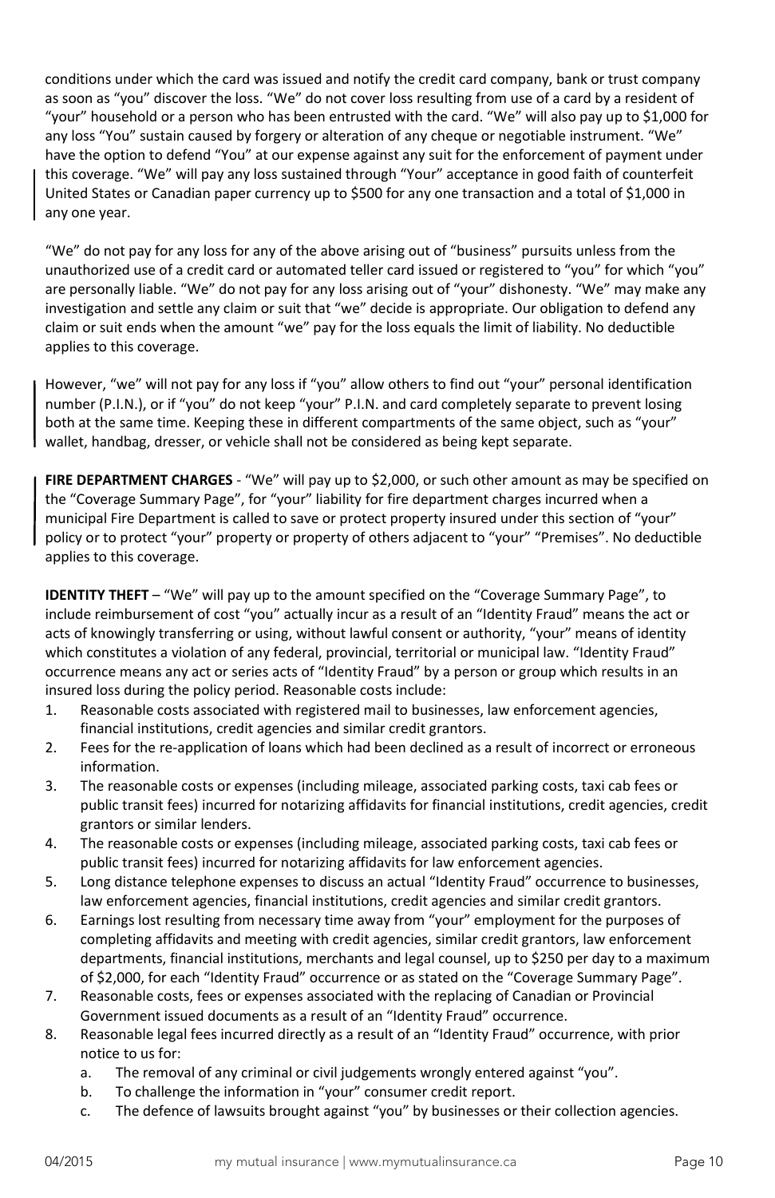conditions under which the card was issued and notify the credit card company, bank or trust company as soon as "you" discover the loss. "We" do not cover loss resulting from use of a card by a resident of "your" household or a person who has been entrusted with the card. "We" will also pay up to $1,000 for any loss "You" sustain caused by forgery or alteration of any cheque or negotiable instrument. "We" have the option to defend "You" at our expense against any suit for the enforcement of payment under this coverage. "We" will pay any loss sustained through "Your" acceptance in good faith of counterfeit United States or Canadian paper currency up to $500 for any one transaction and a total of $1,000 in any one year.

"We" do not pay for any loss for any of the above arising out of "business" pursuits unless from the unauthorized use of a credit card or automated teller card issued or registered to "you" for which "you" are personally liable. "We" do not pay for any loss arising out of "your" dishonesty. "We" may make any investigation and settle any claim or suit that "we" decide is appropriate. Our obligation to defend any claim or suit ends when the amount "we" pay for the loss equals the limit of liability. No deductible applies to this coverage.

However, "we" will not pay for any loss if "you" allow others to find out "your" personal identification number (P.I.N.), or if "you" do not keep "your" P.I.N. and card completely separate to prevent losing both at the same time. Keeping these in different compartments of the same object, such as "your" wallet, handbag, dresser, or vehicle shall not be considered as being kept separate.

**FIRE DEPARTMENT CHARGES** - "We" will pay up to $2,000, or such other amount as may be specified on the "Coverage Summary Page", for "your" liability for fire department charges incurred when a municipal Fire Department is called to save or protect property insured under this section of "your" policy or to protect "your" property or property of others adjacent to "your" "Premises". No deductible applies to this coverage.

**IDENTITY THEFT** – "We" will pay up to the amount specified on the "Coverage Summary Page", to include reimbursement of cost "you" actually incur as a result of an "Identity Fraud" means the act or acts of knowingly transferring or using, without lawful consent or authority, "your" means of identity which constitutes a violation of any federal, provincial, territorial or municipal law. "Identity Fraud" occurrence means any act or series acts of "Identity Fraud" by a person or group which results in an insured loss during the policy period. Reasonable costs include:

1. Reasonable costs associated with registered mail to businesses, law enforcement agencies, financial institutions, credit agencies and similar credit grantors.
2. Fees for the re-application of loans which had been declined as a result of incorrect or erroneous information.
3. The reasonable costs or expenses (including mileage, associated parking costs, taxi cab fees or public transit fees) incurred for notarizing affidavits for financial institutions, credit agencies, credit grantors or similar lenders.
4. The reasonable costs or expenses (including mileage, associated parking costs, taxi cab fees or public transit fees) incurred for notarizing affidavits for law enforcement agencies.
5. Long distance telephone expenses to discuss an actual "Identity Fraud" occurrence to businesses, law enforcement agencies, financial institutions, credit agencies and similar credit grantors.
6. Earnings lost resulting from necessary time away from "your" employment for the purposes of completing affidavits and meeting with credit agencies, similar credit grantors, law enforcement departments, financial institutions, merchants and legal counsel, up to $250 per day to a maximum of $2,000, for each "Identity Fraud" occurrence or as stated on the "Coverage Summary Page".
7. Reasonable costs, fees or expenses associated with the replacing of Canadian or Provincial Government issued documents as a result of an "Identity Fraud" occurrence.
8. Reasonable legal fees incurred directly as a result of an "Identity Fraud" occurrence, with prior notice to us for:
   a. The removal of any criminal or civil judgements wrongly entered against "you".
   b. To challenge the information in "your" consumer credit report.
   c. The defence of lawsuits brought against "you" by businesses or their collection agencies.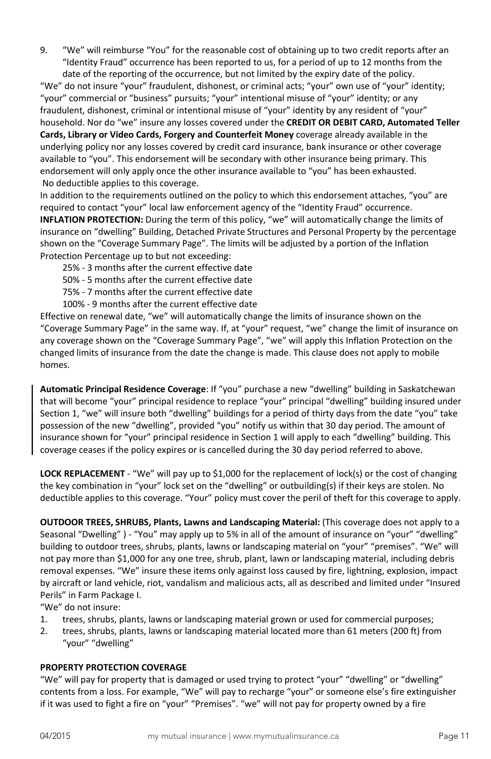9. "We" will reimburse "You" for the reasonable cost of obtaining up to two credit reports after an "Identity Fraud" occurrence has been reported to us, for a period of up to 12 months from the date of the reporting of the occurrence, but not limited by the expiry date of the policy.

"We" do not insure "your" fraudulent, dishonest, or criminal acts; "your" own use of "your" identity; "your" commercial or "business" pursuits; "your" intentional misuse of "your" identity; or any fraudulent, dishonest, criminal or intentional misuse of "your" identity by any resident of "your" household. Nor do "we" insure any losses covered under the **CREDIT OR DEBIT CARD, Automated Teller Cards, Library or Video Cards, Forgery and Counterfeit Money** coverage already available in the underlying policy nor any losses covered by credit card insurance, bank insurance or other coverage available to "you". This endorsement will be secondary with other insurance being primary. This endorsement will only apply once the other insurance available to "you" has been exhausted.
No deductible applies to this coverage.

In addition to the requirements outlined on the policy to which this endorsement attaches, "you" are required to contact "your" local law enforcement agency of the "Identity Fraud" occurrence.

**INFLATION PROTECTION:** During the term of this policy, "we" will automatically change the limits of insurance on "dwelling" Building, Detached Private Structures and Personal Property by the percentage shown on the "Coverage Summary Page". The limits will be adjusted by a portion of the Inflation Protection Percentage up to but not exceeding:

25% - 3 months after the current effective date
50% - 5 months after the current effective date
75% - 7 months after the current effective date
100% - 9 months after the current effective date

Effective on renewal date, "we" will automatically change the limits of insurance shown on the "Coverage Summary Page" in the same way. If, at "your" request, "we" change the limit of insurance on any coverage shown on the "Coverage Summary Page", "we" will apply this Inflation Protection on the changed limits of insurance from the date the change is made. This clause does not apply to mobile homes.

**Automatic Principal Residence Coverage**: If "you" purchase a new "dwelling" building in Saskatchewan that will become "your" principal residence to replace "your" principal "dwelling" building insured under Section 1, "we" will insure both "dwelling" buildings for a period of thirty days from the date "you" take possession of the new "dwelling", provided "you" notify us within that 30 day period. The amount of insurance shown for "your" principal residence in Section 1 will apply to each "dwelling" building. This coverage ceases if the policy expires or is cancelled during the 30 day period referred to above.

**LOCK REPLACEMENT** - "We" will pay up to $1,000 for the replacement of lock(s) or the cost of changing the key combination in "your" lock set on the "dwelling" or outbuilding(s) if their keys are stolen. No deductible applies to this coverage. "Your" policy must cover the peril of theft for this coverage to apply.

**OUTDOOR TREES, SHRUBS, Plants, Lawns and Landscaping Material:** (This coverage does not apply to a Seasonal "Dwelling" ) - "You" may apply up to 5% in all of the amount of insurance on "your" "dwelling" building to outdoor trees, shrubs, plants, lawns or landscaping material on "your" "premises". "We" will not pay more than $1,000 for any one tree, shrub, plant, lawn or landscaping material, including debris removal expenses. "We" insure these items only against loss caused by fire, lightning, explosion, impact by aircraft or land vehicle, riot, vandalism and malicious acts, all as described and limited under "Insured Perils" in Farm Package I.

"We" do not insure:

1. trees, shrubs, plants, lawns or landscaping material grown or used for commercial purposes;
2. trees, shrubs, plants, lawns or landscaping material located more than 61 meters (200 ft) from "your" "dwelling"

**PROPERTY PROTECTION COVERAGE**

"We" will pay for property that is damaged or used trying to protect "your" "dwelling" or "dwelling" contents from a loss. For example, "We" will pay to recharge "your" or someone else's fire extinguisher if it was used to fight a fire on "your" "Premises". "we" will not pay for property owned by a fire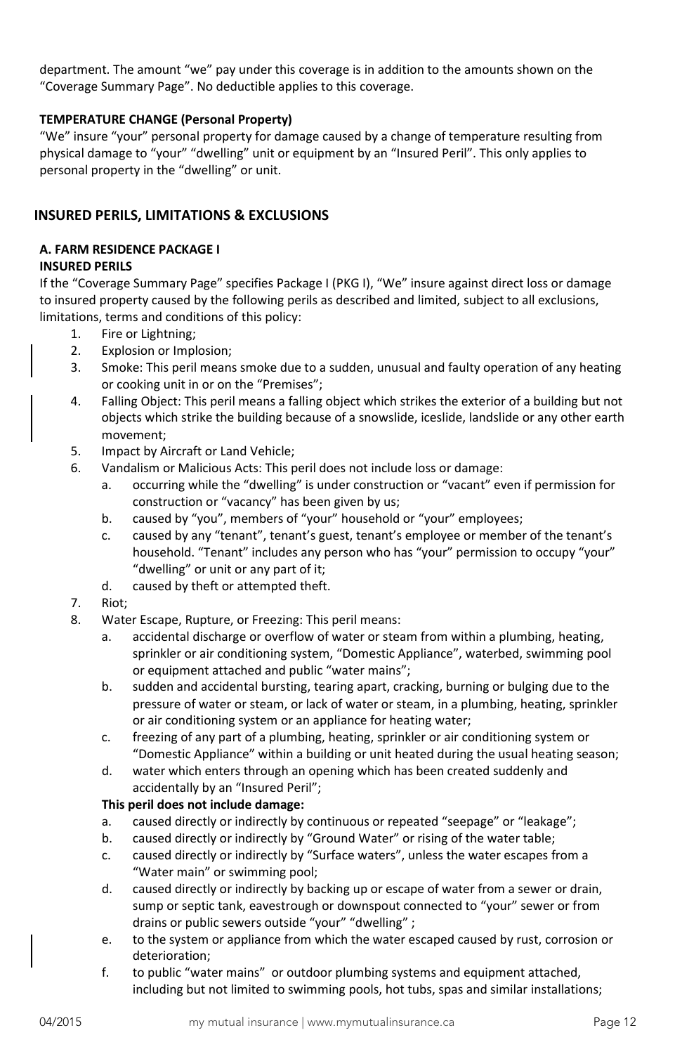department. The amount "we" pay under this coverage is in addition to the amounts shown on the "Coverage Summary Page". No deductible applies to this coverage.

**TEMPERATURE CHANGE (Personal Property)**

"We" insure "your" personal property for damage caused by a change of temperature resulting from physical damage to "your" "dwelling" unit or equipment by an "Insured Peril". This only applies to personal property in the "dwelling" or unit.

## INSURED PERILS, LIMITATIONS & EXCLUSIONS

### A. FARM RESIDENCE PACKAGE I

**INSURED PERILS**

If the "Coverage Summary Page" specifies Package I (PKG I), "We" insure against direct loss or damage to insured property caused by the following perils as described and limited, subject to all exclusions, limitations, terms and conditions of this policy:

1. Fire or Lightning;
2. Explosion or Implosion;
3. Smoke: This peril means smoke due to a sudden, unusual and faulty operation of any heating or cooking unit in or on the "Premises";
4. Falling Object: This peril means a falling object which strikes the exterior of a building but not objects which strike the building because of a snowslide, iceslide, landslide or any other earth movement;
5. Impact by Aircraft or Land Vehicle;
6. Vandalism or Malicious Acts: This peril does not include loss or damage:
   a. occurring while the "dwelling" is under construction or "vacant" even if permission for construction or "vacancy" has been given by us;
   b. caused by "you", members of "your" household or "your" employees;
   c. caused by any "tenant", tenant's guest, tenant's employee or member of the tenant's household. "Tenant" includes any person who has "your" permission to occupy "your" "dwelling" or unit or any part of it;
   d. caused by theft or attempted theft.
7. Riot;
8. Water Escape, Rupture, or Freezing: This peril means:
   a. accidental discharge or overflow of water or steam from within a plumbing, heating, sprinkler or air conditioning system, "Domestic Appliance", waterbed, swimming pool or equipment attached and public "water mains";
   b. sudden and accidental bursting, tearing apart, cracking, burning or bulging due to the pressure of water or steam, or lack of water or steam, in a plumbing, heating, sprinkler or air conditioning system or an appliance for heating water;
   c. freezing of any part of a plumbing, heating, sprinkler or air conditioning system or "Domestic Appliance" within a building or unit heated during the usual heating season;
   d. water which enters through an opening which has been created suddenly and accidentally by an "Insured Peril";

   **This peril does not include damage:**

   a. caused directly or indirectly by continuous or repeated "seepage" or "leakage";
   b. caused directly or indirectly by "Ground Water" or rising of the water table;
   c. caused directly or indirectly by "Surface waters", unless the water escapes from a "Water main" or swimming pool;
   d. caused directly or indirectly by backing up or escape of water from a sewer or drain, sump or septic tank, eavestrough or downspout connected to "your" sewer or from drains or public sewers outside "your" "dwelling" ;
   e. to the system or appliance from which the water escaped caused by rust, corrosion or deterioration;
   f. to public "water mains" or outdoor plumbing systems and equipment attached, including but not limited to swimming pools, hot tubs, spas and similar installations;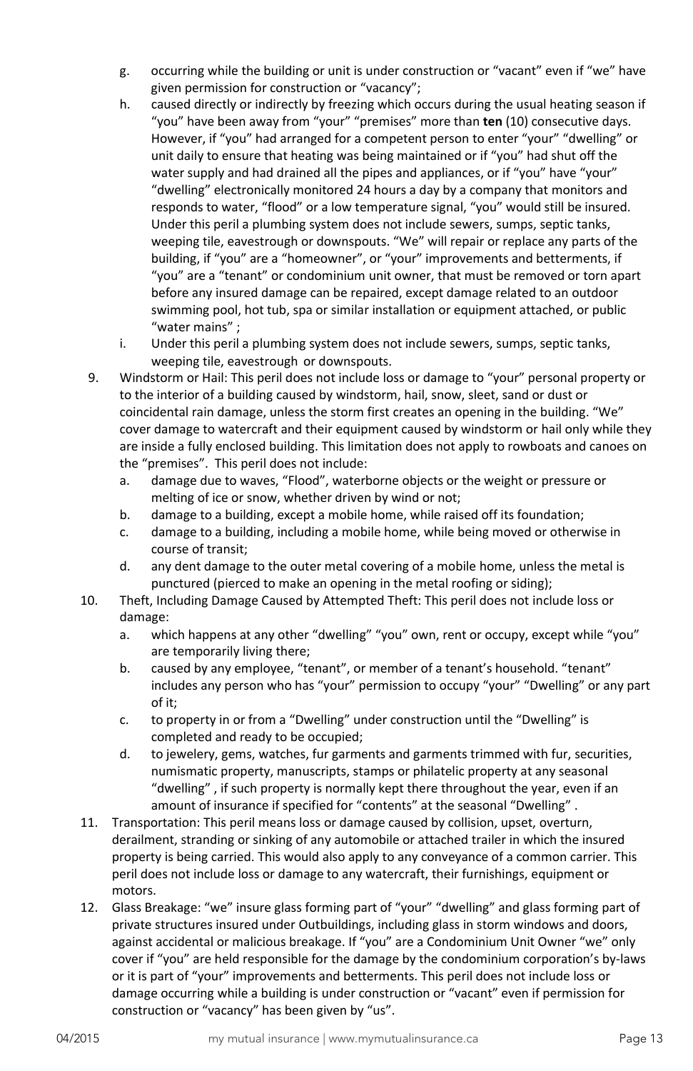g. occurring while the building or unit is under construction or "vacant" even if "we" have given permission for construction or "vacancy";

h. caused directly or indirectly by freezing which occurs during the usual heating season if "you" have been away from "your" "premises" more than **ten** (10) consecutive days. However, if "you" had arranged for a competent person to enter "your" "dwelling" or unit daily to ensure that heating was being maintained or if "you" had shut off the water supply and had drained all the pipes and appliances, or if "you" have "your" "dwelling" electronically monitored 24 hours a day by a company that monitors and responds to water, "flood" or a low temperature signal, "you" would still be insured. Under this peril a plumbing system does not include sewers, sumps, septic tanks, weeping tile, eavestrough or downspouts. "We" will repair or replace any parts of the building, if "you" are a "homeowner", or "your" improvements and betterments, if "you" are a "tenant" or condominium unit owner, that must be removed or torn apart before any insured damage can be repaired, except damage related to an outdoor swimming pool, hot tub, spa or similar installation or equipment attached, or public "water mains" ;

i. Under this peril a plumbing system does not include sewers, sumps, septic tanks, weeping tile, eavestrough or downspouts.

9. Windstorm or Hail: This peril does not include loss or damage to "your" personal property or to the interior of a building caused by windstorm, hail, snow, sleet, sand or dust or coincidental rain damage, unless the storm first creates an opening in the building. "We" cover damage to watercraft and their equipment caused by windstorm or hail only while they are inside a fully enclosed building. This limitation does not apply to rowboats and canoes on the "premises". This peril does not include:
   a. damage due to waves, "Flood", waterborne objects or the weight or pressure or melting of ice or snow, whether driven by wind or not;
   b. damage to a building, except a mobile home, while raised off its foundation;
   c. damage to a building, including a mobile home, while being moved or otherwise in course of transit;
   d. any dent damage to the outer metal covering of a mobile home, unless the metal is punctured (pierced to make an opening in the metal roofing or siding);

10. Theft, Including Damage Caused by Attempted Theft: This peril does not include loss or damage:
    a. which happens at any other "dwelling" "you" own, rent or occupy, except while "you" are temporarily living there;
    b. caused by any employee, "tenant", or member of a tenant's household. "tenant" includes any person who has "your" permission to occupy "your" "Dwelling" or any part of it;
    c. to property in or from a "Dwelling" under construction until the "Dwelling" is completed and ready to be occupied;
    d. to jewelery, gems, watches, fur garments and garments trimmed with fur, securities, numismatic property, manuscripts, stamps or philatelic property at any seasonal "dwelling" , if such property is normally kept there throughout the year, even if an amount of insurance if specified for "contents" at the seasonal "Dwelling" .

11. Transportation: This peril means loss or damage caused by collision, upset, overturn, derailment, stranding or sinking of any automobile or attached trailer in which the insured property is being carried. This would also apply to any conveyance of a common carrier. This peril does not include loss or damage to any watercraft, their furnishings, equipment or motors.

12. Glass Breakage: "we" insure glass forming part of "your" "dwelling" and glass forming part of private structures insured under Outbuildings, including glass in storm windows and doors, against accidental or malicious breakage. If "you" are a Condominium Unit Owner "we" only cover if "you" are held responsible for the damage by the condominium corporation's by-laws or it is part of "your" improvements and betterments. This peril does not include loss or damage occurring while a building is under construction or "vacant" even if permission for construction or "vacancy" has been given by "us".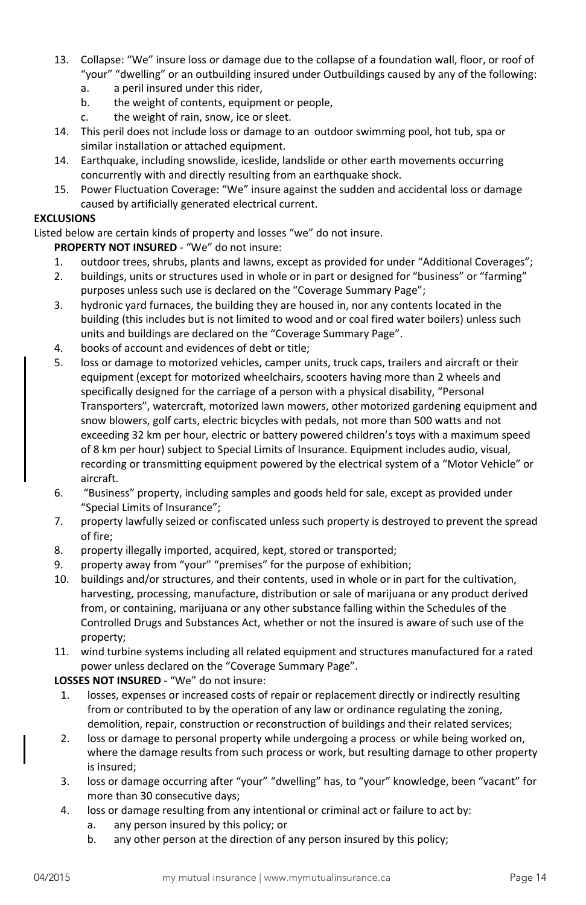13. Collapse: “We” insure loss or damage due to the collapse of a foundation wall, floor, or roof of “your” “dwelling” or an outbuilding insured under Outbuildings caused by any of the following:
    a. a peril insured under this rider,
    b. the weight of contents, equipment or people,
    c. the weight of rain, snow, ice or sleet.
14. This peril does not include loss or damage to an outdoor swimming pool, hot tub, spa or similar installation or attached equipment.
14. Earthquake, including snowslide, iceslide, landslide or other earth movements occurring concurrently with and directly resulting from an earthquake shock.
15. Power Fluctuation Coverage: “We” insure against the sudden and accidental loss or damage caused by artificially generated electrical current.

**EXCLUSIONS**

Listed below are certain kinds of property and losses “we” do not insure.

**PROPERTY NOT INSURED** - “We” do not insure:

1. outdoor trees, shrubs, plants and lawns, except as provided for under “Additional Coverages”;
2. buildings, units or structures used in whole or in part or designed for “business” or “farming” purposes unless such use is declared on the “Coverage Summary Page”;
3. hydronic yard furnaces, the building they are housed in, nor any contents located in the building (this includes but is not limited to wood and or coal fired water boilers) unless such units and buildings are declared on the “Coverage Summary Page”.
4. books of account and evidences of debt or title;
5. loss or damage to motorized vehicles, camper units, truck caps, trailers and aircraft or their equipment (except for motorized wheelchairs, scooters having more than 2 wheels and specifically designed for the carriage of a person with a physical disability, “Personal Transporters”, watercraft, motorized lawn mowers, other motorized gardening equipment and snow blowers, golf carts, electric bicycles with pedals, not more than 500 watts and not exceeding 32 km per hour, electric or battery powered children’s toys with a maximum speed of 8 km per hour) subject to Special Limits of Insurance. Equipment includes audio, visual, recording or transmitting equipment powered by the electrical system of a “Motor Vehicle” or aircraft.
6. “Business” property, including samples and goods held for sale, except as provided under “Special Limits of Insurance”;
7. property lawfully seized or confiscated unless such property is destroyed to prevent the spread of fire;
8. property illegally imported, acquired, kept, stored or transported;
9. property away from “your” “premises” for the purpose of exhibition;
10. buildings and/or structures, and their contents, used in whole or in part for the cultivation, harvesting, processing, manufacture, distribution or sale of marijuana or any product derived from, or containing, marijuana or any other substance falling within the Schedules of the Controlled Drugs and Substances Act, whether or not the insured is aware of such use of the property;
11. wind turbine systems including all related equipment and structures manufactured for a rated power unless declared on the “Coverage Summary Page”.

**LOSSES NOT INSURED** - “We” do not insure:

1. losses, expenses or increased costs of repair or replacement directly or indirectly resulting from or contributed to by the operation of any law or ordinance regulating the zoning, demolition, repair, construction or reconstruction of buildings and their related services;
2. loss or damage to personal property while undergoing a process or while being worked on, where the damage results from such process or work, but resulting damage to other property is insured;
3. loss or damage occurring after “your” “dwelling” has, to “your” knowledge, been “vacant” for more than 30 consecutive days;
4. loss or damage resulting from any intentional or criminal act or failure to act by:
    a. any person insured by this policy; or
    b. any other person at the direction of any person insured by this policy;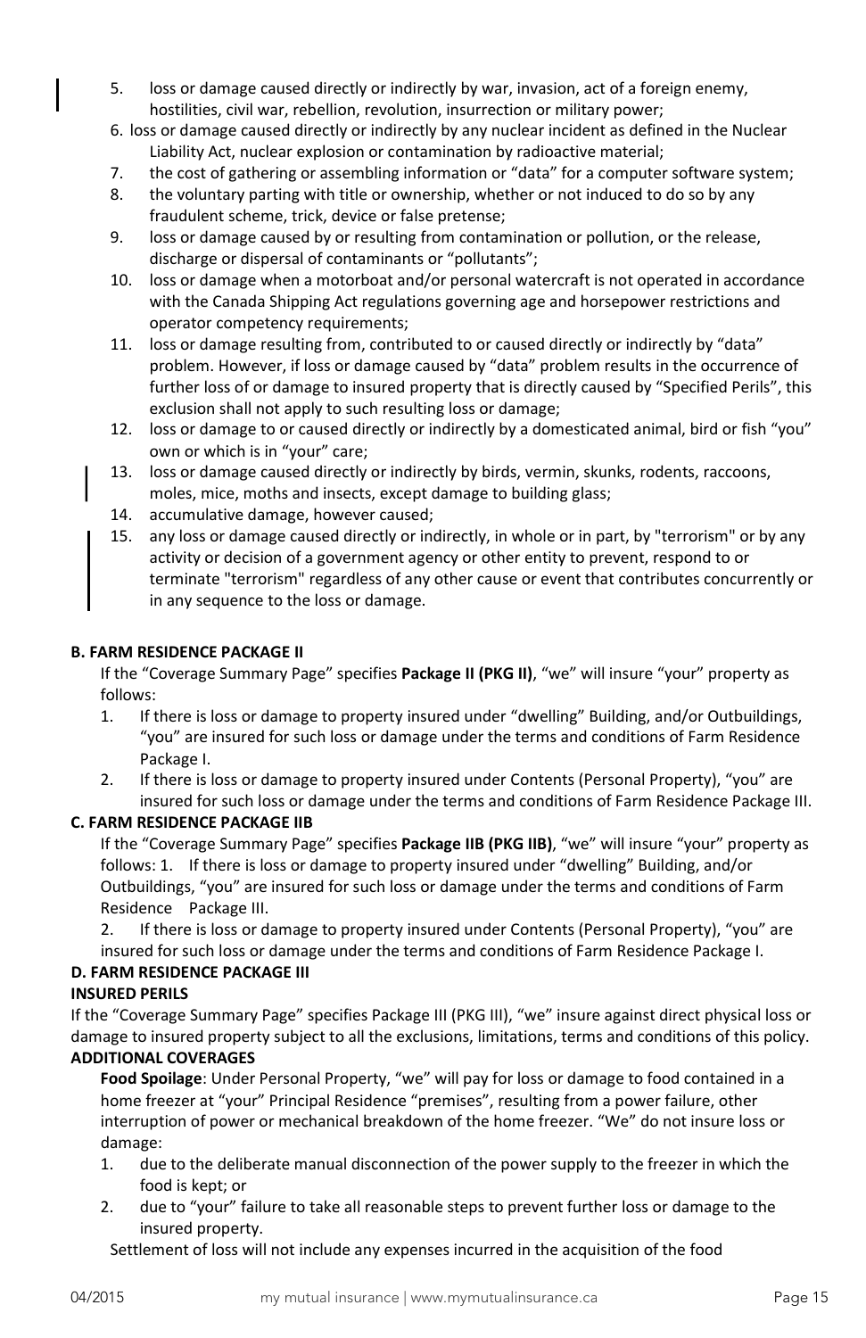5. loss or damage caused directly or indirectly by war, invasion, act of a foreign enemy, hostilities, civil war, rebellion, revolution, insurrection or military power;
6. loss or damage caused directly or indirectly by any nuclear incident as defined in the Nuclear Liability Act, nuclear explosion or contamination by radioactive material;
7. the cost of gathering or assembling information or "data" for a computer software system;
8. the voluntary parting with title or ownership, whether or not induced to do so by any fraudulent scheme, trick, device or false pretense;
9. loss or damage caused by or resulting from contamination or pollution, or the release, discharge or dispersal of contaminants or "pollutants";
10. loss or damage when a motorboat and/or personal watercraft is not operated in accordance with the Canada Shipping Act regulations governing age and horsepower restrictions and operator competency requirements;
11. loss or damage resulting from, contributed to or caused directly or indirectly by "data" problem. However, if loss or damage caused by "data" problem results in the occurrence of further loss of or damage to insured property that is directly caused by "Specified Perils", this exclusion shall not apply to such resulting loss or damage;
12. loss or damage to or caused directly or indirectly by a domesticated animal, bird or fish "you" own or which is in "your" care;
13. loss or damage caused directly or indirectly by birds, vermin, skunks, rodents, raccoons, moles, mice, moths and insects, except damage to building glass;
14. accumulative damage, however caused;
15. any loss or damage caused directly or indirectly, in whole or in part, by "terrorism" or by any activity or decision of a government agency or other entity to prevent, respond to or terminate "terrorism" regardless of any other cause or event that contributes concurrently or in any sequence to the loss or damage.

**B. FARM RESIDENCE PACKAGE II**

If the "Coverage Summary Page" specifies **Package II (PKG II)**, "we" will insure "your" property as follows:

1. If there is loss or damage to property insured under "dwelling" Building, and/or Outbuildings, "you" are insured for such loss or damage under the terms and conditions of Farm Residence Package I.
2. If there is loss or damage to property insured under Contents (Personal Property), "you" are insured for such loss or damage under the terms and conditions of Farm Residence Package III.

**C. FARM RESIDENCE PACKAGE IIB**

If the "Coverage Summary Page" specifies **Package IIB (PKG IIB)**, "we" will insure "your" property as follows: 1. If there is loss or damage to property insured under "dwelling" Building, and/or Outbuildings, "you" are insured for such loss or damage under the terms and conditions of Farm Residence Package III.

2. If there is loss or damage to property insured under Contents (Personal Property), "you" are insured for such loss or damage under the terms and conditions of Farm Residence Package I.

**D. FARM RESIDENCE PACKAGE III**

**INSURED PERILS**

If the "Coverage Summary Page" specifies Package III (PKG III), "we" insure against direct physical loss or damage to insured property subject to all the exclusions, limitations, terms and conditions of this policy.

**ADDITIONAL COVERAGES**

**Food Spoilage**: Under Personal Property, "we" will pay for loss or damage to food contained in a home freezer at "your" Principal Residence "premises", resulting from a power failure, other interruption of power or mechanical breakdown of the home freezer. "We" do not insure loss or damage:

1. due to the deliberate manual disconnection of the power supply to the freezer in which the food is kept; or
2. due to "your" failure to take all reasonable steps to prevent further loss or damage to the insured property.

Settlement of loss will not include any expenses incurred in the acquisition of the food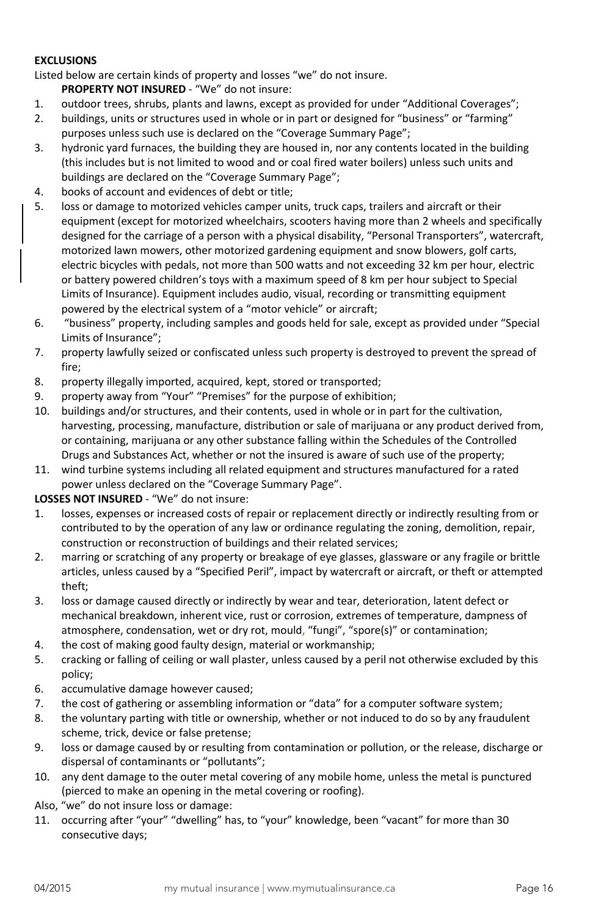**EXCLUSIONS**

Listed below are certain kinds of property and losses "we" do not insure.

**PROPERTY NOT INSURED** - "We" do not insure:

1. outdoor trees, shrubs, plants and lawns, except as provided for under "Additional Coverages";
2. buildings, units or structures used in whole or in part or designed for "business" or "farming" purposes unless such use is declared on the "Coverage Summary Page";
3. hydronic yard furnaces, the building they are housed in, nor any contents located in the building (this includes but is not limited to wood and or coal fired water boilers) unless such units and buildings are declared on the "Coverage Summary Page";
4. books of account and evidences of debt or title;
5. loss or damage to motorized vehicles camper units, truck caps, trailers and aircraft or their equipment (except for motorized wheelchairs, scooters having more than 2 wheels and specifically designed for the carriage of a person with a physical disability, "Personal Transporters", watercraft, motorized lawn mowers, other motorized gardening equipment and snow blowers, golf carts, electric bicycles with pedals, not more than 500 watts and not exceeding 32 km per hour, electric or battery powered children's toys with a maximum speed of 8 km per hour subject to Special Limits of Insurance). Equipment includes audio, visual, recording or transmitting equipment powered by the electrical system of a "motor vehicle" or aircraft;
6. "business" property, including samples and goods held for sale, except as provided under "Special Limits of Insurance";
7. property lawfully seized or confiscated unless such property is destroyed to prevent the spread of fire;
8. property illegally imported, acquired, kept, stored or transported;
9. property away from "Your" "Premises" for the purpose of exhibition;
10. buildings and/or structures, and their contents, used in whole or in part for the cultivation, harvesting, processing, manufacture, distribution or sale of marijuana or any product derived from, or containing, marijuana or any other substance falling within the Schedules of the Controlled Drugs and Substances Act, whether or not the insured is aware of such use of the property;
11. wind turbine systems including all related equipment and structures manufactured for a rated power unless declared on the "Coverage Summary Page".

**LOSSES NOT INSURED** - "We" do not insure:

1. losses, expenses or increased costs of repair or replacement directly or indirectly resulting from or contributed to by the operation of any law or ordinance regulating the zoning, demolition, repair, construction or reconstruction of buildings and their related services;
2. marring or scratching of any property or breakage of eye glasses, glassware or any fragile or brittle articles, unless caused by a "Specified Peril", impact by watercraft or aircraft, or theft or attempted theft;
3. loss or damage caused directly or indirectly by wear and tear, deterioration, latent defect or mechanical breakdown, inherent vice, rust or corrosion, extremes of temperature, dampness of atmosphere, condensation, wet or dry rot, mould, "fungi", "spore(s)" or contamination;
4. the cost of making good faulty design, material or workmanship;
5. cracking or falling of ceiling or wall plaster, unless caused by a peril not otherwise excluded by this policy;
6. accumulative damage however caused;
7. the cost of gathering or assembling information or "data" for a computer software system;
8. the voluntary parting with title or ownership, whether or not induced to do so by any fraudulent scheme, trick, device or false pretense;
9. loss or damage caused by or resulting from contamination or pollution, or the release, discharge or dispersal of contaminants or "pollutants";
10. any dent damage to the outer metal covering of any mobile home, unless the metal is punctured (pierced to make an opening in the metal covering or roofing).

Also, "we" do not insure loss or damage:

11. occurring after "your" "dwelling" has, to "your" knowledge, been "vacant" for more than 30 consecutive days;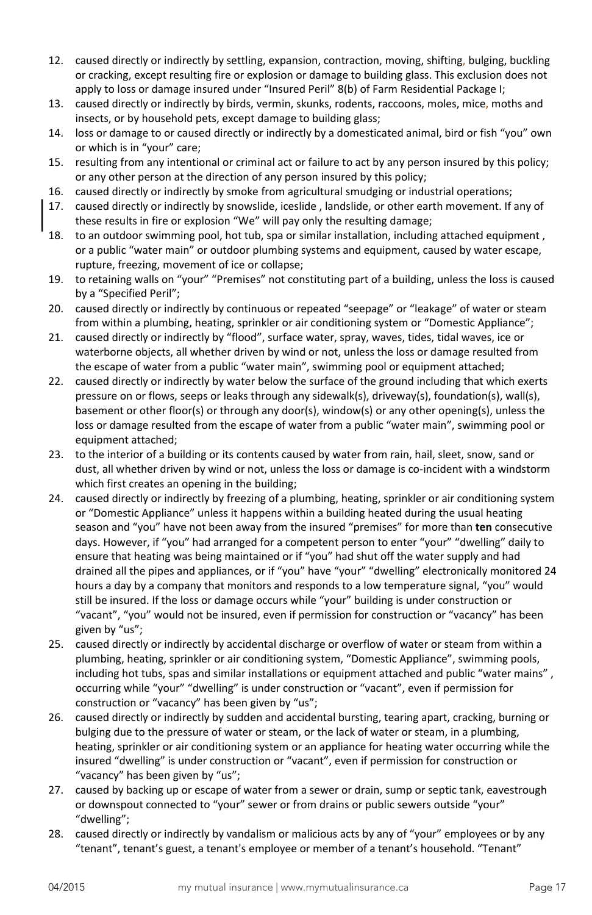12. caused directly or indirectly by settling, expansion, contraction, moving, shifting, bulging, buckling or cracking, except resulting fire or explosion or damage to building glass. This exclusion does not apply to loss or damage insured under "Insured Peril" 8(b) of Farm Residential Package I;
13. caused directly or indirectly by birds, vermin, skunks, rodents, raccoons, moles, mice, moths and insects, or by household pets, except damage to building glass;
14. loss or damage to or caused directly or indirectly by a domesticated animal, bird or fish "you" own or which is in "your" care;
15. resulting from any intentional or criminal act or failure to act by any person insured by this policy; or any other person at the direction of any person insured by this policy;
16. caused directly or indirectly by smoke from agricultural smudging or industrial operations;
17. caused directly or indirectly by snowslide, iceslide , landslide, or other earth movement. If any of these results in fire or explosion "We" will pay only the resulting damage;
18. to an outdoor swimming pool, hot tub, spa or similar installation, including attached equipment , or a public "water main" or outdoor plumbing systems and equipment, caused by water escape, rupture, freezing, movement of ice or collapse;
19. to retaining walls on "your" "Premises" not constituting part of a building, unless the loss is caused by a "Specified Peril";
20. caused directly or indirectly by continuous or repeated "seepage" or "leakage" of water or steam from within a plumbing, heating, sprinkler or air conditioning system or "Domestic Appliance";
21. caused directly or indirectly by "flood", surface water, spray, waves, tides, tidal waves, ice or waterborne objects, all whether driven by wind or not, unless the loss or damage resulted from the escape of water from a public "water main", swimming pool or equipment attached;
22. caused directly or indirectly by water below the surface of the ground including that which exerts pressure on or flows, seeps or leaks through any sidewalk(s), driveway(s), foundation(s), wall(s), basement or other floor(s) or through any door(s), window(s) or any other opening(s), unless the loss or damage resulted from the escape of water from a public "water main", swimming pool or equipment attached;
23. to the interior of a building or its contents caused by water from rain, hail, sleet, snow, sand or dust, all whether driven by wind or not, unless the loss or damage is co-incident with a windstorm which first creates an opening in the building;
24. caused directly or indirectly by freezing of a plumbing, heating, sprinkler or air conditioning system or "Domestic Appliance" unless it happens within a building heated during the usual heating season and "you" have not been away from the insured "premises" for more than **ten** consecutive days. However, if "you" had arranged for a competent person to enter "your" "dwelling" daily to ensure that heating was being maintained or if "you" had shut off the water supply and had drained all the pipes and appliances, or if "you" have "your" "dwelling" electronically monitored 24 hours a day by a company that monitors and responds to a low temperature signal, "you" would still be insured. If the loss or damage occurs while "your" building is under construction or "vacant", "you" would not be insured, even if permission for construction or "vacancy" has been given by "us";
25. caused directly or indirectly by accidental discharge or overflow of water or steam from within a plumbing, heating, sprinkler or air conditioning system, "Domestic Appliance", swimming pools, including hot tubs, spas and similar installations or equipment attached and public "water mains" , occurring while "your" "dwelling" is under construction or "vacant", even if permission for construction or "vacancy" has been given by "us";
26. caused directly or indirectly by sudden and accidental bursting, tearing apart, cracking, burning or bulging due to the pressure of water or steam, or the lack of water or steam, in a plumbing, heating, sprinkler or air conditioning system or an appliance for heating water occurring while the insured "dwelling" is under construction or "vacant", even if permission for construction or "vacancy" has been given by "us";
27. caused by backing up or escape of water from a sewer or drain, sump or septic tank, eavestrough or downspout connected to "your" sewer or from drains or public sewers outside "your" "dwelling";
28. caused directly or indirectly by vandalism or malicious acts by any of "your" employees or by any "tenant", tenant's guest, a tenant's employee or member of a tenant's household. "Tenant"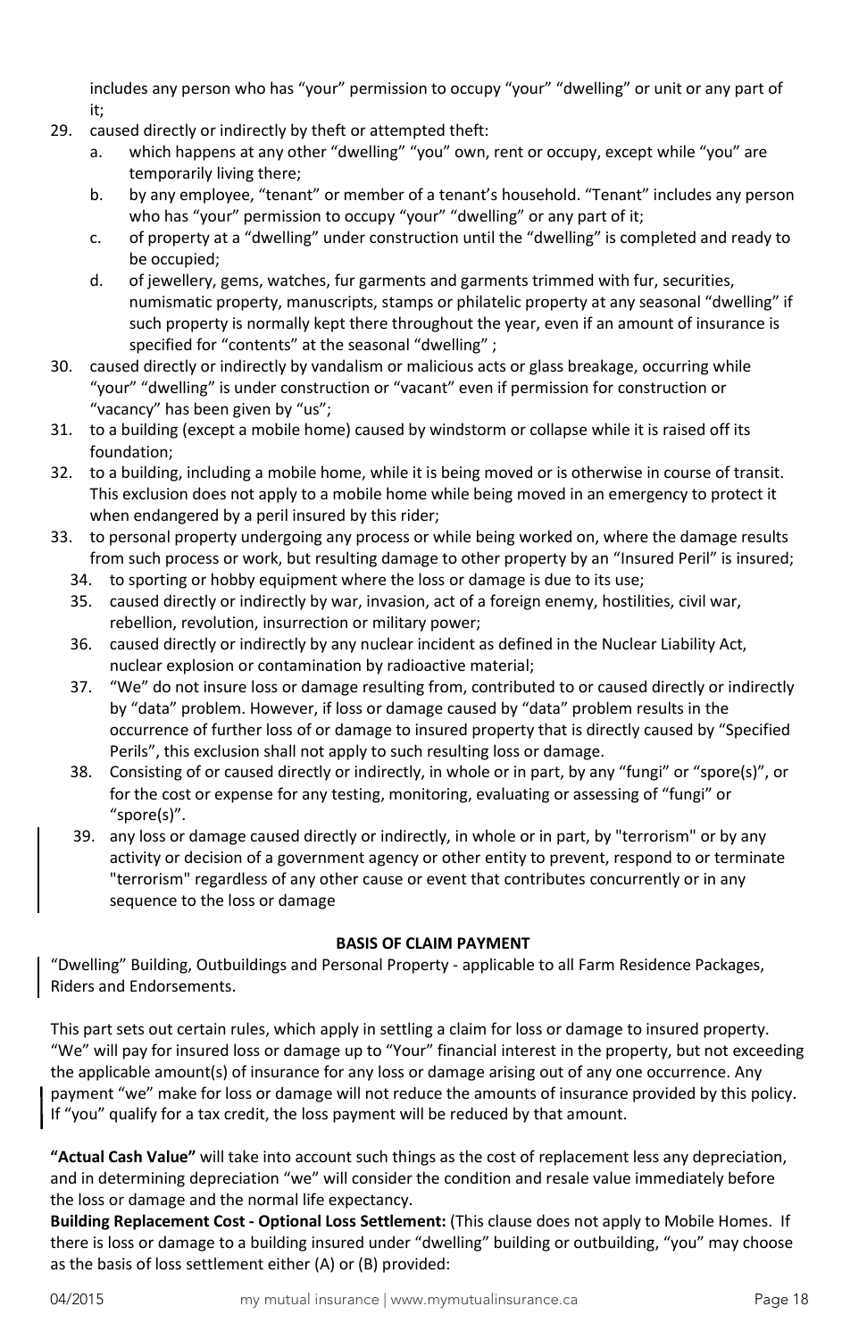includes any person who has "your" permission to occupy "your" "dwelling" or unit or any part of it;

29. caused directly or indirectly by theft or attempted theft:
    a. which happens at any other "dwelling" "you" own, rent or occupy, except while "you" are temporarily living there;
    b. by any employee, "tenant" or member of a tenant's household. "Tenant" includes any person who has "your" permission to occupy "your" "dwelling" or any part of it;
    c. of property at a "dwelling" under construction until the "dwelling" is completed and ready to be occupied;
    d. of jewellery, gems, watches, fur garments and garments trimmed with fur, securities, numismatic property, manuscripts, stamps or philatelic property at any seasonal "dwelling" if such property is normally kept there throughout the year, even if an amount of insurance is specified for "contents" at the seasonal "dwelling" ;
30. caused directly or indirectly by vandalism or malicious acts or glass breakage, occurring while "your" "dwelling" is under construction or "vacant" even if permission for construction or "vacancy" has been given by "us";
31. to a building (except a mobile home) caused by windstorm or collapse while it is raised off its foundation;
32. to a building, including a mobile home, while it is being moved or is otherwise in course of transit. This exclusion does not apply to a mobile home while being moved in an emergency to protect it when endangered by a peril insured by this rider;
33. to personal property undergoing any process or while being worked on, where the damage results from such process or work, but resulting damage to other property by an "Insured Peril" is insured;
34. to sporting or hobby equipment where the loss or damage is due to its use;
35. caused directly or indirectly by war, invasion, act of a foreign enemy, hostilities, civil war, rebellion, revolution, insurrection or military power;
36. caused directly or indirectly by any nuclear incident as defined in the Nuclear Liability Act, nuclear explosion or contamination by radioactive material;
37. "We" do not insure loss or damage resulting from, contributed to or caused directly or indirectly by "data" problem. However, if loss or damage caused by "data" problem results in the occurrence of further loss of or damage to insured property that is directly caused by "Specified Perils", this exclusion shall not apply to such resulting loss or damage.
38. Consisting of or caused directly or indirectly, in whole or in part, by any "fungi" or "spore(s)", or for the cost or expense for any testing, monitoring, evaluating or assessing of "fungi" or "spore(s)".
39. any loss or damage caused directly or indirectly, in whole or in part, by "terrorism" or by any activity or decision of a government agency or other entity to prevent, respond to or terminate "terrorism" regardless of any other cause or event that contributes concurrently or in any sequence to the loss or damage

**BASIS OF CLAIM PAYMENT**

"Dwelling" Building, Outbuildings and Personal Property - applicable to all Farm Residence Packages, Riders and Endorsements.

This part sets out certain rules, which apply in settling a claim for loss or damage to insured property. "We" will pay for insured loss or damage up to "Your" financial interest in the property, but not exceeding the applicable amount(s) of insurance for any loss or damage arising out of any one occurrence. Any payment "we" make for loss or damage will not reduce the amounts of insurance provided by this policy. If "you" qualify for a tax credit, the loss payment will be reduced by that amount.

**"Actual Cash Value"** will take into account such things as the cost of replacement less any depreciation, and in determining depreciation "we" will consider the condition and resale value immediately before the loss or damage and the normal life expectancy.

**Building Replacement Cost - Optional Loss Settlement:** (This clause does not apply to Mobile Homes. If there is loss or damage to a building insured under "dwelling" building or outbuilding, "you" may choose as the basis of loss settlement either (A) or (B) provided: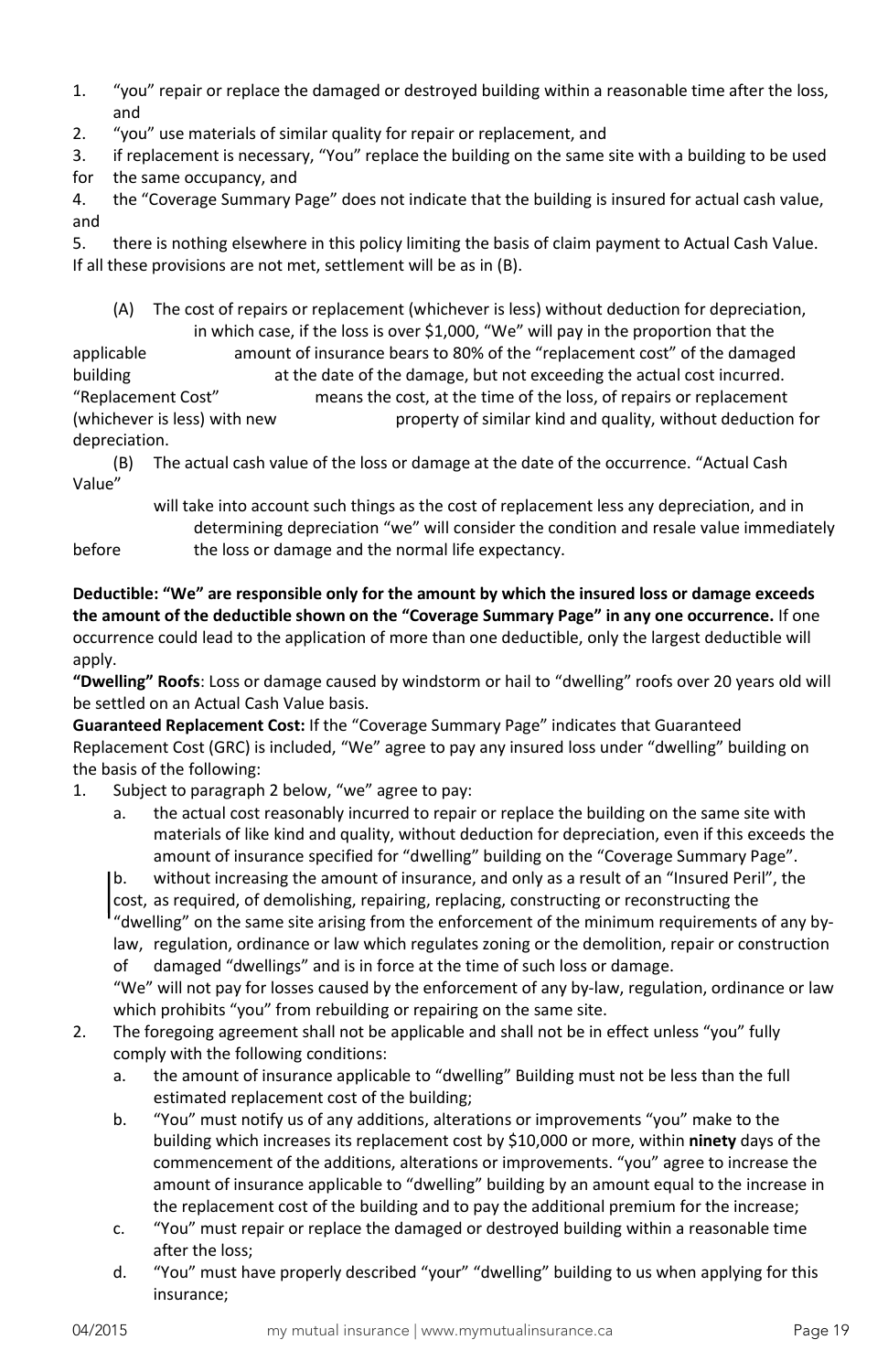1. "you" repair or replace the damaged or destroyed building within a reasonable time after the loss, and
2. "you" use materials of similar quality for repair or replacement, and
3. if replacement is necessary, "You" replace the building on the same site with a building to be used for the same occupancy, and
4. the "Coverage Summary Page" does not indicate that the building is insured for actual cash value, and
5. there is nothing elsewhere in this policy limiting the basis of claim payment to Actual Cash Value.

If all these provisions are not met, settlement will be as in (B).

(A) The cost of repairs or replacement (whichever is less) without deduction for depreciation, in which case, if the loss is over $1,000, "We" will pay in the proportion that the applicable amount of insurance bears to 80% of the "replacement cost" of the damaged building at the date of the damage, but not exceeding the actual cost incurred. "Replacement Cost" means the cost, at the time of the loss, of repairs or replacement (whichever is less) with new property of similar kind and quality, without deduction for depreciation.

(B) The actual cash value of the loss or damage at the date of the occurrence. "Actual Cash Value" will take into account such things as the cost of replacement less any depreciation, and in determining depreciation "we" will consider the condition and resale value immediately before the loss or damage and the normal life expectancy.

**Deductible: "We" are responsible only for the amount by which the insured loss or damage exceeds the amount of the deductible shown on the "Coverage Summary Page" in any one occurrence.** If one occurrence could lead to the application of more than one deductible, only the largest deductible will apply.

**"Dwelling" Roofs**: Loss or damage caused by windstorm or hail to "dwelling" roofs over 20 years old will be settled on an Actual Cash Value basis.

**Guaranteed Replacement Cost:** If the "Coverage Summary Page" indicates that Guaranteed Replacement Cost (GRC) is included, "We" agree to pay any insured loss under "dwelling" building on the basis of the following:

1. Subject to paragraph 2 below, "we" agree to pay:
   a. the actual cost reasonably incurred to repair or replace the building on the same site with materials of like kind and quality, without deduction for depreciation, even if this exceeds the amount of insurance specified for "dwelling" building on the "Coverage Summary Page".
   b. without increasing the amount of insurance, and only as a result of an "Insured Peril", the cost, as required, of demolishing, repairing, replacing, constructing or reconstructing the "dwelling" on the same site arising from the enforcement of the minimum requirements of any by-law, regulation, ordinance or law which regulates zoning or the demolition, repair or construction of damaged "dwellings" and is in force at the time of such loss or damage.

   "We" will not pay for losses caused by the enforcement of any by-law, regulation, ordinance or law which prohibits "you" from rebuilding or repairing on the same site.
2. The foregoing agreement shall not be applicable and shall not be in effect unless "you" fully comply with the following conditions:
   a. the amount of insurance applicable to "dwelling" Building must not be less than the full estimated replacement cost of the building;
   b. "You" must notify us of any additions, alterations or improvements "you" make to the building which increases its replacement cost by $10,000 or more, within **ninety** days of the commencement of the additions, alterations or improvements. "you" agree to increase the amount of insurance applicable to "dwelling" building by an amount equal to the increase in the replacement cost of the building and to pay the additional premium for the increase;
   c. "You" must repair or replace the damaged or destroyed building within a reasonable time after the loss;
   d. "You" must have properly described "your" "dwelling" building to us when applying for this insurance;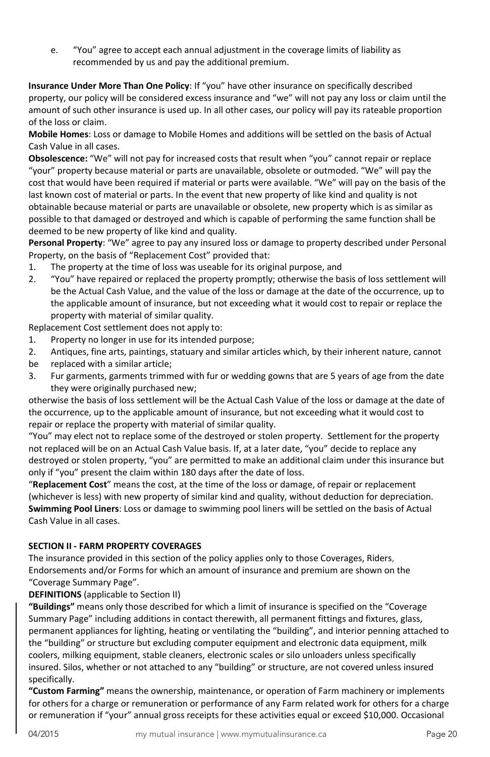e. "You" agree to accept each annual adjustment in the coverage limits of liability as recommended by us and pay the additional premium.

**Insurance Under More Than One Policy**: If "you" have other insurance on specifically described property, our policy will be considered excess insurance and "we" will not pay any loss or claim until the amount of such other insurance is used up. In all other cases, our policy will pay its rateable proportion of the loss or claim.

**Mobile Homes**: Loss or damage to Mobile Homes and additions will be settled on the basis of Actual Cash Value in all cases.

**Obsolescence:** "We" will not pay for increased costs that result when "you" cannot repair or replace "your" property because material or parts are unavailable, obsolete or outmoded. "We" will pay the cost that would have been required if material or parts were available. "We" will pay on the basis of the last known cost of material or parts. In the event that new property of like kind and quality is not obtainable because material or parts are unavailable or obsolete, new property which is as similar as possible to that damaged or destroyed and which is capable of performing the same function shall be deemed to be new property of like kind and quality.

**Personal Property**: "We" agree to pay any insured loss or damage to property described under Personal Property, on the basis of "Replacement Cost" provided that:

1. The property at the time of loss was useable for its original purpose, and
2. "You" have repaired or replaced the property promptly; otherwise the basis of loss settlement will be the Actual Cash Value, and the value of the loss or damage at the date of the occurrence, up to the applicable amount of insurance, but not exceeding what it would cost to repair or replace the property with material of similar quality.

Replacement Cost settlement does not apply to:

1. Property no longer in use for its intended purpose;
2. Antiques, fine arts, paintings, statuary and similar articles which, by their inherent nature, cannot be replaced with a similar article;
3. Fur garments, garments trimmed with fur or wedding gowns that are 5 years of age from the date they were originally purchased new;

otherwise the basis of loss settlement will be the Actual Cash Value of the loss or damage at the date of the occurrence, up to the applicable amount of insurance, but not exceeding what it would cost to repair or replace the property with material of similar quality.

"You" may elect not to replace some of the destroyed or stolen property. Settlement for the property not replaced will be on an Actual Cash Value basis. If, at a later date, "you" decide to replace any destroyed or stolen property, "you" are permitted to make an additional claim under this insurance but only if "you" present the claim within 180 days after the date of loss.

"**Replacement Cost**" means the cost, at the time of the loss or damage, of repair or replacement (whichever is less) with new property of similar kind and quality, without deduction for depreciation.

**Swimming Pool Liners**: Loss or damage to swimming pool liners will be settled on the basis of Actual Cash Value in all cases.

**SECTION II - FARM PROPERTY COVERAGES**

The insurance provided in this section of the policy applies only to those Coverages, Riders, Endorsements and/or Forms for which an amount of insurance and premium are shown on the "Coverage Summary Page".

**DEFINITIONS** (applicable to Section II)

**"Buildings"** means only those described for which a limit of insurance is specified on the "Coverage Summary Page" including additions in contact therewith, all permanent fittings and fixtures, glass, permanent appliances for lighting, heating or ventilating the "building", and interior penning attached to the "building" or structure but excluding computer equipment and electronic data equipment, milk coolers, milking equipment, stable cleaners, electronic scales or silo unloaders unless specifically insured. Silos, whether or not attached to any "building" or structure, are not covered unless insured specifically.

**"Custom Farming"** means the ownership, maintenance, or operation of Farm machinery or implements for others for a charge or remuneration or performance of any Farm related work for others for a charge or remuneration if "your" annual gross receipts for these activities equal or exceed $10,000. Occasional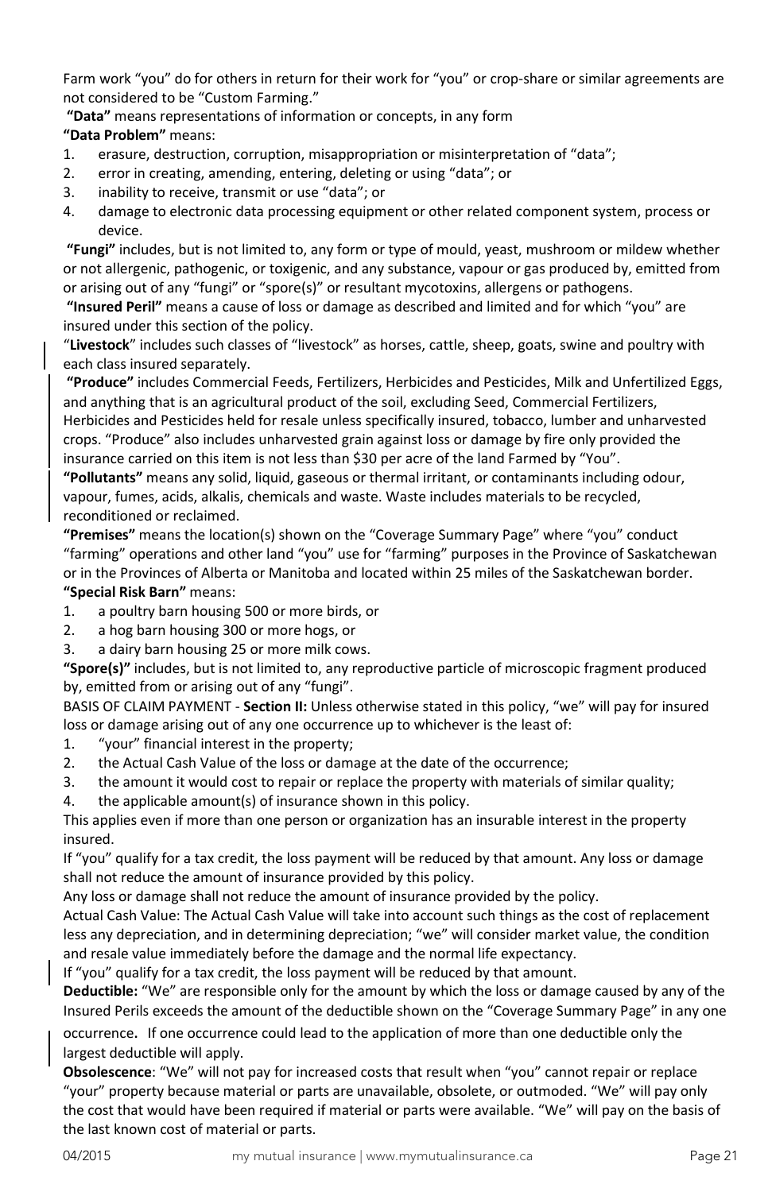Farm work "you" do for others in return for their work for "you" or crop-share or similar agreements are not considered to be "Custom Farming."

**"Data"** means representations of information or concepts, in any form

**"Data Problem"** means:

1. erasure, destruction, corruption, misappropriation or misinterpretation of "data";
2. error in creating, amending, entering, deleting or using "data"; or
3. inability to receive, transmit or use "data"; or
4. damage to electronic data processing equipment or other related component system, process or device.

**"Fungi"** includes, but is not limited to, any form or type of mould, yeast, mushroom or mildew whether or not allergenic, pathogenic, or toxigenic, and any substance, vapour or gas produced by, emitted from or arising out of any "fungi" or "spore(s)" or resultant mycotoxins, allergens or pathogens.

**"Insured Peril"** means a cause of loss or damage as described and limited and for which "you" are insured under this section of the policy.

"**Livestock**" includes such classes of "livestock" as horses, cattle, sheep, goats, swine and poultry with each class insured separately.

**"Produce"** includes Commercial Feeds, Fertilizers, Herbicides and Pesticides, Milk and Unfertilized Eggs, and anything that is an agricultural product of the soil, excluding Seed, Commercial Fertilizers, Herbicides and Pesticides held for resale unless specifically insured, tobacco, lumber and unharvested crops. "Produce" also includes unharvested grain against loss or damage by fire only provided the insurance carried on this item is not less than $30 per acre of the land Farmed by "You".

**"Pollutants"** means any solid, liquid, gaseous or thermal irritant, or contaminants including odour, vapour, fumes, acids, alkalis, chemicals and waste. Waste includes materials to be recycled, reconditioned or reclaimed.

**"Premises"** means the location(s) shown on the "Coverage Summary Page" where "you" conduct "farming" operations and other land "you" use for "farming" purposes in the Province of Saskatchewan or in the Provinces of Alberta or Manitoba and located within 25 miles of the Saskatchewan border.

**"Special Risk Barn"** means:

1. a poultry barn housing 500 or more birds, or
2. a hog barn housing 300 or more hogs, or
3. a dairy barn housing 25 or more milk cows.

**"Spore(s)"** includes, but is not limited to, any reproductive particle of microscopic fragment produced by, emitted from or arising out of any "fungi".

BASIS OF CLAIM PAYMENT - **Section II:** Unless otherwise stated in this policy, "we" will pay for insured loss or damage arising out of any one occurrence up to whichever is the least of:

1. "your" financial interest in the property;
2. the Actual Cash Value of the loss or damage at the date of the occurrence;
3. the amount it would cost to repair or replace the property with materials of similar quality;
4. the applicable amount(s) of insurance shown in this policy.

This applies even if more than one person or organization has an insurable interest in the property insured.

If "you" qualify for a tax credit, the loss payment will be reduced by that amount. Any loss or damage shall not reduce the amount of insurance provided by this policy.

Any loss or damage shall not reduce the amount of insurance provided by the policy.

Actual Cash Value: The Actual Cash Value will take into account such things as the cost of replacement less any depreciation, and in determining depreciation; "we" will consider market value, the condition and resale value immediately before the damage and the normal life expectancy.

If "you" qualify for a tax credit, the loss payment will be reduced by that amount.

**Deductible:** "We" are responsible only for the amount by which the loss or damage caused by any of the Insured Perils exceeds the amount of the deductible shown on the "Coverage Summary Page" in any one occurrence**.** If one occurrence could lead to the application of more than one deductible only the largest deductible will apply.

**Obsolescence**: "We" will not pay for increased costs that result when "you" cannot repair or replace "your" property because material or parts are unavailable, obsolete, or outmoded. "We" will pay only the cost that would have been required if material or parts were available. "We" will pay on the basis of the last known cost of material or parts.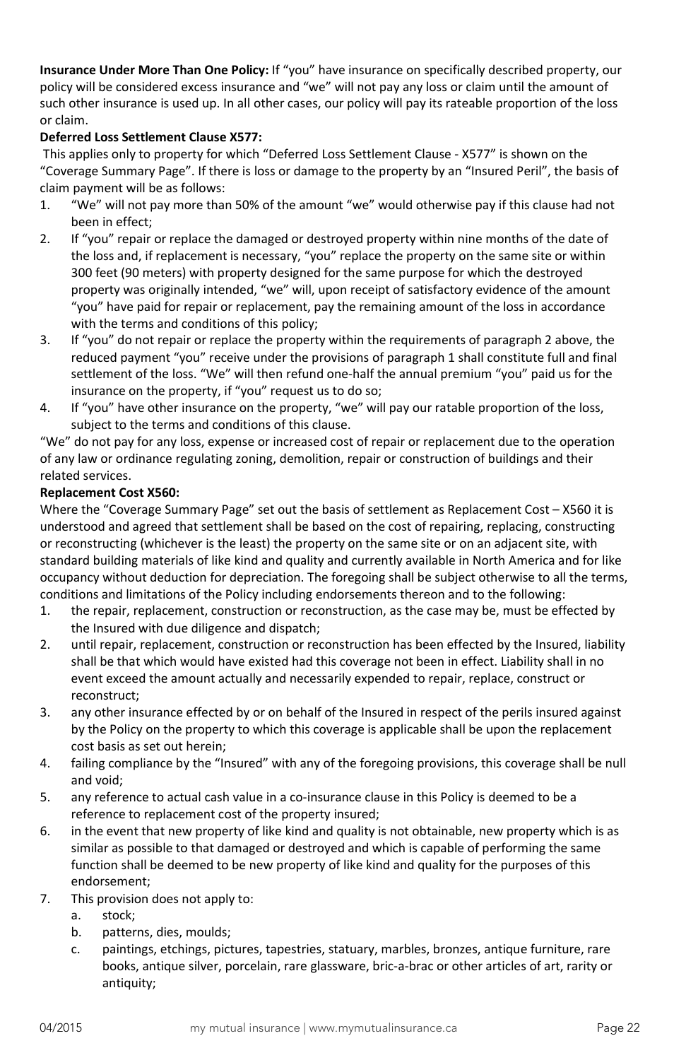**Insurance Under More Than One Policy:** If "you" have insurance on specifically described property, our policy will be considered excess insurance and "we" will not pay any loss or claim until the amount of such other insurance is used up. In all other cases, our policy will pay its rateable proportion of the loss or claim.

**Deferred Loss Settlement Clause X577:**

This applies only to property for which "Deferred Loss Settlement Clause - X577" is shown on the "Coverage Summary Page". If there is loss or damage to the property by an "Insured Peril", the basis of claim payment will be as follows:

1. "We" will not pay more than 50% of the amount "we" would otherwise pay if this clause had not been in effect;
2. If "you" repair or replace the damaged or destroyed property within nine months of the date of the loss and, if replacement is necessary, "you" replace the property on the same site or within 300 feet (90 meters) with property designed for the same purpose for which the destroyed property was originally intended, "we" will, upon receipt of satisfactory evidence of the amount "you" have paid for repair or replacement, pay the remaining amount of the loss in accordance with the terms and conditions of this policy;
3. If "you" do not repair or replace the property within the requirements of paragraph 2 above, the reduced payment "you" receive under the provisions of paragraph 1 shall constitute full and final settlement of the loss. "We" will then refund one-half the annual premium "you" paid us for the insurance on the property, if "you" request us to do so;
4. If "you" have other insurance on the property, "we" will pay our ratable proportion of the loss, subject to the terms and conditions of this clause.

"We" do not pay for any loss, expense or increased cost of repair or replacement due to the operation of any law or ordinance regulating zoning, demolition, repair or construction of buildings and their related services.

**Replacement Cost X560:**

Where the "Coverage Summary Page" set out the basis of settlement as Replacement Cost – X560 it is understood and agreed that settlement shall be based on the cost of repairing, replacing, constructing or reconstructing (whichever is the least) the property on the same site or on an adjacent site, with standard building materials of like kind and quality and currently available in North America and for like occupancy without deduction for depreciation. The foregoing shall be subject otherwise to all the terms, conditions and limitations of the Policy including endorsements thereon and to the following:

1. the repair, replacement, construction or reconstruction, as the case may be, must be effected by the Insured with due diligence and dispatch;
2. until repair, replacement, construction or reconstruction has been effected by the Insured, liability shall be that which would have existed had this coverage not been in effect. Liability shall in no event exceed the amount actually and necessarily expended to repair, replace, construct or reconstruct;
3. any other insurance effected by or on behalf of the Insured in respect of the perils insured against by the Policy on the property to which this coverage is applicable shall be upon the replacement cost basis as set out herein;
4. failing compliance by the "Insured" with any of the foregoing provisions, this coverage shall be null and void;
5. any reference to actual cash value in a co-insurance clause in this Policy is deemed to be a reference to replacement cost of the property insured;
6. in the event that new property of like kind and quality is not obtainable, new property which is as similar as possible to that damaged or destroyed and which is capable of performing the same function shall be deemed to be new property of like kind and quality for the purposes of this endorsement;
7. This provision does not apply to:
   a. stock;
   b. patterns, dies, moulds;
   c. paintings, etchings, pictures, tapestries, statuary, marbles, bronzes, antique furniture, rare books, antique silver, porcelain, rare glassware, bric-a-brac or other articles of art, rarity or antiquity;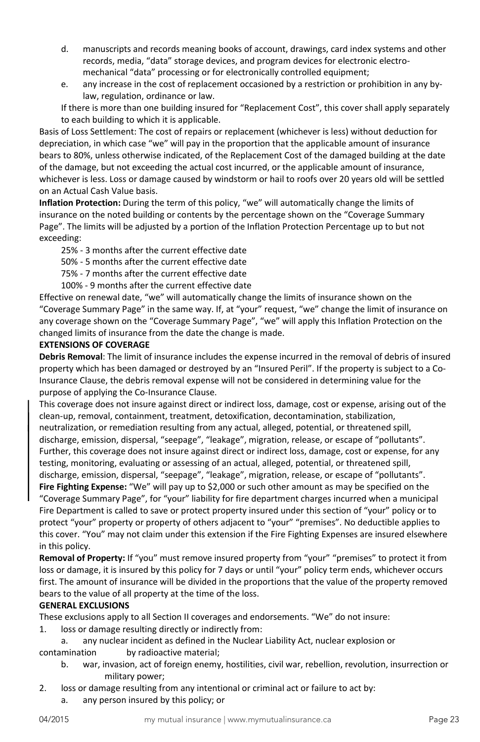d. manuscripts and records meaning books of account, drawings, card index systems and other records, media, "data" storage devices, and program devices for electronic electro-mechanical "data" processing or for electronically controlled equipment;

e. any increase in the cost of replacement occasioned by a restriction or prohibition in any by-law, regulation, ordinance or law.

If there is more than one building insured for "Replacement Cost", this cover shall apply separately to each building to which it is applicable.

Basis of Loss Settlement: The cost of repairs or replacement (whichever is less) without deduction for depreciation, in which case "we" will pay in the proportion that the applicable amount of insurance bears to 80%, unless otherwise indicated, of the Replacement Cost of the damaged building at the date of the damage, but not exceeding the actual cost incurred, or the applicable amount of insurance, whichever is less. Loss or damage caused by windstorm or hail to roofs over 20 years old will be settled on an Actual Cash Value basis.

**Inflation Protection:** During the term of this policy, "we" will automatically change the limits of insurance on the noted building or contents by the percentage shown on the "Coverage Summary Page". The limits will be adjusted by a portion of the Inflation Protection Percentage up to but not exceeding:

25% - 3 months after the current effective date
50% - 5 months after the current effective date
75% - 7 months after the current effective date
100% - 9 months after the current effective date

Effective on renewal date, "we" will automatically change the limits of insurance shown on the "Coverage Summary Page" in the same way. If, at "your" request, "we" change the limit of insurance on any coverage shown on the "Coverage Summary Page", "we" will apply this Inflation Protection on the changed limits of insurance from the date the change is made.

**EXTENSIONS OF COVERAGE**

**Debris Removal**: The limit of insurance includes the expense incurred in the removal of debris of insured property which has been damaged or destroyed by an "Insured Peril". If the property is subject to a Co-Insurance Clause, the debris removal expense will not be considered in determining value for the purpose of applying the Co-Insurance Clause.

This coverage does not insure against direct or indirect loss, damage, cost or expense, arising out of the clean-up, removal, containment, treatment, detoxification, decontamination, stabilization, neutralization, or remediation resulting from any actual, alleged, potential, or threatened spill, discharge, emission, dispersal, "seepage", "leakage", migration, release, or escape of "pollutants". Further, this coverage does not insure against direct or indirect loss, damage, cost or expense, for any testing, monitoring, evaluating or assessing of an actual, alleged, potential, or threatened spill, discharge, emission, dispersal, "seepage", "leakage", migration, release, or escape of "pollutants".

**Fire Fighting Expense:** "We" will pay up to $2,000 or such other amount as may be specified on the "Coverage Summary Page", for "your" liability for fire department charges incurred when a municipal Fire Department is called to save or protect property insured under this section of "your" policy or to protect "your" property or property of others adjacent to "your" "premises". No deductible applies to this cover. "You" may not claim under this extension if the Fire Fighting Expenses are insured elsewhere in this policy.

**Removal of Property:** If "you" must remove insured property from "your" "premises" to protect it from loss or damage, it is insured by this policy for 7 days or until "your" policy term ends, whichever occurs first. The amount of insurance will be divided in the proportions that the value of the property removed bears to the value of all property at the time of the loss.

**GENERAL EXCLUSIONS**

These exclusions apply to all Section II coverages and endorsements. "We" do not insure:

1. loss or damage resulting directly or indirectly from:
   a. any nuclear incident as defined in the Nuclear Liability Act, nuclear explosion or contamination by radioactive material;
   b. war, invasion, act of foreign enemy, hostilities, civil war, rebellion, revolution, insurrection or military power;
2. loss or damage resulting from any intentional or criminal act or failure to act by:
   a. any person insured by this policy; or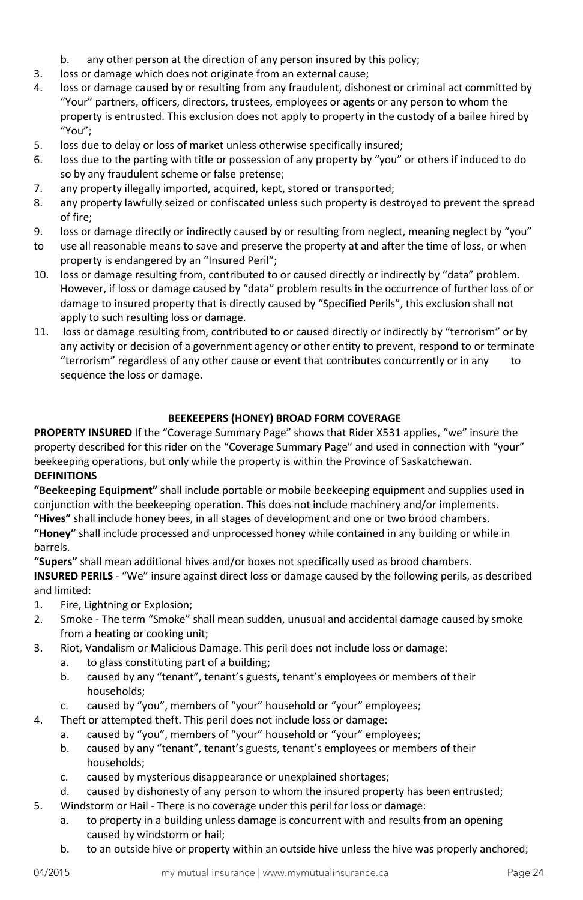b. any other person at the direction of any person insured by this policy;

3. loss or damage which does not originate from an external cause;
4. loss or damage caused by or resulting from any fraudulent, dishonest or criminal act committed by "Your" partners, officers, directors, trustees, employees or agents or any person to whom the property is entrusted. This exclusion does not apply to property in the custody of a bailee hired by "You";
5. loss due to delay or loss of market unless otherwise specifically insured;
6. loss due to the parting with title or possession of any property by "you" or others if induced to do so by any fraudulent scheme or false pretense;
7. any property illegally imported, acquired, kept, stored or transported;
8. any property lawfully seized or confiscated unless such property is destroyed to prevent the spread of fire;
9. loss or damage directly or indirectly caused by or resulting from neglect, meaning neglect by "you" to use all reasonable means to save and preserve the property at and after the time of loss, or when property is endangered by an "Insured Peril";
10. loss or damage resulting from, contributed to or caused directly or indirectly by "data" problem. However, if loss or damage caused by "data" problem results in the occurrence of further loss of or damage to insured property that is directly caused by "Specified Perils", this exclusion shall not apply to such resulting loss or damage.
11. loss or damage resulting from, contributed to or caused directly or indirectly by "terrorism" or by any activity or decision of a government agency or other entity to prevent, respond to or terminate "terrorism" regardless of any other cause or event that contributes concurrently or in any to sequence the loss or damage.

## BEEKEEPERS (HONEY) BROAD FORM COVERAGE

**PROPERTY INSURED** If the "Coverage Summary Page" shows that Rider X531 applies, "we" insure the property described for this rider on the "Coverage Summary Page" and used in connection with "your" beekeeping operations, but only while the property is within the Province of Saskatchewan.

**DEFINITIONS**

**"Beekeeping Equipment"** shall include portable or mobile beekeeping equipment and supplies used in conjunction with the beekeeping operation. This does not include machinery and/or implements.

**"Hives"** shall include honey bees, in all stages of development and one or two brood chambers.

**"Honey"** shall include processed and unprocessed honey while contained in any building or while in barrels.

**"Supers"** shall mean additional hives and/or boxes not specifically used as brood chambers.

**INSURED PERILS** - "We" insure against direct loss or damage caused by the following perils, as described and limited:

1. Fire, Lightning or Explosion;
2. Smoke - The term "Smoke" shall mean sudden, unusual and accidental damage caused by smoke from a heating or cooking unit;
3. Riot, Vandalism or Malicious Damage. This peril does not include loss or damage:
   a. to glass constituting part of a building;
   b. caused by any "tenant", tenant's guests, tenant's employees or members of their households;
   c. caused by "you", members of "your" household or "your" employees;
4. Theft or attempted theft. This peril does not include loss or damage:
   a. caused by "you", members of "your" household or "your" employees;
   b. caused by any "tenant", tenant's guests, tenant's employees or members of their households;
   c. caused by mysterious disappearance or unexplained shortages;
   d. caused by dishonesty of any person to whom the insured property has been entrusted;
5. Windstorm or Hail - There is no coverage under this peril for loss or damage:
   a. to property in a building unless damage is concurrent with and results from an opening caused by windstorm or hail;
   b. to an outside hive or property within an outside hive unless the hive was properly anchored;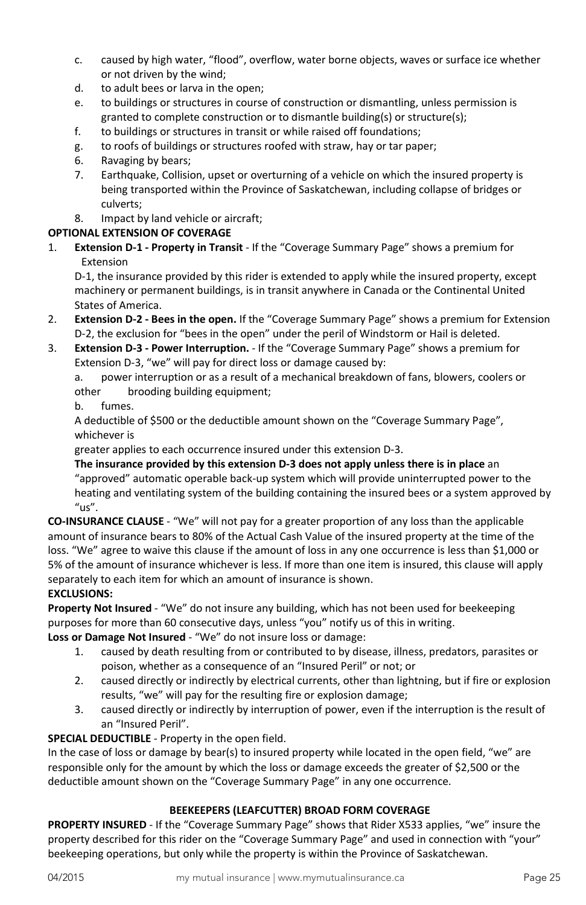c. caused by high water, "flood", overflow, water borne objects, waves or surface ice whether or not driven by the wind;
d. to adult bees or larva in the open;
e. to buildings or structures in course of construction or dismantling, unless permission is granted to complete construction or to dismantle building(s) or structure(s);
f. to buildings or structures in transit or while raised off foundations;
g. to roofs of buildings or structures roofed with straw, hay or tar paper;

6. Ravaging by bears;
7. Earthquake, Collision, upset or overturning of a vehicle on which the insured property is being transported within the Province of Saskatchewan, including collapse of bridges or culverts;
8. Impact by land vehicle or aircraft;

**OPTIONAL EXTENSION OF COVERAGE**

1. **Extension D-1 - Property in Transit** - If the "Coverage Summary Page" shows a premium for Extension D-1, the insurance provided by this rider is extended to apply while the insured property, except machinery or permanent buildings, is in transit anywhere in Canada or the Continental United States of America.
2. **Extension D-2 - Bees in the open.** If the "Coverage Summary Page" shows a premium for Extension D-2, the exclusion for "bees in the open" under the peril of Windstorm or Hail is deleted.
3. **Extension D-3 - Power Interruption.** - If the "Coverage Summary Page" shows a premium for Extension D-3, "we" will pay for direct loss or damage caused by:
   a. power interruption or as a result of a mechanical breakdown of fans, blowers, coolers or other brooding building equipment;
   b. fumes.

   A deductible of $500 or the deductible amount shown on the "Coverage Summary Page", whichever is greater applies to each occurrence insured under this extension D-3.

   **The insurance provided by this extension D-3 does not apply unless there is in place** an "approved" automatic operable back-up system which will provide uninterrupted power to the heating and ventilating system of the building containing the insured bees or a system approved by "us".

**CO-INSURANCE CLAUSE** - "We" will not pay for a greater proportion of any loss than the applicable amount of insurance bears to 80% of the Actual Cash Value of the insured property at the time of the loss. "We" agree to waive this clause if the amount of loss in any one occurrence is less than $1,000 or 5% of the amount of insurance whichever is less. If more than one item is insured, this clause will apply separately to each item for which an amount of insurance is shown.

**EXCLUSIONS:**

**Property Not Insured** - "We" do not insure any building, which has not been used for beekeeping purposes for more than 60 consecutive days, unless "you" notify us of this in writing.

**Loss or Damage Not Insured** - "We" do not insure loss or damage:

1. caused by death resulting from or contributed to by disease, illness, predators, parasites or poison, whether as a consequence of an "Insured Peril" or not; or
2. caused directly or indirectly by electrical currents, other than lightning, but if fire or explosion results, "we" will pay for the resulting fire or explosion damage;
3. caused directly or indirectly by interruption of power, even if the interruption is the result of an "Insured Peril".

**SPECIAL DEDUCTIBLE** - Property in the open field.

In the case of loss or damage by bear(s) to insured property while located in the open field, "we" are responsible only for the amount by which the loss or damage exceeds the greater of $2,500 or the deductible amount shown on the "Coverage Summary Page" in any one occurrence.

## BEEKEEPERS (LEAFCUTTER) BROAD FORM COVERAGE

**PROPERTY INSURED** - If the "Coverage Summary Page" shows that Rider X533 applies, "we" insure the property described for this rider on the "Coverage Summary Page" and used in connection with "your" beekeeping operations, but only while the property is within the Province of Saskatchewan.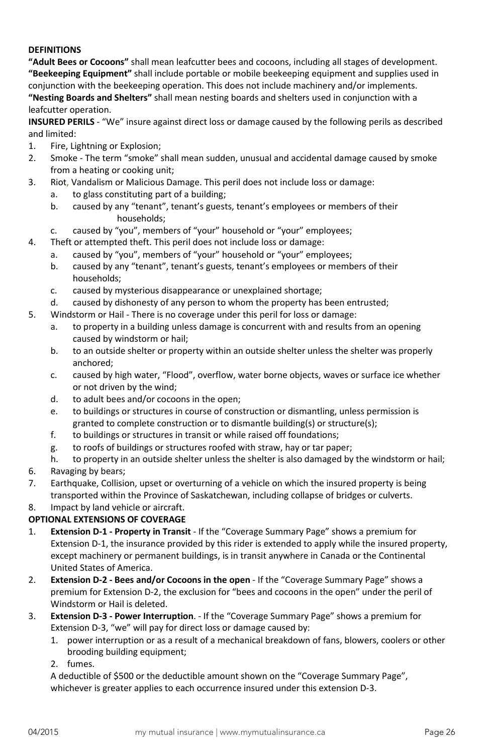**DEFINITIONS**

**"Adult Bees or Cocoons"** shall mean leafcutter bees and cocoons, including all stages of development.
**"Beekeeping Equipment"** shall include portable or mobile beekeeping equipment and supplies used in conjunction with the beekeeping operation. This does not include machinery and/or implements.
**"Nesting Boards and Shelters"** shall mean nesting boards and shelters used in conjunction with a leafcutter operation.

**INSURED PERILS** - "We" insure against direct loss or damage caused by the following perils as described and limited:

1. Fire, Lightning or Explosion;
2. Smoke - The term "smoke" shall mean sudden, unusual and accidental damage caused by smoke from a heating or cooking unit;
3. Riot, Vandalism or Malicious Damage. This peril does not include loss or damage:
   a. to glass constituting part of a building;
   b. caused by any "tenant", tenant's guests, tenant's employees or members of their households;
   c. caused by "you", members of "your" household or "your" employees;
4. Theft or attempted theft. This peril does not include loss or damage:
   a. caused by "you", members of "your" household or "your" employees;
   b. caused by any "tenant", tenant's guests, tenant's employees or members of their households;
   c. caused by mysterious disappearance or unexplained shortage;
   d. caused by dishonesty of any person to whom the property has been entrusted;
5. Windstorm or Hail - There is no coverage under this peril for loss or damage:
   a. to property in a building unless damage is concurrent with and results from an opening caused by windstorm or hail;
   b. to an outside shelter or property within an outside shelter unless the shelter was properly anchored;
   c. caused by high water, "Flood", overflow, water borne objects, waves or surface ice whether or not driven by the wind;
   d. to adult bees and/or cocoons in the open;
   e. to buildings or structures in course of construction or dismantling, unless permission is granted to complete construction or to dismantle building(s) or structure(s);
   f. to buildings or structures in transit or while raised off foundations;
   g. to roofs of buildings or structures roofed with straw, hay or tar paper;
   h. to property in an outside shelter unless the shelter is also damaged by the windstorm or hail;
6. Ravaging by bears;
7. Earthquake, Collision, upset or overturning of a vehicle on which the insured property is being transported within the Province of Saskatchewan, including collapse of bridges or culverts.
8. Impact by land vehicle or aircraft.

**OPTIONAL EXTENSIONS OF COVERAGE**

1. **Extension D-1 - Property in Transit** - If the "Coverage Summary Page" shows a premium for Extension D-1, the insurance provided by this rider is extended to apply while the insured property, except machinery or permanent buildings, is in transit anywhere in Canada or the Continental United States of America.
2. **Extension D-2 - Bees and/or Cocoons in the open** - If the "Coverage Summary Page" shows a premium for Extension D-2, the exclusion for "bees and cocoons in the open" under the peril of Windstorm or Hail is deleted.
3. **Extension D-3 - Power Interruption**. - If the "Coverage Summary Page" shows a premium for Extension D-3, "we" will pay for direct loss or damage caused by:
   1. power interruption or as a result of a mechanical breakdown of fans, blowers, coolers or other brooding building equipment;
   2. fumes.

   A deductible of $500 or the deductible amount shown on the "Coverage Summary Page", whichever is greater applies to each occurrence insured under this extension D-3.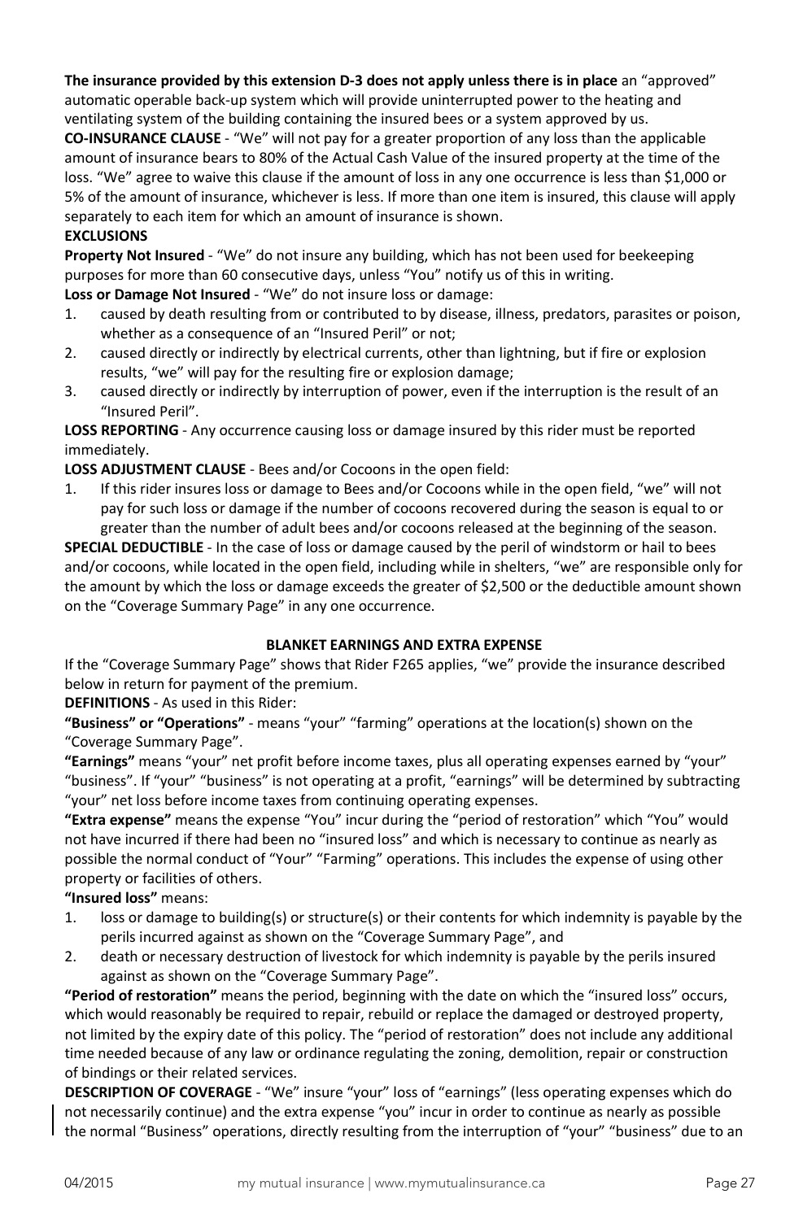**The insurance provided by this extension D-3 does not apply unless there is in place** an "approved" automatic operable back-up system which will provide uninterrupted power to the heating and ventilating system of the building containing the insured bees or a system approved by us.

**CO-INSURANCE CLAUSE** - "We" will not pay for a greater proportion of any loss than the applicable amount of insurance bears to 80% of the Actual Cash Value of the insured property at the time of the loss. "We" agree to waive this clause if the amount of loss in any one occurrence is less than $1,000 or 5% of the amount of insurance, whichever is less. If more than one item is insured, this clause will apply separately to each item for which an amount of insurance is shown.

**EXCLUSIONS**

**Property Not Insured** - "We" do not insure any building, which has not been used for beekeeping purposes for more than 60 consecutive days, unless "You" notify us of this in writing.

**Loss or Damage Not Insured** - "We" do not insure loss or damage:

1. caused by death resulting from or contributed to by disease, illness, predators, parasites or poison, whether as a consequence of an "Insured Peril" or not;
2. caused directly or indirectly by electrical currents, other than lightning, but if fire or explosion results, "we" will pay for the resulting fire or explosion damage;
3. caused directly or indirectly by interruption of power, even if the interruption is the result of an "Insured Peril".

**LOSS REPORTING** - Any occurrence causing loss or damage insured by this rider must be reported immediately.

**LOSS ADJUSTMENT CLAUSE** - Bees and/or Cocoons in the open field:

1. If this rider insures loss or damage to Bees and/or Cocoons while in the open field, "we" will not pay for such loss or damage if the number of cocoons recovered during the season is equal to or greater than the number of adult bees and/or cocoons released at the beginning of the season.

**SPECIAL DEDUCTIBLE** - In the case of loss or damage caused by the peril of windstorm or hail to bees and/or cocoons, while located in the open field, including while in shelters, "we" are responsible only for the amount by which the loss or damage exceeds the greater of $2,500 or the deductible amount shown on the "Coverage Summary Page" in any one occurrence.

## BLANKET EARNINGS AND EXTRA EXPENSE

If the "Coverage Summary Page" shows that Rider F265 applies, "we" provide the insurance described below in return for payment of the premium.

**DEFINITIONS** - As used in this Rider:

**"Business" or "Operations"** - means "your" "farming" operations at the location(s) shown on the "Coverage Summary Page".

**"Earnings"** means "your" net profit before income taxes, plus all operating expenses earned by "your" "business". If "your" "business" is not operating at a profit, "earnings" will be determined by subtracting "your" net loss before income taxes from continuing operating expenses.

**"Extra expense"** means the expense "You" incur during the "period of restoration" which "You" would not have incurred if there had been no "insured loss" and which is necessary to continue as nearly as possible the normal conduct of "Your" "Farming" operations. This includes the expense of using other property or facilities of others.

**"Insured loss"** means:

1. loss or damage to building(s) or structure(s) or their contents for which indemnity is payable by the perils incurred against as shown on the "Coverage Summary Page", and
2. death or necessary destruction of livestock for which indemnity is payable by the perils insured against as shown on the "Coverage Summary Page".

**"Period of restoration"** means the period, beginning with the date on which the "insured loss" occurs, which would reasonably be required to repair, rebuild or replace the damaged or destroyed property, not limited by the expiry date of this policy. The "period of restoration" does not include any additional time needed because of any law or ordinance regulating the zoning, demolition, repair or construction of bindings or their related services.

**DESCRIPTION OF COVERAGE** - "We" insure "your" loss of "earnings" (less operating expenses which do not necessarily continue) and the extra expense "you" incur in order to continue as nearly as possible the normal "Business" operations, directly resulting from the interruption of "your" "business" due to an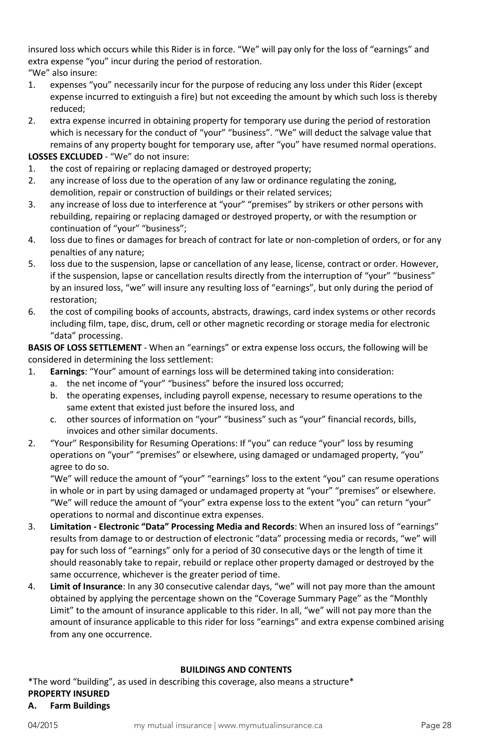insured loss which occurs while this Rider is in force. "We" will pay only for the loss of "earnings" and extra expense "you" incur during the period of restoration.

"We" also insure:

1. expenses "you" necessarily incur for the purpose of reducing any loss under this Rider (except expense incurred to extinguish a fire) but not exceeding the amount by which such loss is thereby reduced;
2. extra expense incurred in obtaining property for temporary use during the period of restoration which is necessary for the conduct of "your" "business". "We" will deduct the salvage value that remains of any property bought for temporary use, after "you" have resumed normal operations.

**LOSSES EXCLUDED** - "We" do not insure:

1. the cost of repairing or replacing damaged or destroyed property;
2. any increase of loss due to the operation of any law or ordinance regulating the zoning, demolition, repair or construction of buildings or their related services;
3. any increase of loss due to interference at "your" "premises" by strikers or other persons with rebuilding, repairing or replacing damaged or destroyed property, or with the resumption or continuation of "your" "business";
4. loss due to fines or damages for breach of contract for late or non-completion of orders, or for any penalties of any nature;
5. loss due to the suspension, lapse or cancellation of any lease, license, contract or order. However, if the suspension, lapse or cancellation results directly from the interruption of "your" "business" by an insured loss, "we" will insure any resulting loss of "earnings", but only during the period of restoration;
6. the cost of compiling books of accounts, abstracts, drawings, card index systems or other records including film, tape, disc, drum, cell or other magnetic recording or storage media for electronic "data" processing.

**BASIS OF LOSS SETTLEMENT** - When an "earnings" or extra expense loss occurs, the following will be considered in determining the loss settlement:

1. **Earnings**: "Your" amount of earnings loss will be determined taking into consideration:
   a. the net income of "your" "business" before the insured loss occurred;
   b. the operating expenses, including payroll expense, necessary to resume operations to the same extent that existed just before the insured loss, and
   c. other sources of information on "your" "business" such as "your" financial records, bills, invoices and other similar documents.
2. "Your" Responsibility for Resuming Operations: If "you" can reduce "your" loss by resuming operations on "your" "premises" or elsewhere, using damaged or undamaged property, "you" agree to do so.

   "We" will reduce the amount of "your" "earnings" loss to the extent "you" can resume operations in whole or in part by using damaged or undamaged property at "your" "premises" or elsewhere. "We" will reduce the amount of "your" extra expense loss to the extent "you" can return "your" operations to normal and discontinue extra expenses.
3. **Limitation - Electronic "Data" Processing Media and Records**: When an insured loss of "earnings" results from damage to or destruction of electronic "data" processing media or records, "we" will pay for such loss of "earnings" only for a period of 30 consecutive days or the length of time it should reasonably take to repair, rebuild or replace other property damaged or destroyed by the same occurrence, whichever is the greater period of time.
4. **Limit of Insurance**: In any 30 consecutive calendar days, "we" will not pay more than the amount obtained by applying the percentage shown on the "Coverage Summary Page" as the "Monthly Limit" to the amount of insurance applicable to this rider. In all, "we" will not pay more than the amount of insurance applicable to this rider for loss "earnings" and extra expense combined arising from any one occurrence.

## BUILDINGS AND CONTENTS

*The word "building", as used in describing this coverage, also means a structure*

**PROPERTY INSURED**

**A. Farm Buildings**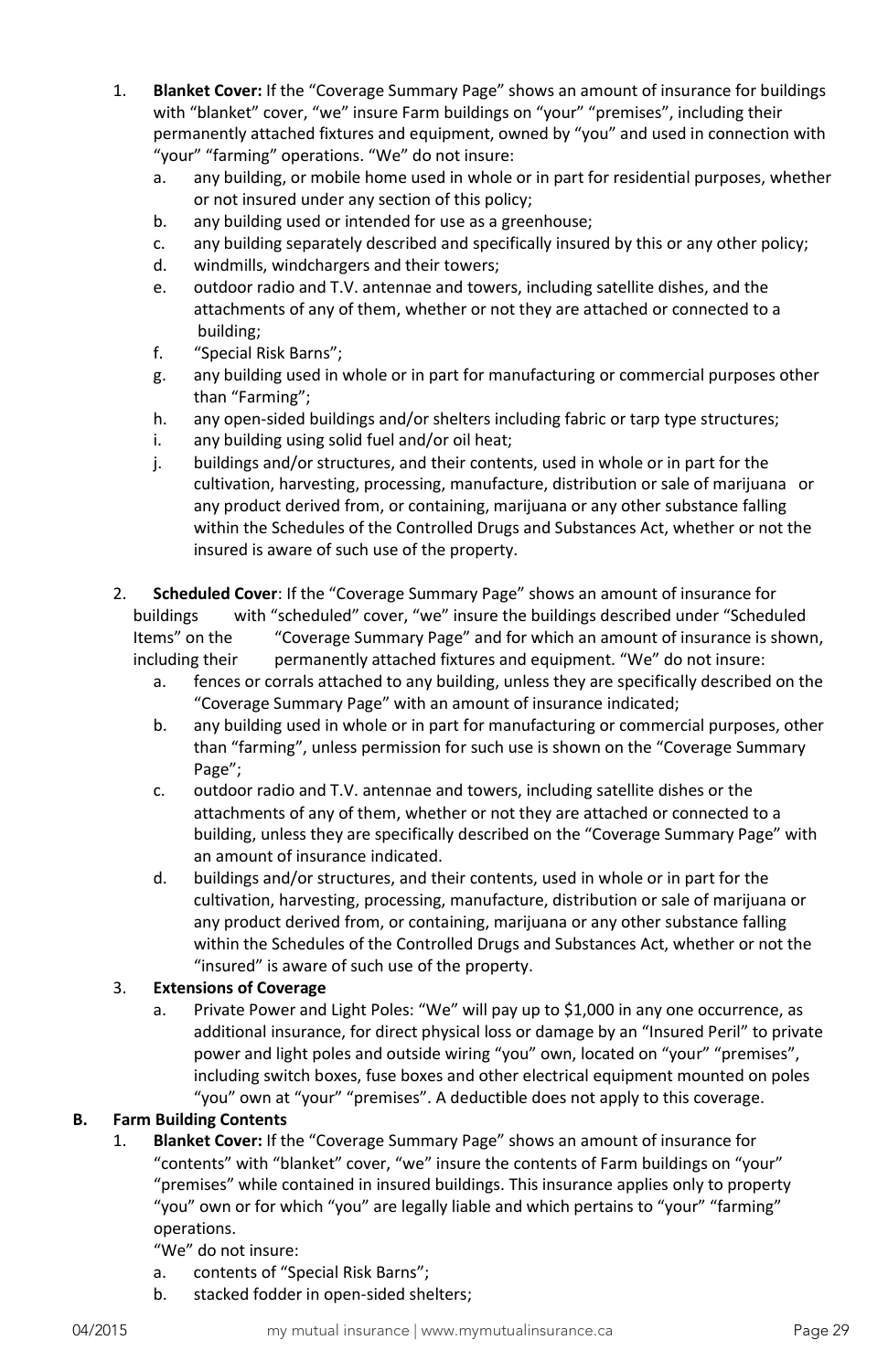1. **Blanket Cover:** If the "Coverage Summary Page" shows an amount of insurance for buildings with "blanket" cover, "we" insure Farm buildings on "your" "premises", including their permanently attached fixtures and equipment, owned by "you" and used in connection with "your" "farming" operations. "We" do not insure:
   a. any building, or mobile home used in whole or in part for residential purposes, whether or not insured under any section of this policy;
   b. any building used or intended for use as a greenhouse;
   c. any building separately described and specifically insured by this or any other policy;
   d. windmills, windchargers and their towers;
   e. outdoor radio and T.V. antennae and towers, including satellite dishes, and the attachments of any of them, whether or not they are attached or connected to a building;
   f. "Special Risk Barns";
   g. any building used in whole or in part for manufacturing or commercial purposes other than "Farming";
   h. any open-sided buildings and/or shelters including fabric or tarp type structures;
   i. any building using solid fuel and/or oil heat;
   j. buildings and/or structures, and their contents, used in whole or in part for the cultivation, harvesting, processing, manufacture, distribution or sale of marijuana or any product derived from, or containing, marijuana or any other substance falling within the Schedules of the Controlled Drugs and Substances Act, whether or not the insured is aware of such use of the property.

2. **Scheduled Cover**: If the "Coverage Summary Page" shows an amount of insurance for buildings with "scheduled" cover, "we" insure the buildings described under "Scheduled Items" on the "Coverage Summary Page" and for which an amount of insurance is shown, including their permanently attached fixtures and equipment. "We" do not insure:
   a. fences or corrals attached to any building, unless they are specifically described on the "Coverage Summary Page" with an amount of insurance indicated;
   b. any building used in whole or in part for manufacturing or commercial purposes, other than "farming", unless permission for such use is shown on the "Coverage Summary Page";
   c. outdoor radio and T.V. antennae and towers, including satellite dishes or the attachments of any of them, whether or not they are attached or connected to a building, unless they are specifically described on the "Coverage Summary Page" with an amount of insurance indicated.
   d. buildings and/or structures, and their contents, used in whole or in part for the cultivation, harvesting, processing, manufacture, distribution or sale of marijuana or any product derived from, or containing, marijuana or any other substance falling within the Schedules of the Controlled Drugs and Substances Act, whether or not the "insured" is aware of such use of the property.

3. **Extensions of Coverage**
   a. Private Power and Light Poles: "We" will pay up to $1,000 in any one occurrence, as additional insurance, for direct physical loss or damage by an "Insured Peril" to private power and light poles and outside wiring "you" own, located on "your" "premises", including switch boxes, fuse boxes and other electrical equipment mounted on poles "you" own at "your" "premises". A deductible does not apply to this coverage.

**B. Farm Building Contents**

1. **Blanket Cover:** If the "Coverage Summary Page" shows an amount of insurance for "contents" with "blanket" cover, "we" insure the contents of Farm buildings on "your" "premises" while contained in insured buildings. This insurance applies only to property "you" own or for which "you" are legally liable and which pertains to "your" "farming" operations.

   "We" do not insure:
   a. contents of "Special Risk Barns";
   b. stacked fodder in open-sided shelters;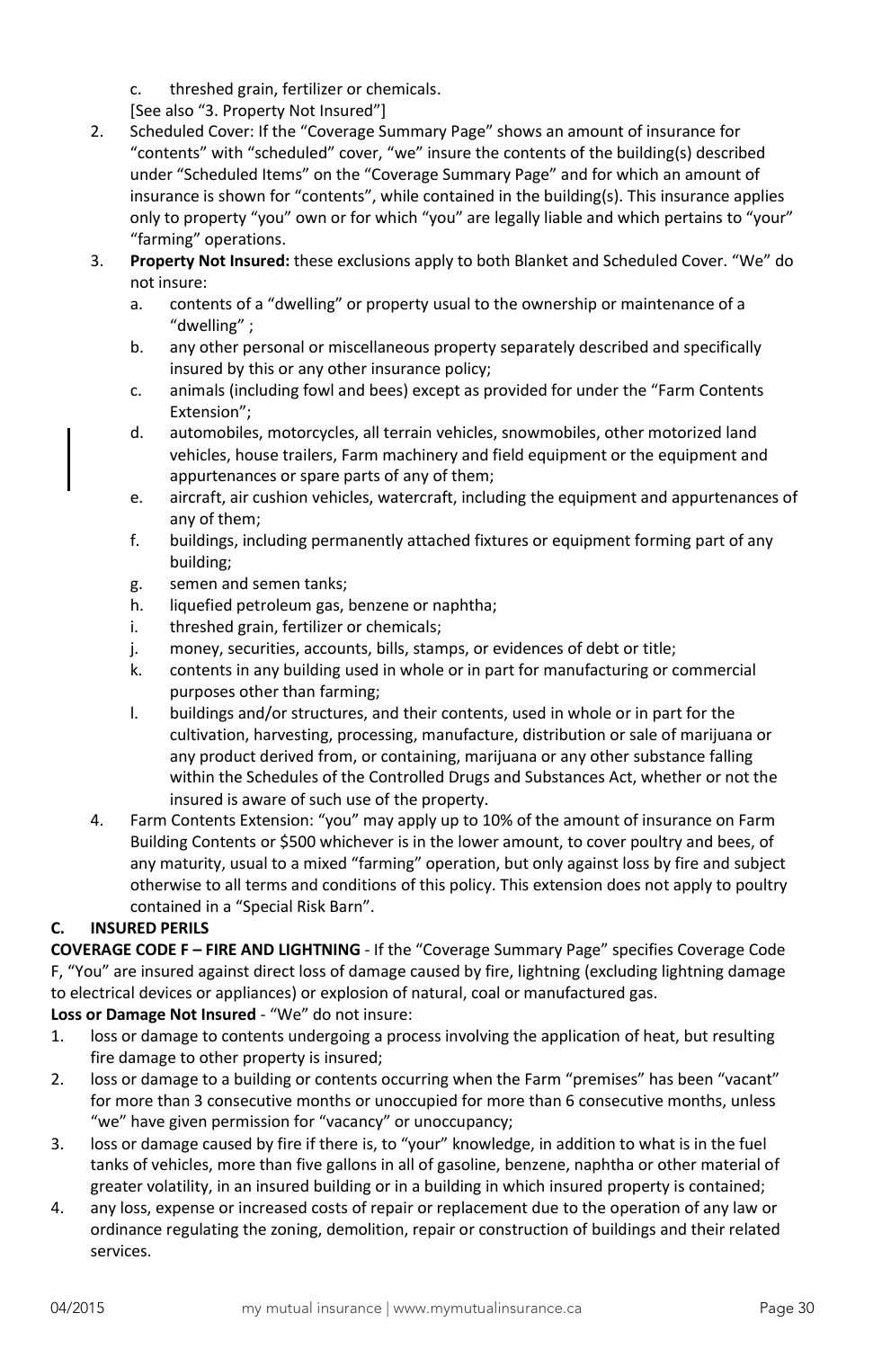c. threshed grain, fertilizer or chemicals.
   [See also "3. Property Not Insured"]

2. Scheduled Cover: If the "Coverage Summary Page" shows an amount of insurance for "contents" with "scheduled" cover, "we" insure the contents of the building(s) described under "Scheduled Items" on the "Coverage Summary Page" and for which an amount of insurance is shown for "contents", while contained in the building(s). This insurance applies only to property "you" own or for which "you" are legally liable and which pertains to "your" "farming" operations.
3. **Property Not Insured:** these exclusions apply to both Blanket and Scheduled Cover. "We" do not insure:
   a. contents of a "dwelling" or property usual to the ownership or maintenance of a "dwelling" ;
   b. any other personal or miscellaneous property separately described and specifically insured by this or any other insurance policy;
   c. animals (including fowl and bees) except as provided for under the "Farm Contents Extension";
   d. automobiles, motorcycles, all terrain vehicles, snowmobiles, other motorized land vehicles, house trailers, Farm machinery and field equipment or the equipment and appurtenances or spare parts of any of them;
   e. aircraft, air cushion vehicles, watercraft, including the equipment and appurtenances of any of them;
   f. buildings, including permanently attached fixtures or equipment forming part of any building;
   g. semen and semen tanks;
   h. liquefied petroleum gas, benzene or naphtha;
   i. threshed grain, fertilizer or chemicals;
   j. money, securities, accounts, bills, stamps, or evidences of debt or title;
   k. contents in any building used in whole or in part for manufacturing or commercial purposes other than farming;
   l. buildings and/or structures, and their contents, used in whole or in part for the cultivation, harvesting, processing, manufacture, distribution or sale of marijuana or any product derived from, or containing, marijuana or any other substance falling within the Schedules of the Controlled Drugs and Substances Act, whether or not the insured is aware of such use of the property.
4. Farm Contents Extension: "you" may apply up to 10% of the amount of insurance on Farm Building Contents or $500 whichever is in the lower amount, to cover poultry and bees, of any maturity, usual to a mixed "farming" operation, but only against loss by fire and subject otherwise to all terms and conditions of this policy. This extension does not apply to poultry contained in a "Special Risk Barn".

**C. INSURED PERILS**

**COVERAGE CODE F – FIRE AND LIGHTNING** - If the "Coverage Summary Page" specifies Coverage Code F, "You" are insured against direct loss of damage caused by fire, lightning (excluding lightning damage to electrical devices or appliances) or explosion of natural, coal or manufactured gas.

**Loss or Damage Not Insured** - "We" do not insure:

1. loss or damage to contents undergoing a process involving the application of heat, but resulting fire damage to other property is insured;
2. loss or damage to a building or contents occurring when the Farm "premises" has been "vacant" for more than 3 consecutive months or unoccupied for more than 6 consecutive months, unless "we" have given permission for "vacancy" or unoccupancy;
3. loss or damage caused by fire if there is, to "your" knowledge, in addition to what is in the fuel tanks of vehicles, more than five gallons in all of gasoline, benzene, naphtha or other material of greater volatility, in an insured building or in a building in which insured property is contained;
4. any loss, expense or increased costs of repair or replacement due to the operation of any law or ordinance regulating the zoning, demolition, repair or construction of buildings and their related services.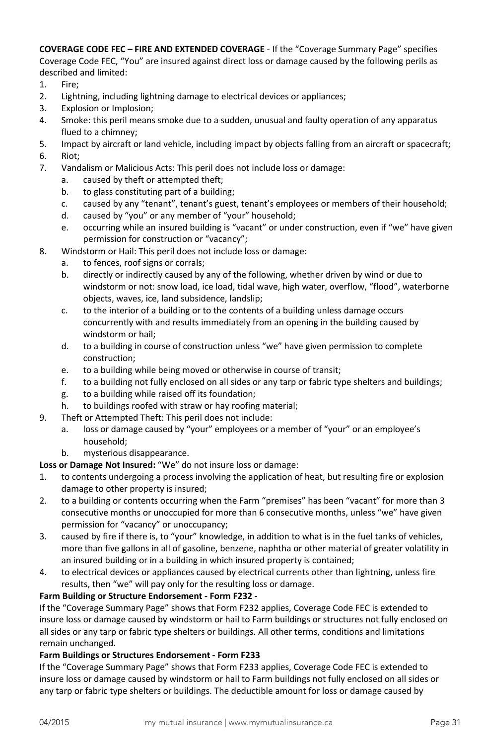**COVERAGE CODE FEC – FIRE AND EXTENDED COVERAGE** - If the "Coverage Summary Page" specifies Coverage Code FEC, "You" are insured against direct loss or damage caused by the following perils as described and limited:

1. Fire;
2. Lightning, including lightning damage to electrical devices or appliances;
3. Explosion or Implosion;
4. Smoke: this peril means smoke due to a sudden, unusual and faulty operation of any apparatus flued to a chimney;
5. Impact by aircraft or land vehicle, including impact by objects falling from an aircraft or spacecraft;
6. Riot;
7. Vandalism or Malicious Acts: This peril does not include loss or damage:
   a. caused by theft or attempted theft;
   b. to glass constituting part of a building;
   c. caused by any "tenant", tenant's guest, tenant's employees or members of their household;
   d. caused by "you" or any member of "your" household;
   e. occurring while an insured building is "vacant" or under construction, even if "we" have given permission for construction or "vacancy";
8. Windstorm or Hail: This peril does not include loss or damage:
   a. to fences, roof signs or corrals;
   b. directly or indirectly caused by any of the following, whether driven by wind or due to windstorm or not: snow load, ice load, tidal wave, high water, overflow, "flood", waterborne objects, waves, ice, land subsidence, landslip;
   c. to the interior of a building or to the contents of a building unless damage occurs concurrently with and results immediately from an opening in the building caused by windstorm or hail;
   d. to a building in course of construction unless "we" have given permission to complete construction;
   e. to a building while being moved or otherwise in course of transit;
   f. to a building not fully enclosed on all sides or any tarp or fabric type shelters and buildings;
   g. to a building while raised off its foundation;
   h. to buildings roofed with straw or hay roofing material;
9. Theft or Attempted Theft: This peril does not include:
   a. loss or damage caused by "your" employees or a member of "your" or an employee's household;
   b. mysterious disappearance.

**Loss or Damage Not Insured:** "We" do not insure loss or damage:

1. to contents undergoing a process involving the application of heat, but resulting fire or explosion damage to other property is insured;
2. to a building or contents occurring when the Farm "premises" has been "vacant" for more than 3 consecutive months or unoccupied for more than 6 consecutive months, unless "we" have given permission for "vacancy" or unoccupancy;
3. caused by fire if there is, to "your" knowledge, in addition to what is in the fuel tanks of vehicles, more than five gallons in all of gasoline, benzene, naphtha or other material of greater volatility in an insured building or in a building in which insured property is contained;
4. to electrical devices or appliances caused by electrical currents other than lightning, unless fire results, then "we" will pay only for the resulting loss or damage.

**Farm Building or Structure Endorsement - Form F232 -**

If the "Coverage Summary Page" shows that Form F232 applies, Coverage Code FEC is extended to insure loss or damage caused by windstorm or hail to Farm buildings or structures not fully enclosed on all sides or any tarp or fabric type shelters or buildings. All other terms, conditions and limitations remain unchanged.

**Farm Buildings or Structures Endorsement - Form F233**

If the "Coverage Summary Page" shows that Form F233 applies, Coverage Code FEC is extended to insure loss or damage caused by windstorm or hail to Farm buildings not fully enclosed on all sides or any tarp or fabric type shelters or buildings. The deductible amount for loss or damage caused by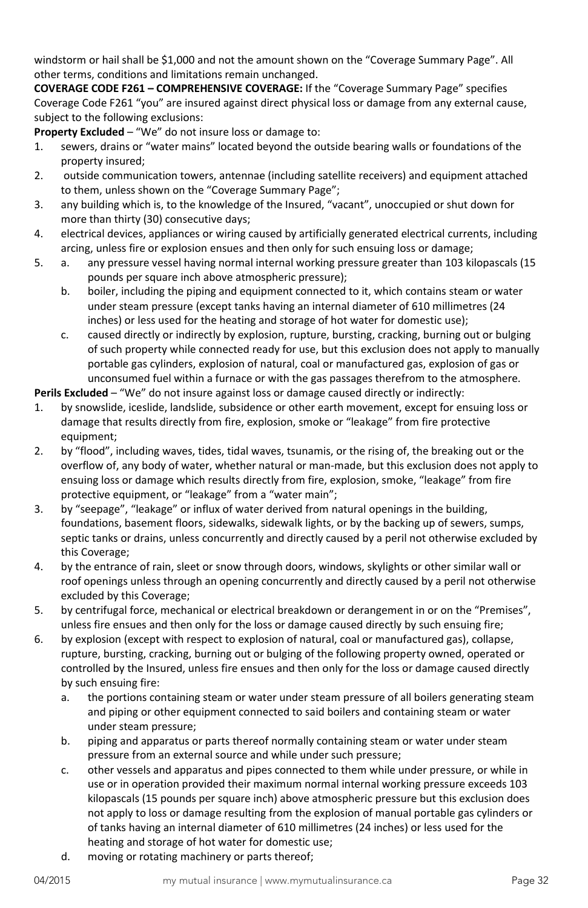windstorm or hail shall be $1,000 and not the amount shown on the "Coverage Summary Page". All other terms, conditions and limitations remain unchanged.

**COVERAGE CODE F261 – COMPREHENSIVE COVERAGE:** If the "Coverage Summary Page" specifies Coverage Code F261 "you" are insured against direct physical loss or damage from any external cause, subject to the following exclusions:

**Property Excluded** – "We" do not insure loss or damage to:

1. sewers, drains or "water mains" located beyond the outside bearing walls or foundations of the property insured;
2. outside communication towers, antennae (including satellite receivers) and equipment attached to them, unless shown on the "Coverage Summary Page";
3. any building which is, to the knowledge of the Insured, "vacant", unoccupied or shut down for more than thirty (30) consecutive days;
4. electrical devices, appliances or wiring caused by artificially generated electrical currents, including arcing, unless fire or explosion ensues and then only for such ensuing loss or damage;
5. a. any pressure vessel having normal internal working pressure greater than 103 kilopascals (15 pounds per square inch above atmospheric pressure);
   b. boiler, including the piping and equipment connected to it, which contains steam or water under steam pressure (except tanks having an internal diameter of 610 millimetres (24 inches) or less used for the heating and storage of hot water for domestic use);
   c. caused directly or indirectly by explosion, rupture, bursting, cracking, burning out or bulging of such property while connected ready for use, but this exclusion does not apply to manually portable gas cylinders, explosion of natural, coal or manufactured gas, explosion of gas or unconsumed fuel within a furnace or with the gas passages therefrom to the atmosphere.

**Perils Excluded** – "We" do not insure against loss or damage caused directly or indirectly:

1. by snowslide, iceslide, landslide, subsidence or other earth movement, except for ensuing loss or damage that results directly from fire, explosion, smoke or "leakage" from fire protective equipment;
2. by "flood", including waves, tides, tidal waves, tsunamis, or the rising of, the breaking out or the overflow of, any body of water, whether natural or man-made, but this exclusion does not apply to ensuing loss or damage which results directly from fire, explosion, smoke, "leakage" from fire protective equipment, or "leakage" from a "water main";
3. by "seepage", "leakage" or influx of water derived from natural openings in the building, foundations, basement floors, sidewalks, sidewalk lights, or by the backing up of sewers, sumps, septic tanks or drains, unless concurrently and directly caused by a peril not otherwise excluded by this Coverage;
4. by the entrance of rain, sleet or snow through doors, windows, skylights or other similar wall or roof openings unless through an opening concurrently and directly caused by a peril not otherwise excluded by this Coverage;
5. by centrifugal force, mechanical or electrical breakdown or derangement in or on the "Premises", unless fire ensues and then only for the loss or damage caused directly by such ensuing fire;
6. by explosion (except with respect to explosion of natural, coal or manufactured gas), collapse, rupture, bursting, cracking, burning out or bulging of the following property owned, operated or controlled by the Insured, unless fire ensues and then only for the loss or damage caused directly by such ensuing fire:
   a. the portions containing steam or water under steam pressure of all boilers generating steam and piping or other equipment connected to said boilers and containing steam or water under steam pressure;
   b. piping and apparatus or parts thereof normally containing steam or water under steam pressure from an external source and while under such pressure;
   c. other vessels and apparatus and pipes connected to them while under pressure, or while in use or in operation provided their maximum normal internal working pressure exceeds 103 kilopascals (15 pounds per square inch) above atmospheric pressure but this exclusion does not apply to loss or damage resulting from the explosion of manual portable gas cylinders or of tanks having an internal diameter of 610 millimetres (24 inches) or less used for the heating and storage of hot water for domestic use;
   d. moving or rotating machinery or parts thereof;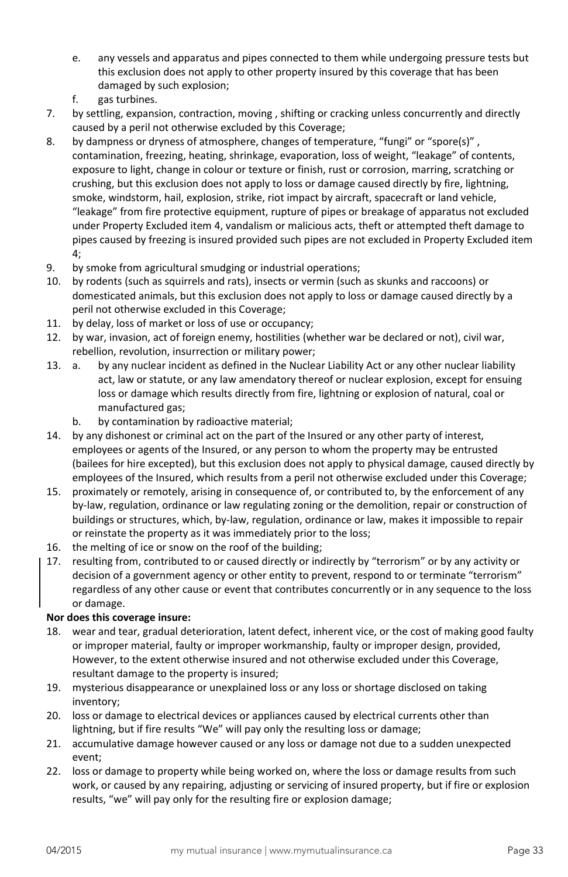e. any vessels and apparatus and pipes connected to them while undergoing pressure tests but this exclusion does not apply to other property insured by this coverage that has been damaged by such explosion;
   f. gas turbines.
7. by settling, expansion, contraction, moving , shifting or cracking unless concurrently and directly caused by a peril not otherwise excluded by this Coverage;
8. by dampness or dryness of atmosphere, changes of temperature, "fungi" or "spore(s)" , contamination, freezing, heating, shrinkage, evaporation, loss of weight, "leakage" of contents, exposure to light, change in colour or texture or finish, rust or corrosion, marring, scratching or crushing, but this exclusion does not apply to loss or damage caused directly by fire, lightning, smoke, windstorm, hail, explosion, strike, riot impact by aircraft, spacecraft or land vehicle, "leakage" from fire protective equipment, rupture of pipes or breakage of apparatus not excluded under Property Excluded item 4, vandalism or malicious acts, theft or attempted theft damage to pipes caused by freezing is insured provided such pipes are not excluded in Property Excluded item 4;
9. by smoke from agricultural smudging or industrial operations;
10. by rodents (such as squirrels and rats), insects or vermin (such as skunks and raccoons) or domesticated animals, but this exclusion does not apply to loss or damage caused directly by a peril not otherwise excluded in this Coverage;
11. by delay, loss of market or loss of use or occupancy;
12. by war, invasion, act of foreign enemy, hostilities (whether war be declared or not), civil war, rebellion, revolution, insurrection or military power;
13. a. by any nuclear incident as defined in the Nuclear Liability Act or any other nuclear liability act, law or statute, or any law amendatory thereof or nuclear explosion, except for ensuing loss or damage which results directly from fire, lightning or explosion of natural, coal or manufactured gas;
    b. by contamination by radioactive material;
14. by any dishonest or criminal act on the part of the Insured or any other party of interest, employees or agents of the Insured, or any person to whom the property may be entrusted (bailees for hire excepted), but this exclusion does not apply to physical damage, caused directly by employees of the Insured, which results from a peril not otherwise excluded under this Coverage;
15. proximately or remotely, arising in consequence of, or contributed to, by the enforcement of any by-law, regulation, ordinance or law regulating zoning or the demolition, repair or construction of buildings or structures, which, by-law, regulation, ordinance or law, makes it impossible to repair or reinstate the property as it was immediately prior to the loss;
16. the melting of ice or snow on the roof of the building;
17. resulting from, contributed to or caused directly or indirectly by "terrorism" or by any activity or decision of a government agency or other entity to prevent, respond to or terminate "terrorism" regardless of any other cause or event that contributes concurrently or in any sequence to the loss or damage.

**Nor does this coverage insure:**

18. wear and tear, gradual deterioration, latent defect, inherent vice, or the cost of making good faulty or improper material, faulty or improper workmanship, faulty or improper design, provided, However, to the extent otherwise insured and not otherwise excluded under this Coverage, resultant damage to the property is insured;
19. mysterious disappearance or unexplained loss or any loss or shortage disclosed on taking inventory;
20. loss or damage to electrical devices or appliances caused by electrical currents other than lightning, but if fire results "We" will pay only the resulting loss or damage;
21. accumulative damage however caused or any loss or damage not due to a sudden unexpected event;
22. loss or damage to property while being worked on, where the loss or damage results from such work, or caused by any repairing, adjusting or servicing of insured property, but if fire or explosion results, "we" will pay only for the resulting fire or explosion damage;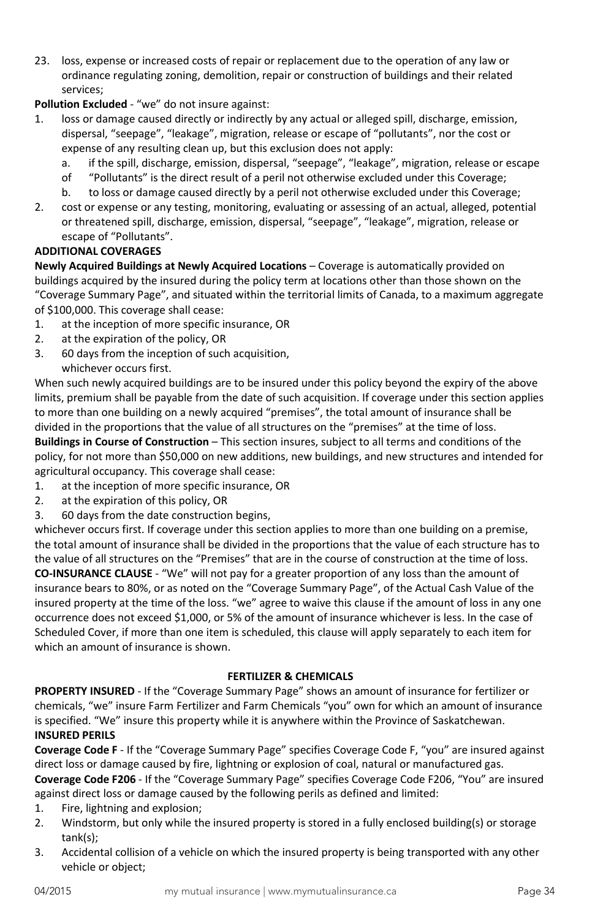23. loss, expense or increased costs of repair or replacement due to the operation of any law or ordinance regulating zoning, demolition, repair or construction of buildings and their related services;

**Pollution Excluded** - "we" do not insure against:

1. loss or damage caused directly or indirectly by any actual or alleged spill, discharge, emission, dispersal, "seepage", "leakage", migration, release or escape of "pollutants", nor the cost or expense of any resulting clean up, but this exclusion does not apply:
   a. if the spill, discharge, emission, dispersal, "seepage", "leakage", migration, release or escape of "Pollutants" is the direct result of a peril not otherwise excluded under this Coverage;
   b. to loss or damage caused directly by a peril not otherwise excluded under this Coverage;
2. cost or expense or any testing, monitoring, evaluating or assessing of an actual, alleged, potential or threatened spill, discharge, emission, dispersal, "seepage", "leakage", migration, release or escape of "Pollutants".

**ADDITIONAL COVERAGES**

**Newly Acquired Buildings at Newly Acquired Locations** – Coverage is automatically provided on buildings acquired by the insured during the policy term at locations other than those shown on the "Coverage Summary Page", and situated within the territorial limits of Canada, to a maximum aggregate of $100,000. This coverage shall cease:

1. at the inception of more specific insurance, OR
2. at the expiration of the policy, OR
3. 60 days from the inception of such acquisition,
   whichever occurs first.

When such newly acquired buildings are to be insured under this policy beyond the expiry of the above limits, premium shall be payable from the date of such acquisition. If coverage under this section applies to more than one building on a newly acquired "premises", the total amount of insurance shall be divided in the proportions that the value of all structures on the "premises" at the time of loss.

**Buildings in Course of Construction** – This section insures, subject to all terms and conditions of the policy, for not more than $50,000 on new additions, new buildings, and new structures and intended for agricultural occupancy. This coverage shall cease:

1. at the inception of more specific insurance, OR
2. at the expiration of this policy, OR
3. 60 days from the date construction begins,

whichever occurs first. If coverage under this section applies to more than one building on a premise, the total amount of insurance shall be divided in the proportions that the value of each structure has to the value of all structures on the "Premises" that are in the course of construction at the time of loss.

**CO-INSURANCE CLAUSE** - "We" will not pay for a greater proportion of any loss than the amount of insurance bears to 80%, or as noted on the "Coverage Summary Page", of the Actual Cash Value of the insured property at the time of the loss. "we" agree to waive this clause if the amount of loss in any one occurrence does not exceed $1,000, or 5% of the amount of insurance whichever is less. In the case of Scheduled Cover, if more than one item is scheduled, this clause will apply separately to each item for which an amount of insurance is shown.

## FERTILIZER & CHEMICALS

**PROPERTY INSURED** - If the "Coverage Summary Page" shows an amount of insurance for fertilizer or chemicals, "we" insure Farm Fertilizer and Farm Chemicals "you" own for which an amount of insurance is specified. "We" insure this property while it is anywhere within the Province of Saskatchewan.

**INSURED PERILS**

**Coverage Code F** - If the "Coverage Summary Page" specifies Coverage Code F, "you" are insured against direct loss or damage caused by fire, lightning or explosion of coal, natural or manufactured gas.

**Coverage Code F206** - If the "Coverage Summary Page" specifies Coverage Code F206, "You" are insured against direct loss or damage caused by the following perils as defined and limited:

1. Fire, lightning and explosion;
2. Windstorm, but only while the insured property is stored in a fully enclosed building(s) or storage tank(s);
3. Accidental collision of a vehicle on which the insured property is being transported with any other vehicle or object;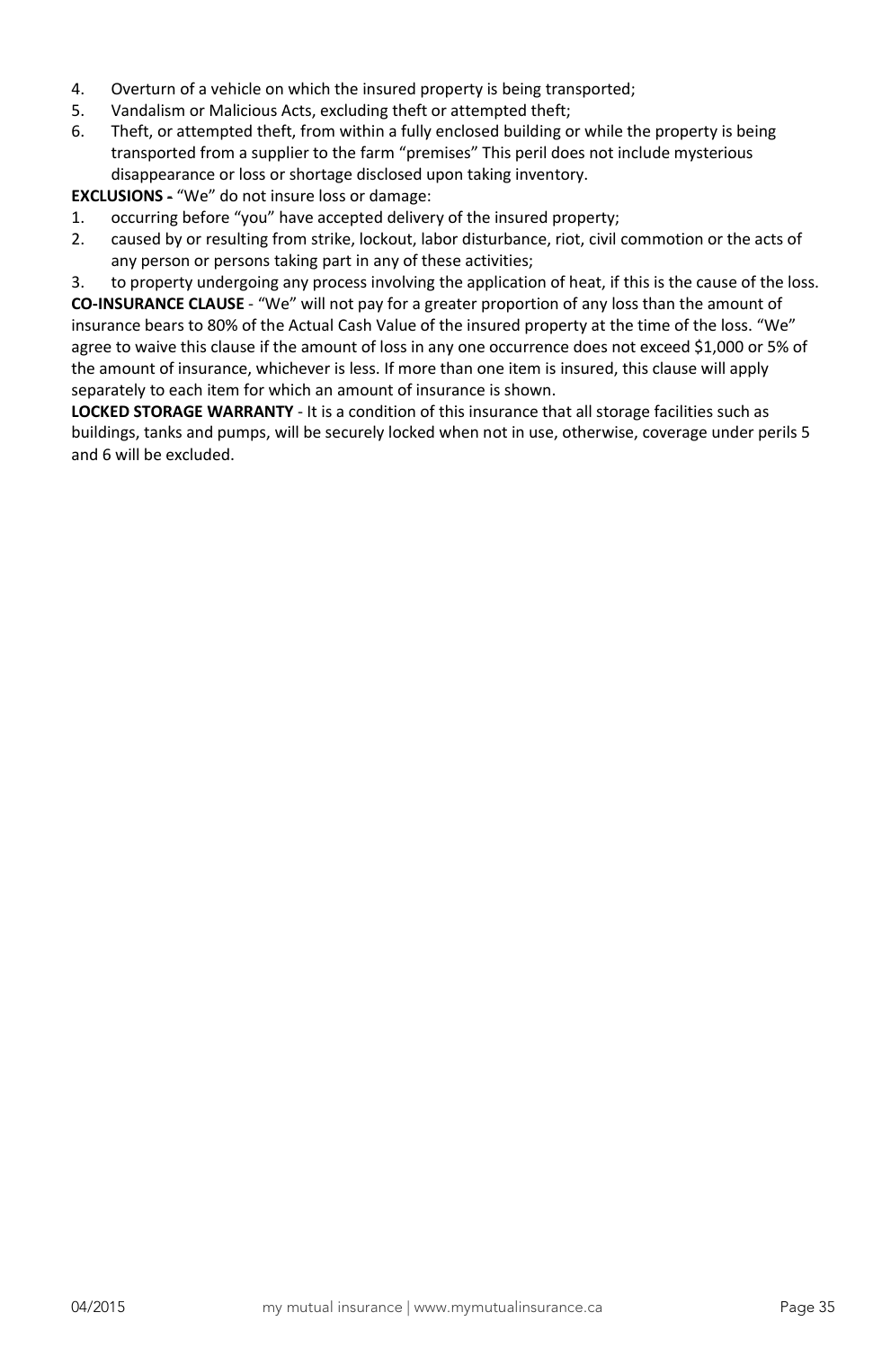4. Overturn of a vehicle on which the insured property is being transported;
5. Vandalism or Malicious Acts, excluding theft or attempted theft;
6. Theft, or attempted theft, from within a fully enclosed building or while the property is being transported from a supplier to the farm "premises" This peril does not include mysterious disappearance or loss or shortage disclosed upon taking inventory.

**EXCLUSIONS -** "We" do not insure loss or damage:

1. occurring before "you" have accepted delivery of the insured property;
2. caused by or resulting from strike, lockout, labor disturbance, riot, civil commotion or the acts of any person or persons taking part in any of these activities;
3. to property undergoing any process involving the application of heat, if this is the cause of the loss.

**CO-INSURANCE CLAUSE** - "We" will not pay for a greater proportion of any loss than the amount of insurance bears to 80% of the Actual Cash Value of the insured property at the time of the loss. "We" agree to waive this clause if the amount of loss in any one occurrence does not exceed $1,000 or 5% of the amount of insurance, whichever is less. If more than one item is insured, this clause will apply separately to each item for which an amount of insurance is shown.

**LOCKED STORAGE WARRANTY** - It is a condition of this insurance that all storage facilities such as buildings, tanks and pumps, will be securely locked when not in use, otherwise, coverage under perils 5 and 6 will be excluded.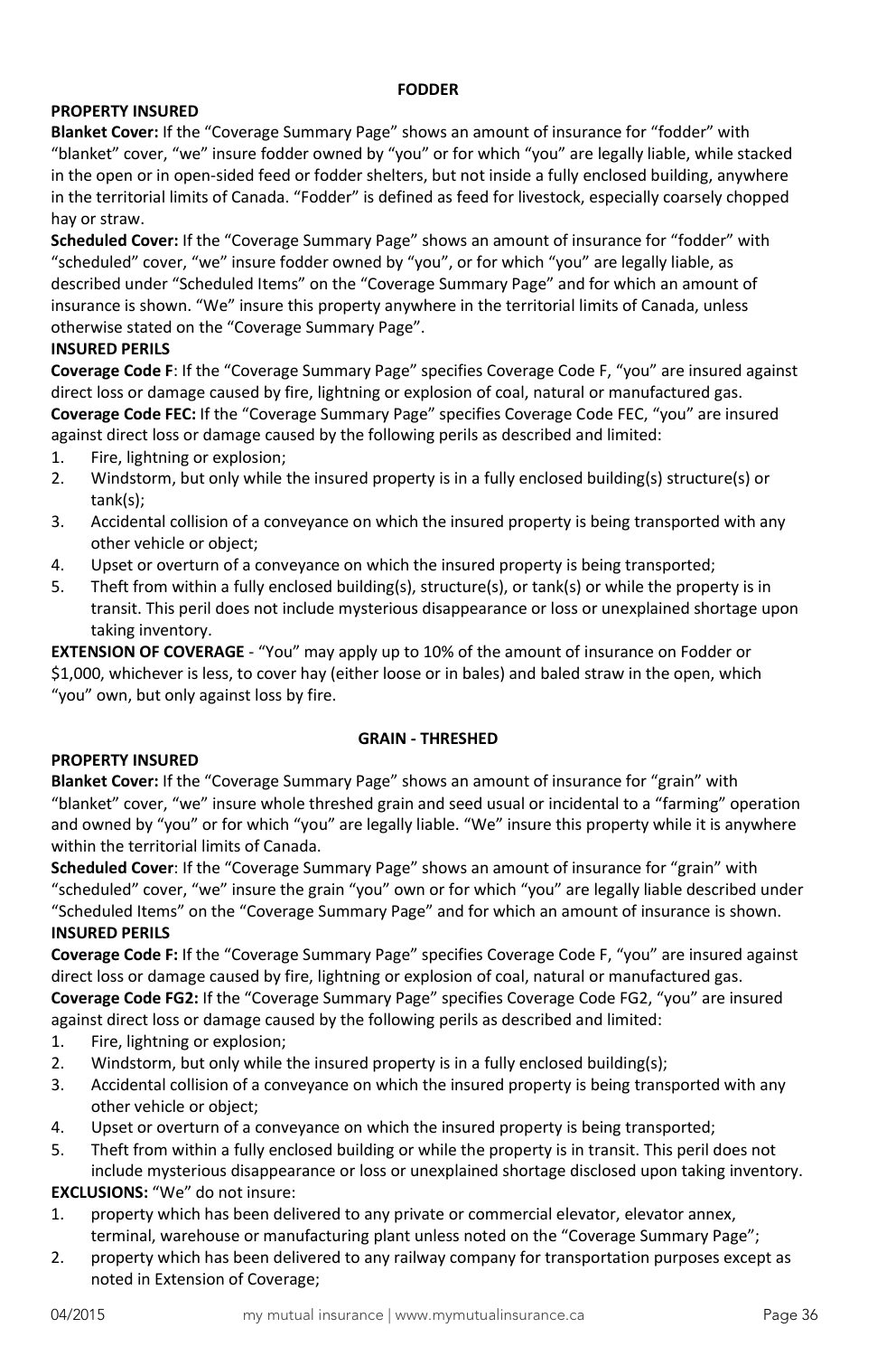## FODDER

### PROPERTY INSURED

**Blanket Cover:** If the "Coverage Summary Page" shows an amount of insurance for "fodder" with "blanket" cover, "we" insure fodder owned by "you" or for which "you" are legally liable, while stacked in the open or in open-sided feed or fodder shelters, but not inside a fully enclosed building, anywhere in the territorial limits of Canada. "Fodder" is defined as feed for livestock, especially coarsely chopped hay or straw.

**Scheduled Cover:** If the "Coverage Summary Page" shows an amount of insurance for "fodder" with "scheduled" cover, "we" insure fodder owned by "you", or for which "you" are legally liable, as described under "Scheduled Items" on the "Coverage Summary Page" and for which an amount of insurance is shown. "We" insure this property anywhere in the territorial limits of Canada, unless otherwise stated on the "Coverage Summary Page".

### INSURED PERILS

**Coverage Code F**: If the "Coverage Summary Page" specifies Coverage Code F, "you" are insured against direct loss or damage caused by fire, lightning or explosion of coal, natural or manufactured gas.

**Coverage Code FEC:** If the "Coverage Summary Page" specifies Coverage Code FEC, "you" are insured against direct loss or damage caused by the following perils as described and limited:

1. Fire, lightning or explosion;
2. Windstorm, but only while the insured property is in a fully enclosed building(s) structure(s) or tank(s);
3. Accidental collision of a conveyance on which the insured property is being transported with any other vehicle or object;
4. Upset or overturn of a conveyance on which the insured property is being transported;
5. Theft from within a fully enclosed building(s), structure(s), or tank(s) or while the property is in transit. This peril does not include mysterious disappearance or loss or unexplained shortage upon taking inventory.

**EXTENSION OF COVERAGE** - "You" may apply up to 10% of the amount of insurance on Fodder or $1,000, whichever is less, to cover hay (either loose or in bales) and baled straw in the open, which "you" own, but only against loss by fire.

## GRAIN - THRESHED

### PROPERTY INSURED

**Blanket Cover:** If the "Coverage Summary Page" shows an amount of insurance for "grain" with "blanket" cover, "we" insure whole threshed grain and seed usual or incidental to a "farming" operation and owned by "you" or for which "you" are legally liable. "We" insure this property while it is anywhere within the territorial limits of Canada.

**Scheduled Cover**: If the "Coverage Summary Page" shows an amount of insurance for "grain" with "scheduled" cover, "we" insure the grain "you" own or for which "you" are legally liable described under "Scheduled Items" on the "Coverage Summary Page" and for which an amount of insurance is shown.

### INSURED PERILS

**Coverage Code F:** If the "Coverage Summary Page" specifies Coverage Code F, "you" are insured against direct loss or damage caused by fire, lightning or explosion of coal, natural or manufactured gas.

**Coverage Code FG2:** If the "Coverage Summary Page" specifies Coverage Code FG2, "you" are insured against direct loss or damage caused by the following perils as described and limited:

1. Fire, lightning or explosion;
2. Windstorm, but only while the insured property is in a fully enclosed building(s);
3. Accidental collision of a conveyance on which the insured property is being transported with any other vehicle or object;
4. Upset or overturn of a conveyance on which the insured property is being transported;
5. Theft from within a fully enclosed building or while the property is in transit. This peril does not include mysterious disappearance or loss or unexplained shortage disclosed upon taking inventory.

**EXCLUSIONS:** "We" do not insure:

1. property which has been delivered to any private or commercial elevator, elevator annex, terminal, warehouse or manufacturing plant unless noted on the "Coverage Summary Page";
2. property which has been delivered to any railway company for transportation purposes except as noted in Extension of Coverage;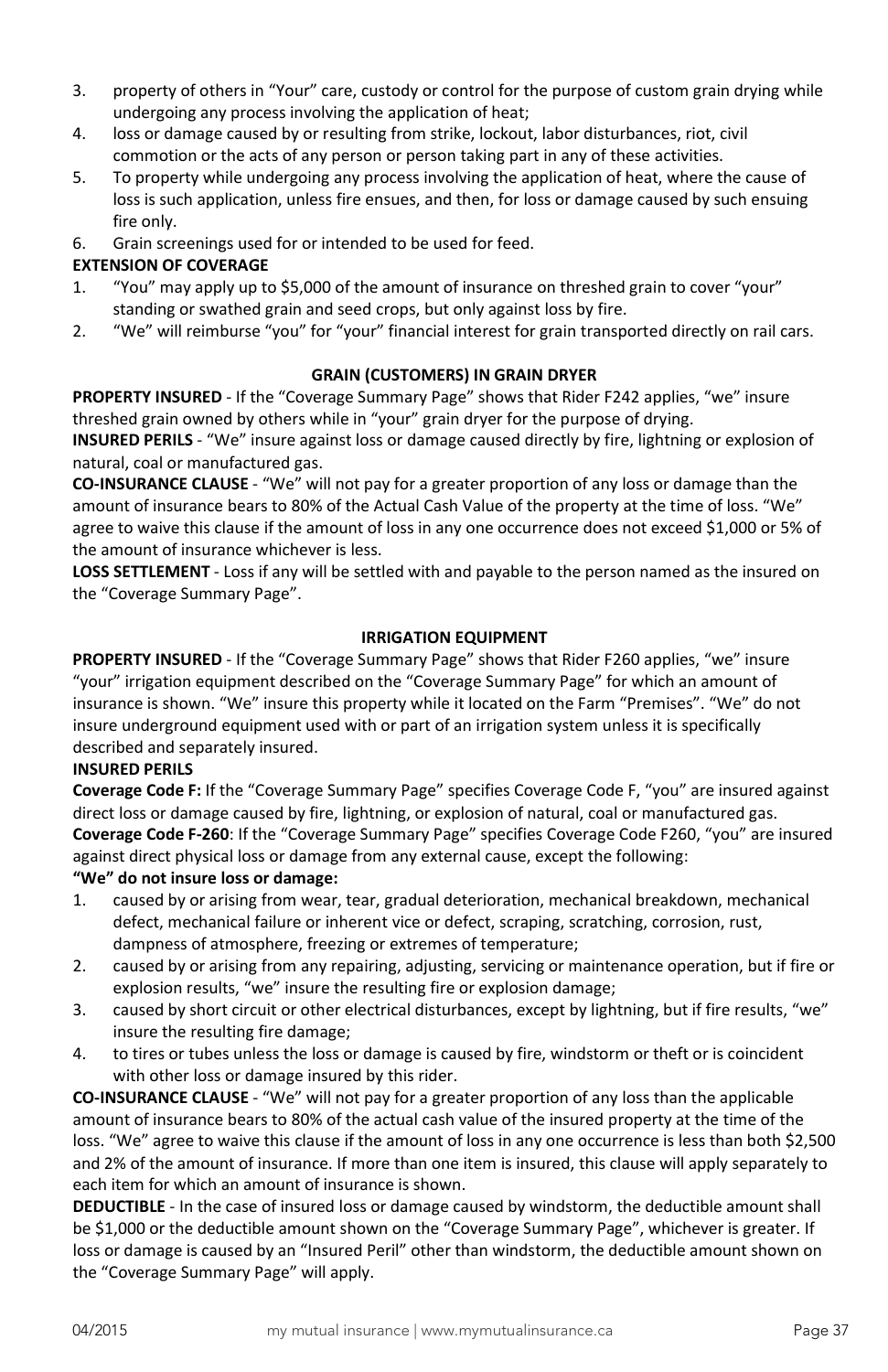3. property of others in “Your” care, custody or control for the purpose of custom grain drying while undergoing any process involving the application of heat;
4. loss or damage caused by or resulting from strike, lockout, labor disturbances, riot, civil commotion or the acts of any person or person taking part in any of these activities.
5. To property while undergoing any process involving the application of heat, where the cause of loss is such application, unless fire ensues, and then, for loss or damage caused by such ensuing fire only.
6. Grain screenings used for or intended to be used for feed.

**EXTENSION OF COVERAGE**

1. “You” may apply up to $5,000 of the amount of insurance on threshed grain to cover “your” standing or swathed grain and seed crops, but only against loss by fire.
2. “We” will reimburse “you” for “your” financial interest for grain transported directly on rail cars.

## GRAIN (CUSTOMERS) IN GRAIN DRYER

**PROPERTY INSURED** - If the “Coverage Summary Page” shows that Rider F242 applies, “we” insure threshed grain owned by others while in “your” grain dryer for the purpose of drying.

**INSURED PERILS** - “We” insure against loss or damage caused directly by fire, lightning or explosion of natural, coal or manufactured gas.

**CO-INSURANCE CLAUSE** - “We” will not pay for a greater proportion of any loss or damage than the amount of insurance bears to 80% of the Actual Cash Value of the property at the time of loss. “We” agree to waive this clause if the amount of loss in any one occurrence does not exceed $1,000 or 5% of the amount of insurance whichever is less.

**LOSS SETTLEMENT** - Loss if any will be settled with and payable to the person named as the insured on the “Coverage Summary Page”.

## IRRIGATION EQUIPMENT

**PROPERTY INSURED** - If the “Coverage Summary Page” shows that Rider F260 applies, “we” insure “your” irrigation equipment described on the “Coverage Summary Page” for which an amount of insurance is shown. “We” insure this property while it located on the Farm “Premises”. “We” do not insure underground equipment used with or part of an irrigation system unless it is specifically described and separately insured.

**INSURED PERILS**

**Coverage Code F:** If the “Coverage Summary Page” specifies Coverage Code F, “you” are insured against direct loss or damage caused by fire, lightning, or explosion of natural, coal or manufactured gas.

**Coverage Code F-260**: If the “Coverage Summary Page” specifies Coverage Code F260, “you” are insured against direct physical loss or damage from any external cause, except the following:

**“We” do not insure loss or damage:**

1. caused by or arising from wear, tear, gradual deterioration, mechanical breakdown, mechanical defect, mechanical failure or inherent vice or defect, scraping, scratching, corrosion, rust, dampness of atmosphere, freezing or extremes of temperature;
2. caused by or arising from any repairing, adjusting, servicing or maintenance operation, but if fire or explosion results, “we” insure the resulting fire or explosion damage;
3. caused by short circuit or other electrical disturbances, except by lightning, but if fire results, “we” insure the resulting fire damage;
4. to tires or tubes unless the loss or damage is caused by fire, windstorm or theft or is coincident with other loss or damage insured by this rider.

**CO-INSURANCE CLAUSE** - “We” will not pay for a greater proportion of any loss than the applicable amount of insurance bears to 80% of the actual cash value of the insured property at the time of the loss. “We” agree to waive this clause if the amount of loss in any one occurrence is less than both $2,500 and 2% of the amount of insurance. If more than one item is insured, this clause will apply separately to each item for which an amount of insurance is shown.

**DEDUCTIBLE** - In the case of insured loss or damage caused by windstorm, the deductible amount shall be $1,000 or the deductible amount shown on the “Coverage Summary Page”, whichever is greater. If loss or damage is caused by an “Insured Peril” other than windstorm, the deductible amount shown on the “Coverage Summary Page” will apply.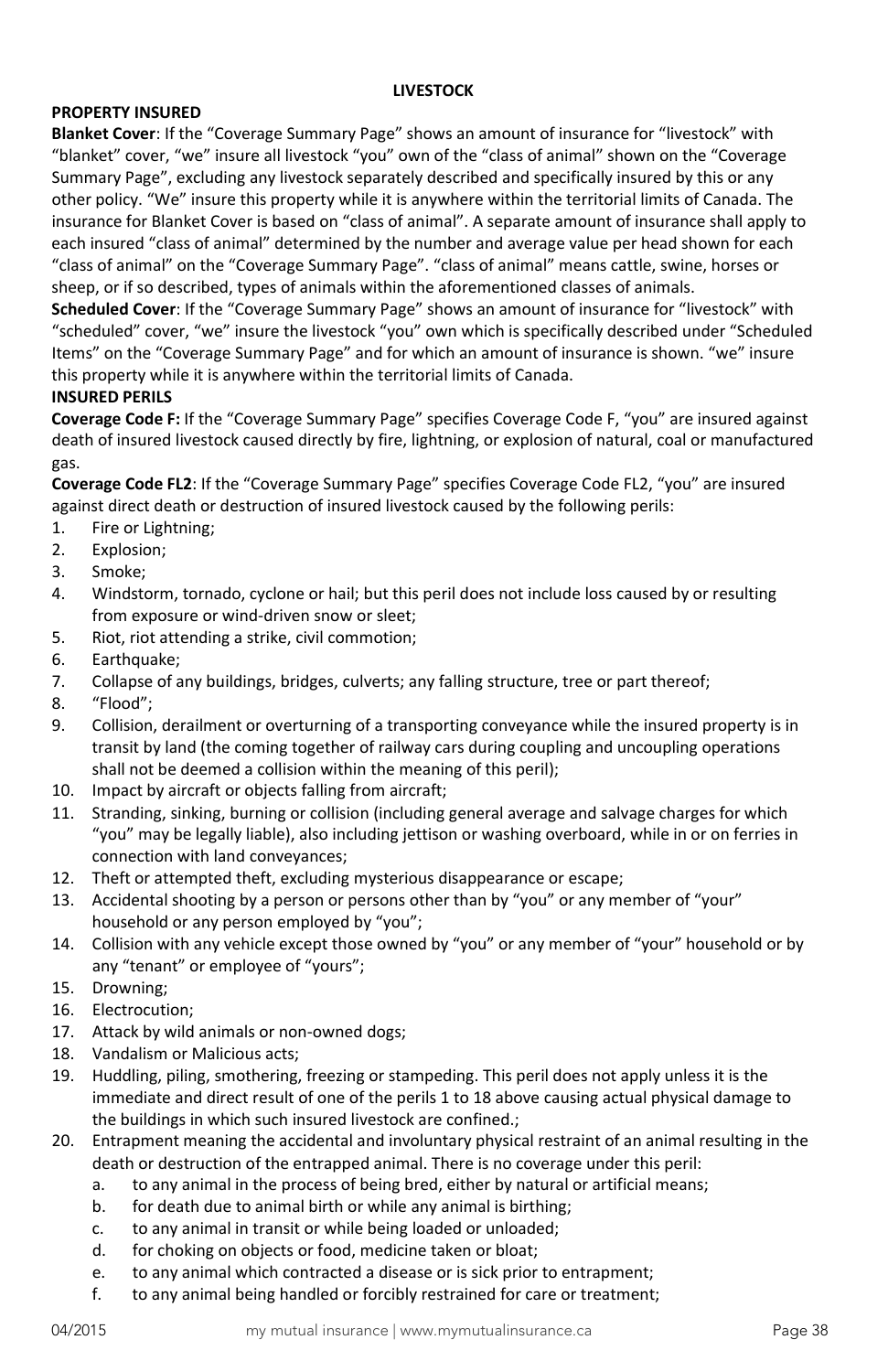## LIVESTOCK

### PROPERTY INSURED

**Blanket Cover**: If the "Coverage Summary Page" shows an amount of insurance for "livestock" with "blanket" cover, "we" insure all livestock "you" own of the "class of animal" shown on the "Coverage Summary Page", excluding any livestock separately described and specifically insured by this or any other policy. "We" insure this property while it is anywhere within the territorial limits of Canada. The insurance for Blanket Cover is based on "class of animal". A separate amount of insurance shall apply to each insured "class of animal" determined by the number and average value per head shown for each "class of animal" on the "Coverage Summary Page". "class of animal" means cattle, swine, horses or sheep, or if so described, types of animals within the aforementioned classes of animals.

**Scheduled Cover**: If the "Coverage Summary Page" shows an amount of insurance for "livestock" with "scheduled" cover, "we" insure the livestock "you" own which is specifically described under "Scheduled Items" on the "Coverage Summary Page" and for which an amount of insurance is shown. "we" insure this property while it is anywhere within the territorial limits of Canada.

### INSURED PERILS

**Coverage Code F:** If the "Coverage Summary Page" specifies Coverage Code F, "you" are insured against death of insured livestock caused directly by fire, lightning, or explosion of natural, coal or manufactured gas.

**Coverage Code FL2**: If the "Coverage Summary Page" specifies Coverage Code FL2, "you" are insured against direct death or destruction of insured livestock caused by the following perils:

1. Fire or Lightning;
2. Explosion;
3. Smoke;
4. Windstorm, tornado, cyclone or hail; but this peril does not include loss caused by or resulting from exposure or wind-driven snow or sleet;
5. Riot, riot attending a strike, civil commotion;
6. Earthquake;
7. Collapse of any buildings, bridges, culverts; any falling structure, tree or part thereof;
8. "Flood";
9. Collision, derailment or overturning of a transporting conveyance while the insured property is in transit by land (the coming together of railway cars during coupling and uncoupling operations shall not be deemed a collision within the meaning of this peril);
10. Impact by aircraft or objects falling from aircraft;
11. Stranding, sinking, burning or collision (including general average and salvage charges for which "you" may be legally liable), also including jettison or washing overboard, while in or on ferries in connection with land conveyances;
12. Theft or attempted theft, excluding mysterious disappearance or escape;
13. Accidental shooting by a person or persons other than by "you" or any member of "your" household or any person employed by "you";
14. Collision with any vehicle except those owned by "you" or any member of "your" household or by any "tenant" or employee of "yours";
15. Drowning;
16. Electrocution;
17. Attack by wild animals or non-owned dogs;
18. Vandalism or Malicious acts;
19. Huddling, piling, smothering, freezing or stampeding. This peril does not apply unless it is the immediate and direct result of one of the perils 1 to 18 above causing actual physical damage to the buildings in which such insured livestock are confined.;
20. Entrapment meaning the accidental and involuntary physical restraint of an animal resulting in the death or destruction of the entrapped animal. There is no coverage under this peril:
    a. to any animal in the process of being bred, either by natural or artificial means;
    b. for death due to animal birth or while any animal is birthing;
    c. to any animal in transit or while being loaded or unloaded;
    d. for choking on objects or food, medicine taken or bloat;
    e. to any animal which contracted a disease or is sick prior to entrapment;
    f. to any animal being handled or forcibly restrained for care or treatment;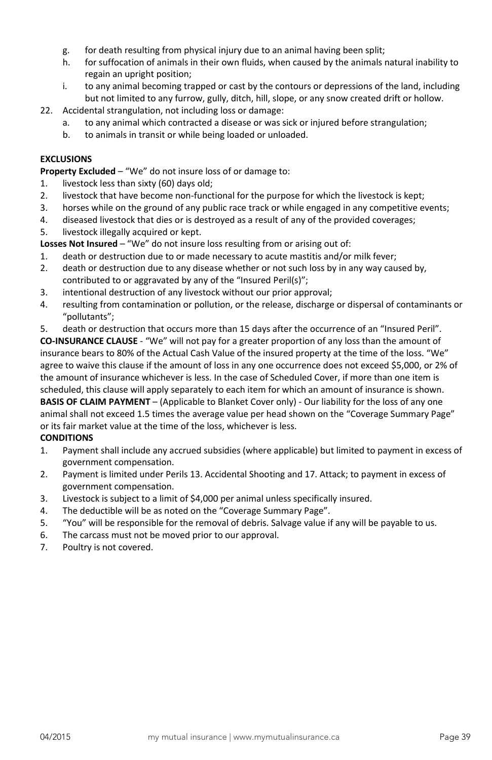g. for death resulting from physical injury due to an animal having been split;
h. for suffocation of animals in their own fluids, when caused by the animals natural inability to regain an upright position;
i. to any animal becoming trapped or cast by the contours or depressions of the land, including but not limited to any furrow, gully, ditch, hill, slope, or any snow created drift or hollow.

22. Accidental strangulation, not including loss or damage:
    a. to any animal which contracted a disease or was sick or injured before strangulation;
    b. to animals in transit or while being loaded or unloaded.

**EXCLUSIONS**

**Property Excluded** – "We" do not insure loss of or damage to:

1. livestock less than sixty (60) days old;
2. livestock that have become non-functional for the purpose for which the livestock is kept;
3. horses while on the ground of any public race track or while engaged in any competitive events;
4. diseased livestock that dies or is destroyed as a result of any of the provided coverages;
5. livestock illegally acquired or kept.

**Losses Not Insured** – "We" do not insure loss resulting from or arising out of:

1. death or destruction due to or made necessary to acute mastitis and/or milk fever;
2. death or destruction due to any disease whether or not such loss by in any way caused by, contributed to or aggravated by any of the "Insured Peril(s)";
3. intentional destruction of any livestock without our prior approval;
4. resulting from contamination or pollution, or the release, discharge or dispersal of contaminants or "pollutants";
5. death or destruction that occurs more than 15 days after the occurrence of an "Insured Peril".

**CO-INSURANCE CLAUSE** - "We" will not pay for a greater proportion of any loss than the amount of insurance bears to 80% of the Actual Cash Value of the insured property at the time of the loss. "We" agree to waive this clause if the amount of loss in any one occurrence does not exceed $5,000, or 2% of the amount of insurance whichever is less. In the case of Scheduled Cover, if more than one item is scheduled, this clause will apply separately to each item for which an amount of insurance is shown.

**BASIS OF CLAIM PAYMENT** – (Applicable to Blanket Cover only) - Our liability for the loss of any one animal shall not exceed 1.5 times the average value per head shown on the "Coverage Summary Page" or its fair market value at the time of the loss, whichever is less.

**CONDITIONS**

1. Payment shall include any accrued subsidies (where applicable) but limited to payment in excess of government compensation.
2. Payment is limited under Perils 13. Accidental Shooting and 17. Attack; to payment in excess of government compensation.
3. Livestock is subject to a limit of $4,000 per animal unless specifically insured.
4. The deductible will be as noted on the "Coverage Summary Page".
5. "You" will be responsible for the removal of debris. Salvage value if any will be payable to us.
6. The carcass must not be moved prior to our approval.
7. Poultry is not covered.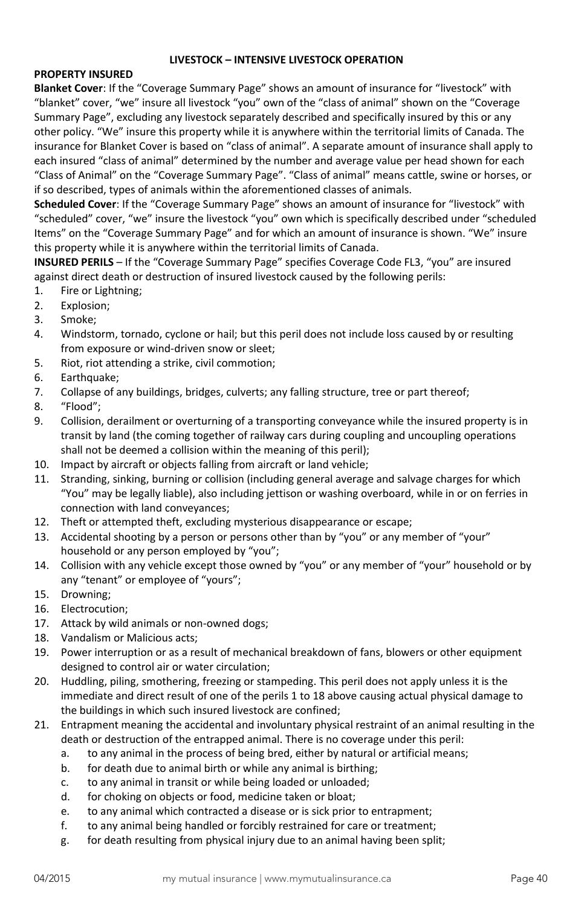## LIVESTOCK – INTENSIVE LIVESTOCK OPERATION

**PROPERTY INSURED**

**Blanket Cover**: If the "Coverage Summary Page" shows an amount of insurance for "livestock" with "blanket" cover, "we" insure all livestock "you" own of the "class of animal" shown on the "Coverage Summary Page", excluding any livestock separately described and specifically insured by this or any other policy. "We" insure this property while it is anywhere within the territorial limits of Canada. The insurance for Blanket Cover is based on "class of animal". A separate amount of insurance shall apply to each insured "class of animal" determined by the number and average value per head shown for each "Class of Animal" on the "Coverage Summary Page". "Class of animal" means cattle, swine or horses, or if so described, types of animals within the aforementioned classes of animals.

**Scheduled Cover**: If the "Coverage Summary Page" shows an amount of insurance for "livestock" with "scheduled" cover, "we" insure the livestock "you" own which is specifically described under "scheduled Items" on the "Coverage Summary Page" and for which an amount of insurance is shown. "We" insure this property while it is anywhere within the territorial limits of Canada.

**INSURED PERILS** – If the "Coverage Summary Page" specifies Coverage Code FL3, "you" are insured against direct death or destruction of insured livestock caused by the following perils:

1. Fire or Lightning;
2. Explosion;
3. Smoke;
4. Windstorm, tornado, cyclone or hail; but this peril does not include loss caused by or resulting from exposure or wind-driven snow or sleet;
5. Riot, riot attending a strike, civil commotion;
6. Earthquake;
7. Collapse of any buildings, bridges, culverts; any falling structure, tree or part thereof;
8. "Flood";
9. Collision, derailment or overturning of a transporting conveyance while the insured property is in transit by land (the coming together of railway cars during coupling and uncoupling operations shall not be deemed a collision within the meaning of this peril);
10. Impact by aircraft or objects falling from aircraft or land vehicle;
11. Stranding, sinking, burning or collision (including general average and salvage charges for which "You" may be legally liable), also including jettison or washing overboard, while in or on ferries in connection with land conveyances;
12. Theft or attempted theft, excluding mysterious disappearance or escape;
13. Accidental shooting by a person or persons other than by "you" or any member of "your" household or any person employed by "you";
14. Collision with any vehicle except those owned by "you" or any member of "your" household or by any "tenant" or employee of "yours";
15. Drowning;
16. Electrocution;
17. Attack by wild animals or non-owned dogs;
18. Vandalism or Malicious acts;
19. Power interruption or as a result of mechanical breakdown of fans, blowers or other equipment designed to control air or water circulation;
20. Huddling, piling, smothering, freezing or stampeding. This peril does not apply unless it is the immediate and direct result of one of the perils 1 to 18 above causing actual physical damage to the buildings in which such insured livestock are confined;
21. Entrapment meaning the accidental and involuntary physical restraint of an animal resulting in the death or destruction of the entrapped animal. There is no coverage under this peril:
    a. to any animal in the process of being bred, either by natural or artificial means;
    b. for death due to animal birth or while any animal is birthing;
    c. to any animal in transit or while being loaded or unloaded;
    d. for choking on objects or food, medicine taken or bloat;
    e. to any animal which contracted a disease or is sick prior to entrapment;
    f. to any animal being handled or forcibly restrained for care or treatment;
    g. for death resulting from physical injury due to an animal having been split;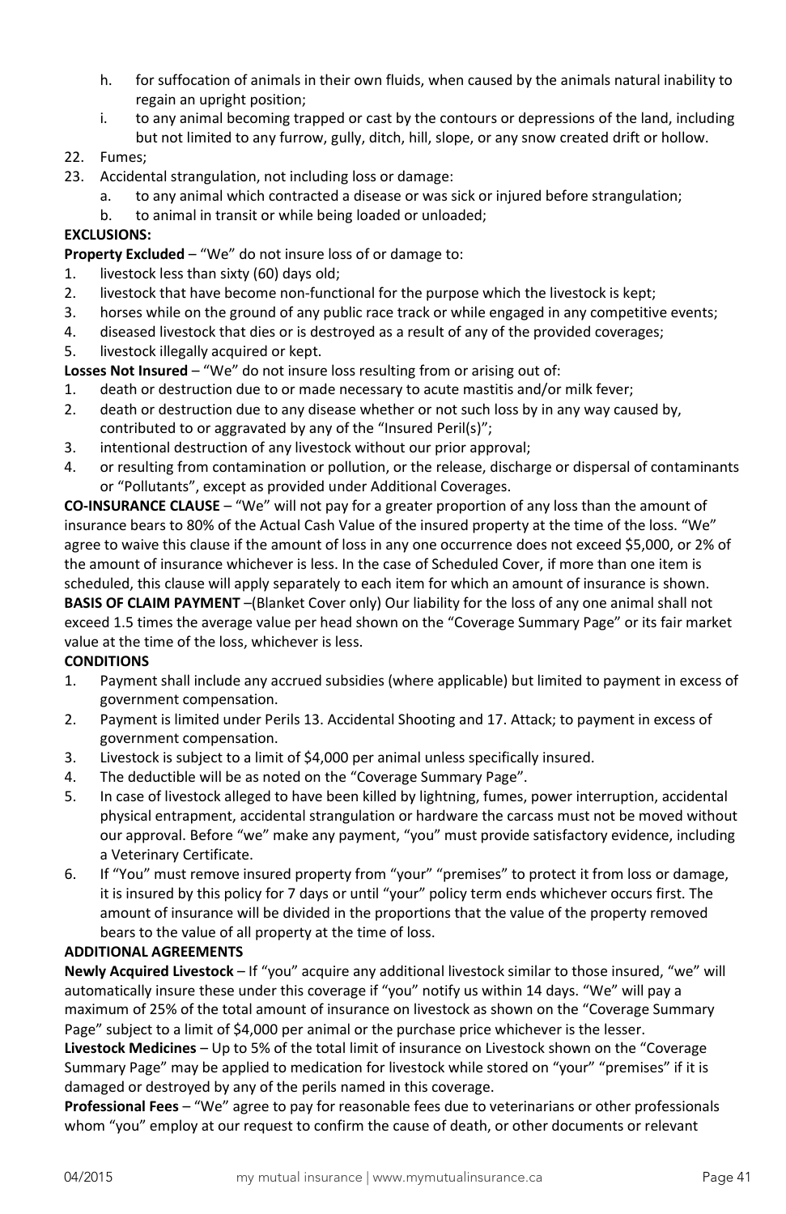h. for suffocation of animals in their own fluids, when caused by the animals natural inability to regain an upright position;
i. to any animal becoming trapped or cast by the contours or depressions of the land, including but not limited to any furrow, gully, ditch, hill, slope, or any snow created drift or hollow.

22. Fumes;
23. Accidental strangulation, not including loss or damage:
    a. to any animal which contracted a disease or was sick or injured before strangulation;
    b. to animal in transit or while being loaded or unloaded;

**EXCLUSIONS:**

**Property Excluded** – "We" do not insure loss of or damage to:

1. livestock less than sixty (60) days old;
2. livestock that have become non-functional for the purpose which the livestock is kept;
3. horses while on the ground of any public race track or while engaged in any competitive events;
4. diseased livestock that dies or is destroyed as a result of any of the provided coverages;
5. livestock illegally acquired or kept.

**Losses Not Insured** – "We" do not insure loss resulting from or arising out of:

1. death or destruction due to or made necessary to acute mastitis and/or milk fever;
2. death or destruction due to any disease whether or not such loss by in any way caused by, contributed to or aggravated by any of the "Insured Peril(s)";
3. intentional destruction of any livestock without our prior approval;
4. or resulting from contamination or pollution, or the release, discharge or dispersal of contaminants or "Pollutants", except as provided under Additional Coverages.

**CO-INSURANCE CLAUSE** – "We" will not pay for a greater proportion of any loss than the amount of insurance bears to 80% of the Actual Cash Value of the insured property at the time of the loss. "We" agree to waive this clause if the amount of loss in any one occurrence does not exceed $5,000, or 2% of the amount of insurance whichever is less. In the case of Scheduled Cover, if more than one item is scheduled, this clause will apply separately to each item for which an amount of insurance is shown.

**BASIS OF CLAIM PAYMENT** –(Blanket Cover only) Our liability for the loss of any one animal shall not exceed 1.5 times the average value per head shown on the "Coverage Summary Page" or its fair market value at the time of the loss, whichever is less.

**CONDITIONS**

1. Payment shall include any accrued subsidies (where applicable) but limited to payment in excess of government compensation.
2. Payment is limited under Perils 13. Accidental Shooting and 17. Attack; to payment in excess of government compensation.
3. Livestock is subject to a limit of $4,000 per animal unless specifically insured.
4. The deductible will be as noted on the "Coverage Summary Page".
5. In case of livestock alleged to have been killed by lightning, fumes, power interruption, accidental physical entrapment, accidental strangulation or hardware the carcass must not be moved without our approval. Before "we" make any payment, "you" must provide satisfactory evidence, including a Veterinary Certificate.
6. If "You" must remove insured property from "your" "premises" to protect it from loss or damage, it is insured by this policy for 7 days or until "your" policy term ends whichever occurs first. The amount of insurance will be divided in the proportions that the value of the property removed bears to the value of all property at the time of loss.

**ADDITIONAL AGREEMENTS**

**Newly Acquired Livestock** – If "you" acquire any additional livestock similar to those insured, "we" will automatically insure these under this coverage if "you" notify us within 14 days. "We" will pay a maximum of 25% of the total amount of insurance on livestock as shown on the "Coverage Summary Page" subject to a limit of $4,000 per animal or the purchase price whichever is the lesser.

**Livestock Medicines** – Up to 5% of the total limit of insurance on Livestock shown on the "Coverage Summary Page" may be applied to medication for livestock while stored on "your" "premises" if it is damaged or destroyed by any of the perils named in this coverage.

**Professional Fees** – "We" agree to pay for reasonable fees due to veterinarians or other professionals whom "you" employ at our request to confirm the cause of death, or other documents or relevant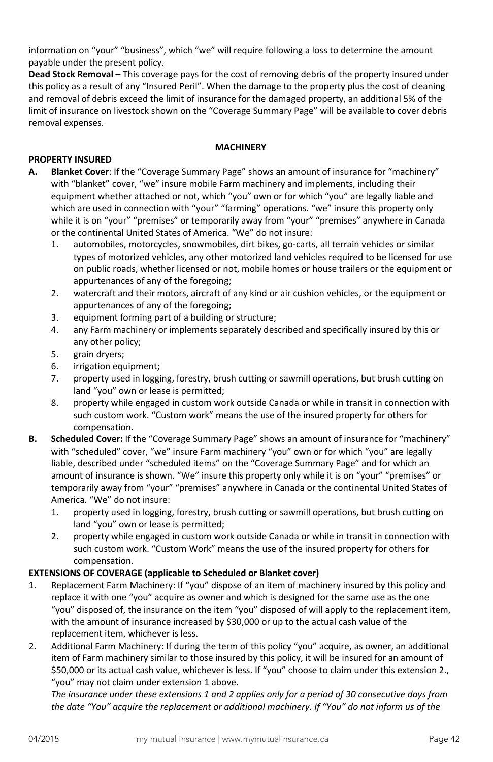information on "your" "business", which "we" will require following a loss to determine the amount payable under the present policy.

**Dead Stock Removal** – This coverage pays for the cost of removing debris of the property insured under this policy as a result of any "Insured Peril". When the damage to the property plus the cost of cleaning and removal of debris exceed the limit of insurance for the damaged property, an additional 5% of the limit of insurance on livestock shown on the "Coverage Summary Page" will be available to cover debris removal expenses.

## MACHINERY

**PROPERTY INSURED**

**A. Blanket Cover**: If the "Coverage Summary Page" shows an amount of insurance for "machinery" with "blanket" cover, "we" insure mobile Farm machinery and implements, including their equipment whether attached or not, which "you" own or for which "you" are legally liable and which are used in connection with "your" "farming" operations. "we" insure this property only while it is on "your" "premises" or temporarily away from "your" "premises" anywhere in Canada or the continental United States of America. "We" do not insure:

1. automobiles, motorcycles, snowmobiles, dirt bikes, go-carts, all terrain vehicles or similar types of motorized vehicles, any other motorized land vehicles required to be licensed for use on public roads, whether licensed or not, mobile homes or house trailers or the equipment or appurtenances of any of the foregoing;
2. watercraft and their motors, aircraft of any kind or air cushion vehicles, or the equipment or appurtenances of any of the foregoing;
3. equipment forming part of a building or structure;
4. any Farm machinery or implements separately described and specifically insured by this or any other policy;
5. grain dryers;
6. irrigation equipment;
7. property used in logging, forestry, brush cutting or sawmill operations, but brush cutting on land "you" own or lease is permitted;
8. property while engaged in custom work outside Canada or while in transit in connection with such custom work. "Custom work" means the use of the insured property for others for compensation.

**B. Scheduled Cover:** If the "Coverage Summary Page" shows an amount of insurance for "machinery" with "scheduled" cover, "we" insure Farm machinery "you" own or for which "you" are legally liable, described under "scheduled items" on the "Coverage Summary Page" and for which an amount of insurance is shown. "We" insure this property only while it is on "your" "premises" or temporarily away from "your" "premises" anywhere in Canada or the continental United States of America. "We" do not insure:

1. property used in logging, forestry, brush cutting or sawmill operations, but brush cutting on land "you" own or lease is permitted;
2. property while engaged in custom work outside Canada or while in transit in connection with such custom work. "Custom Work" means the use of the insured property for others for compensation.

**EXTENSIONS OF COVERAGE (applicable to Scheduled or Blanket cover)**

1. Replacement Farm Machinery: If "you" dispose of an item of machinery insured by this policy and replace it with one "you" acquire as owner and which is designed for the same use as the one "you" disposed of, the insurance on the item "you" disposed of will apply to the replacement item, with the amount of insurance increased by $30,000 or up to the actual cash value of the replacement item, whichever is less.
2. Additional Farm Machinery: If during the term of this policy "you" acquire, as owner, an additional item of Farm machinery similar to those insured by this policy, it will be insured for an amount of $50,000 or its actual cash value, whichever is less. If "you" choose to claim under this extension 2., "you" may not claim under extension 1 above.

*The insurance under these extensions 1 and 2 applies only for a period of 30 consecutive days from the date "You" acquire the replacement or additional machinery. If "You" do not inform us of the*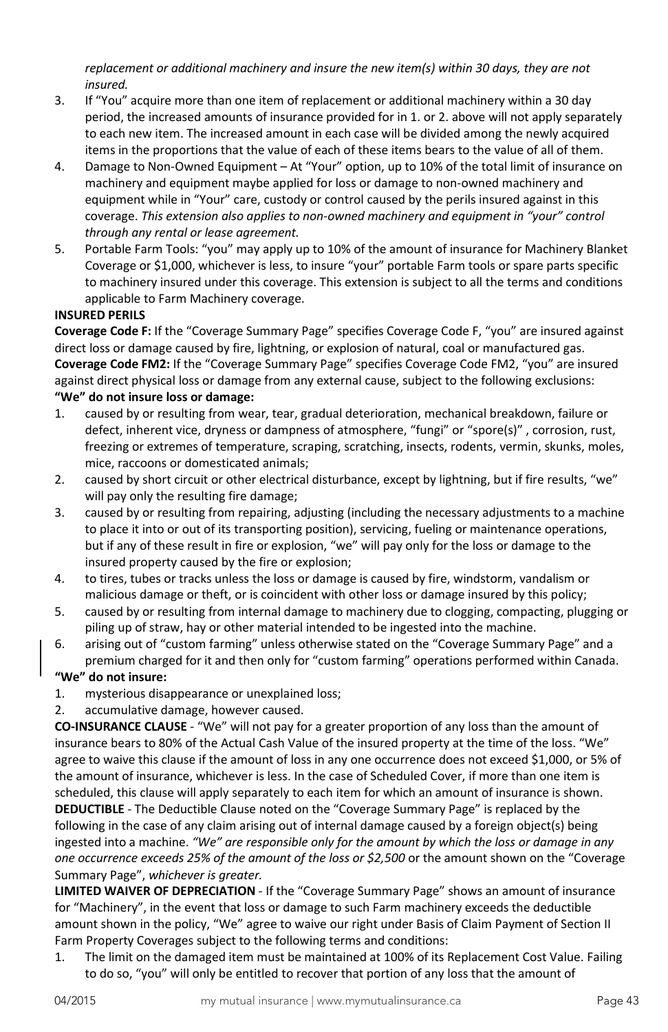*replacement or additional machinery and insure the new item(s) within 30 days, they are not insured.*

3. If "You" acquire more than one item of replacement or additional machinery within a 30 day period, the increased amounts of insurance provided for in 1. or 2. above will not apply separately to each new item. The increased amount in each case will be divided among the newly acquired items in the proportions that the value of each of these items bears to the value of all of them.
4. Damage to Non-Owned Equipment – At "Your" option, up to 10% of the total limit of insurance on machinery and equipment maybe applied for loss or damage to non-owned machinery and equipment while in "Your" care, custody or control caused by the perils insured against in this coverage. *This extension also applies to non-owned machinery and equipment in "your" control through any rental or lease agreement.*
5. Portable Farm Tools: "you" may apply up to 10% of the amount of insurance for Machinery Blanket Coverage or $1,000, whichever is less, to insure "your" portable Farm tools or spare parts specific to machinery insured under this coverage. This extension is subject to all the terms and conditions applicable to Farm Machinery coverage.

**INSURED PERILS**

**Coverage Code F:** If the "Coverage Summary Page" specifies Coverage Code F, "you" are insured against direct loss or damage caused by fire, lightning, or explosion of natural, coal or manufactured gas.

**Coverage Code FM2:** If the "Coverage Summary Page" specifies Coverage Code FM2, "you" are insured against direct physical loss or damage from any external cause, subject to the following exclusions:

**"We" do not insure loss or damage:**

1. caused by or resulting from wear, tear, gradual deterioration, mechanical breakdown, failure or defect, inherent vice, dryness or dampness of atmosphere, "fungi" or "spore(s)" , corrosion, rust, freezing or extremes of temperature, scraping, scratching, insects, rodents, vermin, skunks, moles, mice, raccoons or domesticated animals;
2. caused by short circuit or other electrical disturbance, except by lightning, but if fire results, "we" will pay only the resulting fire damage;
3. caused by or resulting from repairing, adjusting (including the necessary adjustments to a machine to place it into or out of its transporting position), servicing, fueling or maintenance operations, but if any of these result in fire or explosion, "we" will pay only for the loss or damage to the insured property caused by the fire or explosion;
4. to tires, tubes or tracks unless the loss or damage is caused by fire, windstorm, vandalism or malicious damage or theft, or is coincident with other loss or damage insured by this policy;
5. caused by or resulting from internal damage to machinery due to clogging, compacting, plugging or piling up of straw, hay or other material intended to be ingested into the machine.
6. arising out of "custom farming" unless otherwise stated on the "Coverage Summary Page" and a premium charged for it and then only for "custom farming" operations performed within Canada.

**"We" do not insure:**

1. mysterious disappearance or unexplained loss;
2. accumulative damage, however caused.

**CO-INSURANCE CLAUSE** - "We" will not pay for a greater proportion of any loss than the amount of insurance bears to 80% of the Actual Cash Value of the insured property at the time of the loss. "We" agree to waive this clause if the amount of loss in any one occurrence does not exceed $1,000, or 5% of the amount of insurance, whichever is less. In the case of Scheduled Cover, if more than one item is scheduled, this clause will apply separately to each item for which an amount of insurance is shown.

**DEDUCTIBLE** - The Deductible Clause noted on the "Coverage Summary Page" is replaced by the following in the case of any claim arising out of internal damage caused by a foreign object(s) being ingested into a machine. *"We" are responsible only for the amount by which the loss or damage in any one occurrence exceeds 25% of the amount of the loss or $2,500* or the amount shown on the "Coverage Summary Page", *whichever is greater.*

**LIMITED WAIVER OF DEPRECIATION** - If the "Coverage Summary Page" shows an amount of insurance for "Machinery", in the event that loss or damage to such Farm machinery exceeds the deductible amount shown in the policy, "We" agree to waive our right under Basis of Claim Payment of Section II Farm Property Coverages subject to the following terms and conditions:

1. The limit on the damaged item must be maintained at 100% of its Replacement Cost Value. Failing to do so, "you" will only be entitled to recover that portion of any loss that the amount of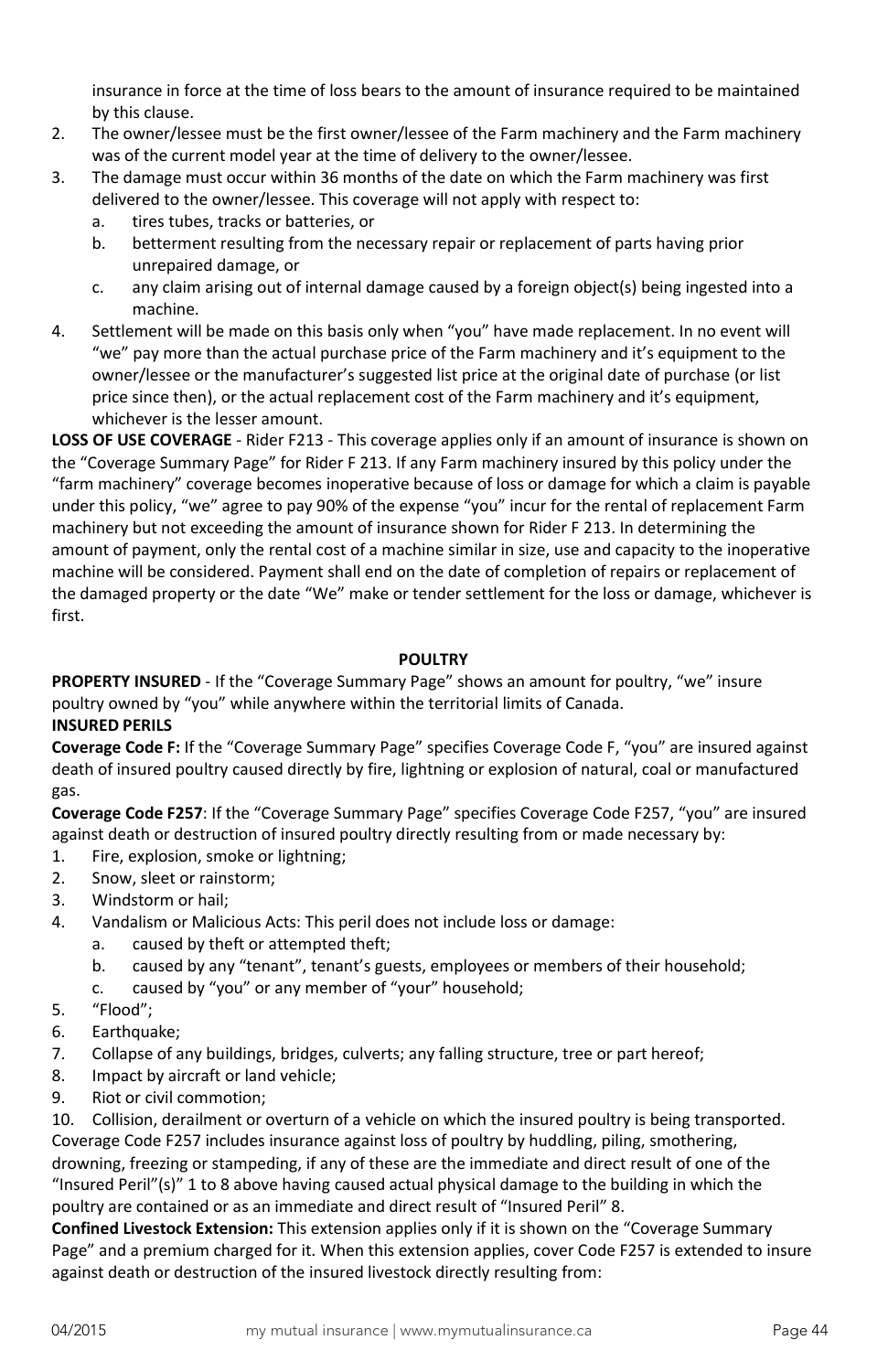insurance in force at the time of loss bears to the amount of insurance required to be maintained by this clause.

2. The owner/lessee must be the first owner/lessee of the Farm machinery and the Farm machinery was of the current model year at the time of delivery to the owner/lessee.
3. The damage must occur within 36 months of the date on which the Farm machinery was first delivered to the owner/lessee. This coverage will not apply with respect to:
   a. tires tubes, tracks or batteries, or
   b. betterment resulting from the necessary repair or replacement of parts having prior unrepaired damage, or
   c. any claim arising out of internal damage caused by a foreign object(s) being ingested into a machine.
4. Settlement will be made on this basis only when "you" have made replacement. In no event will "we" pay more than the actual purchase price of the Farm machinery and it's equipment to the owner/lessee or the manufacturer's suggested list price at the original date of purchase (or list price since then), or the actual replacement cost of the Farm machinery and it's equipment, whichever is the lesser amount.

**LOSS OF USE COVERAGE** - Rider F213 - This coverage applies only if an amount of insurance is shown on the "Coverage Summary Page" for Rider F 213. If any Farm machinery insured by this policy under the "farm machinery" coverage becomes inoperative because of loss or damage for which a claim is payable under this policy, "we" agree to pay 90% of the expense "you" incur for the rental of replacement Farm machinery but not exceeding the amount of insurance shown for Rider F 213. In determining the amount of payment, only the rental cost of a machine similar in size, use and capacity to the inoperative machine will be considered. Payment shall end on the date of completion of repairs or replacement of the damaged property or the date "We" make or tender settlement for the loss or damage, whichever is first.

## POULTRY

**PROPERTY INSURED** - If the "Coverage Summary Page" shows an amount for poultry, "we" insure poultry owned by "you" while anywhere within the territorial limits of Canada.

**INSURED PERILS**

**Coverage Code F:** If the "Coverage Summary Page" specifies Coverage Code F, "you" are insured against death of insured poultry caused directly by fire, lightning or explosion of natural, coal or manufactured gas.

**Coverage Code F257**: If the "Coverage Summary Page" specifies Coverage Code F257, "you" are insured against death or destruction of insured poultry directly resulting from or made necessary by:

1. Fire, explosion, smoke or lightning;
2. Snow, sleet or rainstorm;
3. Windstorm or hail;
4. Vandalism or Malicious Acts: This peril does not include loss or damage:
   a. caused by theft or attempted theft;
   b. caused by any "tenant", tenant's guests, employees or members of their household;
   c. caused by "you" or any member of "your" household;
5. "Flood";
6. Earthquake;
7. Collapse of any buildings, bridges, culverts; any falling structure, tree or part hereof;
8. Impact by aircraft or land vehicle;
9. Riot or civil commotion;
10. Collision, derailment or overturn of a vehicle on which the insured poultry is being transported.

Coverage Code F257 includes insurance against loss of poultry by huddling, piling, smothering, drowning, freezing or stampeding, if any of these are the immediate and direct result of one of the "Insured Peril"(s)" 1 to 8 above having caused actual physical damage to the building in which the poultry are contained or as an immediate and direct result of "Insured Peril" 8.

**Confined Livestock Extension:** This extension applies only if it is shown on the "Coverage Summary Page" and a premium charged for it. When this extension applies, cover Code F257 is extended to insure against death or destruction of the insured livestock directly resulting from: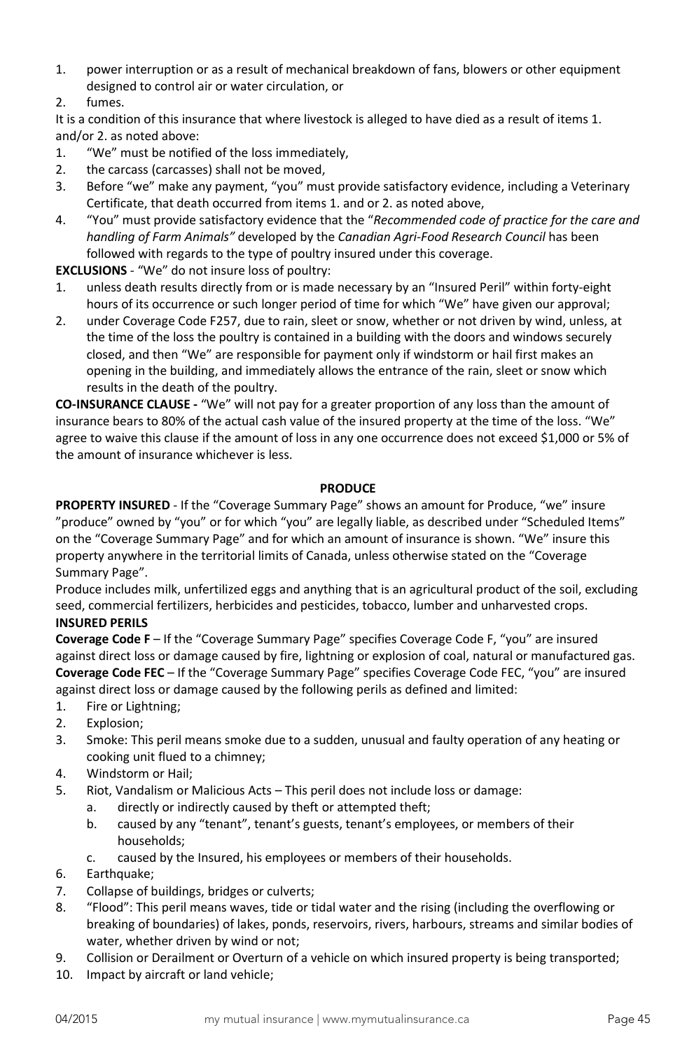1. power interruption or as a result of mechanical breakdown of fans, blowers or other equipment designed to control air or water circulation, or
2. fumes.

It is a condition of this insurance that where livestock is alleged to have died as a result of items 1. and/or 2. as noted above:

1. "We" must be notified of the loss immediately,
2. the carcass (carcasses) shall not be moved,
3. Before "we" make any payment, "you" must provide satisfactory evidence, including a Veterinary Certificate, that death occurred from items 1. and or 2. as noted above,
4. "You" must provide satisfactory evidence that the "*Recommended code of practice for the care and handling of Farm Animals"* developed by the *Canadian Agri-Food Research Council* has been followed with regards to the type of poultry insured under this coverage.

**EXCLUSIONS** - "We" do not insure loss of poultry:

1. unless death results directly from or is made necessary by an "Insured Peril" within forty-eight hours of its occurrence or such longer period of time for which "We" have given our approval;
2. under Coverage Code F257, due to rain, sleet or snow, whether or not driven by wind, unless, at the time of the loss the poultry is contained in a building with the doors and windows securely closed, and then "We" are responsible for payment only if windstorm or hail first makes an opening in the building, and immediately allows the entrance of the rain, sleet or snow which results in the death of the poultry.

**CO-INSURANCE CLAUSE -** "We" will not pay for a greater proportion of any loss than the amount of insurance bears to 80% of the actual cash value of the insured property at the time of the loss. "We" agree to waive this clause if the amount of loss in any one occurrence does not exceed $1,000 or 5% of the amount of insurance whichever is less.

## PRODUCE

**PROPERTY INSURED** - If the "Coverage Summary Page" shows an amount for Produce, "we" insure "produce" owned by "you" or for which "you" are legally liable, as described under "Scheduled Items" on the "Coverage Summary Page" and for which an amount of insurance is shown. "We" insure this property anywhere in the territorial limits of Canada, unless otherwise stated on the "Coverage Summary Page".

Produce includes milk, unfertilized eggs and anything that is an agricultural product of the soil, excluding seed, commercial fertilizers, herbicides and pesticides, tobacco, lumber and unharvested crops.

**INSURED PERILS**

**Coverage Code F** – If the "Coverage Summary Page" specifies Coverage Code F, "you" are insured against direct loss or damage caused by fire, lightning or explosion of coal, natural or manufactured gas.

**Coverage Code FEC** – If the "Coverage Summary Page" specifies Coverage Code FEC, "you" are insured against direct loss or damage caused by the following perils as defined and limited:

1. Fire or Lightning;
2. Explosion;
3. Smoke: This peril means smoke due to a sudden, unusual and faulty operation of any heating or cooking unit flued to a chimney;
4. Windstorm or Hail;
5. Riot, Vandalism or Malicious Acts – This peril does not include loss or damage:
   a. directly or indirectly caused by theft or attempted theft;
   b. caused by any "tenant", tenant's guests, tenant's employees, or members of their households;
   c. caused by the Insured, his employees or members of their households.
6. Earthquake;
7. Collapse of buildings, bridges or culverts;
8. "Flood": This peril means waves, tide or tidal water and the rising (including the overflowing or breaking of boundaries) of lakes, ponds, reservoirs, rivers, harbours, streams and similar bodies of water, whether driven by wind or not;
9. Collision or Derailment or Overturn of a vehicle on which insured property is being transported;
10. Impact by aircraft or land vehicle;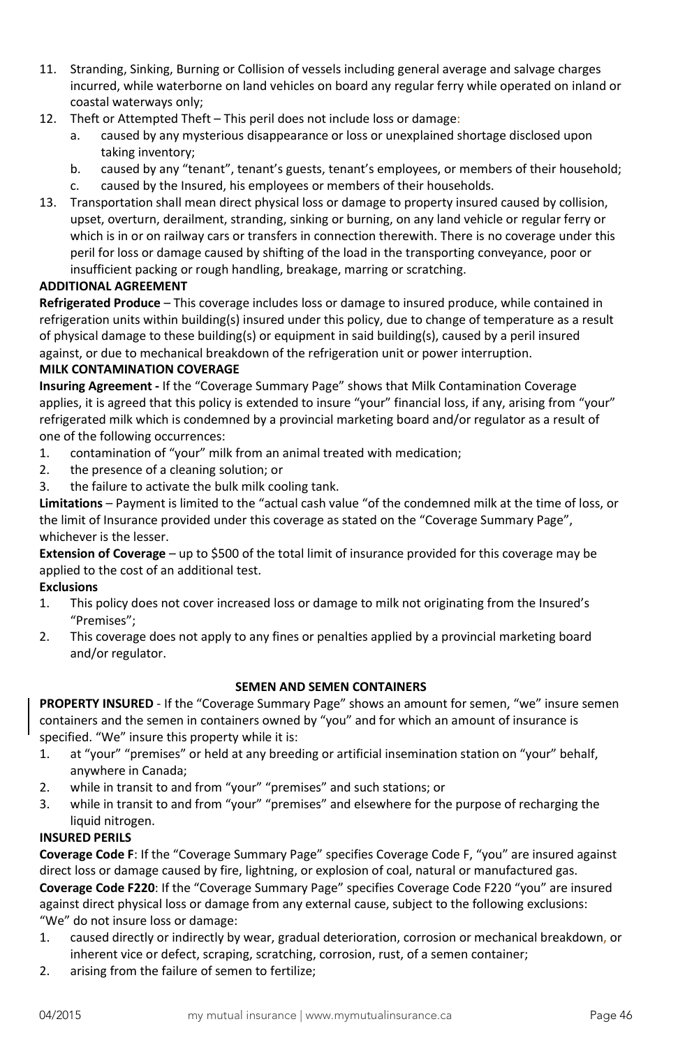11. Stranding, Sinking, Burning or Collision of vessels including general average and salvage charges incurred, while waterborne on land vehicles on board any regular ferry while operated on inland or coastal waterways only;
12. Theft or Attempted Theft – This peril does not include loss or damage:
    a. caused by any mysterious disappearance or loss or unexplained shortage disclosed upon taking inventory;
    b. caused by any "tenant", tenant's guests, tenant's employees, or members of their household;
    c. caused by the Insured, his employees or members of their households.
13. Transportation shall mean direct physical loss or damage to property insured caused by collision, upset, overturn, derailment, stranding, sinking or burning, on any land vehicle or regular ferry or which is in or on railway cars or transfers in connection therewith. There is no coverage under this peril for loss or damage caused by shifting of the load in the transporting conveyance, poor or insufficient packing or rough handling, breakage, marring or scratching.

**ADDITIONAL AGREEMENT**

**Refrigerated Produce** – This coverage includes loss or damage to insured produce, while contained in refrigeration units within building(s) insured under this policy, due to change of temperature as a result of physical damage to these building(s) or equipment in said building(s), caused by a peril insured against, or due to mechanical breakdown of the refrigeration unit or power interruption.

**MILK CONTAMINATION COVERAGE**

**Insuring Agreement -** If the "Coverage Summary Page" shows that Milk Contamination Coverage applies, it is agreed that this policy is extended to insure "your" financial loss, if any, arising from "your" refrigerated milk which is condemned by a provincial marketing board and/or regulator as a result of one of the following occurrences:

1. contamination of "your" milk from an animal treated with medication;
2. the presence of a cleaning solution; or
3. the failure to activate the bulk milk cooling tank.

**Limitations** – Payment is limited to the "actual cash value "of the condemned milk at the time of loss, or the limit of Insurance provided under this coverage as stated on the "Coverage Summary Page", whichever is the lesser.

**Extension of Coverage** – up to $500 of the total limit of insurance provided for this coverage may be applied to the cost of an additional test.

**Exclusions**

1. This policy does not cover increased loss or damage to milk not originating from the Insured's "Premises";
2. This coverage does not apply to any fines or penalties applied by a provincial marketing board and/or regulator.

## SEMEN AND SEMEN CONTAINERS

**PROPERTY INSURED** - If the "Coverage Summary Page" shows an amount for semen, "we" insure semen containers and the semen in containers owned by "you" and for which an amount of insurance is specified. "We" insure this property while it is:

1. at "your" "premises" or held at any breeding or artificial insemination station on "your" behalf, anywhere in Canada;
2. while in transit to and from "your" "premises" and such stations; or
3. while in transit to and from "your" "premises" and elsewhere for the purpose of recharging the liquid nitrogen.

**INSURED PERILS**

**Coverage Code F**: If the "Coverage Summary Page" specifies Coverage Code F, "you" are insured against direct loss or damage caused by fire, lightning, or explosion of coal, natural or manufactured gas.

**Coverage Code F220**: If the "Coverage Summary Page" specifies Coverage Code F220 "you" are insured against direct physical loss or damage from any external cause, subject to the following exclusions:

"We" do not insure loss or damage:

1. caused directly or indirectly by wear, gradual deterioration, corrosion or mechanical breakdown, or inherent vice or defect, scraping, scratching, corrosion, rust, of a semen container;
2. arising from the failure of semen to fertilize;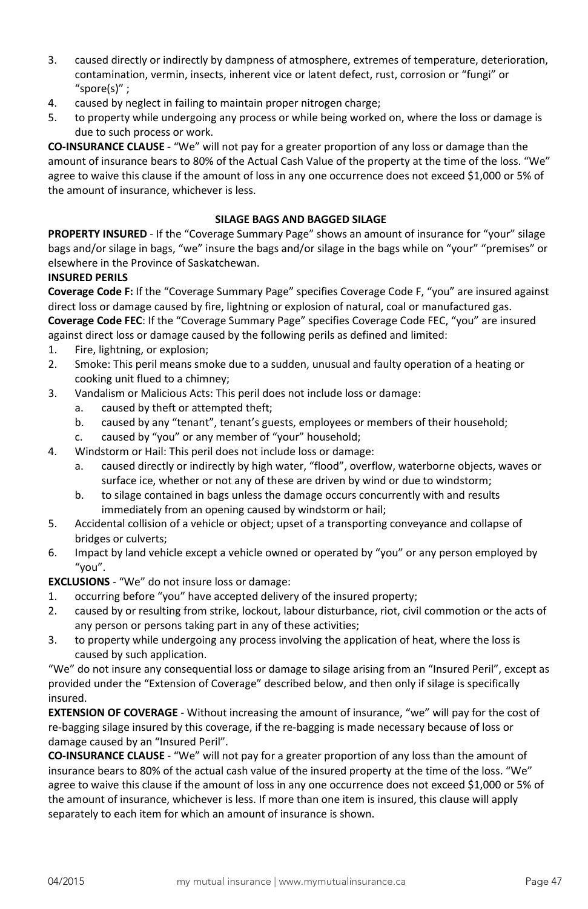3. caused directly or indirectly by dampness of atmosphere, extremes of temperature, deterioration, contamination, vermin, insects, inherent vice or latent defect, rust, corrosion or "fungi" or "spore(s)" ;
4. caused by neglect in failing to maintain proper nitrogen charge;
5. to property while undergoing any process or while being worked on, where the loss or damage is due to such process or work.

**CO-INSURANCE CLAUSE** - "We" will not pay for a greater proportion of any loss or damage than the amount of insurance bears to 80% of the Actual Cash Value of the property at the time of the loss. "We" agree to waive this clause if the amount of loss in any one occurrence does not exceed $1,000 or 5% of the amount of insurance, whichever is less.

## SILAGE BAGS AND BAGGED SILAGE

**PROPERTY INSURED** - If the "Coverage Summary Page" shows an amount of insurance for "your" silage bags and/or silage in bags, "we" insure the bags and/or silage in the bags while on "your" "premises" or elsewhere in the Province of Saskatchewan.

**INSURED PERILS**

**Coverage Code F:** If the "Coverage Summary Page" specifies Coverage Code F, "you" are insured against direct loss or damage caused by fire, lightning or explosion of natural, coal or manufactured gas.

**Coverage Code FEC**: If the "Coverage Summary Page" specifies Coverage Code FEC, "you" are insured against direct loss or damage caused by the following perils as defined and limited:

1. Fire, lightning, or explosion;
2. Smoke: This peril means smoke due to a sudden, unusual and faulty operation of a heating or cooking unit flued to a chimney;
3. Vandalism or Malicious Acts: This peril does not include loss or damage:
   a. caused by theft or attempted theft;
   b. caused by any "tenant", tenant's guests, employees or members of their household;
   c. caused by "you" or any member of "your" household;
4. Windstorm or Hail: This peril does not include loss or damage:
   a. caused directly or indirectly by high water, "flood", overflow, waterborne objects, waves or surface ice, whether or not any of these are driven by wind or due to windstorm;
   b. to silage contained in bags unless the damage occurs concurrently with and results immediately from an opening caused by windstorm or hail;
5. Accidental collision of a vehicle or object; upset of a transporting conveyance and collapse of bridges or culverts;
6. Impact by land vehicle except a vehicle owned or operated by "you" or any person employed by "you".

**EXCLUSIONS** - "We" do not insure loss or damage:

1. occurring before "you" have accepted delivery of the insured property;
2. caused by or resulting from strike, lockout, labour disturbance, riot, civil commotion or the acts of any person or persons taking part in any of these activities;
3. to property while undergoing any process involving the application of heat, where the loss is caused by such application.

"We" do not insure any consequential loss or damage to silage arising from an "Insured Peril", except as provided under the "Extension of Coverage" described below, and then only if silage is specifically insured.

**EXTENSION OF COVERAGE** - Without increasing the amount of insurance, "we" will pay for the cost of re-bagging silage insured by this coverage, if the re-bagging is made necessary because of loss or damage caused by an "Insured Peril".

**CO-INSURANCE CLAUSE** - "We" will not pay for a greater proportion of any loss than the amount of insurance bears to 80% of the actual cash value of the insured property at the time of the loss. "We" agree to waive this clause if the amount of loss in any one occurrence does not exceed $1,000 or 5% of the amount of insurance, whichever is less. If more than one item is insured, this clause will apply separately to each item for which an amount of insurance is shown.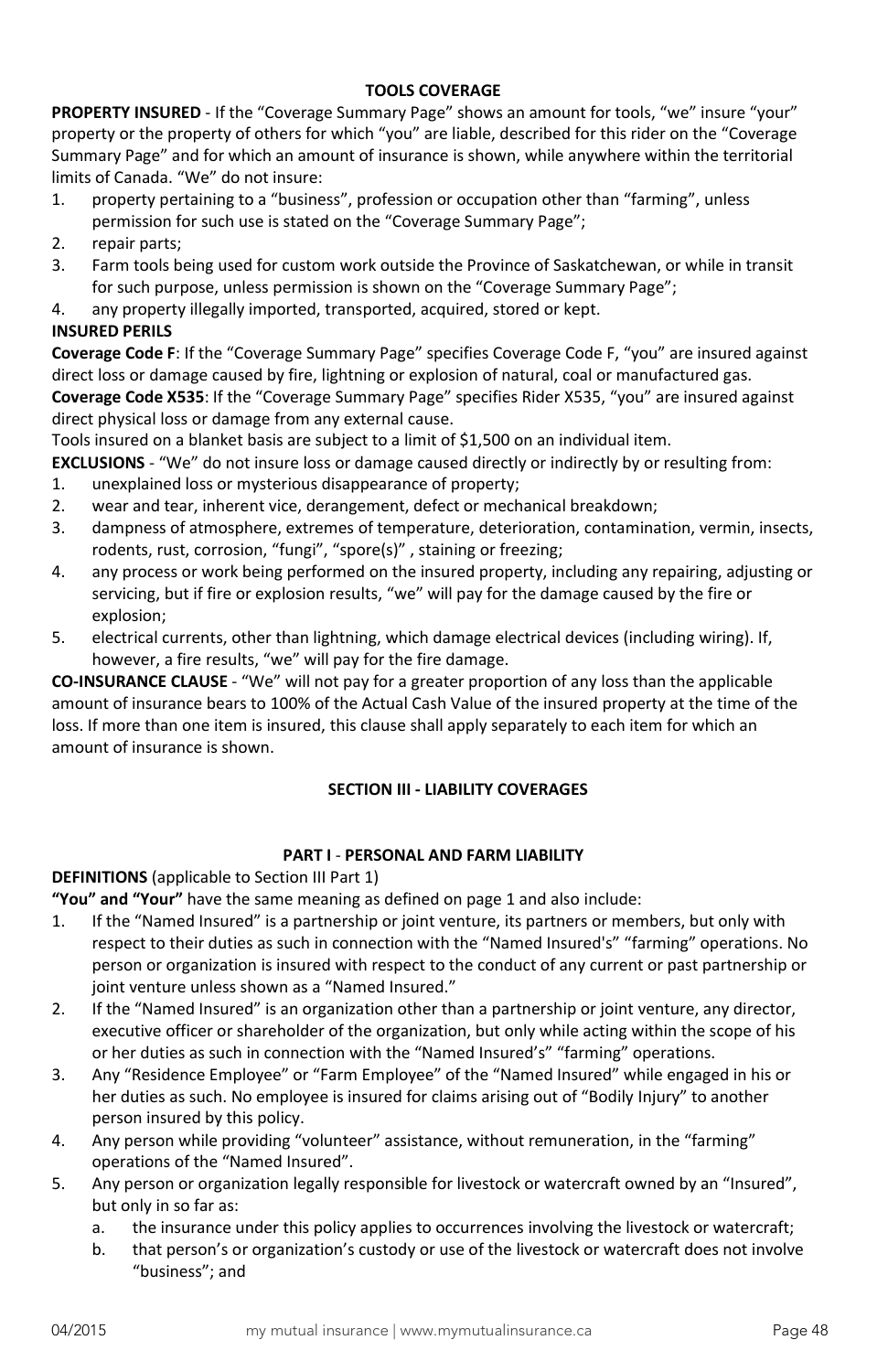### TOOLS COVERAGE

**PROPERTY INSURED** - If the "Coverage Summary Page" shows an amount for tools, "we" insure "your" property or the property of others for which "you" are liable, described for this rider on the "Coverage Summary Page" and for which an amount of insurance is shown, while anywhere within the territorial limits of Canada. "We" do not insure:

1. property pertaining to a "business", profession or occupation other than "farming", unless permission for such use is stated on the "Coverage Summary Page";
2. repair parts;
3. Farm tools being used for custom work outside the Province of Saskatchewan, or while in transit for such purpose, unless permission is shown on the "Coverage Summary Page";
4. any property illegally imported, transported, acquired, stored or kept.

**INSURED PERILS**

**Coverage Code F**: If the "Coverage Summary Page" specifies Coverage Code F, "you" are insured against direct loss or damage caused by fire, lightning or explosion of natural, coal or manufactured gas.

**Coverage Code X535**: If the "Coverage Summary Page" specifies Rider X535, "you" are insured against direct physical loss or damage from any external cause.

Tools insured on a blanket basis are subject to a limit of $1,500 on an individual item.

**EXCLUSIONS** - "We" do not insure loss or damage caused directly or indirectly by or resulting from:

1. unexplained loss or mysterious disappearance of property;
2. wear and tear, inherent vice, derangement, defect or mechanical breakdown;
3. dampness of atmosphere, extremes of temperature, deterioration, contamination, vermin, insects, rodents, rust, corrosion, "fungi", "spore(s)" , staining or freezing;
4. any process or work being performed on the insured property, including any repairing, adjusting or servicing, but if fire or explosion results, "we" will pay for the damage caused by the fire or explosion;
5. electrical currents, other than lightning, which damage electrical devices (including wiring). If, however, a fire results, "we" will pay for the fire damage.

**CO-INSURANCE CLAUSE** - "We" will not pay for a greater proportion of any loss than the applicable amount of insurance bears to 100% of the Actual Cash Value of the insured property at the time of the loss. If more than one item is insured, this clause shall apply separately to each item for which an amount of insurance is shown.

## SECTION III - LIABILITY COVERAGES

### PART I - PERSONAL AND FARM LIABILITY

**DEFINITIONS** (applicable to Section III Part 1)

**"You" and "Your"** have the same meaning as defined on page 1 and also include:

1. If the "Named Insured" is a partnership or joint venture, its partners or members, but only with respect to their duties as such in connection with the "Named Insured's" "farming" operations. No person or organization is insured with respect to the conduct of any current or past partnership or joint venture unless shown as a "Named Insured."
2. If the "Named Insured" is an organization other than a partnership or joint venture, any director, executive officer or shareholder of the organization, but only while acting within the scope of his or her duties as such in connection with the "Named Insured's" "farming" operations.
3. Any "Residence Employee" or "Farm Employee" of the "Named Insured" while engaged in his or her duties as such. No employee is insured for claims arising out of "Bodily Injury" to another person insured by this policy.
4. Any person while providing "volunteer" assistance, without remuneration, in the "farming" operations of the "Named Insured".
5. Any person or organization legally responsible for livestock or watercraft owned by an "Insured", but only in so far as:
   a. the insurance under this policy applies to occurrences involving the livestock or watercraft;
   b. that person's or organization's custody or use of the livestock or watercraft does not involve "business"; and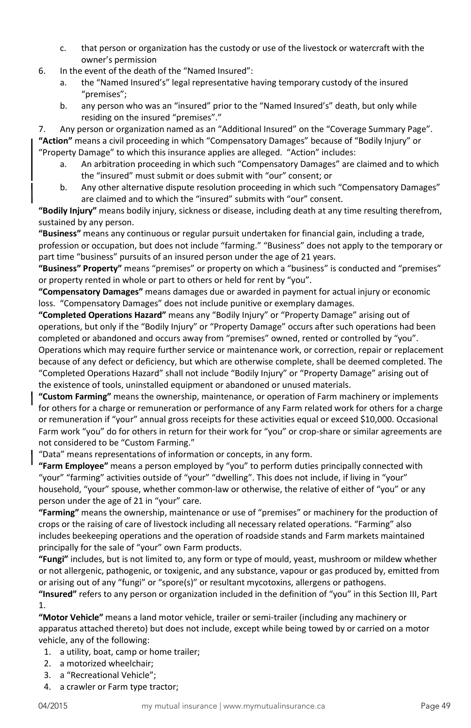c. that person or organization has the custody or use of the livestock or watercraft with the owner's permission

6. In the event of the death of the "Named Insured":
   a. the "Named Insured's" legal representative having temporary custody of the insured "premises";
   b. any person who was an "insured" prior to the "Named Insured's" death, but only while residing on the insured "premises"."

7. Any person or organization named as an "Additional Insured" on the "Coverage Summary Page".

**"Action"** means a civil proceeding in which "Compensatory Damages" because of "Bodily Injury" or "Property Damage" to which this insurance applies are alleged. "Action" includes:

a. An arbitration proceeding in which such "Compensatory Damages" are claimed and to which the "insured" must submit or does submit with "our" consent; or
b. Any other alternative dispute resolution proceeding in which such "Compensatory Damages" are claimed and to which the "insured" submits with "our" consent.

**"Bodily Injury"** means bodily injury, sickness or disease, including death at any time resulting therefrom, sustained by any person.

**"Business"** means any continuous or regular pursuit undertaken for financial gain, including a trade, profession or occupation, but does not include "farming." "Business" does not apply to the temporary or part time "business" pursuits of an insured person under the age of 21 years.

**"Business" Property"** means "premises" or property on which a "business" is conducted and "premises" or property rented in whole or part to others or held for rent by "you".

**"Compensatory Damages"** means damages due or awarded in payment for actual injury or economic loss. "Compensatory Damages" does not include punitive or exemplary damages.

**"Completed Operations Hazard"** means any "Bodily Injury" or "Property Damage" arising out of operations, but only if the "Bodily Injury" or "Property Damage" occurs after such operations had been completed or abandoned and occurs away from "premises" owned, rented or controlled by "you". Operations which may require further service or maintenance work, or correction, repair or replacement because of any defect or deficiency, but which are otherwise complete, shall be deemed completed. The "Completed Operations Hazard" shall not include "Bodily Injury" or "Property Damage" arising out of the existence of tools, uninstalled equipment or abandoned or unused materials.

**"Custom Farming"** means the ownership, maintenance, or operation of Farm machinery or implements for others for a charge or remuneration or performance of any Farm related work for others for a charge or remuneration if "your" annual gross receipts for these activities equal or exceed $10,000. Occasional Farm work "you" do for others in return for their work for "you" or crop-share or similar agreements are not considered to be "Custom Farming."

"Data" means representations of information or concepts, in any form.

**"Farm Employee"** means a person employed by "you" to perform duties principally connected with "your" "farming" activities outside of "your" "dwelling". This does not include, if living in "your" household, "your" spouse, whether common-law or otherwise, the relative of either of "you" or any person under the age of 21 in "your" care.

**"Farming"** means the ownership, maintenance or use of "premises" or machinery for the production of crops or the raising of care of livestock including all necessary related operations. "Farming" also includes beekeeping operations and the operation of roadside stands and Farm markets maintained principally for the sale of "your" own Farm products.

**"Fungi"** includes, but is not limited to, any form or type of mould, yeast, mushroom or mildew whether or not allergenic, pathogenic, or toxigenic, and any substance, vapour or gas produced by, emitted from or arising out of any "fungi" or "spore(s)" or resultant mycotoxins, allergens or pathogens.

**"Insured"** refers to any person or organization included in the definition of "you" in this Section III, Part 1.

**"Motor Vehicle"** means a land motor vehicle, trailer or semi-trailer (including any machinery or apparatus attached thereto) but does not include, except while being towed by or carried on a motor vehicle, any of the following:

1. a utility, boat, camp or home trailer;
2. a motorized wheelchair;
3. a "Recreational Vehicle";
4. a crawler or Farm type tractor;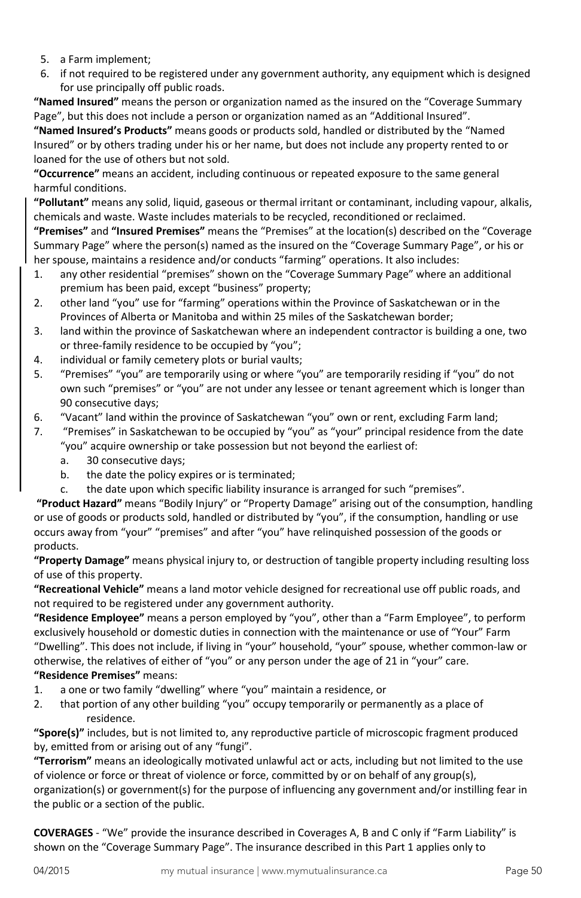5. a Farm implement;
6. if not required to be registered under any government authority, any equipment which is designed for use principally off public roads.

**"Named Insured"** means the person or organization named as the insured on the "Coverage Summary Page", but this does not include a person or organization named as an "Additional Insured".

**"Named Insured's Products"** means goods or products sold, handled or distributed by the "Named Insured" or by others trading under his or her name, but does not include any property rented to or loaned for the use of others but not sold.

**"Occurrence"** means an accident, including continuous or repeated exposure to the same general harmful conditions.

**"Pollutant"** means any solid, liquid, gaseous or thermal irritant or contaminant, including vapour, alkalis, chemicals and waste. Waste includes materials to be recycled, reconditioned or reclaimed.

**"Premises"** and **"Insured Premises"** means the "Premises" at the location(s) described on the "Coverage Summary Page" where the person(s) named as the insured on the "Coverage Summary Page", or his or her spouse, maintains a residence and/or conducts "farming" operations. It also includes:

1. any other residential "premises" shown on the "Coverage Summary Page" where an additional premium has been paid, except "business" property;
2. other land "you" use for "farming" operations within the Province of Saskatchewan or in the Provinces of Alberta or Manitoba and within 25 miles of the Saskatchewan border;
3. land within the province of Saskatchewan where an independent contractor is building a one, two or three-family residence to be occupied by "you";
4. individual or family cemetery plots or burial vaults;
5. "Premises" "you" are temporarily using or where "you" are temporarily residing if "you" do not own such "premises" or "you" are not under any lessee or tenant agreement which is longer than 90 consecutive days;
6. "Vacant" land within the province of Saskatchewan "you" own or rent, excluding Farm land;
7. "Premises" in Saskatchewan to be occupied by "you" as "your" principal residence from the date "you" acquire ownership or take possession but not beyond the earliest of:
   a. 30 consecutive days;
   b. the date the policy expires or is terminated;
   c. the date upon which specific liability insurance is arranged for such "premises".

**"Product Hazard"** means "Bodily Injury" or "Property Damage" arising out of the consumption, handling or use of goods or products sold, handled or distributed by "you", if the consumption, handling or use occurs away from "your" "premises" and after "you" have relinquished possession of the goods or products.

**"Property Damage"** means physical injury to, or destruction of tangible property including resulting loss of use of this property.

**"Recreational Vehicle"** means a land motor vehicle designed for recreational use off public roads, and not required to be registered under any government authority.

**"Residence Employee"** means a person employed by "you", other than a "Farm Employee", to perform exclusively household or domestic duties in connection with the maintenance or use of "Your" Farm "Dwelling". This does not include, if living in "your" household, "your" spouse, whether common-law or otherwise, the relatives of either of "you" or any person under the age of 21 in "your" care.

**"Residence Premises"** means:

1. a one or two family "dwelling" where "you" maintain a residence, or
2. that portion of any other building "you" occupy temporarily or permanently as a place of residence.

**"Spore(s)"** includes, but is not limited to, any reproductive particle of microscopic fragment produced by, emitted from or arising out of any "fungi".

**"Terrorism"** means an ideologically motivated unlawful act or acts, including but not limited to the use of violence or force or threat of violence or force, committed by or on behalf of any group(s), organization(s) or government(s) for the purpose of influencing any government and/or instilling fear in the public or a section of the public.

**COVERAGES** - "We" provide the insurance described in Coverages A, B and C only if "Farm Liability" is shown on the "Coverage Summary Page". The insurance described in this Part 1 applies only to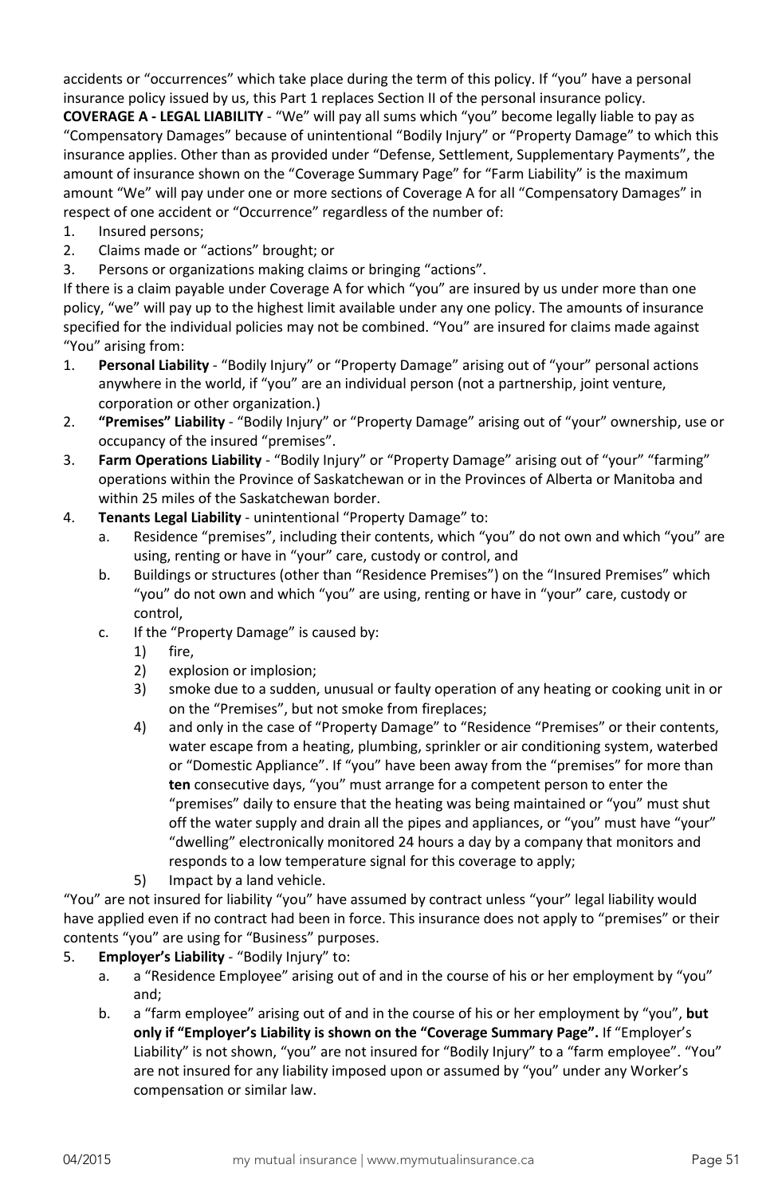accidents or "occurrences" which take place during the term of this policy. If "you" have a personal insurance policy issued by us, this Part 1 replaces Section II of the personal insurance policy.

**COVERAGE A - LEGAL LIABILITY** - "We" will pay all sums which "you" become legally liable to pay as "Compensatory Damages" because of unintentional "Bodily Injury" or "Property Damage" to which this insurance applies. Other than as provided under "Defense, Settlement, Supplementary Payments", the amount of insurance shown on the "Coverage Summary Page" for "Farm Liability" is the maximum amount "We" will pay under one or more sections of Coverage A for all "Compensatory Damages" in respect of one accident or "Occurrence" regardless of the number of:

1. Insured persons;
2. Claims made or "actions" brought; or
3. Persons or organizations making claims or bringing "actions".

If there is a claim payable under Coverage A for which "you" are insured by us under more than one policy, "we" will pay up to the highest limit available under any one policy. The amounts of insurance specified for the individual policies may not be combined. "You" are insured for claims made against "You" arising from:

1. **Personal Liability** - "Bodily Injury" or "Property Damage" arising out of "your" personal actions anywhere in the world, if "you" are an individual person (not a partnership, joint venture, corporation or other organization.)
2. **"Premises" Liability** - "Bodily Injury" or "Property Damage" arising out of "your" ownership, use or occupancy of the insured "premises".
3. **Farm Operations Liability** - "Bodily Injury" or "Property Damage" arising out of "your" "farming" operations within the Province of Saskatchewan or in the Provinces of Alberta or Manitoba and within 25 miles of the Saskatchewan border.
4. **Tenants Legal Liability** - unintentional "Property Damage" to:
   a. Residence "premises", including their contents, which "you" do not own and which "you" are using, renting or have in "your" care, custody or control, and
   b. Buildings or structures (other than "Residence Premises") on the "Insured Premises" which "you" do not own and which "you" are using, renting or have in "your" care, custody or control,
   c. If the "Property Damage" is caused by:
      1) fire,
      2) explosion or implosion;
      3) smoke due to a sudden, unusual or faulty operation of any heating or cooking unit in or on the "Premises", but not smoke from fireplaces;
      4) and only in the case of "Property Damage" to "Residence "Premises" or their contents, water escape from a heating, plumbing, sprinkler or air conditioning system, waterbed or "Domestic Appliance". If "you" have been away from the "premises" for more than **ten** consecutive days, "you" must arrange for a competent person to enter the "premises" daily to ensure that the heating was being maintained or "you" must shut off the water supply and drain all the pipes and appliances, or "you" must have "your" "dwelling" electronically monitored 24 hours a day by a company that monitors and responds to a low temperature signal for this coverage to apply;
      5) Impact by a land vehicle.

   "You" are not insured for liability "you" have assumed by contract unless "your" legal liability would have applied even if no contract had been in force. This insurance does not apply to "premises" or their contents "you" are using for "Business" purposes.
5. **Employer's Liability** - "Bodily Injury" to:
   a. a "Residence Employee" arising out of and in the course of his or her employment by "you" and;
   b. a "farm employee" arising out of and in the course of his or her employment by "you", **but only if "Employer's Liability is shown on the "Coverage Summary Page".** If "Employer's Liability" is not shown, "you" are not insured for "Bodily Injury" to a "farm employee". "You" are not insured for any liability imposed upon or assumed by "you" under any Worker's compensation or similar law.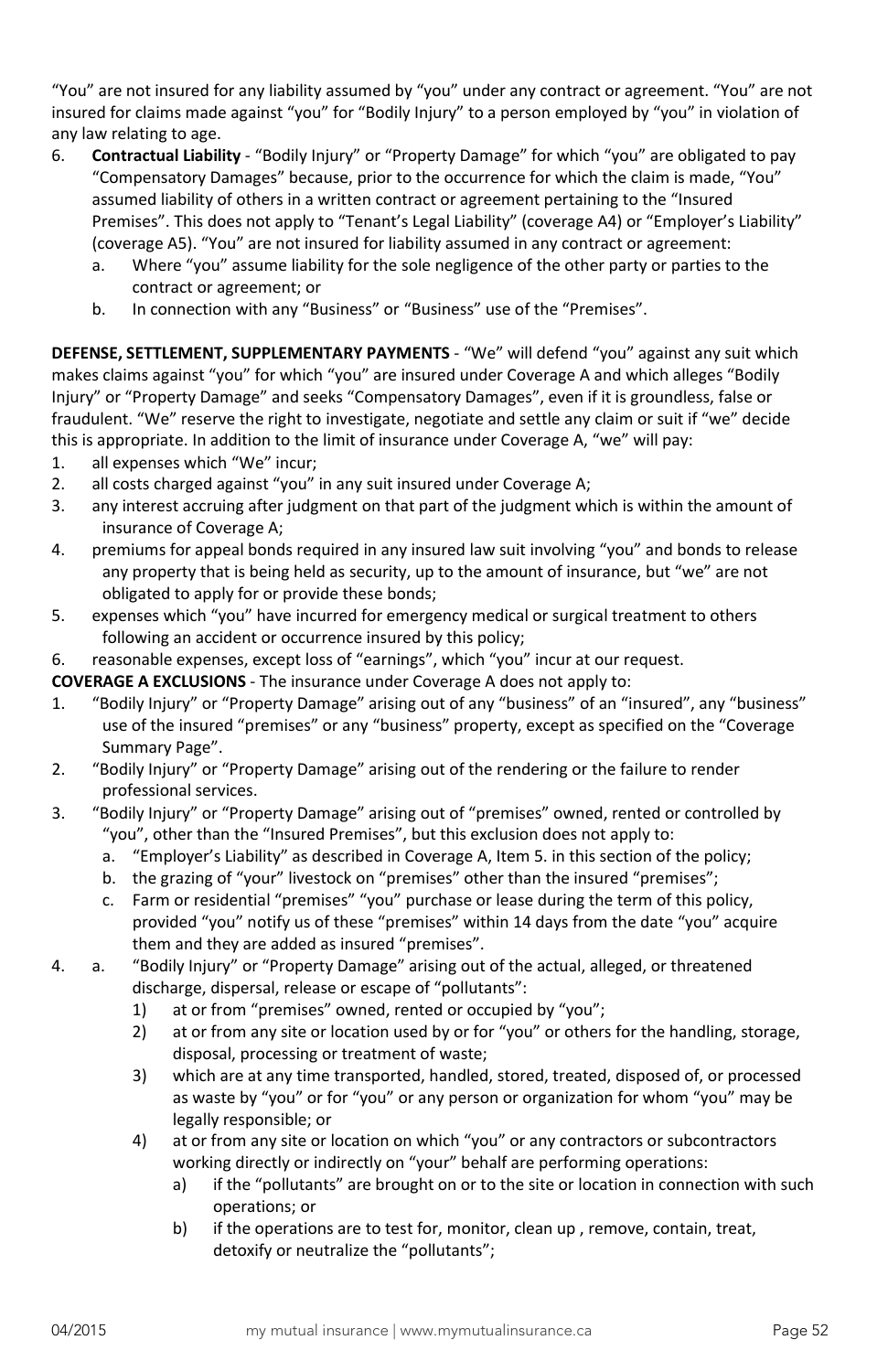“You” are not insured for any liability assumed by “you” under any contract or agreement. “You” are not insured for claims made against “you” for “Bodily Injury” to a person employed by “you” in violation of any law relating to age.

6. **Contractual Liability** - “Bodily Injury” or “Property Damage” for which “you” are obligated to pay “Compensatory Damages” because, prior to the occurrence for which the claim is made, “You” assumed liability of others in a written contract or agreement pertaining to the “Insured Premises”. This does not apply to “Tenant’s Legal Liability” (coverage A4) or “Employer’s Liability” (coverage A5). “You” are not insured for liability assumed in any contract or agreement:
   a. Where “you” assume liability for the sole negligence of the other party or parties to the contract or agreement; or
   b. In connection with any “Business” or “Business” use of the “Premises”.

**DEFENSE, SETTLEMENT, SUPPLEMENTARY PAYMENTS** - “We” will defend “you” against any suit which makes claims against “you” for which “you” are insured under Coverage A and which alleges “Bodily Injury” or “Property Damage” and seeks “Compensatory Damages”, even if it is groundless, false or fraudulent. “We” reserve the right to investigate, negotiate and settle any claim or suit if “we” decide this is appropriate. In addition to the limit of insurance under Coverage A, “we” will pay:

1. all expenses which “We” incur;
2. all costs charged against “you” in any suit insured under Coverage A;
3. any interest accruing after judgment on that part of the judgment which is within the amount of insurance of Coverage A;
4. premiums for appeal bonds required in any insured law suit involving “you” and bonds to release any property that is being held as security, up to the amount of insurance, but “we” are not obligated to apply for or provide these bonds;
5. expenses which “you” have incurred for emergency medical or surgical treatment to others following an accident or occurrence insured by this policy;
6. reasonable expenses, except loss of “earnings”, which “you” incur at our request.

**COVERAGE A EXCLUSIONS** - The insurance under Coverage A does not apply to:

1. “Bodily Injury” or “Property Damage” arising out of any “business” of an “insured”, any “business” use of the insured “premises” or any “business” property, except as specified on the “Coverage Summary Page”.
2. “Bodily Injury” or “Property Damage” arising out of the rendering or the failure to render professional services.
3. “Bodily Injury” or “Property Damage” arising out of “premises” owned, rented or controlled by “you”, other than the “Insured Premises”, but this exclusion does not apply to:
   a. “Employer’s Liability” as described in Coverage A, Item 5. in this section of the policy;
   b. the grazing of “your” livestock on “premises” other than the insured “premises”;
   c. Farm or residential “premises” “you” purchase or lease during the term of this policy, provided “you” notify us of these “premises” within 14 days from the date “you” acquire them and they are added as insured “premises”.
4. a. “Bodily Injury” or “Property Damage” arising out of the actual, alleged, or threatened discharge, dispersal, release or escape of “pollutants”:
      1) at or from “premises” owned, rented or occupied by “you”;
      2) at or from any site or location used by or for “you” or others for the handling, storage, disposal, processing or treatment of waste;
      3) which are at any time transported, handled, stored, treated, disposed of, or processed as waste by “you” or for “you” or any person or organization for whom “you” may be legally responsible; or
      4) at or from any site or location on which “you” or any contractors or subcontractors working directly or indirectly on “your” behalf are performing operations:
         a) if the “pollutants” are brought on or to the site or location in connection with such operations; or
         b) if the operations are to test for, monitor, clean up , remove, contain, treat, detoxify or neutralize the “pollutants”;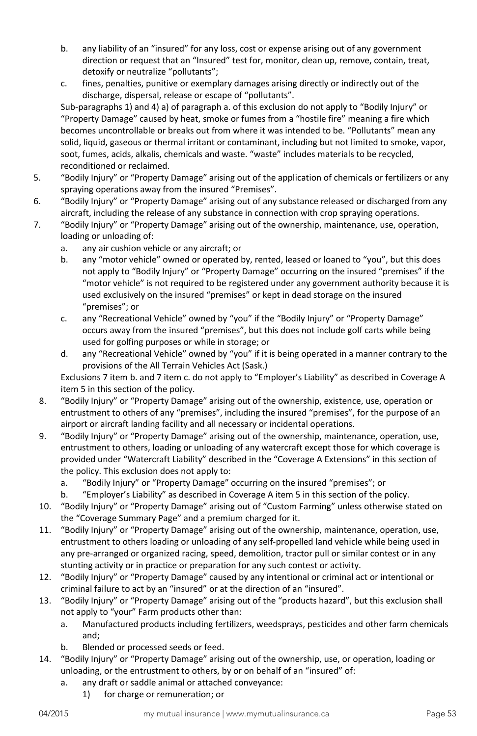b. any liability of an "insured" for any loss, cost or expense arising out of any government direction or request that an "Insured" test for, monitor, clean up, remove, contain, treat, detoxify or neutralize "pollutants";

c. fines, penalties, punitive or exemplary damages arising directly or indirectly out of the discharge, dispersal, release or escape of "pollutants".

Sub-paragraphs 1) and 4) a) of paragraph a. of this exclusion do not apply to "Bodily Injury" or "Property Damage" caused by heat, smoke or fumes from a "hostile fire" meaning a fire which becomes uncontrollable or breaks out from where it was intended to be. "Pollutants" mean any solid, liquid, gaseous or thermal irritant or contaminant, including but not limited to smoke, vapor, soot, fumes, acids, alkalis, chemicals and waste. "waste" includes materials to be recycled, reconditioned or reclaimed.

5. "Bodily Injury" or "Property Damage" arising out of the application of chemicals or fertilizers or any spraying operations away from the insured "Premises".

6. "Bodily Injury" or "Property Damage" arising out of any substance released or discharged from any aircraft, including the release of any substance in connection with crop spraying operations.

7. "Bodily Injury" or "Property Damage" arising out of the ownership, maintenance, use, operation, loading or unloading of:
   a. any air cushion vehicle or any aircraft; or
   b. any "motor vehicle" owned or operated by, rented, leased or loaned to "you", but this does not apply to "Bodily Injury" or "Property Damage" occurring on the insured "premises" if the "motor vehicle" is not required to be registered under any government authority because it is used exclusively on the insured "premises" or kept in dead storage on the insured "premises"; or
   c. any "Recreational Vehicle" owned by "you" if the "Bodily Injury" or "Property Damage" occurs away from the insured "premises", but this does not include golf carts while being used for golfing purposes or while in storage; or
   d. any "Recreational Vehicle" owned by "you" if it is being operated in a manner contrary to the provisions of the All Terrain Vehicles Act (Sask.)

   Exclusions 7 item b. and 7 item c. do not apply to "Employer's Liability" as described in Coverage A item 5 in this section of the policy.

8. "Bodily Injury" or "Property Damage" arising out of the ownership, existence, use, operation or entrustment to others of any "premises", including the insured "premises", for the purpose of an airport or aircraft landing facility and all necessary or incidental operations.

9. "Bodily Injury" or "Property Damage" arising out of the ownership, maintenance, operation, use, entrustment to others, loading or unloading of any watercraft except those for which coverage is provided under "Watercraft Liability" described in the "Coverage A Extensions" in this section of the policy. This exclusion does not apply to:
   a. "Bodily Injury" or "Property Damage" occurring on the insured "premises"; or
   b. "Employer's Liability" as described in Coverage A item 5 in this section of the policy.

10. "Bodily Injury" or "Property Damage" arising out of "Custom Farming" unless otherwise stated on the "Coverage Summary Page" and a premium charged for it.

11. "Bodily Injury" or "Property Damage" arising out of the ownership, maintenance, operation, use, entrustment to others loading or unloading of any self-propelled land vehicle while being used in any pre-arranged or organized racing, speed, demolition, tractor pull or similar contest or in any stunting activity or in practice or preparation for any such contest or activity.

12. "Bodily Injury" or "Property Damage" caused by any intentional or criminal act or intentional or criminal failure to act by an "insured" or at the direction of an "insured".

13. "Bodily Injury" or "Property Damage" arising out of the "products hazard", but this exclusion shall not apply to "your" Farm products other than:
    a. Manufactured products including fertilizers, weedsprays, pesticides and other farm chemicals and;
    b. Blended or processed seeds or feed.

14. "Bodily Injury" or "Property Damage" arising out of the ownership, use, or operation, loading or unloading, or the entrustment to others, by or on behalf of an "insured" of:
    a. any draft or saddle animal or attached conveyance:
       1) for charge or remuneration; or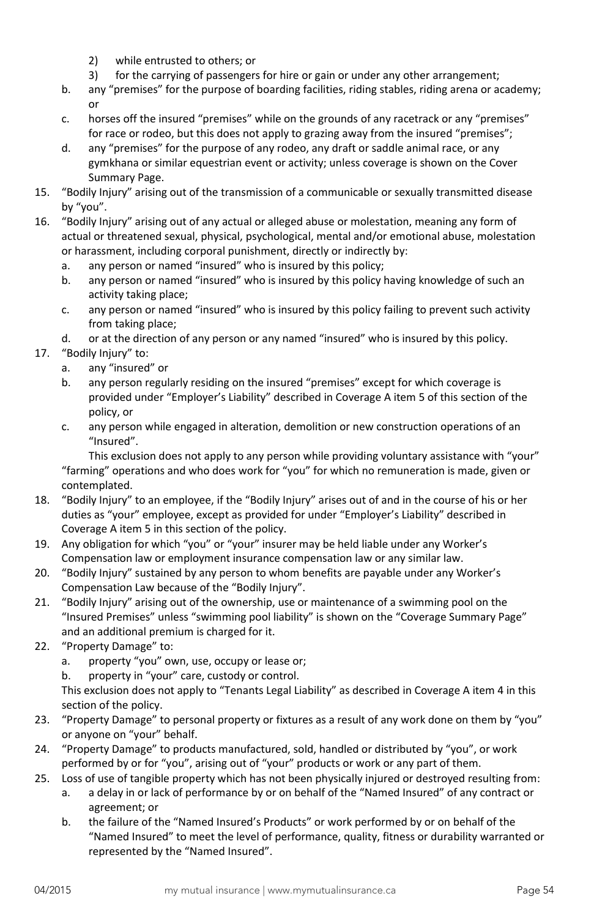2) while entrusted to others; or
3) for the carrying of passengers for hire or gain or under any other arrangement;

b. any "premises" for the purpose of boarding facilities, riding stables, riding arena or academy; or

c. horses off the insured "premises" while on the grounds of any racetrack or any "premises" for race or rodeo, but this does not apply to grazing away from the insured "premises";

d. any "premises" for the purpose of any rodeo, any draft or saddle animal race, or any gymkhana or similar equestrian event or activity; unless coverage is shown on the Cover Summary Page.

15. "Bodily Injury" arising out of the transmission of a communicable or sexually transmitted disease by "you".

16. "Bodily Injury" arising out of any actual or alleged abuse or molestation, meaning any form of actual or threatened sexual, physical, psychological, mental and/or emotional abuse, molestation or harassment, including corporal punishment, directly or indirectly by:
    a. any person or named "insured" who is insured by this policy;
    b. any person or named "insured" who is insured by this policy having knowledge of such an activity taking place;
    c. any person or named "insured" who is insured by this policy failing to prevent such activity from taking place;
    d. or at the direction of any person or any named "insured" who is insured by this policy.

17. "Bodily Injury" to:
    a. any "insured" or
    b. any person regularly residing on the insured "premises" except for which coverage is provided under "Employer's Liability" described in Coverage A item 5 of this section of the policy, or
    c. any person while engaged in alteration, demolition or new construction operations of an "Insured".

    This exclusion does not apply to any person while providing voluntary assistance with "your" "farming" operations and who does work for "you" for which no remuneration is made, given or contemplated.

18. "Bodily Injury" to an employee, if the "Bodily Injury" arises out of and in the course of his or her duties as "your" employee, except as provided for under "Employer's Liability" described in Coverage A item 5 in this section of the policy.

19. Any obligation for which "you" or "your" insurer may be held liable under any Worker's Compensation law or employment insurance compensation law or any similar law.

20. "Bodily Injury" sustained by any person to whom benefits are payable under any Worker's Compensation Law because of the "Bodily Injury".

21. "Bodily Injury" arising out of the ownership, use or maintenance of a swimming pool on the "Insured Premises" unless "swimming pool liability" is shown on the "Coverage Summary Page" and an additional premium is charged for it.

22. "Property Damage" to:
    a. property "you" own, use, occupy or lease or;
    b. property in "your" care, custody or control.

    This exclusion does not apply to "Tenants Legal Liability" as described in Coverage A item 4 in this section of the policy.

23. "Property Damage" to personal property or fixtures as a result of any work done on them by "you" or anyone on "your" behalf.

24. "Property Damage" to products manufactured, sold, handled or distributed by "you", or work performed by or for "you", arising out of "your" products or work or any part of them.

25. Loss of use of tangible property which has not been physically injured or destroyed resulting from:
    a. a delay in or lack of performance by or on behalf of the "Named Insured" of any contract or agreement; or
    b. the failure of the "Named Insured's Products" or work performed by or on behalf of the "Named Insured" to meet the level of performance, quality, fitness or durability warranted or represented by the "Named Insured".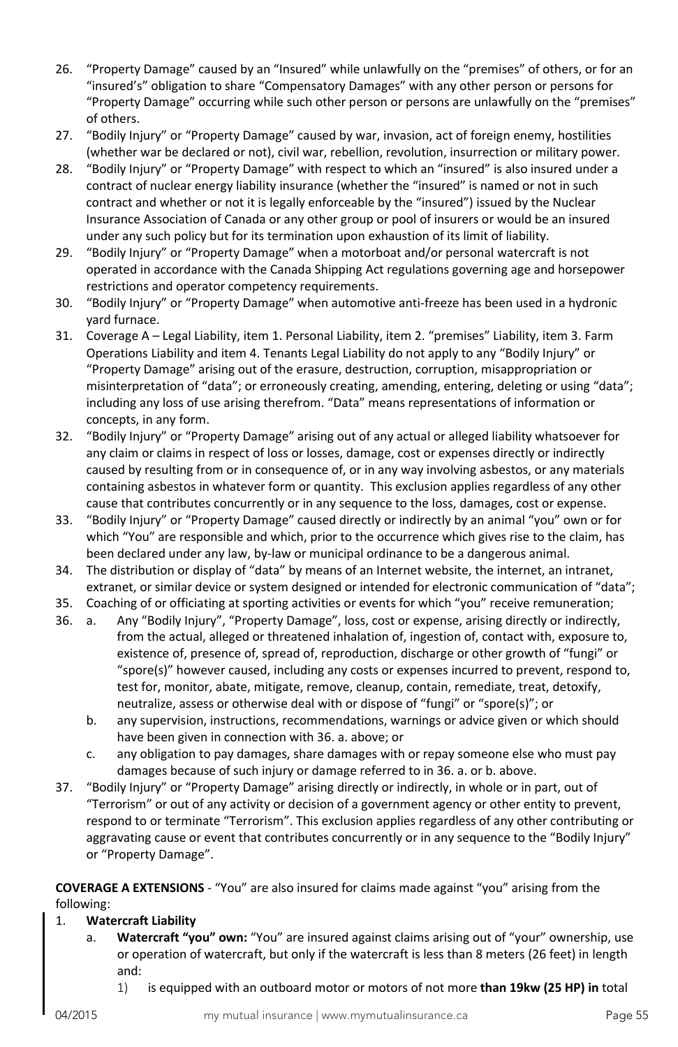26. "Property Damage" caused by an "Insured" while unlawfully on the "premises" of others, or for an "insured's" obligation to share "Compensatory Damages" with any other person or persons for "Property Damage" occurring while such other person or persons are unlawfully on the "premises" of others.
27. "Bodily Injury" or "Property Damage" caused by war, invasion, act of foreign enemy, hostilities (whether war be declared or not), civil war, rebellion, revolution, insurrection or military power.
28. "Bodily Injury" or "Property Damage" with respect to which an "insured" is also insured under a contract of nuclear energy liability insurance (whether the "insured" is named or not in such contract and whether or not it is legally enforceable by the "insured") issued by the Nuclear Insurance Association of Canada or any other group or pool of insurers or would be an insured under any such policy but for its termination upon exhaustion of its limit of liability.
29. "Bodily Injury" or "Property Damage" when a motorboat and/or personal watercraft is not operated in accordance with the Canada Shipping Act regulations governing age and horsepower restrictions and operator competency requirements.
30. "Bodily Injury" or "Property Damage" when automotive anti-freeze has been used in a hydronic yard furnace.
31. Coverage A – Legal Liability, item 1. Personal Liability, item 2. "premises" Liability, item 3. Farm Operations Liability and item 4. Tenants Legal Liability do not apply to any "Bodily Injury" or "Property Damage" arising out of the erasure, destruction, corruption, misappropriation or misinterpretation of "data"; or erroneously creating, amending, entering, deleting or using "data"; including any loss of use arising therefrom. "Data" means representations of information or concepts, in any form.
32. "Bodily Injury" or "Property Damage" arising out of any actual or alleged liability whatsoever for any claim or claims in respect of loss or losses, damage, cost or expenses directly or indirectly caused by resulting from or in consequence of, or in any way involving asbestos, or any materials containing asbestos in whatever form or quantity. This exclusion applies regardless of any other cause that contributes concurrently or in any sequence to the loss, damages, cost or expense.
33. "Bodily Injury" or "Property Damage" caused directly or indirectly by an animal "you" own or for which "You" are responsible and which, prior to the occurrence which gives rise to the claim, has been declared under any law, by-law or municipal ordinance to be a dangerous animal.
34. The distribution or display of "data" by means of an Internet website, the internet, an intranet, extranet, or similar device or system designed or intended for electronic communication of "data";
35. Coaching of or officiating at sporting activities or events for which "you" receive remuneration;
36. a. Any "Bodily Injury", "Property Damage", loss, cost or expense, arising directly or indirectly, from the actual, alleged or threatened inhalation of, ingestion of, contact with, exposure to, existence of, presence of, spread of, reproduction, discharge or other growth of "fungi" or "spore(s)" however caused, including any costs or expenses incurred to prevent, respond to, test for, monitor, abate, mitigate, remove, cleanup, contain, remediate, treat, detoxify, neutralize, assess or otherwise deal with or dispose of "fungi" or "spore(s)"; or
    b. any supervision, instructions, recommendations, warnings or advice given or which should have been given in connection with 36. a. above; or
    c. any obligation to pay damages, share damages with or repay someone else who must pay damages because of such injury or damage referred to in 36. a. or b. above.
37. "Bodily Injury" or "Property Damage" arising directly or indirectly, in whole or in part, out of "Terrorism" or out of any activity or decision of a government agency or other entity to prevent, respond to or terminate "Terrorism". This exclusion applies regardless of any other contributing or aggravating cause or event that contributes concurrently or in any sequence to the "Bodily Injury" or "Property Damage".

**COVERAGE A EXTENSIONS** - "You" are also insured for claims made against "you" arising from the following:

1. **Watercraft Liability**
   a. **Watercraft "you" own:** "You" are insured against claims arising out of "your" ownership, use or operation of watercraft, but only if the watercraft is less than 8 meters (26 feet) in length and:
      1) is equipped with an outboard motor or motors of not more **than 19kw (25 HP) in** total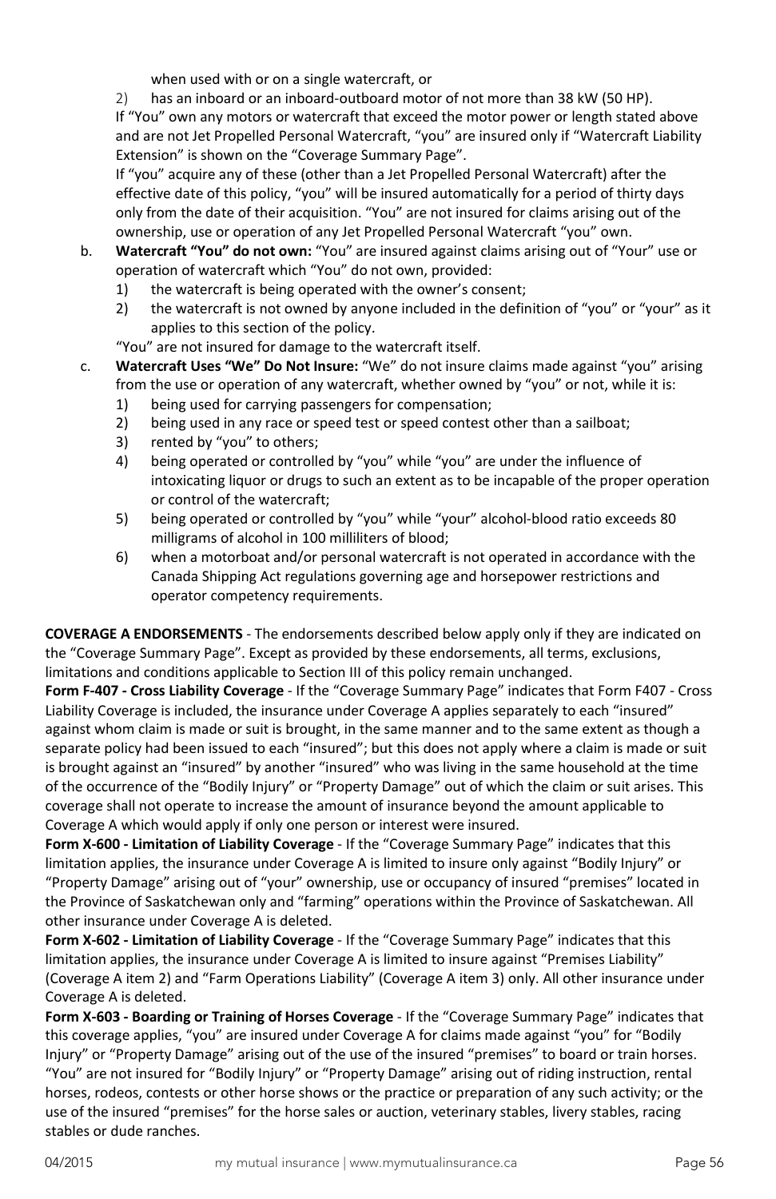when used with or on a single watercraft, or

2) has an inboard or an inboard-outboard motor of not more than 38 kW (50 HP).

If "You" own any motors or watercraft that exceed the motor power or length stated above and are not Jet Propelled Personal Watercraft, "you" are insured only if "Watercraft Liability Extension" is shown on the "Coverage Summary Page".

If "you" acquire any of these (other than a Jet Propelled Personal Watercraft) after the effective date of this policy, "you" will be insured automatically for a period of thirty days only from the date of their acquisition. "You" are not insured for claims arising out of the ownership, use or operation of any Jet Propelled Personal Watercraft "you" own.

b. **Watercraft "You" do not own:** "You" are insured against claims arising out of "Your" use or operation of watercraft which "You" do not own, provided:
   1) the watercraft is being operated with the owner's consent;
   2) the watercraft is not owned by anyone included in the definition of "you" or "your" as it applies to this section of the policy.

   "You" are not insured for damage to the watercraft itself.

c. **Watercraft Uses "We" Do Not Insure:** "We" do not insure claims made against "you" arising from the use or operation of any watercraft, whether owned by "you" or not, while it is:
   1) being used for carrying passengers for compensation;
   2) being used in any race or speed test or speed contest other than a sailboat;
   3) rented by "you" to others;
   4) being operated or controlled by "you" while "you" are under the influence of intoxicating liquor or drugs to such an extent as to be incapable of the proper operation or control of the watercraft;
   5) being operated or controlled by "you" while "your" alcohol-blood ratio exceeds 80 milligrams of alcohol in 100 milliliters of blood;
   6) when a motorboat and/or personal watercraft is not operated in accordance with the Canada Shipping Act regulations governing age and horsepower restrictions and operator competency requirements.

**COVERAGE A ENDORSEMENTS** - The endorsements described below apply only if they are indicated on the "Coverage Summary Page". Except as provided by these endorsements, all terms, exclusions, limitations and conditions applicable to Section III of this policy remain unchanged.

**Form F-407 - Cross Liability Coverage** - If the "Coverage Summary Page" indicates that Form F407 - Cross Liability Coverage is included, the insurance under Coverage A applies separately to each "insured" against whom claim is made or suit is brought, in the same manner and to the same extent as though a separate policy had been issued to each "insured"; but this does not apply where a claim is made or suit is brought against an "insured" by another "insured" who was living in the same household at the time of the occurrence of the "Bodily Injury" or "Property Damage" out of which the claim or suit arises. This coverage shall not operate to increase the amount of insurance beyond the amount applicable to Coverage A which would apply if only one person or interest were insured.

**Form X-600 - Limitation of Liability Coverage** - If the "Coverage Summary Page" indicates that this limitation applies, the insurance under Coverage A is limited to insure only against "Bodily Injury" or "Property Damage" arising out of "your" ownership, use or occupancy of insured "premises" located in the Province of Saskatchewan only and "farming" operations within the Province of Saskatchewan. All other insurance under Coverage A is deleted.

**Form X-602 - Limitation of Liability Coverage** - If the "Coverage Summary Page" indicates that this limitation applies, the insurance under Coverage A is limited to insure against "Premises Liability" (Coverage A item 2) and "Farm Operations Liability" (Coverage A item 3) only. All other insurance under Coverage A is deleted.

**Form X-603 - Boarding or Training of Horses Coverage** - If the "Coverage Summary Page" indicates that this coverage applies, "you" are insured under Coverage A for claims made against "you" for "Bodily Injury" or "Property Damage" arising out of the use of the insured "premises" to board or train horses. "You" are not insured for "Bodily Injury" or "Property Damage" arising out of riding instruction, rental horses, rodeos, contests or other horse shows or the practice or preparation of any such activity; or the use of the insured "premises" for the horse sales or auction, veterinary stables, livery stables, racing stables or dude ranches.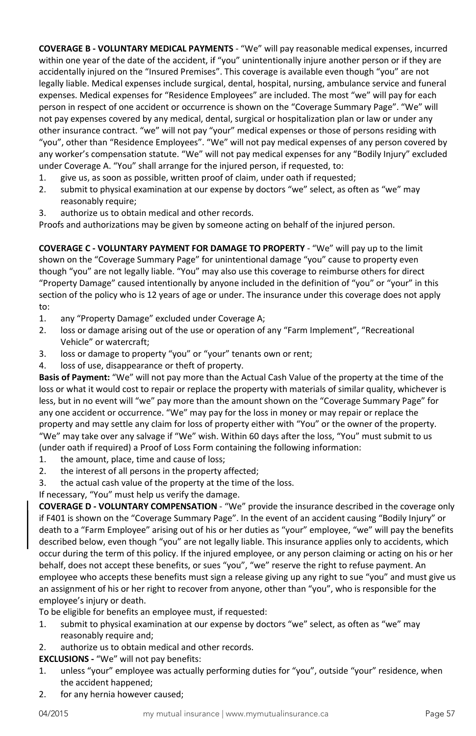**COVERAGE B - VOLUNTARY MEDICAL PAYMENTS** - "We" will pay reasonable medical expenses, incurred within one year of the date of the accident, if "you" unintentionally injure another person or if they are accidentally injured on the "Insured Premises". This coverage is available even though "you" are not legally liable. Medical expenses include surgical, dental, hospital, nursing, ambulance service and funeral expenses. Medical expenses for "Residence Employees" are included. The most "we" will pay for each person in respect of one accident or occurrence is shown on the "Coverage Summary Page". "We" will not pay expenses covered by any medical, dental, surgical or hospitalization plan or law or under any other insurance contract. "we" will not pay "your" medical expenses or those of persons residing with "you", other than "Residence Employees". "We" will not pay medical expenses of any person covered by any worker's compensation statute. "We" will not pay medical expenses for any "Bodily Injury" excluded under Coverage A. "You" shall arrange for the injured person, if requested, to:

1. give us, as soon as possible, written proof of claim, under oath if requested;
2. submit to physical examination at our expense by doctors "we" select, as often as "we" may reasonably require;
3. authorize us to obtain medical and other records.

Proofs and authorizations may be given by someone acting on behalf of the injured person.

**COVERAGE C - VOLUNTARY PAYMENT FOR DAMAGE TO PROPERTY** - "We" will pay up to the limit shown on the "Coverage Summary Page" for unintentional damage "you" cause to property even though "you" are not legally liable. "You" may also use this coverage to reimburse others for direct "Property Damage" caused intentionally by anyone included in the definition of "you" or "your" in this section of the policy who is 12 years of age or under. The insurance under this coverage does not apply to:

1. any "Property Damage" excluded under Coverage A;
2. loss or damage arising out of the use or operation of any "Farm Implement", "Recreational Vehicle" or watercraft;
3. loss or damage to property "you" or "your" tenants own or rent;
4. loss of use, disappearance or theft of property.

**Basis of Payment:** "We" will not pay more than the Actual Cash Value of the property at the time of the loss or what it would cost to repair or replace the property with materials of similar quality, whichever is less, but in no event will "we" pay more than the amount shown on the "Coverage Summary Page" for any one accident or occurrence. "We" may pay for the loss in money or may repair or replace the property and may settle any claim for loss of property either with "You" or the owner of the property. "We" may take over any salvage if "We" wish. Within 60 days after the loss, "You" must submit to us (under oath if required) a Proof of Loss Form containing the following information:

1. the amount, place, time and cause of loss;
2. the interest of all persons in the property affected;
3. the actual cash value of the property at the time of the loss.

If necessary, "You" must help us verify the damage.

**COVERAGE D - VOLUNTARY COMPENSATION** - "We" provide the insurance described in the coverage only if F401 is shown on the "Coverage Summary Page". In the event of an accident causing "Bodily Injury" or death to a "Farm Employee" arising out of his or her duties as "your" employee, "we" will pay the benefits described below, even though "you" are not legally liable. This insurance applies only to accidents, which occur during the term of this policy. If the injured employee, or any person claiming or acting on his or her behalf, does not accept these benefits, or sues "you", "we" reserve the right to refuse payment. An employee who accepts these benefits must sign a release giving up any right to sue "you" and must give us an assignment of his or her right to recover from anyone, other than "you", who is responsible for the employee's injury or death.

To be eligible for benefits an employee must, if requested:

1. submit to physical examination at our expense by doctors "we" select, as often as "we" may reasonably require and;
2. authorize us to obtain medical and other records.

**EXCLUSIONS -** "We" will not pay benefits:

1. unless "your" employee was actually performing duties for "you", outside "your" residence, when the accident happened;
2. for any hernia however caused;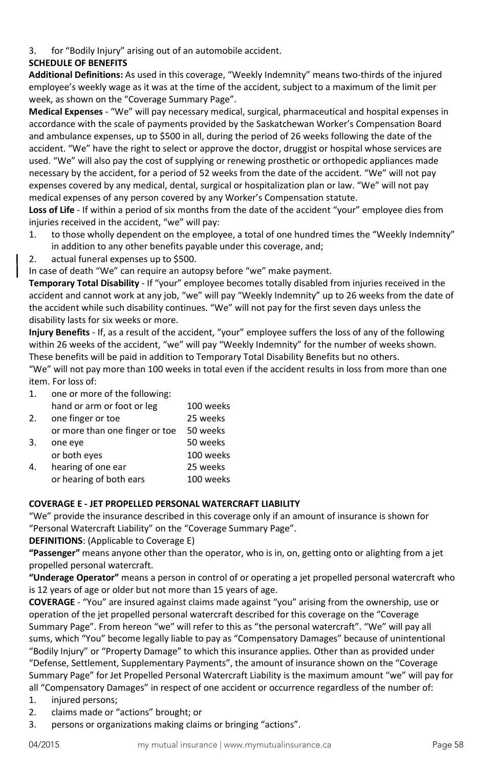3. for "Bodily Injury" arising out of an automobile accident.

**SCHEDULE OF BENEFITS**

**Additional Definitions:** As used in this coverage, "Weekly Indemnity" means two-thirds of the injured employee's weekly wage as it was at the time of the accident, subject to a maximum of the limit per week, as shown on the "Coverage Summary Page".

**Medical Expenses** - "We" will pay necessary medical, surgical, pharmaceutical and hospital expenses in accordance with the scale of payments provided by the Saskatchewan Worker's Compensation Board and ambulance expenses, up to $500 in all, during the period of 26 weeks following the date of the accident. "We" have the right to select or approve the doctor, druggist or hospital whose services are used. "We" will also pay the cost of supplying or renewing prosthetic or orthopedic appliances made necessary by the accident, for a period of 52 weeks from the date of the accident. "We" will not pay expenses covered by any medical, dental, surgical or hospitalization plan or law. "We" will not pay medical expenses of any person covered by any Worker's Compensation statute.

**Loss of Life** - If within a period of six months from the date of the accident "your" employee dies from injuries received in the accident, "we" will pay:

1. to those wholly dependent on the employee, a total of one hundred times the "Weekly Indemnity" in addition to any other benefits payable under this coverage, and;
2. actual funeral expenses up to $500.

In case of death "We" can require an autopsy before "we" make payment.

**Temporary Total Disability** - If "your" employee becomes totally disabled from injuries received in the accident and cannot work at any job, "we" will pay "Weekly Indemnity" up to 26 weeks from the date of the accident while such disability continues. "We" will not pay for the first seven days unless the disability lasts for six weeks or more.

**Injury Benefits** - If, as a result of the accident, "your" employee suffers the loss of any of the following within 26 weeks of the accident, "we" will pay "Weekly Indemnity" for the number of weeks shown. These benefits will be paid in addition to Temporary Total Disability Benefits but no others.

"We" will not pay more than 100 weeks in total even if the accident results in loss from more than one item. For loss of:

| | | |
|---|---|---|
| 1. | one or more of the following: | |
| | hand or arm or foot or leg | 100 weeks |
| 2. | one finger or toe | 25 weeks |
| | or more than one finger or toe | 50 weeks |
| 3. | one eye | 50 weeks |
| | or both eyes | 100 weeks |
| 4. | hearing of one ear | 25 weeks |
| | or hearing of both ears | 100 weeks |

**COVERAGE E - JET PROPELLED PERSONAL WATERCRAFT LIABILITY**

"We" provide the insurance described in this coverage only if an amount of insurance is shown for "Personal Watercraft Liability" on the "Coverage Summary Page".

**DEFINITIONS**: (Applicable to Coverage E)

**"Passenger"** means anyone other than the operator, who is in, on, getting onto or alighting from a jet propelled personal watercraft.

**"Underage Operator"** means a person in control of or operating a jet propelled personal watercraft who is 12 years of age or older but not more than 15 years of age.

**COVERAGE** - "You" are insured against claims made against "you" arising from the ownership, use or operation of the jet propelled personal watercraft described for this coverage on the "Coverage Summary Page". From hereon "we" will refer to this as "the personal watercraft". "We" will pay all sums, which "You" become legally liable to pay as "Compensatory Damages" because of unintentional "Bodily Injury" or "Property Damage" to which this insurance applies. Other than as provided under "Defense, Settlement, Supplementary Payments", the amount of insurance shown on the "Coverage Summary Page" for Jet Propelled Personal Watercraft Liability is the maximum amount "we" will pay for all "Compensatory Damages" in respect of one accident or occurrence regardless of the number of:

1. injured persons;
2. claims made or "actions" brought; or
3. persons or organizations making claims or bringing "actions".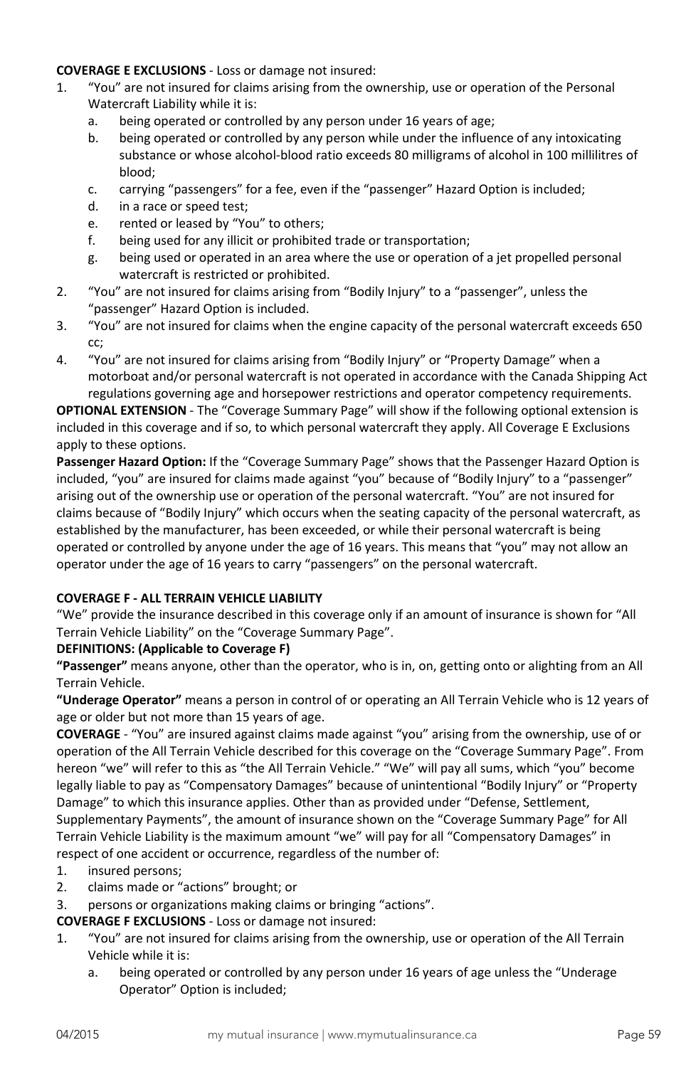**COVERAGE E EXCLUSIONS** - Loss or damage not insured:

1. "You" are not insured for claims arising from the ownership, use or operation of the Personal Watercraft Liability while it is:
   a. being operated or controlled by any person under 16 years of age;
   b. being operated or controlled by any person while under the influence of any intoxicating substance or whose alcohol-blood ratio exceeds 80 milligrams of alcohol in 100 millilitres of blood;
   c. carrying "passengers" for a fee, even if the "passenger" Hazard Option is included;
   d. in a race or speed test;
   e. rented or leased by "You" to others;
   f. being used for any illicit or prohibited trade or transportation;
   g. being used or operated in an area where the use or operation of a jet propelled personal watercraft is restricted or prohibited.
2. "You" are not insured for claims arising from "Bodily Injury" to a "passenger", unless the "passenger" Hazard Option is included.
3. "You" are not insured for claims when the engine capacity of the personal watercraft exceeds 650 cc;
4. "You" are not insured for claims arising from "Bodily Injury" or "Property Damage" when a motorboat and/or personal watercraft is not operated in accordance with the Canada Shipping Act regulations governing age and horsepower restrictions and operator competency requirements.

**OPTIONAL EXTENSION** - The "Coverage Summary Page" will show if the following optional extension is included in this coverage and if so, to which personal watercraft they apply. All Coverage E Exclusions apply to these options.

**Passenger Hazard Option:** If the "Coverage Summary Page" shows that the Passenger Hazard Option is included, "you" are insured for claims made against "you" because of "Bodily Injury" to a "passenger" arising out of the ownership use or operation of the personal watercraft. "You" are not insured for claims because of "Bodily Injury" which occurs when the seating capacity of the personal watercraft, as established by the manufacturer, has been exceeded, or while their personal watercraft is being operated or controlled by anyone under the age of 16 years. This means that "you" may not allow an operator under the age of 16 years to carry "passengers" on the personal watercraft.

**COVERAGE F - ALL TERRAIN VEHICLE LIABILITY**

"We" provide the insurance described in this coverage only if an amount of insurance is shown for "All Terrain Vehicle Liability" on the "Coverage Summary Page".

**DEFINITIONS: (Applicable to Coverage F)**

**"Passenger"** means anyone, other than the operator, who is in, on, getting onto or alighting from an All Terrain Vehicle.

**"Underage Operator"** means a person in control of or operating an All Terrain Vehicle who is 12 years of age or older but not more than 15 years of age.

**COVERAGE** - "You" are insured against claims made against "you" arising from the ownership, use of or operation of the All Terrain Vehicle described for this coverage on the "Coverage Summary Page". From hereon "we" will refer to this as "the All Terrain Vehicle." "We" will pay all sums, which "you" become legally liable to pay as "Compensatory Damages" because of unintentional "Bodily Injury" or "Property Damage" to which this insurance applies. Other than as provided under "Defense, Settlement, Supplementary Payments", the amount of insurance shown on the "Coverage Summary Page" for All Terrain Vehicle Liability is the maximum amount "we" will pay for all "Compensatory Damages" in respect of one accident or occurrence, regardless of the number of:

1. insured persons;
2. claims made or "actions" brought; or
3. persons or organizations making claims or bringing "actions".

**COVERAGE F EXCLUSIONS** - Loss or damage not insured:

1. "You" are not insured for claims arising from the ownership, use or operation of the All Terrain Vehicle while it is:
   a. being operated or controlled by any person under 16 years of age unless the "Underage Operator" Option is included;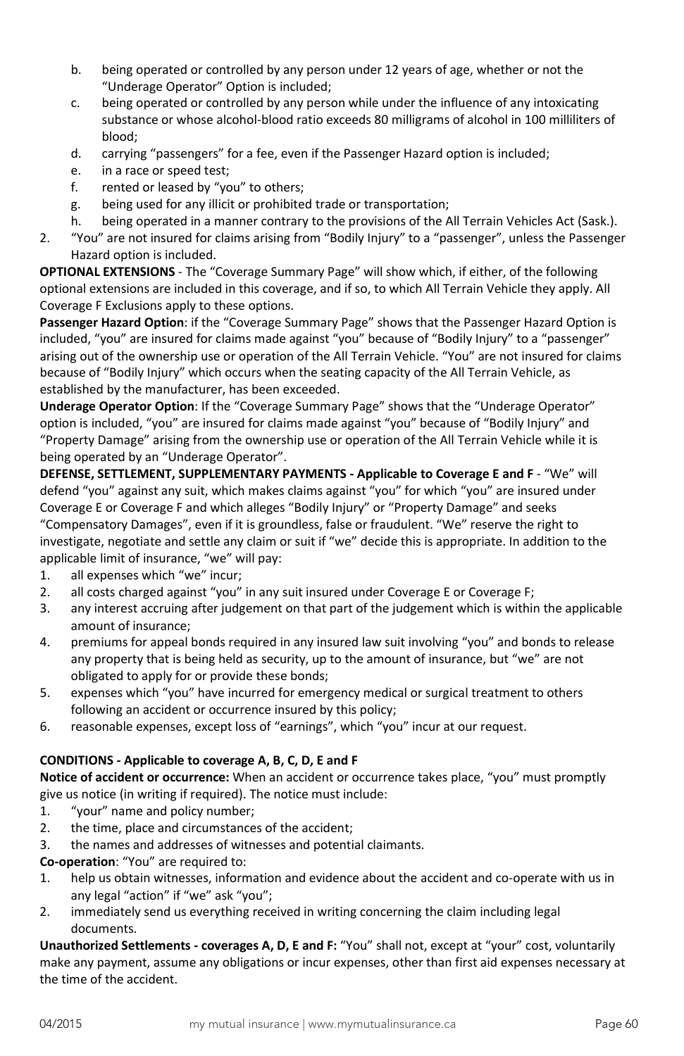b. being operated or controlled by any person under 12 years of age, whether or not the "Underage Operator" Option is included;
c. being operated or controlled by any person while under the influence of any intoxicating substance or whose alcohol-blood ratio exceeds 80 milligrams of alcohol in 100 milliliters of blood;
d. carrying "passengers" for a fee, even if the Passenger Hazard option is included;
e. in a race or speed test;
f. rented or leased by "you" to others;
g. being used for any illicit or prohibited trade or transportation;
h. being operated in a manner contrary to the provisions of the All Terrain Vehicles Act (Sask.).

2. "You" are not insured for claims arising from "Bodily Injury" to a "passenger", unless the Passenger Hazard option is included.

**OPTIONAL EXTENSIONS** - The "Coverage Summary Page" will show which, if either, of the following optional extensions are included in this coverage, and if so, to which All Terrain Vehicle they apply. All Coverage F Exclusions apply to these options.

**Passenger Hazard Option**: if the "Coverage Summary Page" shows that the Passenger Hazard Option is included, "you" are insured for claims made against "you" because of "Bodily Injury" to a "passenger" arising out of the ownership use or operation of the All Terrain Vehicle. "You" are not insured for claims because of "Bodily Injury" which occurs when the seating capacity of the All Terrain Vehicle, as established by the manufacturer, has been exceeded.

**Underage Operator Option**: If the "Coverage Summary Page" shows that the "Underage Operator" option is included, "you" are insured for claims made against "you" because of "Bodily Injury" and "Property Damage" arising from the ownership use or operation of the All Terrain Vehicle while it is being operated by an "Underage Operator".

**DEFENSE, SETTLEMENT, SUPPLEMENTARY PAYMENTS - Applicable to Coverage E and F** - "We" will defend "you" against any suit, which makes claims against "you" for which "you" are insured under Coverage E or Coverage F and which alleges "Bodily Injury" or "Property Damage" and seeks "Compensatory Damages", even if it is groundless, false or fraudulent. "We" reserve the right to investigate, negotiate and settle any claim or suit if "we" decide this is appropriate. In addition to the applicable limit of insurance, "we" will pay:

1. all expenses which "we" incur;
2. all costs charged against "you" in any suit insured under Coverage E or Coverage F;
3. any interest accruing after judgement on that part of the judgement which is within the applicable amount of insurance;
4. premiums for appeal bonds required in any insured law suit involving "you" and bonds to release any property that is being held as security, up to the amount of insurance, but "we" are not obligated to apply for or provide these bonds;
5. expenses which "you" have incurred for emergency medical or surgical treatment to others following an accident or occurrence insured by this policy;
6. reasonable expenses, except loss of "earnings", which "you" incur at our request.

**CONDITIONS - Applicable to coverage A, B, C, D, E and F**

**Notice of accident or occurrence:** When an accident or occurrence takes place, "you" must promptly give us notice (in writing if required). The notice must include:

1. "your" name and policy number;
2. the time, place and circumstances of the accident;
3. the names and addresses of witnesses and potential claimants.

**Co-operation**: "You" are required to:

1. help us obtain witnesses, information and evidence about the accident and co-operate with us in any legal "action" if "we" ask "you";
2. immediately send us everything received in writing concerning the claim including legal documents.

**Unauthorized Settlements - coverages A, D, E and F:** "You" shall not, except at "your" cost, voluntarily make any payment, assume any obligations or incur expenses, other than first aid expenses necessary at the time of the accident.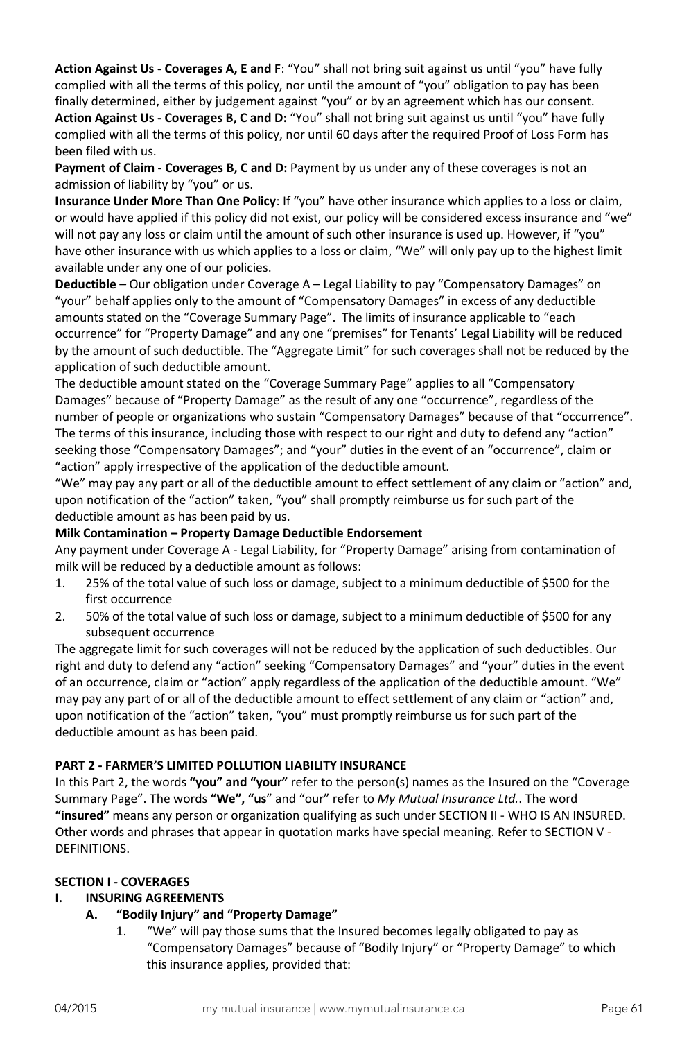**Action Against Us - Coverages A, E and F**: "You" shall not bring suit against us until "you" have fully complied with all the terms of this policy, nor until the amount of "you" obligation to pay has been finally determined, either by judgement against "you" or by an agreement which has our consent.
**Action Against Us - Coverages B, C and D:** "You" shall not bring suit against us until "you" have fully complied with all the terms of this policy, nor until 60 days after the required Proof of Loss Form has been filed with us.
**Payment of Claim - Coverages B, C and D:** Payment by us under any of these coverages is not an admission of liability by "you" or us.
**Insurance Under More Than One Policy**: If "you" have other insurance which applies to a loss or claim, or would have applied if this policy did not exist, our policy will be considered excess insurance and "we" will not pay any loss or claim until the amount of such other insurance is used up. However, if "you" have other insurance with us which applies to a loss or claim, "We" will only pay up to the highest limit available under any one of our policies.
**Deductible** – Our obligation under Coverage A – Legal Liability to pay "Compensatory Damages" on "your" behalf applies only to the amount of "Compensatory Damages" in excess of any deductible amounts stated on the "Coverage Summary Page". The limits of insurance applicable to "each occurrence" for "Property Damage" and any one "premises" for Tenants' Legal Liability will be reduced by the amount of such deductible. The "Aggregate Limit" for such coverages shall not be reduced by the application of such deductible amount.
The deductible amount stated on the "Coverage Summary Page" applies to all "Compensatory Damages" because of "Property Damage" as the result of any one "occurrence", regardless of the number of people or organizations who sustain "Compensatory Damages" because of that "occurrence". The terms of this insurance, including those with respect to our right and duty to defend any "action" seeking those "Compensatory Damages"; and "your" duties in the event of an "occurrence", claim or "action" apply irrespective of the application of the deductible amount.
"We" may pay any part or all of the deductible amount to effect settlement of any claim or "action" and, upon notification of the "action" taken, "you" shall promptly reimburse us for such part of the deductible amount as has been paid by us.

**Milk Contamination – Property Damage Deductible Endorsement**

Any payment under Coverage A - Legal Liability, for "Property Damage" arising from contamination of milk will be reduced by a deductible amount as follows:

1. 25% of the total value of such loss or damage, subject to a minimum deductible of $500 for the first occurrence
2. 50% of the total value of such loss or damage, subject to a minimum deductible of $500 for any subsequent occurrence

The aggregate limit for such coverages will not be reduced by the application of such deductibles. Our right and duty to defend any "action" seeking "Compensatory Damages" and "your" duties in the event of an occurrence, claim or "action" apply regardless of the application of the deductible amount. "We" may pay any part of or all of the deductible amount to effect settlement of any claim or "action" and, upon notification of the "action" taken, "you" must promptly reimburse us for such part of the deductible amount as has been paid.

## PART 2 - FARMER'S LIMITED POLLUTION LIABILITY INSURANCE

In this Part 2, the words **"you" and "your"** refer to the person(s) names as the Insured on the "Coverage Summary Page". The words **"We", "us**" and "our" refer to *My Mutual Insurance Ltd.*. The word **"insured"** means any person or organization qualifying as such under SECTION II - WHO IS AN INSURED. Other words and phrases that appear in quotation marks have special meaning. Refer to SECTION V - DEFINITIONS.

### SECTION I - COVERAGES

**I. INSURING AGREEMENTS**

**A. "Bodily Injury" and "Property Damage"**

1. "We" will pay those sums that the Insured becomes legally obligated to pay as "Compensatory Damages" because of "Bodily Injury" or "Property Damage" to which this insurance applies, provided that: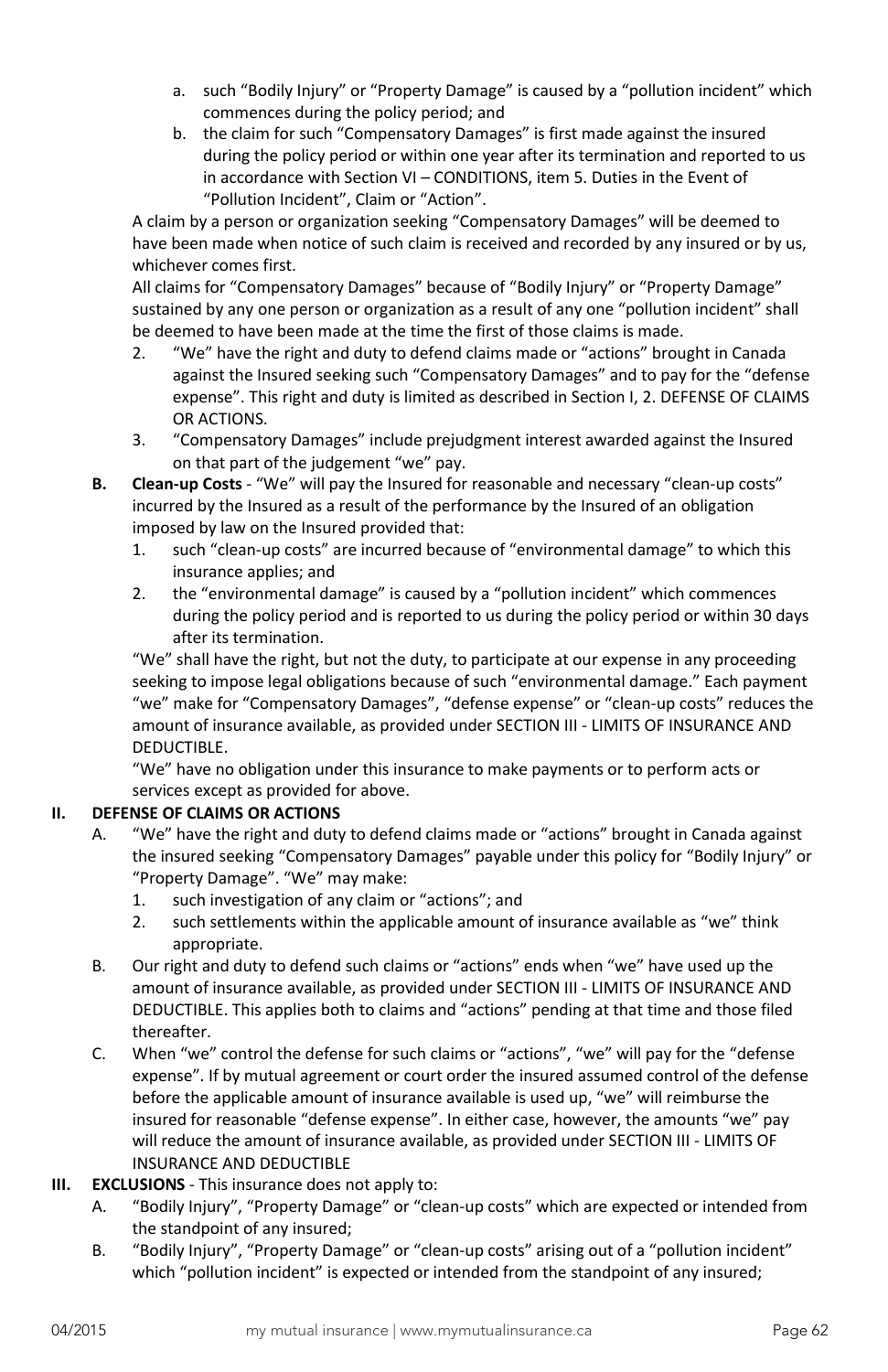a. such "Bodily Injury" or "Property Damage" is caused by a "pollution incident" which commences during the policy period; and
b. the claim for such "Compensatory Damages" is first made against the insured during the policy period or within one year after its termination and reported to us in accordance with Section VI – CONDITIONS, item 5. Duties in the Event of "Pollution Incident", Claim or "Action".

A claim by a person or organization seeking "Compensatory Damages" will be deemed to have been made when notice of such claim is received and recorded by any insured or by us, whichever comes first.

All claims for "Compensatory Damages" because of "Bodily Injury" or "Property Damage" sustained by any one person or organization as a result of any one "pollution incident" shall be deemed to have been made at the time the first of those claims is made.

2. "We" have the right and duty to defend claims made or "actions" brought in Canada against the Insured seeking such "Compensatory Damages" and to pay for the "defense expense". This right and duty is limited as described in Section I, 2. DEFENSE OF CLAIMS OR ACTIONS.
3. "Compensatory Damages" include prejudgment interest awarded against the Insured on that part of the judgement "we" pay.

**B. Clean-up Costs** - "We" will pay the Insured for reasonable and necessary "clean-up costs" incurred by the Insured as a result of the performance by the Insured of an obligation imposed by law on the Insured provided that:

1. such "clean-up costs" are incurred because of "environmental damage" to which this insurance applies; and
2. the "environmental damage" is caused by a "pollution incident" which commences during the policy period and is reported to us during the policy period or within 30 days after its termination.

"We" shall have the right, but not the duty, to participate at our expense in any proceeding seeking to impose legal obligations because of such "environmental damage." Each payment "we" make for "Compensatory Damages", "defense expense" or "clean-up costs" reduces the amount of insurance available, as provided under SECTION III - LIMITS OF INSURANCE AND DEDUCTIBLE.

"We" have no obligation under this insurance to make payments or to perform acts or services except as provided for above.

**II. DEFENSE OF CLAIMS OR ACTIONS**

A. "We" have the right and duty to defend claims made or "actions" brought in Canada against the insured seeking "Compensatory Damages" payable under this policy for "Bodily Injury" or "Property Damage". "We" may make:
   1. such investigation of any claim or "actions"; and
   2. such settlements within the applicable amount of insurance available as "we" think appropriate.

B. Our right and duty to defend such claims or "actions" ends when "we" have used up the amount of insurance available, as provided under SECTION III - LIMITS OF INSURANCE AND DEDUCTIBLE. This applies both to claims and "actions" pending at that time and those filed thereafter.

C. When "we" control the defense for such claims or "actions", "we" will pay for the "defense expense". If by mutual agreement or court order the insured assumed control of the defense before the applicable amount of insurance available is used up, "we" will reimburse the insured for reasonable "defense expense". In either case, however, the amounts "we" pay will reduce the amount of insurance available, as provided under SECTION III - LIMITS OF INSURANCE AND DEDUCTIBLE

**III. EXCLUSIONS** - This insurance does not apply to:

A. "Bodily Injury", "Property Damage" or "clean-up costs" which are expected or intended from the standpoint of any insured;

B. "Bodily Injury", "Property Damage" or "clean-up costs" arising out of a "pollution incident" which "pollution incident" is expected or intended from the standpoint of any insured;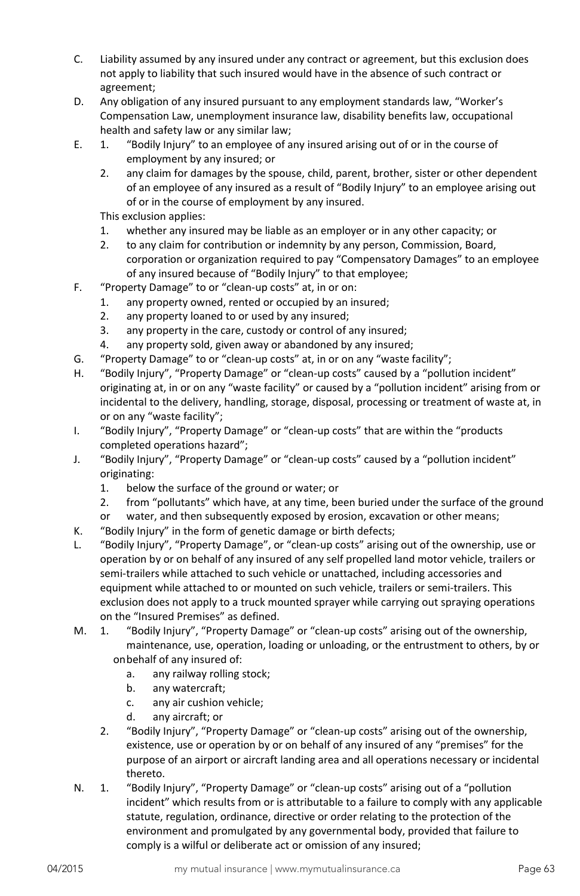C. Liability assumed by any insured under any contract or agreement, but this exclusion does not apply to liability that such insured would have in the absence of such contract or agreement;

D. Any obligation of any insured pursuant to any employment standards law, "Worker's Compensation Law, unemployment insurance law, disability benefits law, occupational health and safety law or any similar law;

E. 
   1. "Bodily Injury" to an employee of any insured arising out of or in the course of employment by any insured; or
   2. any claim for damages by the spouse, child, parent, brother, sister or other dependent of an employee of any insured as a result of "Bodily Injury" to an employee arising out of or in the course of employment by any insured.

   This exclusion applies:
   1. whether any insured may be liable as an employer or in any other capacity; or
   2. to any claim for contribution or indemnity by any person, Commission, Board, corporation or organization required to pay "Compensatory Damages" to an employee of any insured because of "Bodily Injury" to that employee;

F. "Property Damage" to or "clean-up costs" at, in or on:
   1. any property owned, rented or occupied by an insured;
   2. any property loaned to or used by any insured;
   3. any property in the care, custody or control of any insured;
   4. any property sold, given away or abandoned by any insured;

G. "Property Damage" to or "clean-up costs" at, in or on any "waste facility";

H. "Bodily Injury", "Property Damage" or "clean-up costs" caused by a "pollution incident" originating at, in or on any "waste facility" or caused by a "pollution incident" arising from or incidental to the delivery, handling, storage, disposal, processing or treatment of waste at, in or on any "waste facility";

I. "Bodily Injury", "Property Damage" or "clean-up costs" that are within the "products completed operations hazard";

J. "Bodily Injury", "Property Damage" or "clean-up costs" caused by a "pollution incident" originating:
   1. below the surface of the ground or water; or
   2. from "pollutants" which have, at any time, been buried under the surface of the ground or water, and then subsequently exposed by erosion, excavation or other means;

K. "Bodily Injury" in the form of genetic damage or birth defects;

L. "Bodily Injury", "Property Damage", or "clean-up costs" arising out of the ownership, use or operation by or on behalf of any insured of any self propelled land motor vehicle, trailers or semi-trailers while attached to such vehicle or unattached, including accessories and equipment while attached to or mounted on such vehicle, trailers or semi-trailers. This exclusion does not apply to a truck mounted sprayer while carrying out spraying operations on the "Insured Premises" as defined.

M. 
   1. "Bodily Injury", "Property Damage" or "clean-up costs" arising out of the ownership, maintenance, use, operation, loading or unloading, or the entrustment to others, by or on behalf of any insured of:
      a. any railway rolling stock;
      b. any watercraft;
      c. any air cushion vehicle;
      d. any aircraft; or
   2. "Bodily Injury", "Property Damage" or "clean-up costs" arising out of the ownership, existence, use or operation by or on behalf of any insured of any "premises" for the purpose of an airport or aircraft landing area and all operations necessary or incidental thereto.

N. 
   1. "Bodily Injury", "Property Damage" or "clean-up costs" arising out of a "pollution incident" which results from or is attributable to a failure to comply with any applicable statute, regulation, ordinance, directive or order relating to the protection of the environment and promulgated by any governmental body, provided that failure to comply is a wilful or deliberate act or omission of any insured;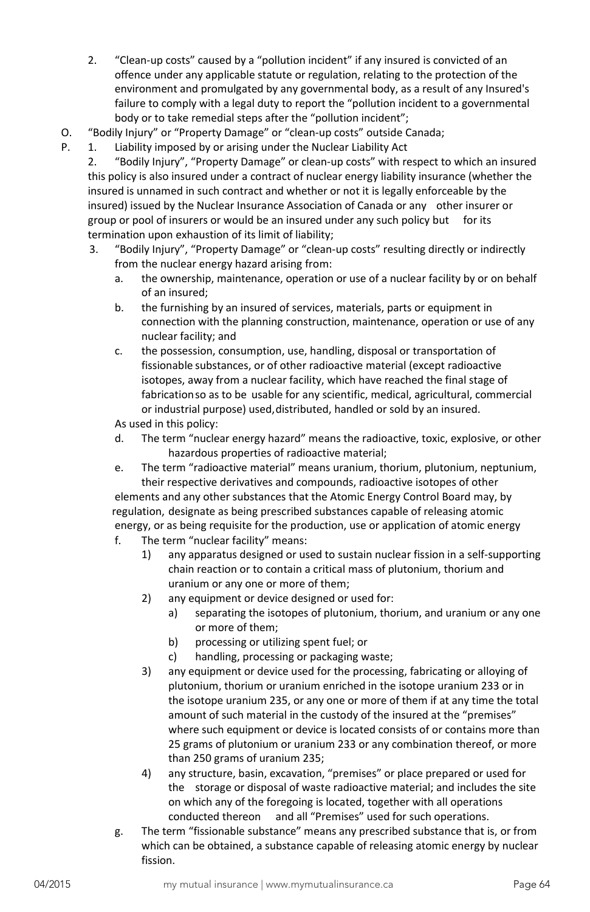2. "Clean-up costs" caused by a "pollution incident" if any insured is convicted of an offence under any applicable statute or regulation, relating to the protection of the environment and promulgated by any governmental body, as a result of any Insured's failure to comply with a legal duty to report the "pollution incident to a governmental body or to take remedial steps after the "pollution incident";

O. "Bodily Injury" or "Property Damage" or "clean-up costs" outside Canada;

P. 1. Liability imposed by or arising under the Nuclear Liability Act

2. "Bodily Injury", "Property Damage" or clean-up costs" with respect to which an insured this policy is also insured under a contract of nuclear energy liability insurance (whether the insured is unnamed in such contract and whether or not it is legally enforceable by the insured) issued by the Nuclear Insurance Association of Canada or any other insurer or group or pool of insurers or would be an insured under any such policy but for its termination upon exhaustion of its limit of liability;

3. "Bodily Injury", "Property Damage" or "clean-up costs" resulting directly or indirectly from the nuclear energy hazard arising from:

   a. the ownership, maintenance, operation or use of a nuclear facility by or on behalf of an insured;

   b. the furnishing by an insured of services, materials, parts or equipment in connection with the planning construction, maintenance, operation or use of any nuclear facility; and

   c. the possession, consumption, use, handling, disposal or transportation of fissionable substances, or of other radioactive material (except radioactive isotopes, away from a nuclear facility, which have reached the final stage of fabrication so as to be usable for any scientific, medical, agricultural, commercial or industrial purpose) used, distributed, handled or sold by an insured.

   As used in this policy:

   d. The term "nuclear energy hazard" means the radioactive, toxic, explosive, or other hazardous properties of radioactive material;

   e. The term "radioactive material" means uranium, thorium, plutonium, neptunium, their respective derivatives and compounds, radioactive isotopes of other elements and any other substances that the Atomic Energy Control Board may, by regulation, designate as being prescribed substances capable of releasing atomic energy, or as being requisite for the production, use or application of atomic energy

   f. The term "nuclear facility" means:

      1) any apparatus designed or used to sustain nuclear fission in a self-supporting chain reaction or to contain a critical mass of plutonium, thorium and uranium or any one or more of them;

      2) any equipment or device designed or used for:

         a) separating the isotopes of plutonium, thorium, and uranium or any one or more of them;

         b) processing or utilizing spent fuel; or

         c) handling, processing or packaging waste;

      3) any equipment or device used for the processing, fabricating or alloying of plutonium, thorium or uranium enriched in the isotope uranium 233 or in the isotope uranium 235, or any one or more of them if at any time the total amount of such material in the custody of the insured at the "premises" where such equipment or device is located consists of or contains more than 25 grams of plutonium or uranium 233 or any combination thereof, or more than 250 grams of uranium 235;

      4) any structure, basin, excavation, "premises" or place prepared or used for the storage or disposal of waste radioactive material; and includes the site on which any of the foregoing is located, together with all operations conducted thereon and all "Premises" used for such operations.

   g. The term "fissionable substance" means any prescribed substance that is, or from which can be obtained, a substance capable of releasing atomic energy by nuclear fission.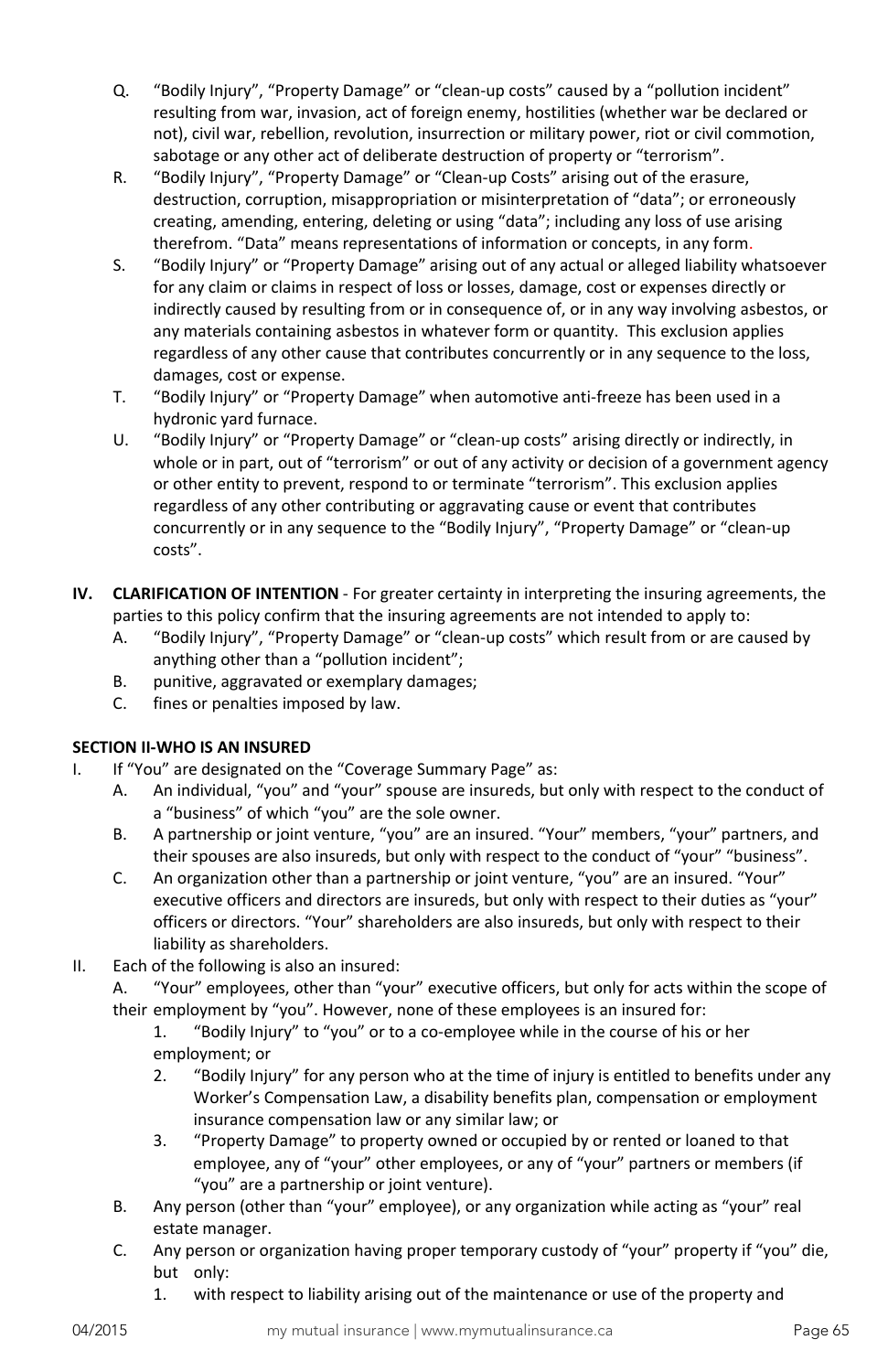Q. "Bodily Injury", "Property Damage" or "clean-up costs" caused by a "pollution incident" resulting from war, invasion, act of foreign enemy, hostilities (whether war be declared or not), civil war, rebellion, revolution, insurrection or military power, riot or civil commotion, sabotage or any other act of deliberate destruction of property or "terrorism".

R. "Bodily Injury", "Property Damage" or "Clean-up Costs" arising out of the erasure, destruction, corruption, misappropriation or misinterpretation of "data"; or erroneously creating, amending, entering, deleting or using "data"; including any loss of use arising therefrom. "Data" means representations of information or concepts, in any form.

S. "Bodily Injury" or "Property Damage" arising out of any actual or alleged liability whatsoever for any claim or claims in respect of loss or losses, damage, cost or expenses directly or indirectly caused by resulting from or in consequence of, or in any way involving asbestos, or any materials containing asbestos in whatever form or quantity. This exclusion applies regardless of any other cause that contributes concurrently or in any sequence to the loss, damages, cost or expense.

T. "Bodily Injury" or "Property Damage" when automotive anti-freeze has been used in a hydronic yard furnace.

U. "Bodily Injury" or "Property Damage" or "clean-up costs" arising directly or indirectly, in whole or in part, out of "terrorism" or out of any activity or decision of a government agency or other entity to prevent, respond to or terminate "terrorism". This exclusion applies regardless of any other contributing or aggravating cause or event that contributes concurrently or in any sequence to the "Bodily Injury", "Property Damage" or "clean-up costs".

**IV. CLARIFICATION OF INTENTION** - For greater certainty in interpreting the insuring agreements, the parties to this policy confirm that the insuring agreements are not intended to apply to:

A. "Bodily Injury", "Property Damage" or "clean-up costs" which result from or are caused by anything other than a "pollution incident";

B. punitive, aggravated or exemplary damages;

C. fines or penalties imposed by law.

**SECTION II-WHO IS AN INSURED**

I. If "You" are designated on the "Coverage Summary Page" as:

A. An individual, "you" and "your" spouse are insureds, but only with respect to the conduct of a "business" of which "you" are the sole owner.

B. A partnership or joint venture, "you" are an insured. "Your" members, "your" partners, and their spouses are also insureds, but only with respect to the conduct of "your" "business".

C. An organization other than a partnership or joint venture, "you" are an insured. "Your" executive officers and directors are insureds, but only with respect to their duties as "your" officers or directors. "Your" shareholders are also insureds, but only with respect to their liability as shareholders.

II. Each of the following is also an insured:

A. "Your" employees, other than "your" executive officers, but only for acts within the scope of their employment by "you". However, none of these employees is an insured for:

1. "Bodily Injury" to "you" or to a co-employee while in the course of his or her employment; or
2. "Bodily Injury" for any person who at the time of injury is entitled to benefits under any Worker's Compensation Law, a disability benefits plan, compensation or employment insurance compensation law or any similar law; or
3. "Property Damage" to property owned or occupied by or rented or loaned to that employee, any of "your" other employees, or any of "your" partners or members (if "you" are a partnership or joint venture).

B. Any person (other than "your" employee), or any organization while acting as "your" real estate manager.

C. Any person or organization having proper temporary custody of "your" property if "you" die, but only:

1. with respect to liability arising out of the maintenance or use of the property and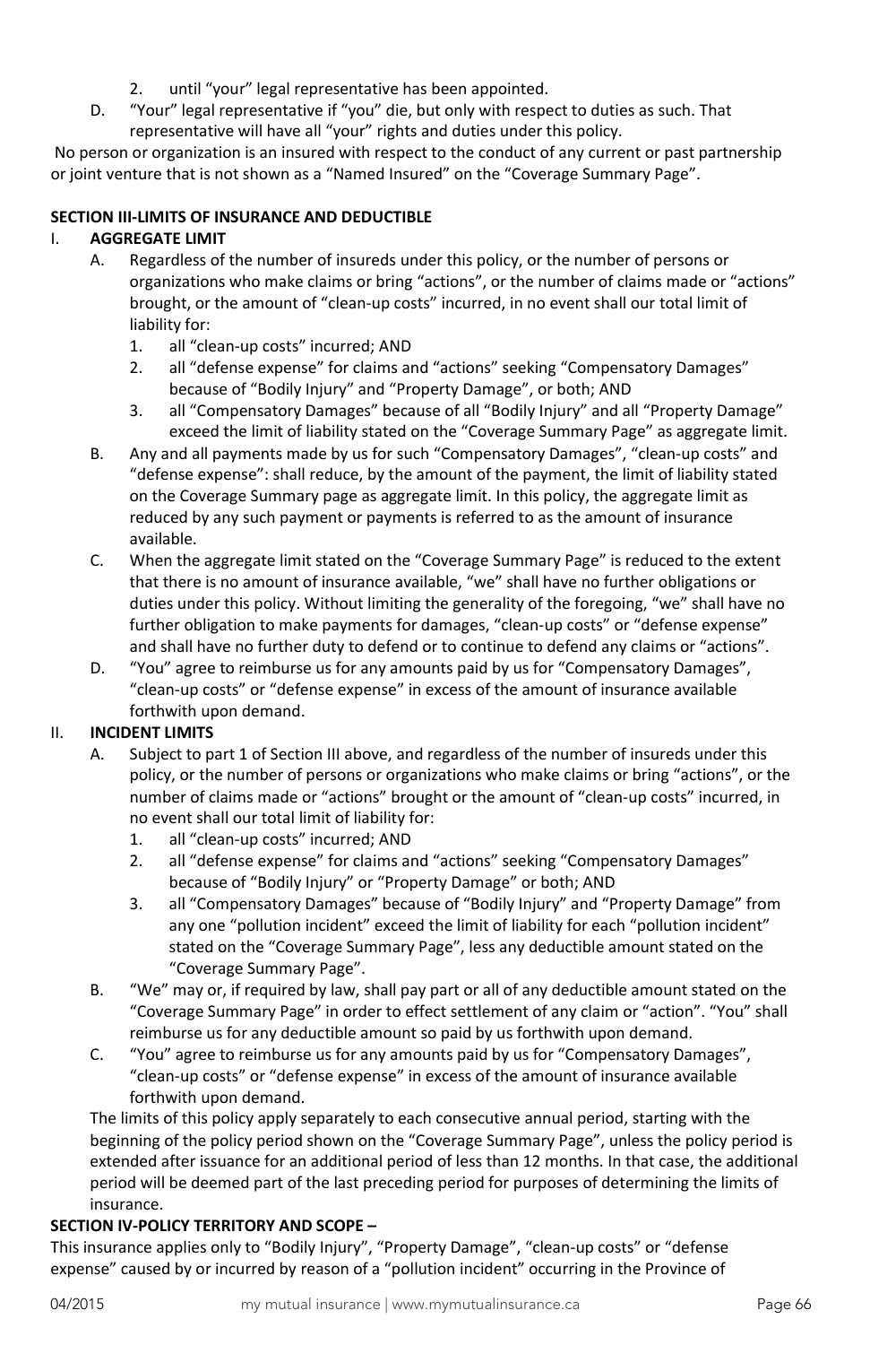2. until "your" legal representative has been appointed.

D. "Your" legal representative if "you" die, but only with respect to duties as such. That representative will have all "your" rights and duties under this policy.

No person or organization is an insured with respect to the conduct of any current or past partnership or joint venture that is not shown as a "Named Insured" on the "Coverage Summary Page".

**SECTION III-LIMITS OF INSURANCE AND DEDUCTIBLE**

I. **AGGREGATE LIMIT**

A. Regardless of the number of insureds under this policy, or the number of persons or organizations who make claims or bring "actions", or the number of claims made or "actions" brought, or the amount of "clean-up costs" incurred, in no event shall our total limit of liability for:

1. all "clean-up costs" incurred; AND
2. all "defense expense" for claims and "actions" seeking "Compensatory Damages" because of "Bodily Injury" and "Property Damage", or both; AND
3. all "Compensatory Damages" because of all "Bodily Injury" and all "Property Damage" exceed the limit of liability stated on the "Coverage Summary Page" as aggregate limit.

B. Any and all payments made by us for such "Compensatory Damages", "clean-up costs" and "defense expense": shall reduce, by the amount of the payment, the limit of liability stated on the Coverage Summary page as aggregate limit. In this policy, the aggregate limit as reduced by any such payment or payments is referred to as the amount of insurance available.

C. When the aggregate limit stated on the "Coverage Summary Page" is reduced to the extent that there is no amount of insurance available, "we" shall have no further obligations or duties under this policy. Without limiting the generality of the foregoing, "we" shall have no further obligation to make payments for damages, "clean-up costs" or "defense expense" and shall have no further duty to defend or to continue to defend any claims or "actions".

D. "You" agree to reimburse us for any amounts paid by us for "Compensatory Damages", "clean-up costs" or "defense expense" in excess of the amount of insurance available forthwith upon demand.

II. **INCIDENT LIMITS**

A. Subject to part 1 of Section III above, and regardless of the number of insureds under this policy, or the number of persons or organizations who make claims or bring "actions", or the number of claims made or "actions" brought or the amount of "clean-up costs" incurred, in no event shall our total limit of liability for:

1. all "clean-up costs" incurred; AND
2. all "defense expense" for claims and "actions" seeking "Compensatory Damages" because of "Bodily Injury" or "Property Damage" or both; AND
3. all "Compensatory Damages" because of "Bodily Injury" and "Property Damage" from any one "pollution incident" exceed the limit of liability for each "pollution incident" stated on the "Coverage Summary Page", less any deductible amount stated on the "Coverage Summary Page".

B. "We" may or, if required by law, shall pay part or all of any deductible amount stated on the "Coverage Summary Page" in order to effect settlement of any claim or "action". "You" shall reimburse us for any deductible amount so paid by us forthwith upon demand.

C. "You" agree to reimburse us for any amounts paid by us for "Compensatory Damages", "clean-up costs" or "defense expense" in excess of the amount of insurance available forthwith upon demand.

The limits of this policy apply separately to each consecutive annual period, starting with the beginning of the policy period shown on the "Coverage Summary Page", unless the policy period is extended after issuance for an additional period of less than 12 months. In that case, the additional period will be deemed part of the last preceding period for purposes of determining the limits of insurance.

**SECTION IV-POLICY TERRITORY AND SCOPE –**

This insurance applies only to "Bodily Injury", "Property Damage", "clean-up costs" or "defense expense" caused by or incurred by reason of a "pollution incident" occurring in the Province of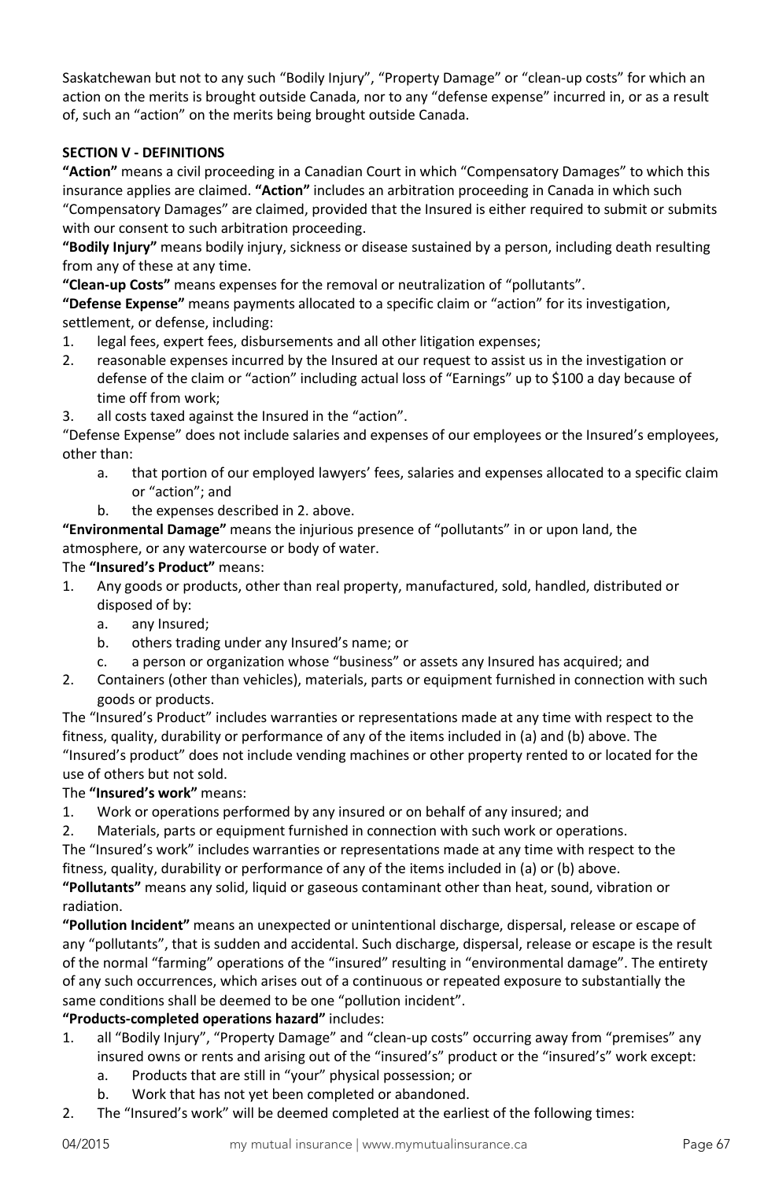Saskatchewan but not to any such "Bodily Injury", "Property Damage" or "clean-up costs" for which an action on the merits is brought outside Canada, nor to any "defense expense" incurred in, or as a result of, such an "action" on the merits being brought outside Canada.

**SECTION V - DEFINITIONS**

**"Action"** means a civil proceeding in a Canadian Court in which "Compensatory Damages" to which this insurance applies are claimed. **"Action"** includes an arbitration proceeding in Canada in which such "Compensatory Damages" are claimed, provided that the Insured is either required to submit or submits with our consent to such arbitration proceeding.

**"Bodily Injury"** means bodily injury, sickness or disease sustained by a person, including death resulting from any of these at any time.

**"Clean-up Costs"** means expenses for the removal or neutralization of "pollutants".

**"Defense Expense"** means payments allocated to a specific claim or "action" for its investigation, settlement, or defense, including:

1. legal fees, expert fees, disbursements and all other litigation expenses;
2. reasonable expenses incurred by the Insured at our request to assist us in the investigation or defense of the claim or "action" including actual loss of "Earnings" up to $100 a day because of time off from work;
3. all costs taxed against the Insured in the "action".

"Defense Expense" does not include salaries and expenses of our employees or the Insured's employees, other than:

a. that portion of our employed lawyers' fees, salaries and expenses allocated to a specific claim or "action"; and
b. the expenses described in 2. above.

**"Environmental Damage"** means the injurious presence of "pollutants" in or upon land, the atmosphere, or any watercourse or body of water.

The **"Insured's Product"** means:

1. Any goods or products, other than real property, manufactured, sold, handled, distributed or disposed of by:
   a. any Insured;
   b. others trading under any Insured's name; or
   c. a person or organization whose "business" or assets any Insured has acquired; and
2. Containers (other than vehicles), materials, parts or equipment furnished in connection with such goods or products.

The "Insured's Product" includes warranties or representations made at any time with respect to the fitness, quality, durability or performance of any of the items included in (a) and (b) above. The "Insured's product" does not include vending machines or other property rented to or located for the use of others but not sold.

The **"Insured's work"** means:

1. Work or operations performed by any insured or on behalf of any insured; and
2. Materials, parts or equipment furnished in connection with such work or operations.

The "Insured's work" includes warranties or representations made at any time with respect to the fitness, quality, durability or performance of any of the items included in (a) or (b) above.

**"Pollutants"** means any solid, liquid or gaseous contaminant other than heat, sound, vibration or radiation.

**"Pollution Incident"** means an unexpected or unintentional discharge, dispersal, release or escape of any "pollutants", that is sudden and accidental. Such discharge, dispersal, release or escape is the result of the normal "farming" operations of the "insured" resulting in "environmental damage". The entirety of any such occurrences, which arises out of a continuous or repeated exposure to substantially the same conditions shall be deemed to be one "pollution incident".

**"Products-completed operations hazard"** includes:

1. all "Bodily Injury", "Property Damage" and "clean-up costs" occurring away from "premises" any insured owns or rents and arising out of the "insured's" product or the "insured's" work except:
   a. Products that are still in "your" physical possession; or
   b. Work that has not yet been completed or abandoned.
2. The "Insured's work" will be deemed completed at the earliest of the following times: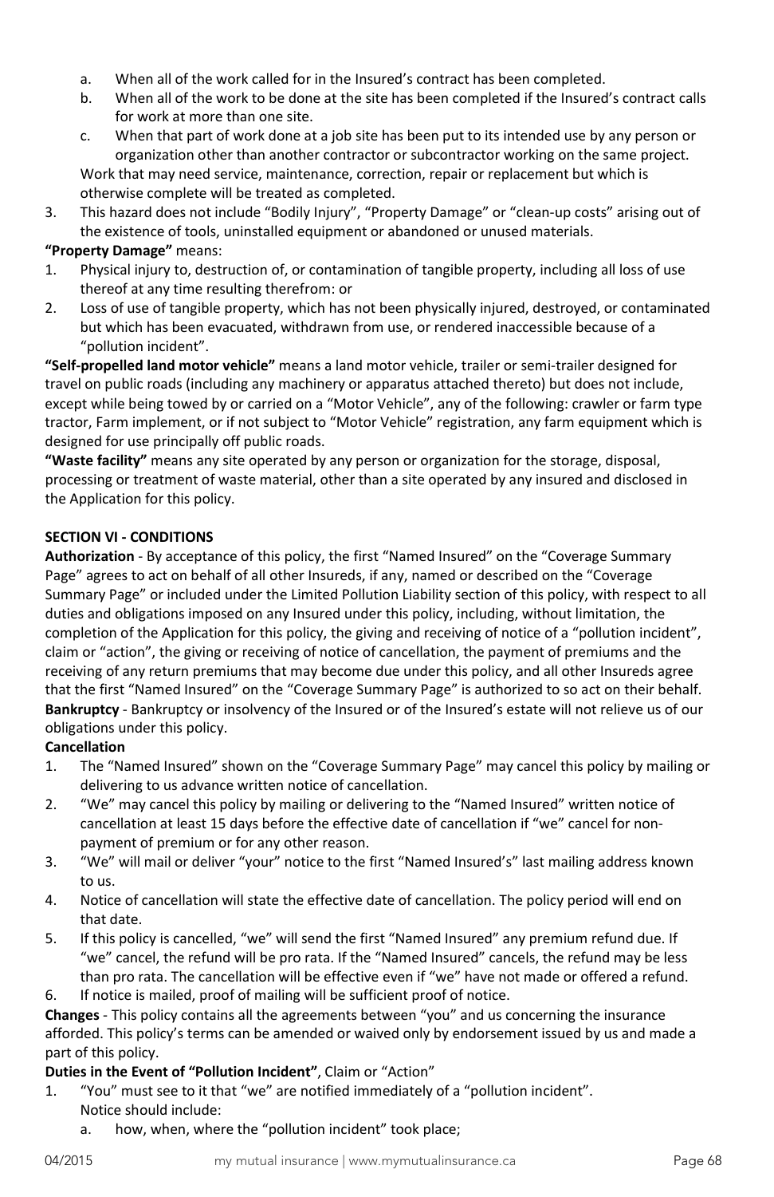a. When all of the work called for in the Insured's contract has been completed.
b. When all of the work to be done at the site has been completed if the Insured's contract calls for work at more than one site.
c. When that part of work done at a job site has been put to its intended use by any person or organization other than another contractor or subcontractor working on the same project.

Work that may need service, maintenance, correction, repair or replacement but which is otherwise complete will be treated as completed.

3. This hazard does not include "Bodily Injury", "Property Damage" or "clean-up costs" arising out of the existence of tools, uninstalled equipment or abandoned or unused materials.

**"Property Damage"** means:

1. Physical injury to, destruction of, or contamination of tangible property, including all loss of use thereof at any time resulting therefrom: or
2. Loss of use of tangible property, which has not been physically injured, destroyed, or contaminated but which has been evacuated, withdrawn from use, or rendered inaccessible because of a "pollution incident".

**"Self-propelled land motor vehicle"** means a land motor vehicle, trailer or semi-trailer designed for travel on public roads (including any machinery or apparatus attached thereto) but does not include, except while being towed by or carried on a "Motor Vehicle", any of the following: crawler or farm type tractor, Farm implement, or if not subject to "Motor Vehicle" registration, any farm equipment which is designed for use principally off public roads.

**"Waste facility"** means any site operated by any person or organization for the storage, disposal, processing or treatment of waste material, other than a site operated by any insured and disclosed in the Application for this policy.

**SECTION VI - CONDITIONS**

**Authorization** - By acceptance of this policy, the first "Named Insured" on the "Coverage Summary Page" agrees to act on behalf of all other Insureds, if any, named or described on the "Coverage Summary Page" or included under the Limited Pollution Liability section of this policy, with respect to all duties and obligations imposed on any Insured under this policy, including, without limitation, the completion of the Application for this policy, the giving and receiving of notice of a "pollution incident", claim or "action", the giving or receiving of notice of cancellation, the payment of premiums and the receiving of any return premiums that may become due under this policy, and all other Insureds agree that the first "Named Insured" on the "Coverage Summary Page" is authorized to so act on their behalf.

**Bankruptcy** - Bankruptcy or insolvency of the Insured or of the Insured's estate will not relieve us of our obligations under this policy.

**Cancellation**

1. The "Named Insured" shown on the "Coverage Summary Page" may cancel this policy by mailing or delivering to us advance written notice of cancellation.
2. "We" may cancel this policy by mailing or delivering to the "Named Insured" written notice of cancellation at least 15 days before the effective date of cancellation if "we" cancel for non-payment of premium or for any other reason.
3. "We" will mail or deliver "your" notice to the first "Named Insured's" last mailing address known to us.
4. Notice of cancellation will state the effective date of cancellation. The policy period will end on that date.
5. If this policy is cancelled, "we" will send the first "Named Insured" any premium refund due. If "we" cancel, the refund will be pro rata. If the "Named Insured" cancels, the refund may be less than pro rata. The cancellation will be effective even if "we" have not made or offered a refund.
6. If notice is mailed, proof of mailing will be sufficient proof of notice.

**Changes** - This policy contains all the agreements between "you" and us concerning the insurance afforded. This policy's terms can be amended or waived only by endorsement issued by us and made a part of this policy.

**Duties in the Event of "Pollution Incident"**, Claim or "Action"

1. "You" must see to it that "we" are notified immediately of a "pollution incident".
   Notice should include:
   a. how, when, where the "pollution incident" took place;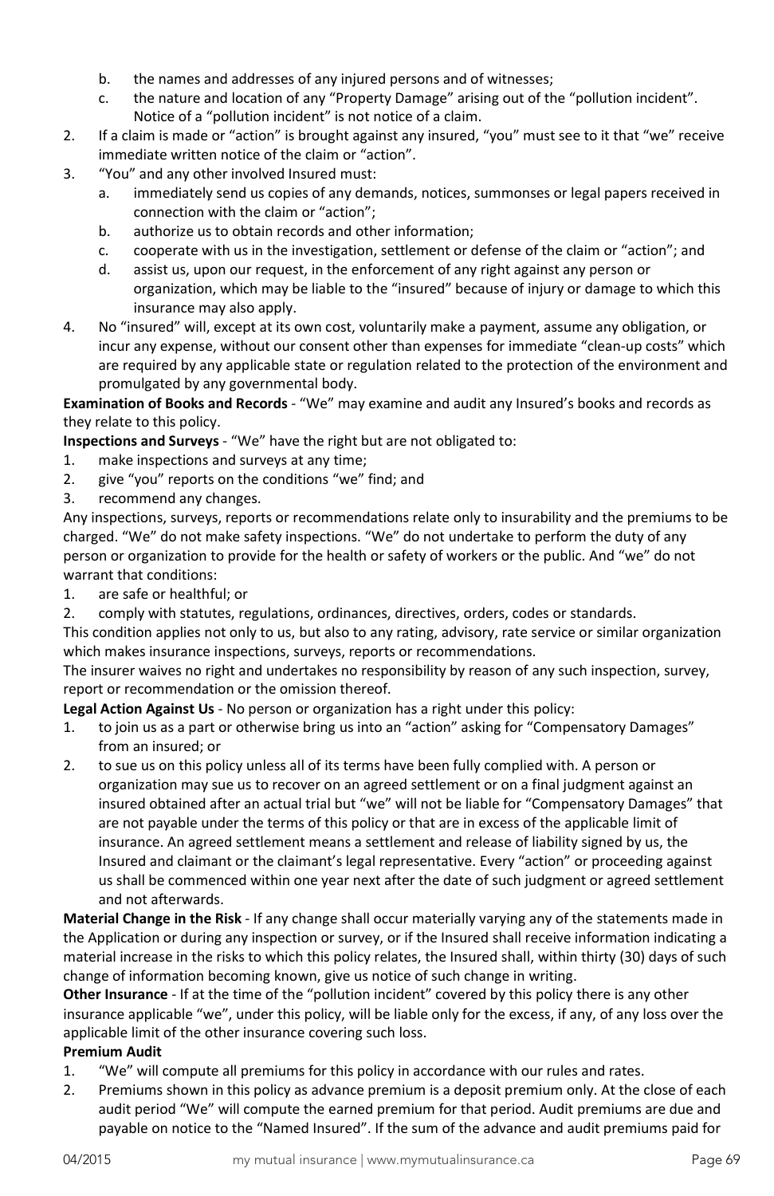b. the names and addresses of any injured persons and of witnesses;
c. the nature and location of any "Property Damage" arising out of the "pollution incident". Notice of a "pollution incident" is not notice of a claim.

2. If a claim is made or "action" is brought against any insured, "you" must see to it that "we" receive immediate written notice of the claim or "action".
3. "You" and any other involved Insured must:
   a. immediately send us copies of any demands, notices, summonses or legal papers received in connection with the claim or "action";
   b. authorize us to obtain records and other information;
   c. cooperate with us in the investigation, settlement or defense of the claim or "action"; and
   d. assist us, upon our request, in the enforcement of any right against any person or organization, which may be liable to the "insured" because of injury or damage to which this insurance may also apply.
4. No "insured" will, except at its own cost, voluntarily make a payment, assume any obligation, or incur any expense, without our consent other than expenses for immediate "clean-up costs" which are required by any applicable state or regulation related to the protection of the environment and promulgated by any governmental body.

**Examination of Books and Records** - "We" may examine and audit any Insured's books and records as they relate to this policy.

**Inspections and Surveys** - "We" have the right but are not obligated to:

1. make inspections and surveys at any time;
2. give "you" reports on the conditions "we" find; and
3. recommend any changes.

Any inspections, surveys, reports or recommendations relate only to insurability and the premiums to be charged. "We" do not make safety inspections. "We" do not undertake to perform the duty of any person or organization to provide for the health or safety of workers or the public. And "we" do not warrant that conditions:

1. are safe or healthful; or
2. comply with statutes, regulations, ordinances, directives, orders, codes or standards.

This condition applies not only to us, but also to any rating, advisory, rate service or similar organization which makes insurance inspections, surveys, reports or recommendations.

The insurer waives no right and undertakes no responsibility by reason of any such inspection, survey, report or recommendation or the omission thereof.

**Legal Action Against Us** - No person or organization has a right under this policy:

1. to join us as a part or otherwise bring us into an "action" asking for "Compensatory Damages" from an insured; or
2. to sue us on this policy unless all of its terms have been fully complied with. A person or organization may sue us to recover on an agreed settlement or on a final judgment against an insured obtained after an actual trial but "we" will not be liable for "Compensatory Damages" that are not payable under the terms of this policy or that are in excess of the applicable limit of insurance. An agreed settlement means a settlement and release of liability signed by us, the Insured and claimant or the claimant's legal representative. Every "action" or proceeding against us shall be commenced within one year next after the date of such judgment or agreed settlement and not afterwards.

**Material Change in the Risk** - If any change shall occur materially varying any of the statements made in the Application or during any inspection or survey, or if the Insured shall receive information indicating a material increase in the risks to which this policy relates, the Insured shall, within thirty (30) days of such change of information becoming known, give us notice of such change in writing.

**Other Insurance** - If at the time of the "pollution incident" covered by this policy there is any other insurance applicable "we", under this policy, will be liable only for the excess, if any, of any loss over the applicable limit of the other insurance covering such loss.

**Premium Audit**

1. "We" will compute all premiums for this policy in accordance with our rules and rates.
2. Premiums shown in this policy as advance premium is a deposit premium only. At the close of each audit period "We" will compute the earned premium for that period. Audit premiums are due and payable on notice to the "Named Insured". If the sum of the advance and audit premiums paid for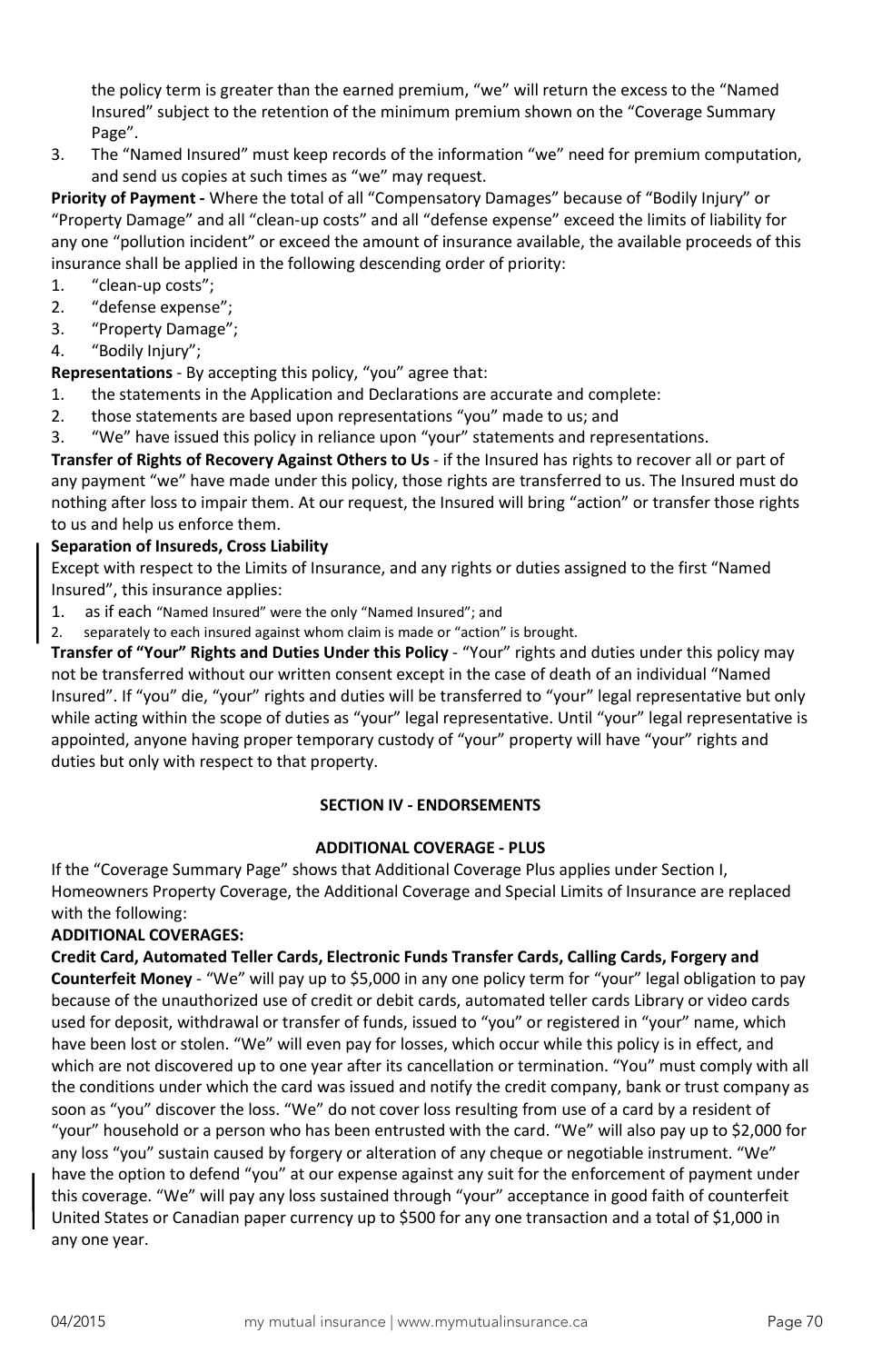the policy term is greater than the earned premium, "we" will return the excess to the "Named Insured" subject to the retention of the minimum premium shown on the "Coverage Summary Page".

3. The "Named Insured" must keep records of the information "we" need for premium computation, and send us copies at such times as "we" may request.

**Priority of Payment -** Where the total of all "Compensatory Damages" because of "Bodily Injury" or "Property Damage" and all "clean-up costs" and all "defense expense" exceed the limits of liability for any one "pollution incident" or exceed the amount of insurance available, the available proceeds of this insurance shall be applied in the following descending order of priority:

1. "clean-up costs";
2. "defense expense";
3. "Property Damage";
4. "Bodily Injury";

**Representations** - By accepting this policy, "you" agree that:

1. the statements in the Application and Declarations are accurate and complete:
2. those statements are based upon representations "you" made to us; and
3. "We" have issued this policy in reliance upon "your" statements and representations.

**Transfer of Rights of Recovery Against Others to Us** - if the Insured has rights to recover all or part of any payment "we" have made under this policy, those rights are transferred to us. The Insured must do nothing after loss to impair them. At our request, the Insured will bring "action" or transfer those rights to us and help us enforce them.

**Separation of Insureds, Cross Liability**

Except with respect to the Limits of Insurance, and any rights or duties assigned to the first "Named Insured", this insurance applies:

1. as if each "Named Insured" were the only "Named Insured"; and
2. separately to each insured against whom claim is made or "action" is brought.

**Transfer of "Your" Rights and Duties Under this Policy** - "Your" rights and duties under this policy may not be transferred without our written consent except in the case of death of an individual "Named Insured". If "you" die, "your" rights and duties will be transferred to "your" legal representative but only while acting within the scope of duties as "your" legal representative. Until "your" legal representative is appointed, anyone having proper temporary custody of "your" property will have "your" rights and duties but only with respect to that property.

## SECTION IV - ENDORSEMENTS

### ADDITIONAL COVERAGE - PLUS

If the "Coverage Summary Page" shows that Additional Coverage Plus applies under Section I, Homeowners Property Coverage, the Additional Coverage and Special Limits of Insurance are replaced with the following:

**ADDITIONAL COVERAGES:**

**Credit Card, Automated Teller Cards, Electronic Funds Transfer Cards, Calling Cards, Forgery and Counterfeit Money** - "We" will pay up to $5,000 in any one policy term for "your" legal obligation to pay because of the unauthorized use of credit or debit cards, automated teller cards Library or video cards used for deposit, withdrawal or transfer of funds, issued to "you" or registered in "your" name, which have been lost or stolen. "We" will even pay for losses, which occur while this policy is in effect, and which are not discovered up to one year after its cancellation or termination. "You" must comply with all the conditions under which the card was issued and notify the credit company, bank or trust company as soon as "you" discover the loss. "We" do not cover loss resulting from use of a card by a resident of "your" household or a person who has been entrusted with the card. "We" will also pay up to $2,000 for any loss "you" sustain caused by forgery or alteration of any cheque or negotiable instrument. "We" have the option to defend "you" at our expense against any suit for the enforcement of payment under this coverage. "We" will pay any loss sustained through "your" acceptance in good faith of counterfeit United States or Canadian paper currency up to $500 for any one transaction and a total of $1,000 in any one year.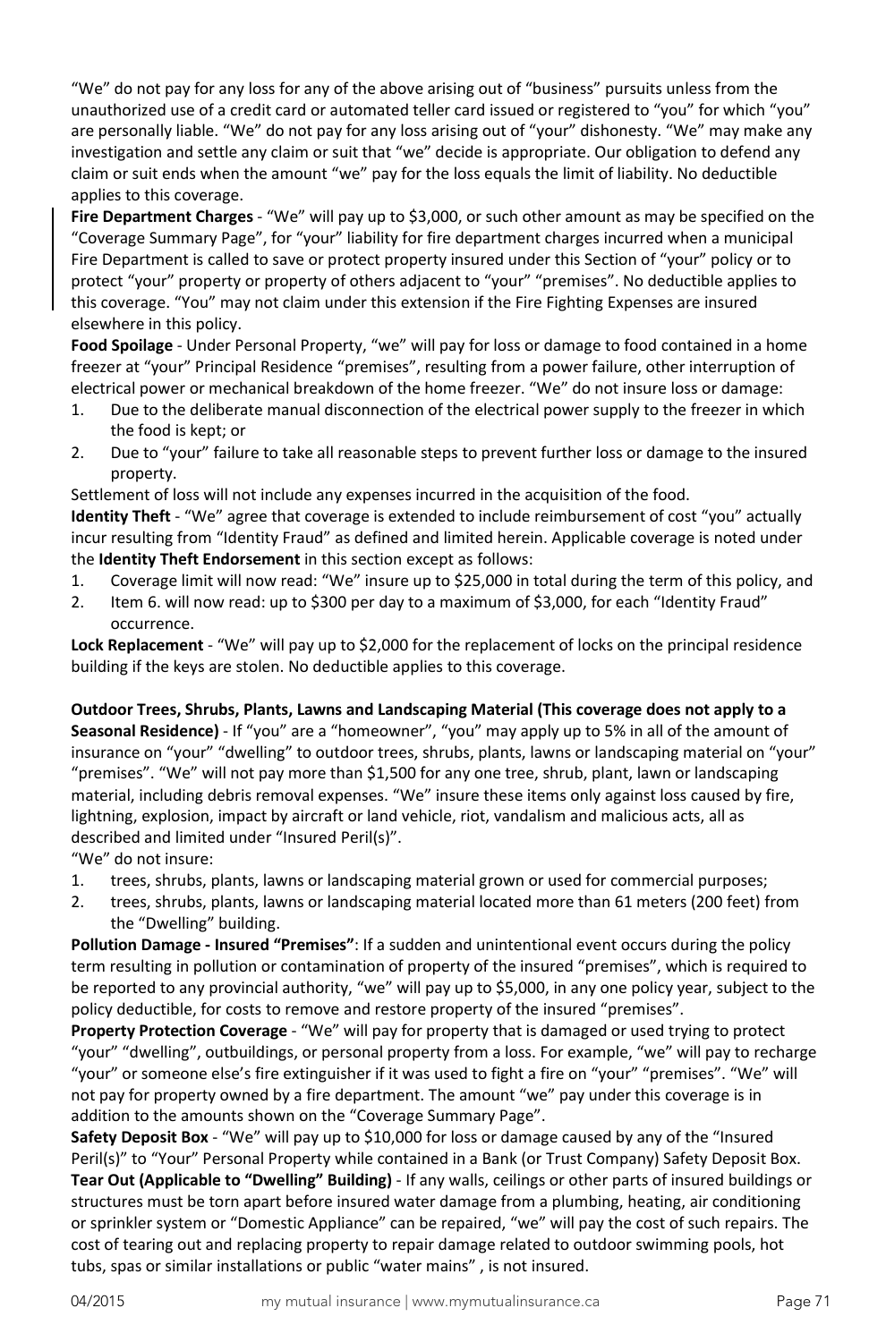"We" do not pay for any loss for any of the above arising out of "business" pursuits unless from the unauthorized use of a credit card or automated teller card issued or registered to "you" for which "you" are personally liable. "We" do not pay for any loss arising out of "your" dishonesty. "We" may make any investigation and settle any claim or suit that "we" decide is appropriate. Our obligation to defend any claim or suit ends when the amount "we" pay for the loss equals the limit of liability. No deductible applies to this coverage.

**Fire Department Charges** - "We" will pay up to $3,000, or such other amount as may be specified on the "Coverage Summary Page", for "your" liability for fire department charges incurred when a municipal Fire Department is called to save or protect property insured under this Section of "your" policy or to protect "your" property or property of others adjacent to "your" "premises". No deductible applies to this coverage. "You" may not claim under this extension if the Fire Fighting Expenses are insured elsewhere in this policy.

**Food Spoilage** - Under Personal Property, "we" will pay for loss or damage to food contained in a home freezer at "your" Principal Residence "premises", resulting from a power failure, other interruption of electrical power or mechanical breakdown of the home freezer. "We" do not insure loss or damage:

1. Due to the deliberate manual disconnection of the electrical power supply to the freezer in which the food is kept; or
2. Due to "your" failure to take all reasonable steps to prevent further loss or damage to the insured property.

Settlement of loss will not include any expenses incurred in the acquisition of the food.

**Identity Theft** - "We" agree that coverage is extended to include reimbursement of cost "you" actually incur resulting from "Identity Fraud" as defined and limited herein. Applicable coverage is noted under the **Identity Theft Endorsement** in this section except as follows:

1. Coverage limit will now read: "We" insure up to $25,000 in total during the term of this policy, and
2. Item 6. will now read: up to $300 per day to a maximum of $3,000, for each "Identity Fraud" occurrence.

**Lock Replacement** - "We" will pay up to $2,000 for the replacement of locks on the principal residence building if the keys are stolen. No deductible applies to this coverage.

**Outdoor Trees, Shrubs, Plants, Lawns and Landscaping Material (This coverage does not apply to a Seasonal Residence)** - If "you" are a "homeowner", "you" may apply up to 5% in all of the amount of insurance on "your" "dwelling" to outdoor trees, shrubs, plants, lawns or landscaping material on "your" "premises". "We" will not pay more than $1,500 for any one tree, shrub, plant, lawn or landscaping material, including debris removal expenses. "We" insure these items only against loss caused by fire, lightning, explosion, impact by aircraft or land vehicle, riot, vandalism and malicious acts, all as described and limited under "Insured Peril(s)".

"We" do not insure:

1. trees, shrubs, plants, lawns or landscaping material grown or used for commercial purposes;
2. trees, shrubs, plants, lawns or landscaping material located more than 61 meters (200 feet) from the "Dwelling" building.

**Pollution Damage - Insured "Premises"**: If a sudden and unintentional event occurs during the policy term resulting in pollution or contamination of property of the insured "premises", which is required to be reported to any provincial authority, "we" will pay up to $5,000, in any one policy year, subject to the policy deductible, for costs to remove and restore property of the insured "premises".

**Property Protection Coverage** - "We" will pay for property that is damaged or used trying to protect "your" "dwelling", outbuildings, or personal property from a loss. For example, "we" will pay to recharge "your" or someone else's fire extinguisher if it was used to fight a fire on "your" "premises". "We" will not pay for property owned by a fire department. The amount "we" pay under this coverage is in addition to the amounts shown on the "Coverage Summary Page".

**Safety Deposit Box** - "We" will pay up to $10,000 for loss or damage caused by any of the "Insured Peril(s)" to "Your" Personal Property while contained in a Bank (or Trust Company) Safety Deposit Box.

**Tear Out (Applicable to "Dwelling" Building)** - If any walls, ceilings or other parts of insured buildings or structures must be torn apart before insured water damage from a plumbing, heating, air conditioning or sprinkler system or "Domestic Appliance" can be repaired, "we" will pay the cost of such repairs. The cost of tearing out and replacing property to repair damage related to outdoor swimming pools, hot tubs, spas or similar installations or public "water mains" , is not insured.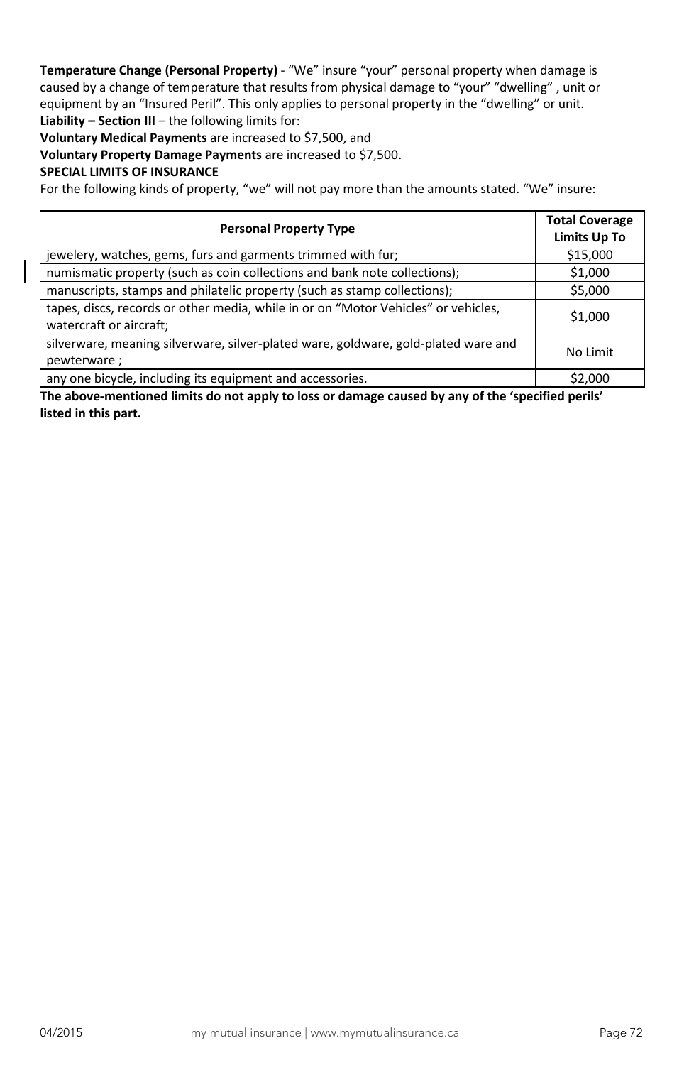**Temperature Change (Personal Property)** - "We" insure "your" personal property when damage is caused by a change of temperature that results from physical damage to "your" "dwelling" , unit or equipment by an "Insured Peril". This only applies to personal property in the "dwelling" or unit.

**Liability – Section III** – the following limits for:

**Voluntary Medical Payments** are increased to $7,500, and

**Voluntary Property Damage Payments** are increased to $7,500.

**SPECIAL LIMITS OF INSURANCE**

For the following kinds of property, "we" will not pay more than the amounts stated. "We" insure:

| Personal Property Type | Total Coverage Limits Up To |
|---|---|
| jewelery, watches, gems, furs and garments trimmed with fur; | $15,000 |
| numismatic property (such as coin collections and bank note collections); | $1,000 |
| manuscripts, stamps and philatelic property (such as stamp collections); | $5,000 |
| tapes, discs, records or other media, while in or on "Motor Vehicles" or vehicles, watercraft or aircraft; | $1,000 |
| silverware, meaning silverware, silver-plated ware, goldware, gold-plated ware and pewterware ; | No Limit |
| any one bicycle, including its equipment and accessories. | $2,000 |

**The above-mentioned limits do not apply to loss or damage caused by any of the 'specified perils' listed in this part.**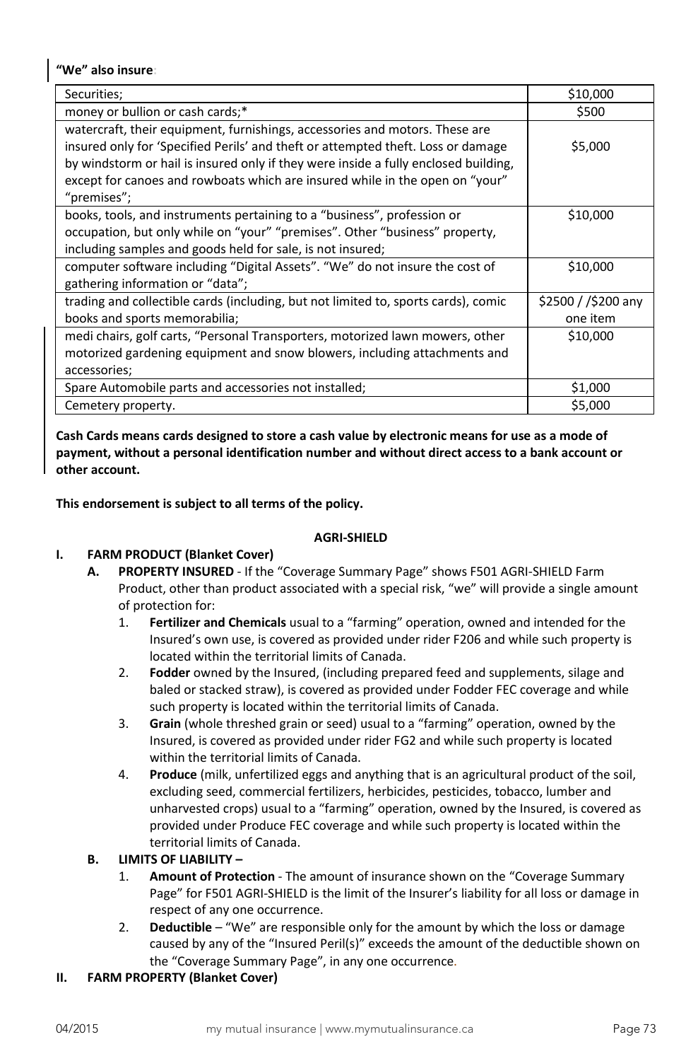**"We" also insure**:

| | |
|---|---|
| Securities; | $10,000 |
| money or bullion or cash cards;* | $500 |
| watercraft, their equipment, furnishings, accessories and motors. These are insured only for 'Specified Perils' and theft or attempted theft. Loss or damage by windstorm or hail is insured only if they were inside a fully enclosed building, except for canoes and rowboats which are insured while in the open on "your" "premises"; | $5,000 |
| books, tools, and instruments pertaining to a "business", profession or occupation, but only while on "your" "premises". Other "business" property, including samples and goods held for sale, is not insured; | $10,000 |
| computer software including "Digital Assets". "We" do not insure the cost of gathering information or "data"; | $10,000 |
| trading and collectible cards (including, but not limited to, sports cards), comic books and sports memorabilia; | $2500 / /$200 any one item |
| medi chairs, golf carts, "Personal Transporters, motorized lawn mowers, other motorized gardening equipment and snow blowers, including attachments and accessories; | $10,000 |
| Spare Automobile parts and accessories not installed; | $1,000 |
| Cemetery property. | $5,000 |

**Cash Cards means cards designed to store a cash value by electronic means for use as a mode of payment, without a personal identification number and without direct access to a bank account or other account.**

**This endorsement is subject to all terms of the policy.**

## AGRI-SHIELD

**I. FARM PRODUCT (Blanket Cover)**

**A. PROPERTY INSURED** - If the "Coverage Summary Page" shows F501 AGRI-SHIELD Farm Product, other than product associated with a special risk, "we" will provide a single amount of protection for:

1. **Fertilizer and Chemicals** usual to a "farming" operation, owned and intended for the Insured's own use, is covered as provided under rider F206 and while such property is located within the territorial limits of Canada.
2. **Fodder** owned by the Insured, (including prepared feed and supplements, silage and baled or stacked straw), is covered as provided under Fodder FEC coverage and while such property is located within the territorial limits of Canada.
3. **Grain** (whole threshed grain or seed) usual to a "farming" operation, owned by the Insured, is covered as provided under rider FG2 and while such property is located within the territorial limits of Canada.
4. **Produce** (milk, unfertilized eggs and anything that is an agricultural product of the soil, excluding seed, commercial fertilizers, herbicides, pesticides, tobacco, lumber and unharvested crops) usual to a "farming" operation, owned by the Insured, is covered as provided under Produce FEC coverage and while such property is located within the territorial limits of Canada.

**B. LIMITS OF LIABILITY –**

1. **Amount of Protection** - The amount of insurance shown on the "Coverage Summary Page" for F501 AGRI-SHIELD is the limit of the Insurer's liability for all loss or damage in respect of any one occurrence.
2. **Deductible** – "We" are responsible only for the amount by which the loss or damage caused by any of the "Insured Peril(s)" exceeds the amount of the deductible shown on the "Coverage Summary Page", in any one occurrence.

**II. FARM PROPERTY (Blanket Cover)**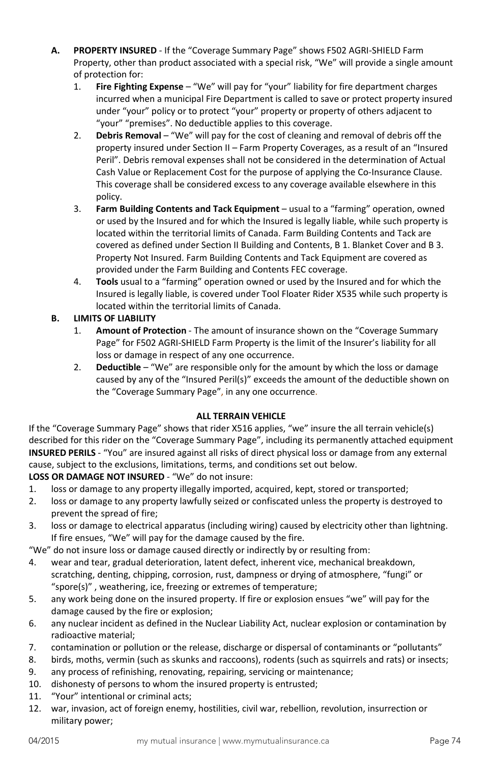**A. PROPERTY INSURED** - If the "Coverage Summary Page" shows F502 AGRI-SHIELD Farm Property, other than product associated with a special risk, "We" will provide a single amount of protection for:

1. **Fire Fighting Expense** – "We" will pay for "your" liability for fire department charges incurred when a municipal Fire Department is called to save or protect property insured under "your" policy or to protect "your" property or property of others adjacent to "your" "premises". No deductible applies to this coverage.
2. **Debris Removal** – "We" will pay for the cost of cleaning and removal of debris off the property insured under Section II – Farm Property Coverages, as a result of an "Insured Peril". Debris removal expenses shall not be considered in the determination of Actual Cash Value or Replacement Cost for the purpose of applying the Co-Insurance Clause. This coverage shall be considered excess to any coverage available elsewhere in this policy.
3. **Farm Building Contents and Tack Equipment** – usual to a "farming" operation, owned or used by the Insured and for which the Insured is legally liable, while such property is located within the territorial limits of Canada. Farm Building Contents and Tack are covered as defined under Section II Building and Contents, B 1. Blanket Cover and B 3. Property Not Insured. Farm Building Contents and Tack Equipment are covered as provided under the Farm Building and Contents FEC coverage.
4. **Tools** usual to a "farming" operation owned or used by the Insured and for which the Insured is legally liable, is covered under Tool Floater Rider X535 while such property is located within the territorial limits of Canada.

**B. LIMITS OF LIABILITY**

1. **Amount of Protection** - The amount of insurance shown on the "Coverage Summary Page" for F502 AGRI-SHIELD Farm Property is the limit of the Insurer's liability for all loss or damage in respect of any one occurrence.
2. **Deductible** – "We" are responsible only for the amount by which the loss or damage caused by any of the "Insured Peril(s)" exceeds the amount of the deductible shown on the "Coverage Summary Page", in any one occurrence.

## ALL TERRAIN VEHICLE

If the "Coverage Summary Page" shows that rider X516 applies, "we" insure the all terrain vehicle(s) described for this rider on the "Coverage Summary Page", including its permanently attached equipment

**INSURED PERILS** - "You" are insured against all risks of direct physical loss or damage from any external cause, subject to the exclusions, limitations, terms, and conditions set out below.

**LOSS OR DAMAGE NOT INSURED** - "We" do not insure:

1. loss or damage to any property illegally imported, acquired, kept, stored or transported;
2. loss or damage to any property lawfully seized or confiscated unless the property is destroyed to prevent the spread of fire;
3. loss or damage to electrical apparatus (including wiring) caused by electricity other than lightning. If fire ensues, "We" will pay for the damage caused by the fire.

"We" do not insure loss or damage caused directly or indirectly by or resulting from:

4. wear and tear, gradual deterioration, latent defect, inherent vice, mechanical breakdown, scratching, denting, chipping, corrosion, rust, dampness or drying of atmosphere, "fungi" or "spore(s)" , weathering, ice, freezing or extremes of temperature;
5. any work being done on the insured property. If fire or explosion ensues "we" will pay for the damage caused by the fire or explosion;
6. any nuclear incident as defined in the Nuclear Liability Act, nuclear explosion or contamination by radioactive material;
7. contamination or pollution or the release, discharge or dispersal of contaminants or "pollutants"
8. birds, moths, vermin (such as skunks and raccoons), rodents (such as squirrels and rats) or insects;
9. any process of refinishing, renovating, repairing, servicing or maintenance;
10. dishonesty of persons to whom the insured property is entrusted;
11. "Your" intentional or criminal acts;
12. war, invasion, act of foreign enemy, hostilities, civil war, rebellion, revolution, insurrection or military power;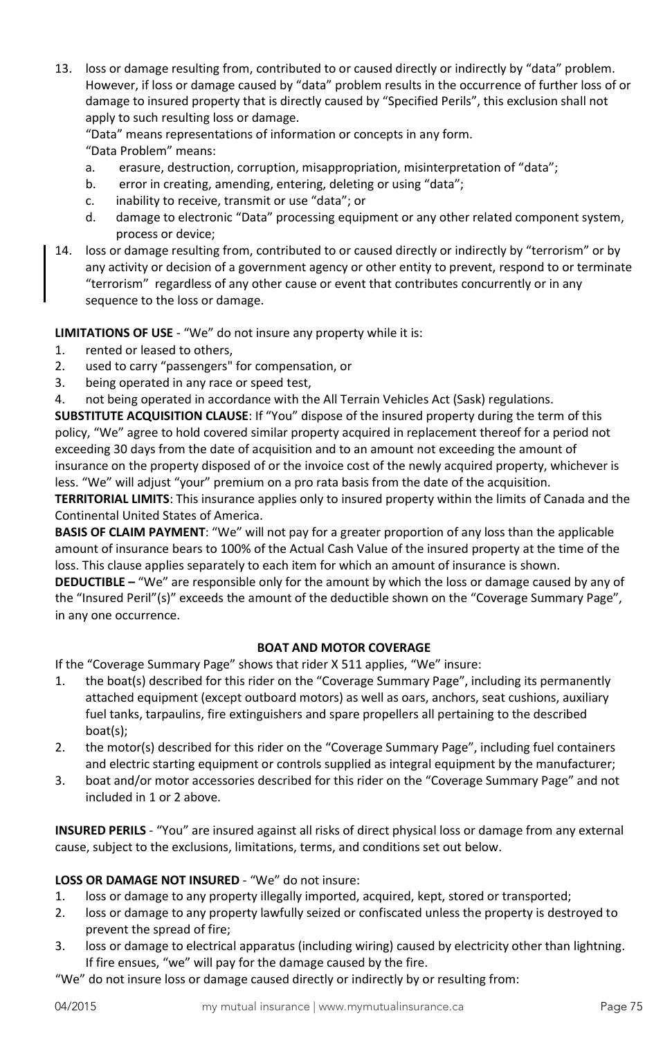13. loss or damage resulting from, contributed to or caused directly or indirectly by "data" problem. However, if loss or damage caused by "data" problem results in the occurrence of further loss of or damage to insured property that is directly caused by "Specified Perils", this exclusion shall not apply to such resulting loss or damage.

    "Data" means representations of information or concepts in any form.

    "Data Problem" means:

    a. erasure, destruction, corruption, misappropriation, misinterpretation of "data";
    b. error in creating, amending, entering, deleting or using "data";
    c. inability to receive, transmit or use "data"; or
    d. damage to electronic "Data" processing equipment or any other related component system, process or device;
14. loss or damage resulting from, contributed to or caused directly or indirectly by "terrorism" or by any activity or decision of a government agency or other entity to prevent, respond to or terminate "terrorism" regardless of any other cause or event that contributes concurrently or in any sequence to the loss or damage.

**LIMITATIONS OF USE** - "We" do not insure any property while it is:

1. rented or leased to others,
2. used to carry "passengers" for compensation, or
3. being operated in any race or speed test,
4. not being operated in accordance with the All Terrain Vehicles Act (Sask) regulations.

**SUBSTITUTE ACQUISITION CLAUSE**: If "You" dispose of the insured property during the term of this policy, "We" agree to hold covered similar property acquired in replacement thereof for a period not exceeding 30 days from the date of acquisition and to an amount not exceeding the amount of insurance on the property disposed of or the invoice cost of the newly acquired property, whichever is less. "We" will adjust "your" premium on a pro rata basis from the date of the acquisition.

**TERRITORIAL LIMITS**: This insurance applies only to insured property within the limits of Canada and the Continental United States of America.

**BASIS OF CLAIM PAYMENT**: "We" will not pay for a greater proportion of any loss than the applicable amount of insurance bears to 100% of the Actual Cash Value of the insured property at the time of the loss. This clause applies separately to each item for which an amount of insurance is shown.

**DEDUCTIBLE –** "We" are responsible only for the amount by which the loss or damage caused by any of the "Insured Peril"(s)" exceeds the amount of the deductible shown on the "Coverage Summary Page", in any one occurrence.

## BOAT AND MOTOR COVERAGE

If the "Coverage Summary Page" shows that rider X 511 applies, "We" insure:

1. the boat(s) described for this rider on the "Coverage Summary Page", including its permanently attached equipment (except outboard motors) as well as oars, anchors, seat cushions, auxiliary fuel tanks, tarpaulins, fire extinguishers and spare propellers all pertaining to the described boat(s);
2. the motor(s) described for this rider on the "Coverage Summary Page", including fuel containers and electric starting equipment or controls supplied as integral equipment by the manufacturer;
3. boat and/or motor accessories described for this rider on the "Coverage Summary Page" and not included in 1 or 2 above.

**INSURED PERILS** - "You" are insured against all risks of direct physical loss or damage from any external cause, subject to the exclusions, limitations, terms, and conditions set out below.

**LOSS OR DAMAGE NOT INSURED** - "We" do not insure:

1. loss or damage to any property illegally imported, acquired, kept, stored or transported;
2. loss or damage to any property lawfully seized or confiscated unless the property is destroyed to prevent the spread of fire;
3. loss or damage to electrical apparatus (including wiring) caused by electricity other than lightning. If fire ensues, "we" will pay for the damage caused by the fire.

"We" do not insure loss or damage caused directly or indirectly by or resulting from: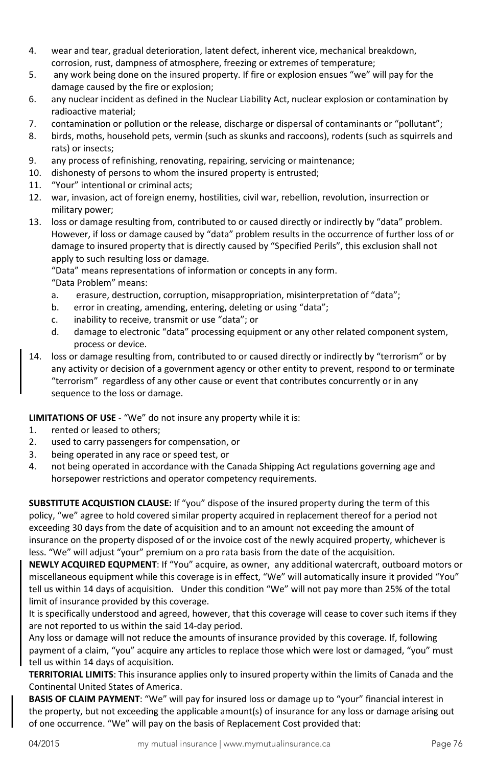4. wear and tear, gradual deterioration, latent defect, inherent vice, mechanical breakdown, corrosion, rust, dampness of atmosphere, freezing or extremes of temperature;
5. any work being done on the insured property. If fire or explosion ensues "we" will pay for the damage caused by the fire or explosion;
6. any nuclear incident as defined in the Nuclear Liability Act, nuclear explosion or contamination by radioactive material;
7. contamination or pollution or the release, discharge or dispersal of contaminants or "pollutant";
8. birds, moths, household pets, vermin (such as skunks and raccoons), rodents (such as squirrels and rats) or insects;
9. any process of refinishing, renovating, repairing, servicing or maintenance;
10. dishonesty of persons to whom the insured property is entrusted;
11. "Your" intentional or criminal acts;
12. war, invasion, act of foreign enemy, hostilities, civil war, rebellion, revolution, insurrection or military power;
13. loss or damage resulting from, contributed to or caused directly or indirectly by "data" problem. However, if loss or damage caused by "data" problem results in the occurrence of further loss of or damage to insured property that is directly caused by "Specified Perils", this exclusion shall not apply to such resulting loss or damage.

    "Data" means representations of information or concepts in any form.

    "Data Problem" means:

    a. erasure, destruction, corruption, misappropriation, misinterpretation of "data";
    b. error in creating, amending, entering, deleting or using "data";
    c. inability to receive, transmit or use "data"; or
    d. damage to electronic "data" processing equipment or any other related component system, process or device.
14. loss or damage resulting from, contributed to or caused directly or indirectly by "terrorism" or by any activity or decision of a government agency or other entity to prevent, respond to or terminate "terrorism" regardless of any other cause or event that contributes concurrently or in any sequence to the loss or damage.

**LIMITATIONS OF USE** - "We" do not insure any property while it is:

1. rented or leased to others;
2. used to carry passengers for compensation, or
3. being operated in any race or speed test, or
4. not being operated in accordance with the Canada Shipping Act regulations governing age and horsepower restrictions and operator competency requirements.

**SUBSTITUTE ACQUISTION CLAUSE:** If "you" dispose of the insured property during the term of this policy, "we" agree to hold covered similar property acquired in replacement thereof for a period not exceeding 30 days from the date of acquisition and to an amount not exceeding the amount of insurance on the property disposed of or the invoice cost of the newly acquired property, whichever is less. "We" will adjust "your" premium on a pro rata basis from the date of the acquisition.

**NEWLY ACQUIRED EQUPMENT**: If "You" acquire, as owner, any additional watercraft, outboard motors or miscellaneous equipment while this coverage is in effect, "We" will automatically insure it provided "You" tell us within 14 days of acquisition. Under this condition "We" will not pay more than 25% of the total limit of insurance provided by this coverage.

It is specifically understood and agreed, however, that this coverage will cease to cover such items if they are not reported to us within the said 14-day period.

Any loss or damage will not reduce the amounts of insurance provided by this coverage. If, following payment of a claim, "you" acquire any articles to replace those which were lost or damaged, "you" must tell us within 14 days of acquisition.

**TERRITORIAL LIMITS**: This insurance applies only to insured property within the limits of Canada and the Continental United States of America.

**BASIS OF CLAIM PAYMENT**: "We" will pay for insured loss or damage up to "your" financial interest in the property, but not exceeding the applicable amount(s) of insurance for any loss or damage arising out of one occurrence. "We" will pay on the basis of Replacement Cost provided that: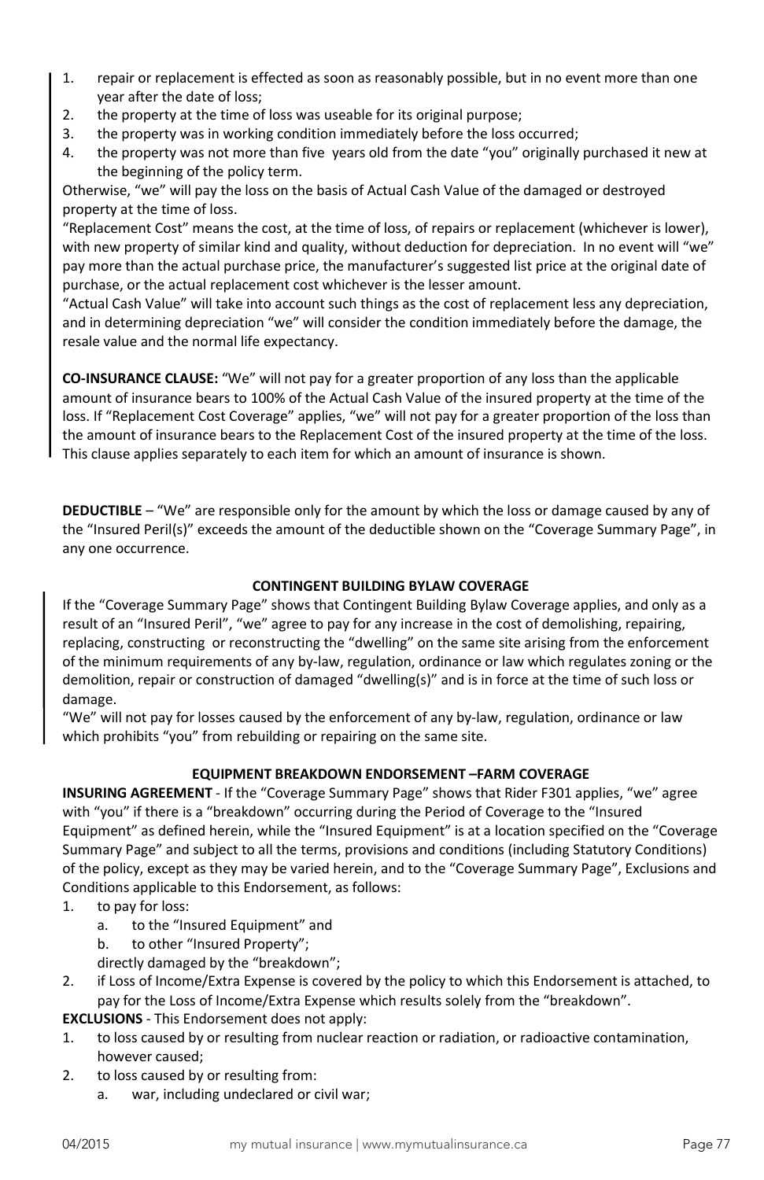1. repair or replacement is effected as soon as reasonably possible, but in no event more than one year after the date of loss;
2. the property at the time of loss was useable for its original purpose;
3. the property was in working condition immediately before the loss occurred;
4. the property was not more than five years old from the date "you" originally purchased it new at the beginning of the policy term.

Otherwise, "we" will pay the loss on the basis of Actual Cash Value of the damaged or destroyed property at the time of loss.

"Replacement Cost" means the cost, at the time of loss, of repairs or replacement (whichever is lower), with new property of similar kind and quality, without deduction for depreciation. In no event will "we" pay more than the actual purchase price, the manufacturer's suggested list price at the original date of purchase, or the actual replacement cost whichever is the lesser amount.

"Actual Cash Value" will take into account such things as the cost of replacement less any depreciation, and in determining depreciation "we" will consider the condition immediately before the damage, the resale value and the normal life expectancy.

**CO-INSURANCE CLAUSE:** "We" will not pay for a greater proportion of any loss than the applicable amount of insurance bears to 100% of the Actual Cash Value of the insured property at the time of the loss. If "Replacement Cost Coverage" applies, "we" will not pay for a greater proportion of the loss than the amount of insurance bears to the Replacement Cost of the insured property at the time of the loss. This clause applies separately to each item for which an amount of insurance is shown.

**DEDUCTIBLE** – "We" are responsible only for the amount by which the loss or damage caused by any of the "Insured Peril(s)" exceeds the amount of the deductible shown on the "Coverage Summary Page", in any one occurrence.

**CONTINGENT BUILDING BYLAW COVERAGE**

If the "Coverage Summary Page" shows that Contingent Building Bylaw Coverage applies, and only as a result of an "Insured Peril", "we" agree to pay for any increase in the cost of demolishing, repairing, replacing, constructing or reconstructing the "dwelling" on the same site arising from the enforcement of the minimum requirements of any by-law, regulation, ordinance or law which regulates zoning or the demolition, repair or construction of damaged "dwelling(s)" and is in force at the time of such loss or damage.

"We" will not pay for losses caused by the enforcement of any by-law, regulation, ordinance or law which prohibits "you" from rebuilding or repairing on the same site.

**EQUIPMENT BREAKDOWN ENDORSEMENT –FARM COVERAGE**

**INSURING AGREEMENT** - If the "Coverage Summary Page" shows that Rider F301 applies, "we" agree with "you" if there is a "breakdown" occurring during the Period of Coverage to the "Insured Equipment" as defined herein, while the "Insured Equipment" is at a location specified on the "Coverage Summary Page" and subject to all the terms, provisions and conditions (including Statutory Conditions) of the policy, except as they may be varied herein, and to the "Coverage Summary Page", Exclusions and Conditions applicable to this Endorsement, as follows:

1. to pay for loss:
   a. to the "Insured Equipment" and
   b. to other "Insured Property";

   directly damaged by the "breakdown";
2. if Loss of Income/Extra Expense is covered by the policy to which this Endorsement is attached, to pay for the Loss of Income/Extra Expense which results solely from the "breakdown".

**EXCLUSIONS** - This Endorsement does not apply:

1. to loss caused by or resulting from nuclear reaction or radiation, or radioactive contamination, however caused;
2. to loss caused by or resulting from:
   a. war, including undeclared or civil war;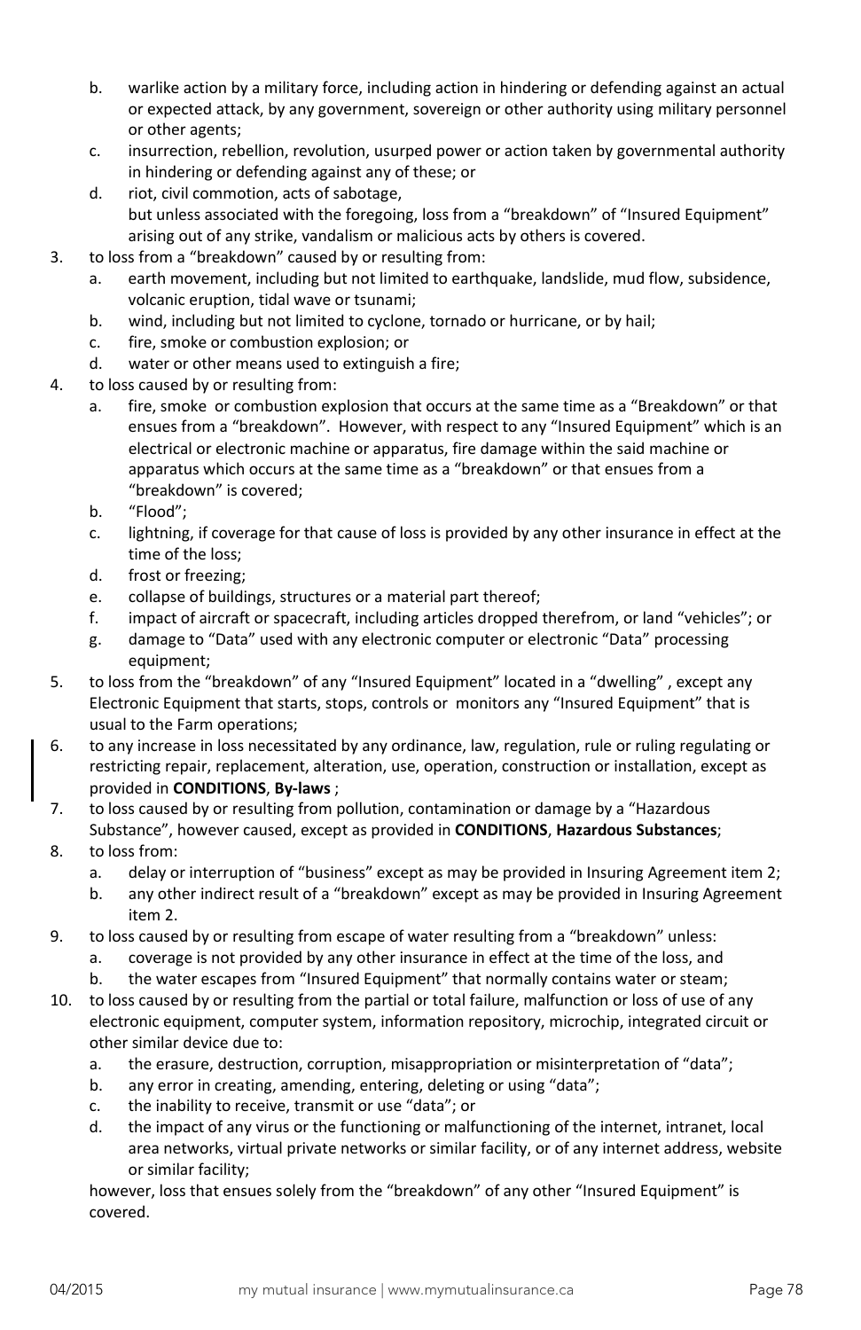b. warlike action by a military force, including action in hindering or defending against an actual or expected attack, by any government, sovereign or other authority using military personnel or other agents;
c. insurrection, rebellion, revolution, usurped power or action taken by governmental authority in hindering or defending against any of these; or
d. riot, civil commotion, acts of sabotage,
but unless associated with the foregoing, loss from a "breakdown" of "Insured Equipment" arising out of any strike, vandalism or malicious acts by others is covered.

3. to loss from a "breakdown" caused by or resulting from:
   a. earth movement, including but not limited to earthquake, landslide, mud flow, subsidence, volcanic eruption, tidal wave or tsunami;
   b. wind, including but not limited to cyclone, tornado or hurricane, or by hail;
   c. fire, smoke or combustion explosion; or
   d. water or other means used to extinguish a fire;
4. to loss caused by or resulting from:
   a. fire, smoke or combustion explosion that occurs at the same time as a "Breakdown" or that ensues from a "breakdown". However, with respect to any "Insured Equipment" which is an electrical or electronic machine or apparatus, fire damage within the said machine or apparatus which occurs at the same time as a "breakdown" or that ensues from a "breakdown" is covered;
   b. "Flood";
   c. lightning, if coverage for that cause of loss is provided by any other insurance in effect at the time of the loss;
   d. frost or freezing;
   e. collapse of buildings, structures or a material part thereof;
   f. impact of aircraft or spacecraft, including articles dropped therefrom, or land "vehicles"; or
   g. damage to "Data" used with any electronic computer or electronic "Data" processing equipment;
5. to loss from the "breakdown" of any "Insured Equipment" located in a "dwelling" , except any Electronic Equipment that starts, stops, controls or monitors any "Insured Equipment" that is usual to the Farm operations;
6. to any increase in loss necessitated by any ordinance, law, regulation, rule or ruling regulating or restricting repair, replacement, alteration, use, operation, construction or installation, except as provided in **CONDITIONS**, **By-laws** ;
7. to loss caused by or resulting from pollution, contamination or damage by a "Hazardous Substance", however caused, except as provided in **CONDITIONS**, **Hazardous Substances**;
8. to loss from:
   a. delay or interruption of "business" except as may be provided in Insuring Agreement item 2;
   b. any other indirect result of a "breakdown" except as may be provided in Insuring Agreement item 2.
9. to loss caused by or resulting from escape of water resulting from a "breakdown" unless:
   a. coverage is not provided by any other insurance in effect at the time of the loss, and
   b. the water escapes from "Insured Equipment" that normally contains water or steam;
10. to loss caused by or resulting from the partial or total failure, malfunction or loss of use of any electronic equipment, computer system, information repository, microchip, integrated circuit or other similar device due to:
    a. the erasure, destruction, corruption, misappropriation or misinterpretation of "data";
    b. any error in creating, amending, entering, deleting or using "data";
    c. the inability to receive, transmit or use "data"; or
    d. the impact of any virus or the functioning or malfunctioning of the internet, intranet, local area networks, virtual private networks or similar facility, or of any internet address, website or similar facility;

    however, loss that ensues solely from the "breakdown" of any other "Insured Equipment" is covered.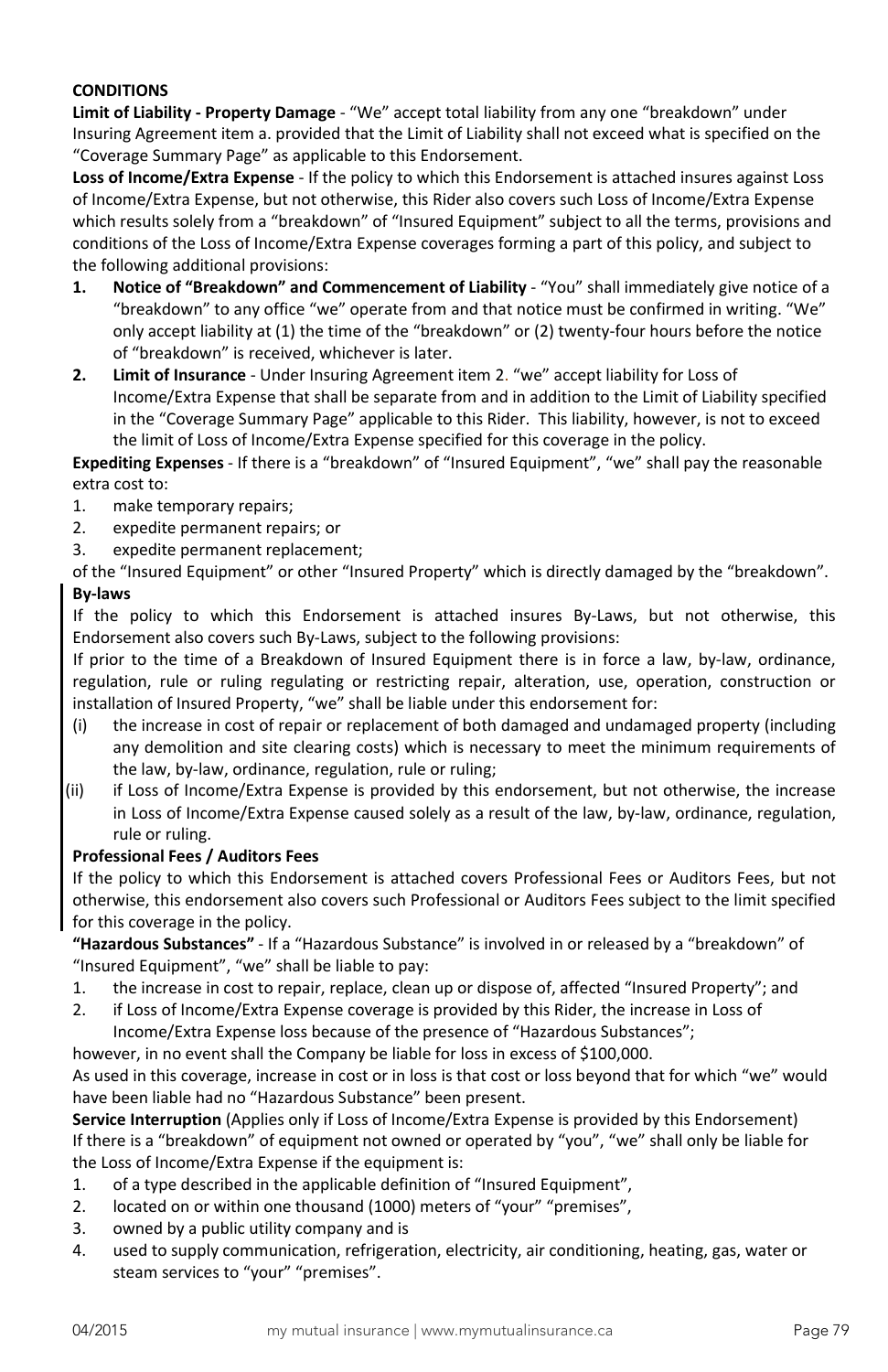**CONDITIONS**

**Limit of Liability - Property Damage** - "We" accept total liability from any one "breakdown" under Insuring Agreement item a. provided that the Limit of Liability shall not exceed what is specified on the "Coverage Summary Page" as applicable to this Endorsement.

**Loss of Income/Extra Expense** - If the policy to which this Endorsement is attached insures against Loss of Income/Extra Expense, but not otherwise, this Rider also covers such Loss of Income/Extra Expense which results solely from a "breakdown" of "Insured Equipment" subject to all the terms, provisions and conditions of the Loss of Income/Extra Expense coverages forming a part of this policy, and subject to the following additional provisions:

1. **Notice of "Breakdown" and Commencement of Liability** - "You" shall immediately give notice of a "breakdown" to any office "we" operate from and that notice must be confirmed in writing. "We" only accept liability at (1) the time of the "breakdown" or (2) twenty-four hours before the notice of "breakdown" is received, whichever is later.
2. **Limit of Insurance** - Under Insuring Agreement item 2. "we" accept liability for Loss of Income/Extra Expense that shall be separate from and in addition to the Limit of Liability specified in the "Coverage Summary Page" applicable to this Rider. This liability, however, is not to exceed the limit of Loss of Income/Extra Expense specified for this coverage in the policy.

**Expediting Expenses** - If there is a "breakdown" of "Insured Equipment", "we" shall pay the reasonable extra cost to:

1. make temporary repairs;
2. expedite permanent repairs; or
3. expedite permanent replacement;

of the "Insured Equipment" or other "Insured Property" which is directly damaged by the "breakdown".

**By-laws**

If the policy to which this Endorsement is attached insures By-Laws, but not otherwise, this Endorsement also covers such By-Laws, subject to the following provisions:

If prior to the time of a Breakdown of Insured Equipment there is in force a law, by-law, ordinance, regulation, rule or ruling regulating or restricting repair, alteration, use, operation, construction or installation of Insured Property, "we" shall be liable under this endorsement for:

(i) the increase in cost of repair or replacement of both damaged and undamaged property (including any demolition and site clearing costs) which is necessary to meet the minimum requirements of the law, by-law, ordinance, regulation, rule or ruling;

(ii) if Loss of Income/Extra Expense is provided by this endorsement, but not otherwise, the increase in Loss of Income/Extra Expense caused solely as a result of the law, by-law, ordinance, regulation, rule or ruling.

**Professional Fees / Auditors Fees**

If the policy to which this Endorsement is attached covers Professional Fees or Auditors Fees, but not otherwise, this endorsement also covers such Professional or Auditors Fees subject to the limit specified for this coverage in the policy.

**"Hazardous Substances"** - If a "Hazardous Substance" is involved in or released by a "breakdown" of "Insured Equipment", "we" shall be liable to pay:

1. the increase in cost to repair, replace, clean up or dispose of, affected "Insured Property"; and
2. if Loss of Income/Extra Expense coverage is provided by this Rider, the increase in Loss of Income/Extra Expense loss because of the presence of "Hazardous Substances";

however, in no event shall the Company be liable for loss in excess of $100,000.

As used in this coverage, increase in cost or in loss is that cost or loss beyond that for which "we" would have been liable had no "Hazardous Substance" been present.

**Service Interruption** (Applies only if Loss of Income/Extra Expense is provided by this Endorsement)

If there is a "breakdown" of equipment not owned or operated by "you", "we" shall only be liable for the Loss of Income/Extra Expense if the equipment is:

1. of a type described in the applicable definition of "Insured Equipment",
2. located on or within one thousand (1000) meters of "your" "premises",
3. owned by a public utility company and is
4. used to supply communication, refrigeration, electricity, air conditioning, heating, gas, water or steam services to "your" "premises".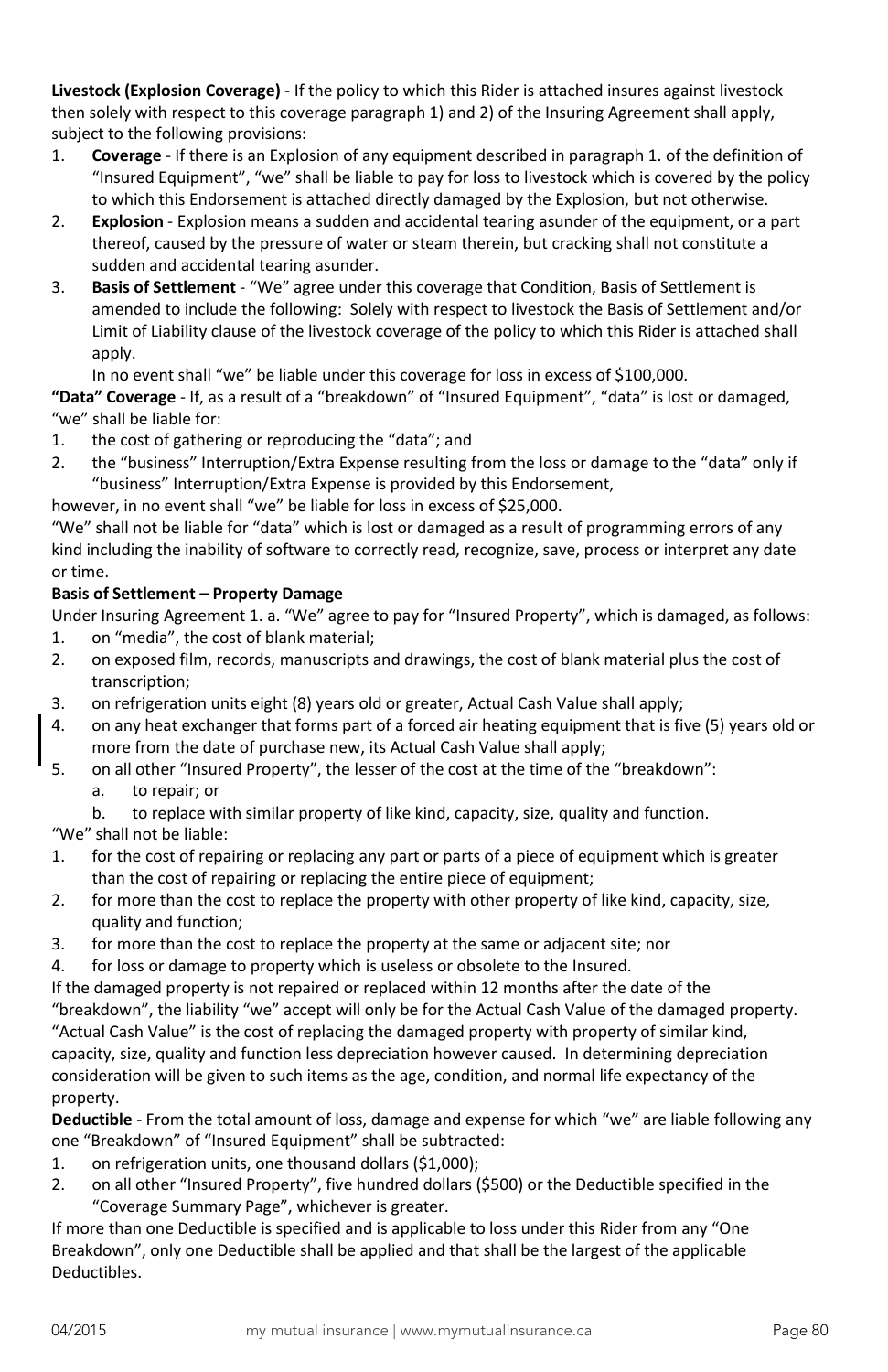**Livestock (Explosion Coverage)** - If the policy to which this Rider is attached insures against livestock then solely with respect to this coverage paragraph 1) and 2) of the Insuring Agreement shall apply, subject to the following provisions:

1. **Coverage** - If there is an Explosion of any equipment described in paragraph 1. of the definition of "Insured Equipment", "we" shall be liable to pay for loss to livestock which is covered by the policy to which this Endorsement is attached directly damaged by the Explosion, but not otherwise.
2. **Explosion** - Explosion means a sudden and accidental tearing asunder of the equipment, or a part thereof, caused by the pressure of water or steam therein, but cracking shall not constitute a sudden and accidental tearing asunder.
3. **Basis of Settlement** - "We" agree under this coverage that Condition, Basis of Settlement is amended to include the following: Solely with respect to livestock the Basis of Settlement and/or Limit of Liability clause of the livestock coverage of the policy to which this Rider is attached shall apply.

   In no event shall "we" be liable under this coverage for loss in excess of $100,000.

**"Data" Coverage** - If, as a result of a "breakdown" of "Insured Equipment", "data" is lost or damaged, "we" shall be liable for:

1. the cost of gathering or reproducing the "data"; and
2. the "business" Interruption/Extra Expense resulting from the loss or damage to the "data" only if "business" Interruption/Extra Expense is provided by this Endorsement,

however, in no event shall "we" be liable for loss in excess of $25,000.

"We" shall not be liable for "data" which is lost or damaged as a result of programming errors of any kind including the inability of software to correctly read, recognize, save, process or interpret any date or time.

**Basis of Settlement – Property Damage**

Under Insuring Agreement 1. a. "We" agree to pay for "Insured Property", which is damaged, as follows:

1. on "media", the cost of blank material;
2. on exposed film, records, manuscripts and drawings, the cost of blank material plus the cost of transcription;
3. on refrigeration units eight (8) years old or greater, Actual Cash Value shall apply;
4. on any heat exchanger that forms part of a forced air heating equipment that is five (5) years old or more from the date of purchase new, its Actual Cash Value shall apply;
5. on all other "Insured Property", the lesser of the cost at the time of the "breakdown":
   a. to repair; or
   b. to replace with similar property of like kind, capacity, size, quality and function.

"We" shall not be liable:

1. for the cost of repairing or replacing any part or parts of a piece of equipment which is greater than the cost of repairing or replacing the entire piece of equipment;
2. for more than the cost to replace the property with other property of like kind, capacity, size, quality and function;
3. for more than the cost to replace the property at the same or adjacent site; nor
4. for loss or damage to property which is useless or obsolete to the Insured.

If the damaged property is not repaired or replaced within 12 months after the date of the "breakdown", the liability "we" accept will only be for the Actual Cash Value of the damaged property. "Actual Cash Value" is the cost of replacing the damaged property with property of similar kind, capacity, size, quality and function less depreciation however caused. In determining depreciation consideration will be given to such items as the age, condition, and normal life expectancy of the property.

**Deductible** - From the total amount of loss, damage and expense for which "we" are liable following any one "Breakdown" of "Insured Equipment" shall be subtracted:

1. on refrigeration units, one thousand dollars ($1,000);
2. on all other "Insured Property", five hundred dollars ($500) or the Deductible specified in the "Coverage Summary Page", whichever is greater.

If more than one Deductible is specified and is applicable to loss under this Rider from any "One Breakdown", only one Deductible shall be applied and that shall be the largest of the applicable Deductibles.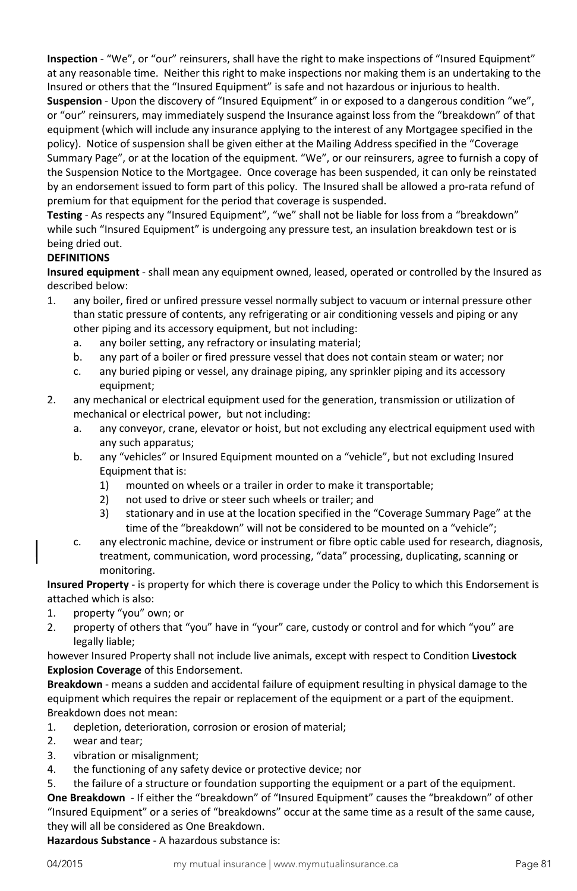**Inspection** - "We", or "our" reinsurers, shall have the right to make inspections of "Insured Equipment" at any reasonable time. Neither this right to make inspections nor making them is an undertaking to the Insured or others that the "Insured Equipment" is safe and not hazardous or injurious to health.

**Suspension** - Upon the discovery of "Insured Equipment" in or exposed to a dangerous condition "we", or "our" reinsurers, may immediately suspend the Insurance against loss from the "breakdown" of that equipment (which will include any insurance applying to the interest of any Mortgagee specified in the policy). Notice of suspension shall be given either at the Mailing Address specified in the "Coverage Summary Page", or at the location of the equipment. "We", or our reinsurers, agree to furnish a copy of the Suspension Notice to the Mortgagee. Once coverage has been suspended, it can only be reinstated by an endorsement issued to form part of this policy. The Insured shall be allowed a pro-rata refund of premium for that equipment for the period that coverage is suspended.

**Testing** - As respects any "Insured Equipment", "we" shall not be liable for loss from a "breakdown" while such "Insured Equipment" is undergoing any pressure test, an insulation breakdown test or is being dried out.

**DEFINITIONS**

**Insured equipment** - shall mean any equipment owned, leased, operated or controlled by the Insured as described below:

1. any boiler, fired or unfired pressure vessel normally subject to vacuum or internal pressure other than static pressure of contents, any refrigerating or air conditioning vessels and piping or any other piping and its accessory equipment, but not including:
   a. any boiler setting, any refractory or insulating material;
   b. any part of a boiler or fired pressure vessel that does not contain steam or water; nor
   c. any buried piping or vessel, any drainage piping, any sprinkler piping and its accessory equipment;
2. any mechanical or electrical equipment used for the generation, transmission or utilization of mechanical or electrical power, but not including:
   a. any conveyor, crane, elevator or hoist, but not excluding any electrical equipment used with any such apparatus;
   b. any "vehicles" or Insured Equipment mounted on a "vehicle", but not excluding Insured Equipment that is:
      1) mounted on wheels or a trailer in order to make it transportable;
      2) not used to drive or steer such wheels or trailer; and
      3) stationary and in use at the location specified in the "Coverage Summary Page" at the time of the "breakdown" will not be considered to be mounted on a "vehicle";
   c. any electronic machine, device or instrument or fibre optic cable used for research, diagnosis, treatment, communication, word processing, "data" processing, duplicating, scanning or monitoring.

**Insured Property** - is property for which there is coverage under the Policy to which this Endorsement is attached which is also:

1. property "you" own; or
2. property of others that "you" have in "your" care, custody or control and for which "you" are legally liable;

however Insured Property shall not include live animals, except with respect to Condition **Livestock Explosion Coverage** of this Endorsement.

**Breakdown** - means a sudden and accidental failure of equipment resulting in physical damage to the equipment which requires the repair or replacement of the equipment or a part of the equipment. Breakdown does not mean:

1. depletion, deterioration, corrosion or erosion of material;
2. wear and tear;
3. vibration or misalignment;
4. the functioning of any safety device or protective device; nor
5. the failure of a structure or foundation supporting the equipment or a part of the equipment.

**One Breakdown** - If either the "breakdown" of "Insured Equipment" causes the "breakdown" of other "Insured Equipment" or a series of "breakdowns" occur at the same time as a result of the same cause, they will all be considered as One Breakdown.

**Hazardous Substance** - A hazardous substance is: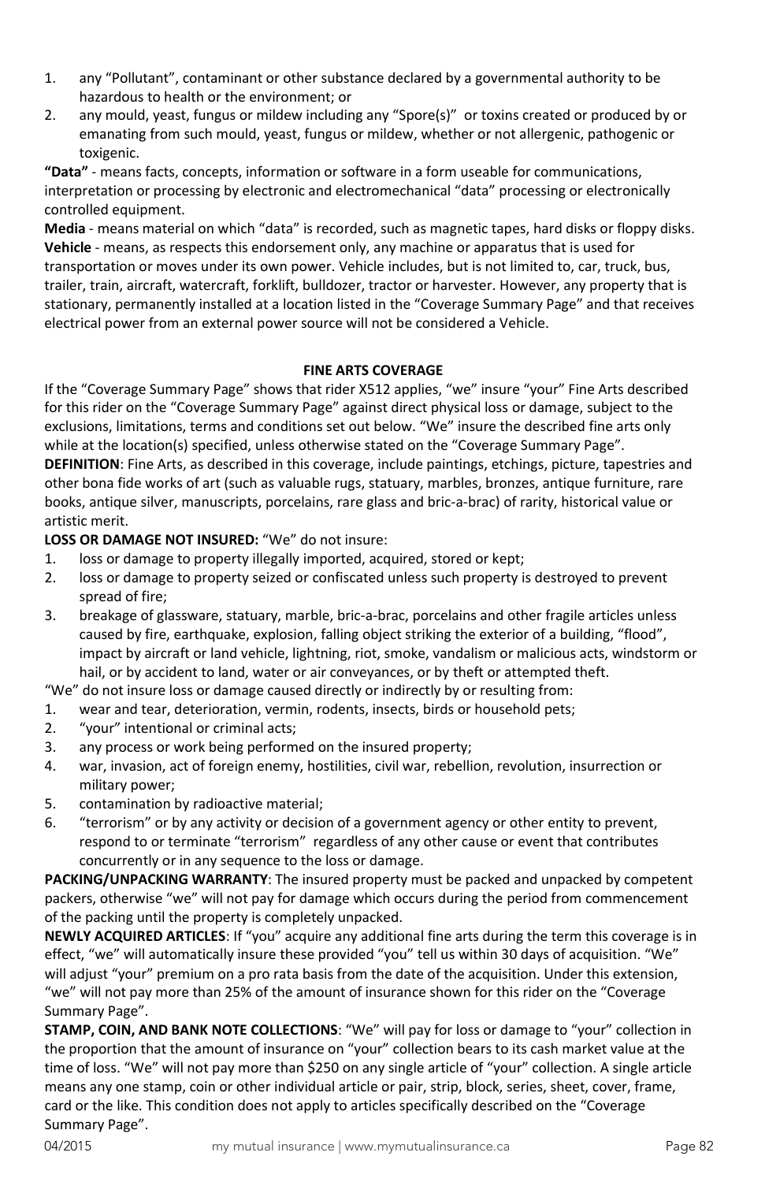1. any "Pollutant", contaminant or other substance declared by a governmental authority to be hazardous to health or the environment; or
2. any mould, yeast, fungus or mildew including any "Spore(s)" or toxins created or produced by or emanating from such mould, yeast, fungus or mildew, whether or not allergenic, pathogenic or toxigenic.

**"Data"** - means facts, concepts, information or software in a form useable for communications, interpretation or processing by electronic and electromechanical "data" processing or electronically controlled equipment.

**Media** - means material on which "data" is recorded, such as magnetic tapes, hard disks or floppy disks.

**Vehicle** - means, as respects this endorsement only, any machine or apparatus that is used for transportation or moves under its own power. Vehicle includes, but is not limited to, car, truck, bus, trailer, train, aircraft, watercraft, forklift, bulldozer, tractor or harvester. However, any property that is stationary, permanently installed at a location listed in the "Coverage Summary Page" and that receives electrical power from an external power source will not be considered a Vehicle.

**FINE ARTS COVERAGE**

If the "Coverage Summary Page" shows that rider X512 applies, "we" insure "your" Fine Arts described for this rider on the "Coverage Summary Page" against direct physical loss or damage, subject to the exclusions, limitations, terms and conditions set out below. "We" insure the described fine arts only while at the location(s) specified, unless otherwise stated on the "Coverage Summary Page".

**DEFINITION**: Fine Arts, as described in this coverage, include paintings, etchings, picture, tapestries and other bona fide works of art (such as valuable rugs, statuary, marbles, bronzes, antique furniture, rare books, antique silver, manuscripts, porcelains, rare glass and bric-a-brac) of rarity, historical value or artistic merit.

**LOSS OR DAMAGE NOT INSURED:** "We" do not insure:

1. loss or damage to property illegally imported, acquired, stored or kept;
2. loss or damage to property seized or confiscated unless such property is destroyed to prevent spread of fire;
3. breakage of glassware, statuary, marble, bric-a-brac, porcelains and other fragile articles unless caused by fire, earthquake, explosion, falling object striking the exterior of a building, "flood", impact by aircraft or land vehicle, lightning, riot, smoke, vandalism or malicious acts, windstorm or hail, or by accident to land, water or air conveyances, or by theft or attempted theft.

"We" do not insure loss or damage caused directly or indirectly by or resulting from:

1. wear and tear, deterioration, vermin, rodents, insects, birds or household pets;
2. "your" intentional or criminal acts;
3. any process or work being performed on the insured property;
4. war, invasion, act of foreign enemy, hostilities, civil war, rebellion, revolution, insurrection or military power;
5. contamination by radioactive material;
6. "terrorism" or by any activity or decision of a government agency or other entity to prevent, respond to or terminate "terrorism" regardless of any other cause or event that contributes concurrently or in any sequence to the loss or damage.

**PACKING/UNPACKING WARRANTY**: The insured property must be packed and unpacked by competent packers, otherwise "we" will not pay for damage which occurs during the period from commencement of the packing until the property is completely unpacked.

**NEWLY ACQUIRED ARTICLES**: If "you" acquire any additional fine arts during the term this coverage is in effect, "we" will automatically insure these provided "you" tell us within 30 days of acquisition. "We" will adjust "your" premium on a pro rata basis from the date of the acquisition. Under this extension, "we" will not pay more than 25% of the amount of insurance shown for this rider on the "Coverage Summary Page".

**STAMP, COIN, AND BANK NOTE COLLECTIONS**: "We" will pay for loss or damage to "your" collection in the proportion that the amount of insurance on "your" collection bears to its cash market value at the time of loss. "We" will not pay more than $250 on any single article of "your" collection. A single article means any one stamp, coin or other individual article or pair, strip, block, series, sheet, cover, frame, card or the like. This condition does not apply to articles specifically described on the "Coverage Summary Page".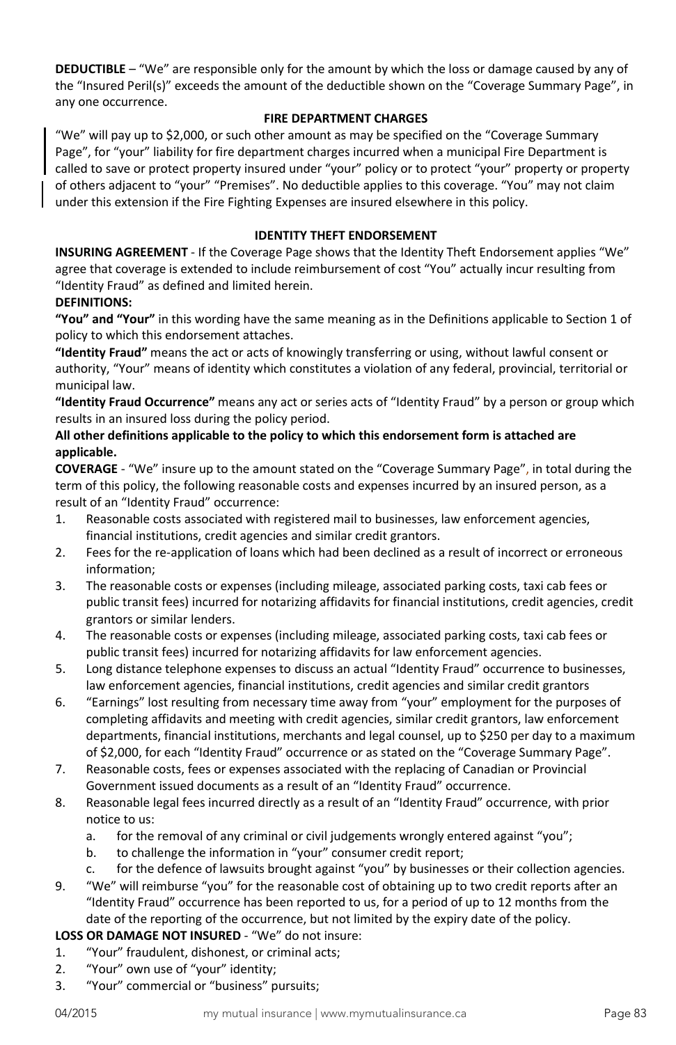**DEDUCTIBLE** – "We" are responsible only for the amount by which the loss or damage caused by any of the "Insured Peril(s)" exceeds the amount of the deductible shown on the "Coverage Summary Page", in any one occurrence.

**FIRE DEPARTMENT CHARGES**

"We" will pay up to $2,000, or such other amount as may be specified on the "Coverage Summary Page", for "your" liability for fire department charges incurred when a municipal Fire Department is called to save or protect property insured under "your" policy or to protect "your" property or property of others adjacent to "your" "Premises". No deductible applies to this coverage. "You" may not claim under this extension if the Fire Fighting Expenses are insured elsewhere in this policy.

**IDENTITY THEFT ENDORSEMENT**

**INSURING AGREEMENT** - If the Coverage Page shows that the Identity Theft Endorsement applies "We" agree that coverage is extended to include reimbursement of cost "You" actually incur resulting from "Identity Fraud" as defined and limited herein.

**DEFINITIONS:**

**"You" and "Your"** in this wording have the same meaning as in the Definitions applicable to Section 1 of policy to which this endorsement attaches.

**"Identity Fraud"** means the act or acts of knowingly transferring or using, without lawful consent or authority, "Your" means of identity which constitutes a violation of any federal, provincial, territorial or municipal law.

**"Identity Fraud Occurrence"** means any act or series acts of "Identity Fraud" by a person or group which results in an insured loss during the policy period.

**All other definitions applicable to the policy to which this endorsement form is attached are applicable.**

**COVERAGE** - "We" insure up to the amount stated on the "Coverage Summary Page", in total during the term of this policy, the following reasonable costs and expenses incurred by an insured person, as a result of an "Identity Fraud" occurrence:

1. Reasonable costs associated with registered mail to businesses, law enforcement agencies, financial institutions, credit agencies and similar credit grantors.
2. Fees for the re-application of loans which had been declined as a result of incorrect or erroneous information;
3. The reasonable costs or expenses (including mileage, associated parking costs, taxi cab fees or public transit fees) incurred for notarizing affidavits for financial institutions, credit agencies, credit grantors or similar lenders.
4. The reasonable costs or expenses (including mileage, associated parking costs, taxi cab fees or public transit fees) incurred for notarizing affidavits for law enforcement agencies.
5. Long distance telephone expenses to discuss an actual "Identity Fraud" occurrence to businesses, law enforcement agencies, financial institutions, credit agencies and similar credit grantors
6. "Earnings" lost resulting from necessary time away from "your" employment for the purposes of completing affidavits and meeting with credit agencies, similar credit grantors, law enforcement departments, financial institutions, merchants and legal counsel, up to $250 per day to a maximum of $2,000, for each "Identity Fraud" occurrence or as stated on the "Coverage Summary Page".
7. Reasonable costs, fees or expenses associated with the replacing of Canadian or Provincial Government issued documents as a result of an "Identity Fraud" occurrence.
8. Reasonable legal fees incurred directly as a result of an "Identity Fraud" occurrence, with prior notice to us:
   a. for the removal of any criminal or civil judgements wrongly entered against "you";
   b. to challenge the information in "your" consumer credit report;
   c. for the defence of lawsuits brought against "you" by businesses or their collection agencies.
9. "We" will reimburse "you" for the reasonable cost of obtaining up to two credit reports after an "Identity Fraud" occurrence has been reported to us, for a period of up to 12 months from the date of the reporting of the occurrence, but not limited by the expiry date of the policy.

**LOSS OR DAMAGE NOT INSURED** - "We" do not insure:

1. "Your" fraudulent, dishonest, or criminal acts;
2. "Your" own use of "your" identity;
3. "Your" commercial or "business" pursuits;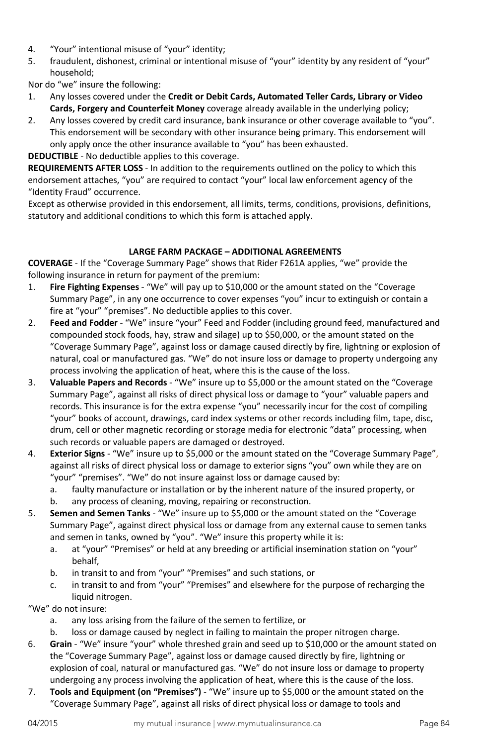4. "Your" intentional misuse of "your" identity;
5. fraudulent, dishonest, criminal or intentional misuse of "your" identity by any resident of "your" household;

Nor do "we" insure the following:

1. Any losses covered under the **Credit or Debit Cards, Automated Teller Cards, Library or Video Cards, Forgery and Counterfeit Money** coverage already available in the underlying policy;
2. Any losses covered by credit card insurance, bank insurance or other coverage available to "you". This endorsement will be secondary with other insurance being primary. This endorsement will only apply once the other insurance available to "you" has been exhausted.

**DEDUCTIBLE** - No deductible applies to this coverage.

**REQUIREMENTS AFTER LOSS** - In addition to the requirements outlined on the policy to which this endorsement attaches, "you" are required to contact "your" local law enforcement agency of the "Identity Fraud" occurrence.

Except as otherwise provided in this endorsement, all limits, terms, conditions, provisions, definitions, statutory and additional conditions to which this form is attached apply.

## LARGE FARM PACKAGE – ADDITIONAL AGREEMENTS

**COVERAGE** - If the "Coverage Summary Page" shows that Rider F261A applies, "we" provide the following insurance in return for payment of the premium:

1. **Fire Fighting Expenses** - "We" will pay up to $10,000 or the amount stated on the "Coverage Summary Page", in any one occurrence to cover expenses "you" incur to extinguish or contain a fire at "your" "premises". No deductible applies to this cover.
2. **Feed and Fodder** - "We" insure "your" Feed and Fodder (including ground feed, manufactured and compounded stock foods, hay, straw and silage) up to $50,000, or the amount stated on the "Coverage Summary Page", against loss or damage caused directly by fire, lightning or explosion of natural, coal or manufactured gas. "We" do not insure loss or damage to property undergoing any process involving the application of heat, where this is the cause of the loss.
3. **Valuable Papers and Records** - "We" insure up to $5,000 or the amount stated on the "Coverage Summary Page", against all risks of direct physical loss or damage to "your" valuable papers and records. This insurance is for the extra expense "you" necessarily incur for the cost of compiling "your" books of account, drawings, card index systems or other records including film, tape, disc, drum, cell or other magnetic recording or storage media for electronic "data" processing, when such records or valuable papers are damaged or destroyed.
4. **Exterior Signs** - "We" insure up to $5,000 or the amount stated on the "Coverage Summary Page", against all risks of direct physical loss or damage to exterior signs "you" own while they are on "your" "premises". "We" do not insure against loss or damage caused by:
   a. faulty manufacture or installation or by the inherent nature of the insured property, or
   b. any process of cleaning, moving, repairing or reconstruction.
5. **Semen and Semen Tanks** - "We" insure up to $5,000 or the amount stated on the "Coverage Summary Page", against direct physical loss or damage from any external cause to semen tanks and semen in tanks, owned by "you". "We" insure this property while it is:
   a. at "your" "Premises" or held at any breeding or artificial insemination station on "your" behalf,
   b. in transit to and from "your" "Premises" and such stations, or
   c. in transit to and from "your" "Premises" and elsewhere for the purpose of recharging the liquid nitrogen.

"We" do not insure:
   a. any loss arising from the failure of the semen to fertilize, or
   b. loss or damage caused by neglect in failing to maintain the proper nitrogen charge.

6. **Grain** - "We" insure "your" whole threshed grain and seed up to $10,000 or the amount stated on the "Coverage Summary Page", against loss or damage caused directly by fire, lightning or explosion of coal, natural or manufactured gas. "We" do not insure loss or damage to property undergoing any process involving the application of heat, where this is the cause of the loss.
7. **Tools and Equipment (on "Premises")** - "We" insure up to $5,000 or the amount stated on the "Coverage Summary Page", against all risks of direct physical loss or damage to tools and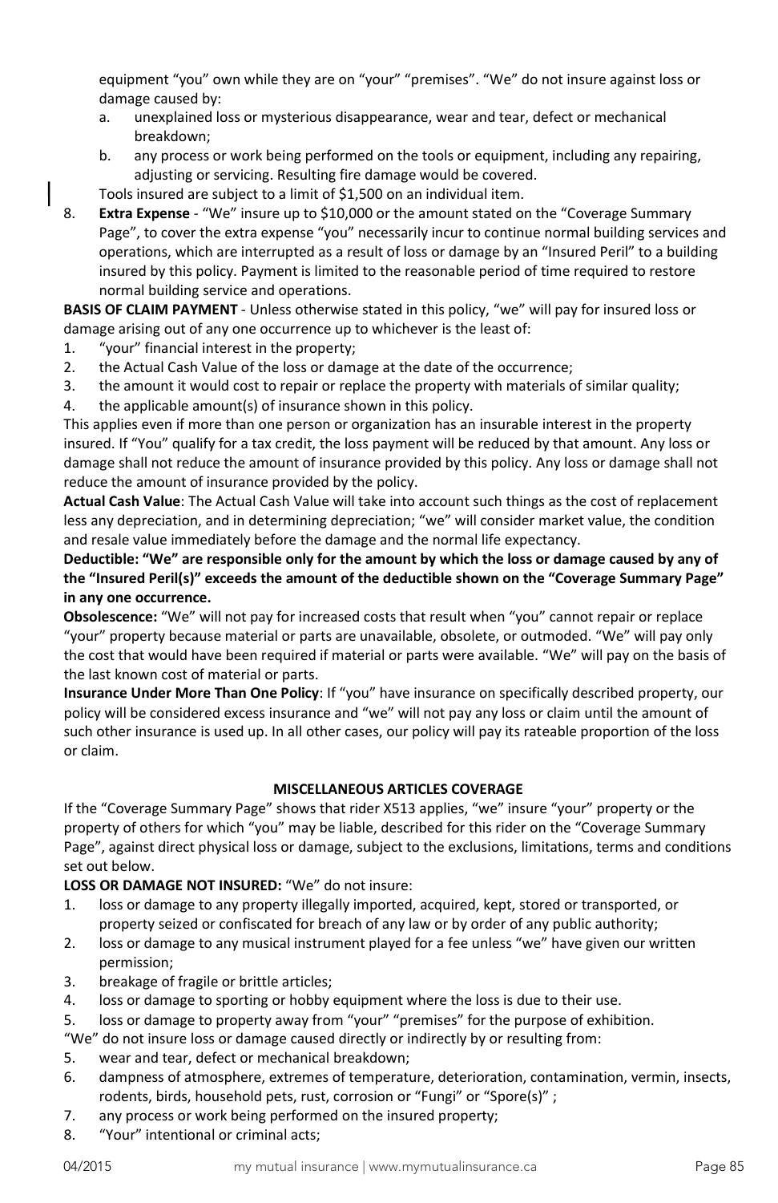equipment "you" own while they are on "your" "premises". "We" do not insure against loss or damage caused by:

a. unexplained loss or mysterious disappearance, wear and tear, defect or mechanical breakdown;
b. any process or work being performed on the tools or equipment, including any repairing, adjusting or servicing. Resulting fire damage would be covered.

Tools insured are subject to a limit of $1,500 on an individual item.

8. **Extra Expense** - "We" insure up to $10,000 or the amount stated on the "Coverage Summary Page", to cover the extra expense "you" necessarily incur to continue normal building services and operations, which are interrupted as a result of loss or damage by an "Insured Peril" to a building insured by this policy. Payment is limited to the reasonable period of time required to restore normal building service and operations.

**BASIS OF CLAIM PAYMENT** - Unless otherwise stated in this policy, "we" will pay for insured loss or damage arising out of any one occurrence up to whichever is the least of:

1. "your" financial interest in the property;
2. the Actual Cash Value of the loss or damage at the date of the occurrence;
3. the amount it would cost to repair or replace the property with materials of similar quality;
4. the applicable amount(s) of insurance shown in this policy.

This applies even if more than one person or organization has an insurable interest in the property insured. If "You" qualify for a tax credit, the loss payment will be reduced by that amount. Any loss or damage shall not reduce the amount of insurance provided by this policy. Any loss or damage shall not reduce the amount of insurance provided by the policy.

**Actual Cash Value**: The Actual Cash Value will take into account such things as the cost of replacement less any depreciation, and in determining depreciation; "we" will consider market value, the condition and resale value immediately before the damage and the normal life expectancy.

**Deductible: "We" are responsible only for the amount by which the loss or damage caused by any of the "Insured Peril(s)" exceeds the amount of the deductible shown on the "Coverage Summary Page" in any one occurrence.**

**Obsolescence:** "We" will not pay for increased costs that result when "you" cannot repair or replace "your" property because material or parts are unavailable, obsolete, or outmoded. "We" will pay only the cost that would have been required if material or parts were available. "We" will pay on the basis of the last known cost of material or parts.

**Insurance Under More Than One Policy**: If "you" have insurance on specifically described property, our policy will be considered excess insurance and "we" will not pay any loss or claim until the amount of such other insurance is used up. In all other cases, our policy will pay its rateable proportion of the loss or claim.

## MISCELLANEOUS ARTICLES COVERAGE

If the "Coverage Summary Page" shows that rider X513 applies, "we" insure "your" property or the property of others for which "you" may be liable, described for this rider on the "Coverage Summary Page", against direct physical loss or damage, subject to the exclusions, limitations, terms and conditions set out below.

**LOSS OR DAMAGE NOT INSURED:** "We" do not insure:

1. loss or damage to any property illegally imported, acquired, kept, stored or transported, or property seized or confiscated for breach of any law or by order of any public authority;
2. loss or damage to any musical instrument played for a fee unless "we" have given our written permission;
3. breakage of fragile or brittle articles;
4. loss or damage to sporting or hobby equipment where the loss is due to their use.
5. loss or damage to property away from "your" "premises" for the purpose of exhibition.

"We" do not insure loss or damage caused directly or indirectly by or resulting from:

5. wear and tear, defect or mechanical breakdown;
6. dampness of atmosphere, extremes of temperature, deterioration, contamination, vermin, insects, rodents, birds, household pets, rust, corrosion or "Fungi" or "Spore(s)" ;
7. any process or work being performed on the insured property;
8. "Your" intentional or criminal acts;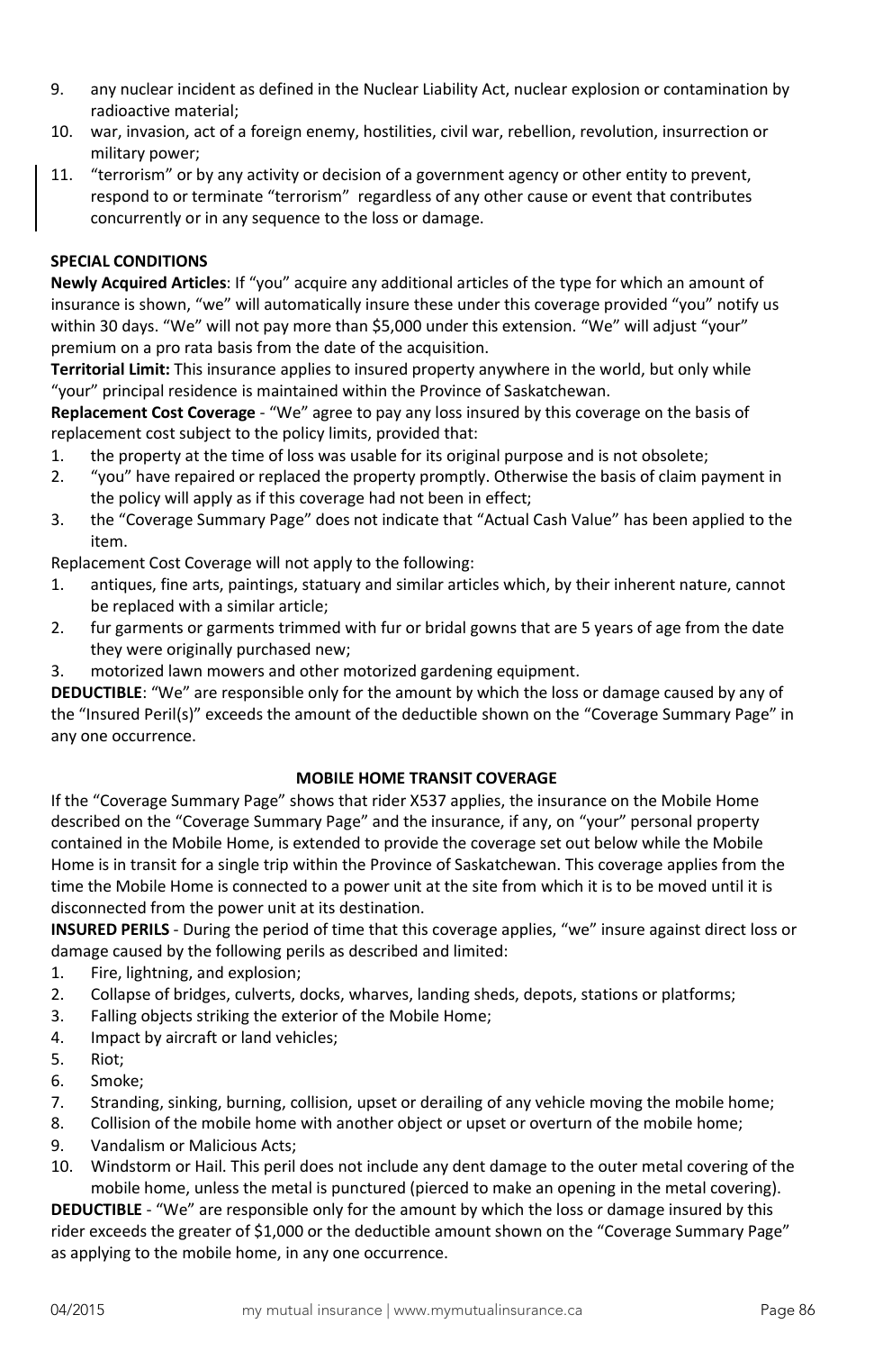9. any nuclear incident as defined in the Nuclear Liability Act, nuclear explosion or contamination by radioactive material;
10. war, invasion, act of a foreign enemy, hostilities, civil war, rebellion, revolution, insurrection or military power;
11. "terrorism" or by any activity or decision of a government agency or other entity to prevent, respond to or terminate "terrorism" regardless of any other cause or event that contributes concurrently or in any sequence to the loss or damage.

**SPECIAL CONDITIONS**

**Newly Acquired Articles**: If "you" acquire any additional articles of the type for which an amount of insurance is shown, "we" will automatically insure these under this coverage provided "you" notify us within 30 days. "We" will not pay more than $5,000 under this extension. "We" will adjust "your" premium on a pro rata basis from the date of the acquisition.

**Territorial Limit:** This insurance applies to insured property anywhere in the world, but only while "your" principal residence is maintained within the Province of Saskatchewan.

**Replacement Cost Coverage** - "We" agree to pay any loss insured by this coverage on the basis of replacement cost subject to the policy limits, provided that:

1. the property at the time of loss was usable for its original purpose and is not obsolete;
2. "you" have repaired or replaced the property promptly. Otherwise the basis of claim payment in the policy will apply as if this coverage had not been in effect;
3. the "Coverage Summary Page" does not indicate that "Actual Cash Value" has been applied to the item.

Replacement Cost Coverage will not apply to the following:

1. antiques, fine arts, paintings, statuary and similar articles which, by their inherent nature, cannot be replaced with a similar article;
2. fur garments or garments trimmed with fur or bridal gowns that are 5 years of age from the date they were originally purchased new;
3. motorized lawn mowers and other motorized gardening equipment.

**DEDUCTIBLE**: "We" are responsible only for the amount by which the loss or damage caused by any of the "Insured Peril(s)" exceeds the amount of the deductible shown on the "Coverage Summary Page" in any one occurrence.

## MOBILE HOME TRANSIT COVERAGE

If the "Coverage Summary Page" shows that rider X537 applies, the insurance on the Mobile Home described on the "Coverage Summary Page" and the insurance, if any, on "your" personal property contained in the Mobile Home, is extended to provide the coverage set out below while the Mobile Home is in transit for a single trip within the Province of Saskatchewan. This coverage applies from the time the Mobile Home is connected to a power unit at the site from which it is to be moved until it is disconnected from the power unit at its destination.

**INSURED PERILS** - During the period of time that this coverage applies, "we" insure against direct loss or damage caused by the following perils as described and limited:

1. Fire, lightning, and explosion;
2. Collapse of bridges, culverts, docks, wharves, landing sheds, depots, stations or platforms;
3. Falling objects striking the exterior of the Mobile Home;
4. Impact by aircraft or land vehicles;
5. Riot;
6. Smoke;
7. Stranding, sinking, burning, collision, upset or derailing of any vehicle moving the mobile home;
8. Collision of the mobile home with another object or upset or overturn of the mobile home;
9. Vandalism or Malicious Acts;
10. Windstorm or Hail. This peril does not include any dent damage to the outer metal covering of the mobile home, unless the metal is punctured (pierced to make an opening in the metal covering).

**DEDUCTIBLE** - "We" are responsible only for the amount by which the loss or damage insured by this rider exceeds the greater of $1,000 or the deductible amount shown on the "Coverage Summary Page" as applying to the mobile home, in any one occurrence.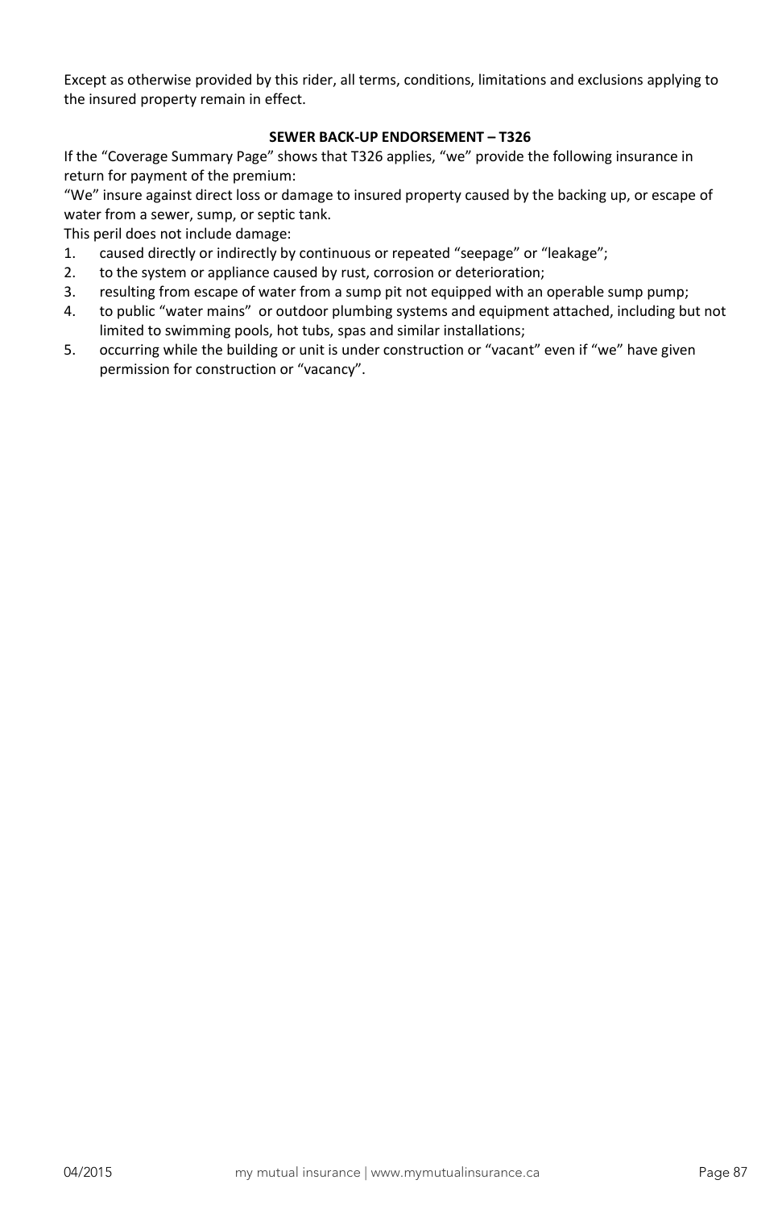Except as otherwise provided by this rider, all terms, conditions, limitations and exclusions applying to the insured property remain in effect.

**SEWER BACK-UP ENDORSEMENT – T326**

If the “Coverage Summary Page” shows that T326 applies, “we” provide the following insurance in return for payment of the premium:

“We” insure against direct loss or damage to insured property caused by the backing up, or escape of water from a sewer, sump, or septic tank.

This peril does not include damage:

1. caused directly or indirectly by continuous or repeated “seepage” or “leakage”;
2. to the system or appliance caused by rust, corrosion or deterioration;
3. resulting from escape of water from a sump pit not equipped with an operable sump pump;
4. to public “water mains” or outdoor plumbing systems and equipment attached, including but not limited to swimming pools, hot tubs, spas and similar installations;
5. occurring while the building or unit is under construction or “vacant” even if “we” have given permission for construction or “vacancy”.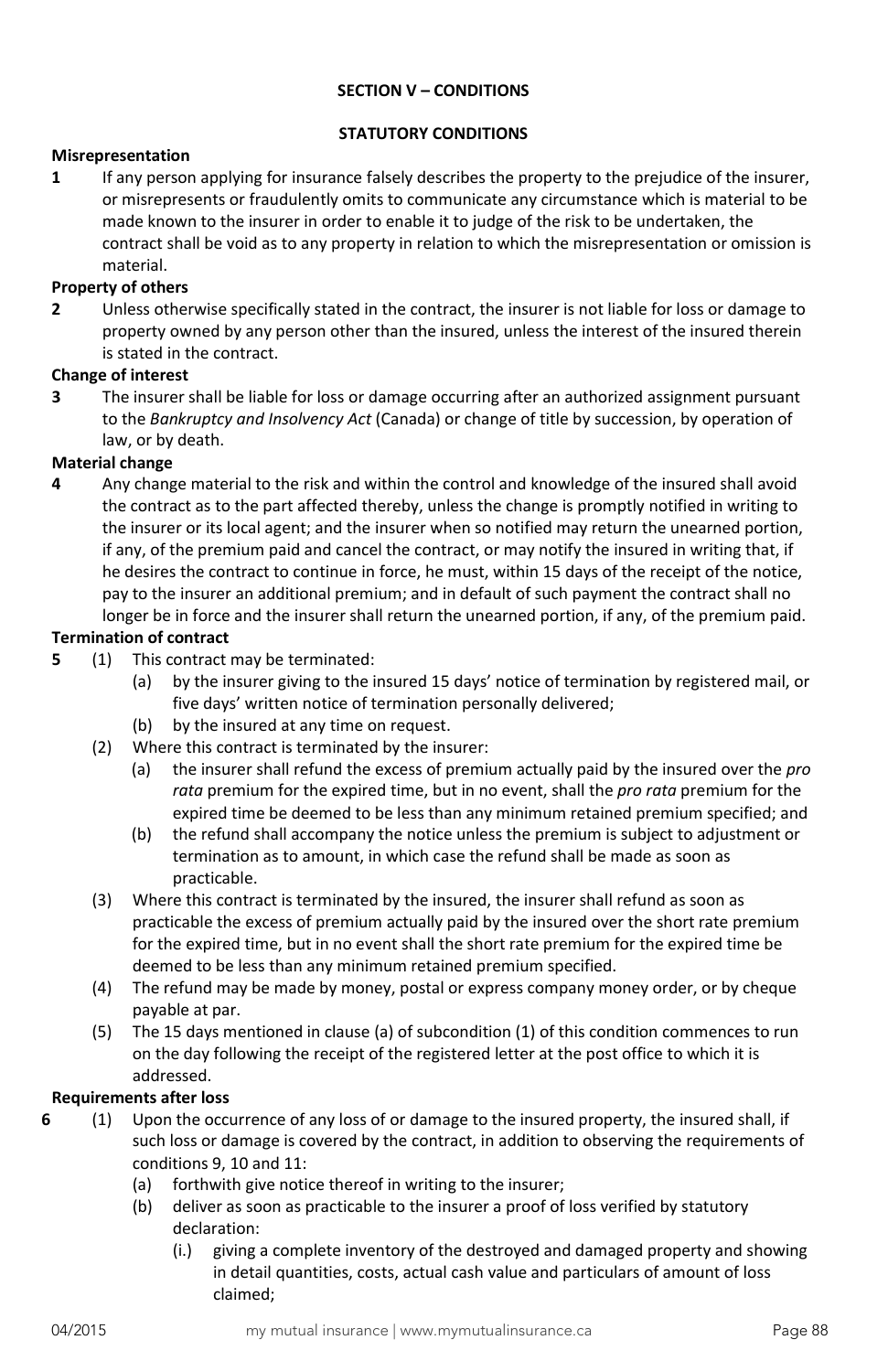## SECTION V – CONDITIONS

### STATUTORY CONDITIONS

**Misrepresentation**

**1** If any person applying for insurance falsely describes the property to the prejudice of the insurer, or misrepresents or fraudulently omits to communicate any circumstance which is material to be made known to the insurer in order to enable it to judge of the risk to be undertaken, the contract shall be void as to any property in relation to which the misrepresentation or omission is material.

**Property of others**

**2** Unless otherwise specifically stated in the contract, the insurer is not liable for loss or damage to property owned by any person other than the insured, unless the interest of the insured therein is stated in the contract.

**Change of interest**

**3** The insurer shall be liable for loss or damage occurring after an authorized assignment pursuant to the *Bankruptcy and Insolvency Act* (Canada) or change of title by succession, by operation of law, or by death.

**Material change**

**4** Any change material to the risk and within the control and knowledge of the insured shall avoid the contract as to the part affected thereby, unless the change is promptly notified in writing to the insurer or its local agent; and the insurer when so notified may return the unearned portion, if any, of the premium paid and cancel the contract, or may notify the insured in writing that, if he desires the contract to continue in force, he must, within 15 days of the receipt of the notice, pay to the insurer an additional premium; and in default of such payment the contract shall no longer be in force and the insurer shall return the unearned portion, if any, of the premium paid.

**Termination of contract**

**5** (1) This contract may be terminated:

- (a) by the insurer giving to the insured 15 days' notice of termination by registered mail, or five days' written notice of termination personally delivered;
- (b) by the insured at any time on request.

(2) Where this contract is terminated by the insurer:

- (a) the insurer shall refund the excess of premium actually paid by the insured over the *pro rata* premium for the expired time, but in no event, shall the *pro rata* premium for the expired time be deemed to be less than any minimum retained premium specified; and
- (b) the refund shall accompany the notice unless the premium is subject to adjustment or termination as to amount, in which case the refund shall be made as soon as practicable.

(3) Where this contract is terminated by the insured, the insurer shall refund as soon as practicable the excess of premium actually paid by the insured over the short rate premium for the expired time, but in no event shall the short rate premium for the expired time be deemed to be less than any minimum retained premium specified.

(4) The refund may be made by money, postal or express company money order, or by cheque payable at par.

(5) The 15 days mentioned in clause (a) of subcondition (1) of this condition commences to run on the day following the receipt of the registered letter at the post office to which it is addressed.

**Requirements after loss**

**6** (1) Upon the occurrence of any loss of or damage to the insured property, the insured shall, if such loss or damage is covered by the contract, in addition to observing the requirements of conditions 9, 10 and 11:

- (a) forthwith give notice thereof in writing to the insurer;
- (b) deliver as soon as practicable to the insurer a proof of loss verified by statutory declaration:
  - (i.) giving a complete inventory of the destroyed and damaged property and showing in detail quantities, costs, actual cash value and particulars of amount of loss claimed;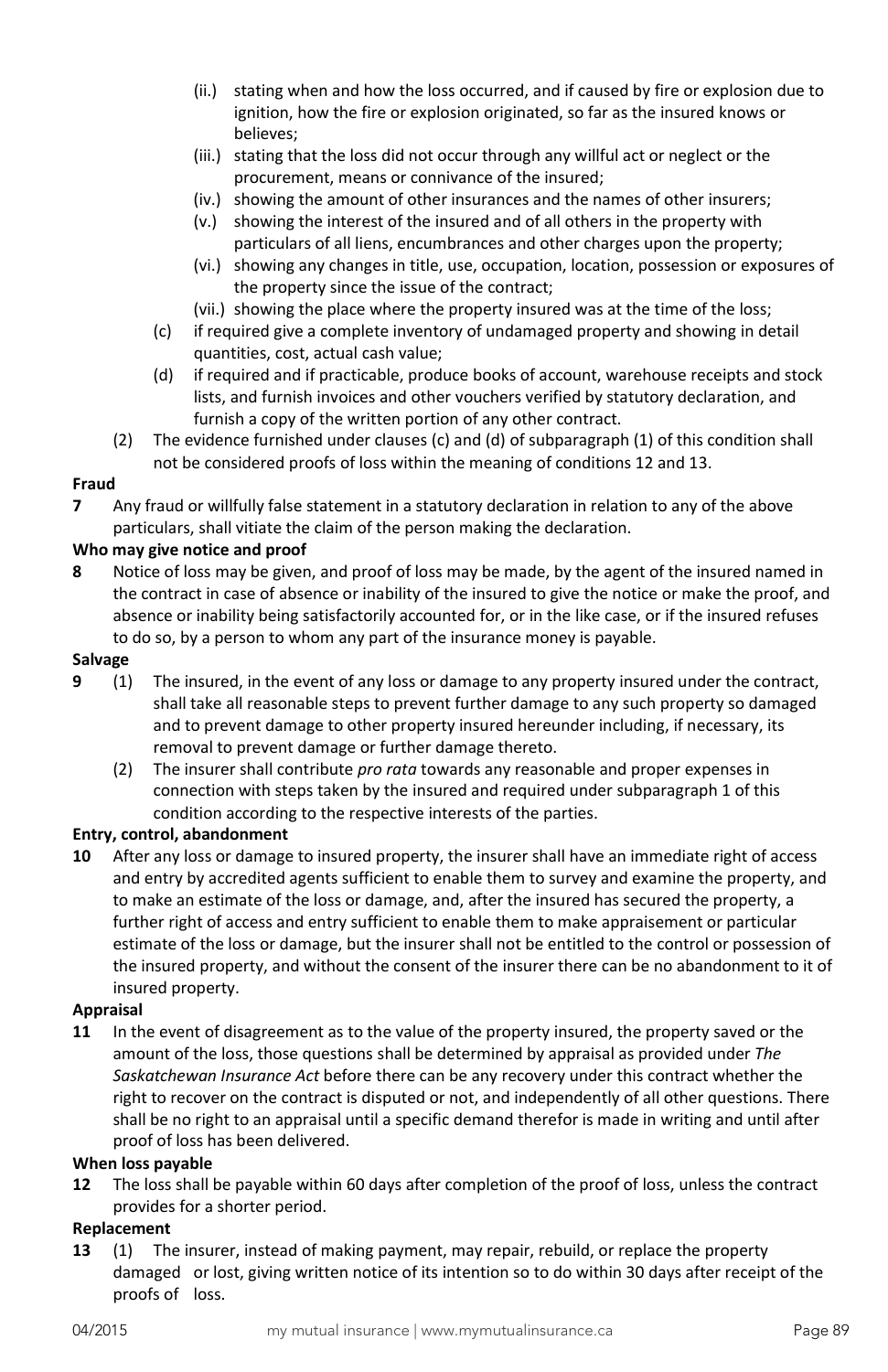(ii.) stating when and how the loss occurred, and if caused by fire or explosion due to ignition, how the fire or explosion originated, so far as the insured knows or believes;

(iii.) stating that the loss did not occur through any willful act or neglect or the procurement, means or connivance of the insured;

(iv.) showing the amount of other insurances and the names of other insurers;

(v.) showing the interest of the insured and of all others in the property with particulars of all liens, encumbrances and other charges upon the property;

(vi.) showing any changes in title, use, occupation, location, possession or exposures of the property since the issue of the contract;

(vii.) showing the place where the property insured was at the time of the loss;

(c) if required give a complete inventory of undamaged property and showing in detail quantities, cost, actual cash value;

(d) if required and if practicable, produce books of account, warehouse receipts and stock lists, and furnish invoices and other vouchers verified by statutory declaration, and furnish a copy of the written portion of any other contract.

(2) The evidence furnished under clauses (c) and (d) of subparagraph (1) of this condition shall not be considered proofs of loss within the meaning of conditions 12 and 13.

**Fraud**

**7** Any fraud or willfully false statement in a statutory declaration in relation to any of the above particulars, shall vitiate the claim of the person making the declaration.

**Who may give notice and proof**

**8** Notice of loss may be given, and proof of loss may be made, by the agent of the insured named in the contract in case of absence or inability of the insured to give the notice or make the proof, and absence or inability being satisfactorily accounted for, or in the like case, or if the insured refuses to do so, by a person to whom any part of the insurance money is payable.

**Salvage**

**9** (1) The insured, in the event of any loss or damage to any property insured under the contract, shall take all reasonable steps to prevent further damage to any such property so damaged and to prevent damage to other property insured hereunder including, if necessary, its removal to prevent damage or further damage thereto.

(2) The insurer shall contribute *pro rata* towards any reasonable and proper expenses in connection with steps taken by the insured and required under subparagraph 1 of this condition according to the respective interests of the parties.

**Entry, control, abandonment**

**10** After any loss or damage to insured property, the insurer shall have an immediate right of access and entry by accredited agents sufficient to enable them to survey and examine the property, and to make an estimate of the loss or damage, and, after the insured has secured the property, a further right of access and entry sufficient to enable them to make appraisement or particular estimate of the loss or damage, but the insurer shall not be entitled to the control or possession of the insured property, and without the consent of the insurer there can be no abandonment to it of insured property.

**Appraisal**

**11** In the event of disagreement as to the value of the property insured, the property saved or the amount of the loss, those questions shall be determined by appraisal as provided under *The Saskatchewan Insurance Act* before there can be any recovery under this contract whether the right to recover on the contract is disputed or not, and independently of all other questions. There shall be no right to an appraisal until a specific demand therefor is made in writing and until after proof of loss has been delivered.

**When loss payable**

**12** The loss shall be payable within 60 days after completion of the proof of loss, unless the contract provides for a shorter period.

**Replacement**

**13** (1) The insurer, instead of making payment, may repair, rebuild, or replace the property damaged or lost, giving written notice of its intention so to do within 30 days after receipt of the proofs of loss.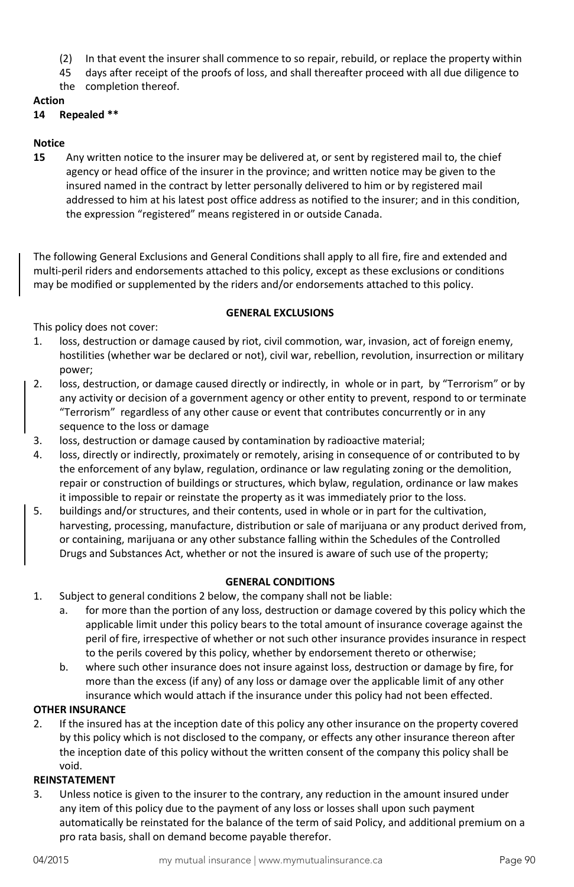(2) In that event the insurer shall commence to so repair, rebuild, or replace the property within 45 days after receipt of the proofs of loss, and shall thereafter proceed with all due diligence to the completion thereof.

**Action**

**14 Repealed ****

**Notice**

**15** Any written notice to the insurer may be delivered at, or sent by registered mail to, the chief agency or head office of the insurer in the province; and written notice may be given to the insured named in the contract by letter personally delivered to him or by registered mail addressed to him at his latest post office address as notified to the insurer; and in this condition, the expression "registered" means registered in or outside Canada.

The following General Exclusions and General Conditions shall apply to all fire, fire and extended and multi-peril riders and endorsements attached to this policy, except as these exclusions or conditions may be modified or supplemented by the riders and/or endorsements attached to this policy.

**GENERAL EXCLUSIONS**

This policy does not cover:

1. loss, destruction or damage caused by riot, civil commotion, war, invasion, act of foreign enemy, hostilities (whether war be declared or not), civil war, rebellion, revolution, insurrection or military power;
2. loss, destruction, or damage caused directly or indirectly, in whole or in part, by "Terrorism" or by any activity or decision of a government agency or other entity to prevent, respond to or terminate "Terrorism" regardless of any other cause or event that contributes concurrently or in any sequence to the loss or damage
3. loss, destruction or damage caused by contamination by radioactive material;
4. loss, directly or indirectly, proximately or remotely, arising in consequence of or contributed to by the enforcement of any bylaw, regulation, ordinance or law regulating zoning or the demolition, repair or construction of buildings or structures, which bylaw, regulation, ordinance or law makes it impossible to repair or reinstate the property as it was immediately prior to the loss.
5. buildings and/or structures, and their contents, used in whole or in part for the cultivation, harvesting, processing, manufacture, distribution or sale of marijuana or any product derived from, or containing, marijuana or any other substance falling within the Schedules of the Controlled Drugs and Substances Act, whether or not the insured is aware of such use of the property;

**GENERAL CONDITIONS**

1. Subject to general conditions 2 below, the company shall not be liable:
   a. for more than the portion of any loss, destruction or damage covered by this policy which the applicable limit under this policy bears to the total amount of insurance coverage against the peril of fire, irrespective of whether or not such other insurance provides insurance in respect to the perils covered by this policy, whether by endorsement thereto or otherwise;
   b. where such other insurance does not insure against loss, destruction or damage by fire, for more than the excess (if any) of any loss or damage over the applicable limit of any other insurance which would attach if the insurance under this policy had not been effected.

**OTHER INSURANCE**

2. If the insured has at the inception date of this policy any other insurance on the property covered by this policy which is not disclosed to the company, or effects any other insurance thereon after the inception date of this policy without the written consent of the company this policy shall be void.

**REINSTATEMENT**

3. Unless notice is given to the insurer to the contrary, any reduction in the amount insured under any item of this policy due to the payment of any loss or losses shall upon such payment automatically be reinstated for the balance of the term of said Policy, and additional premium on a pro rata basis, shall on demand become payable therefor.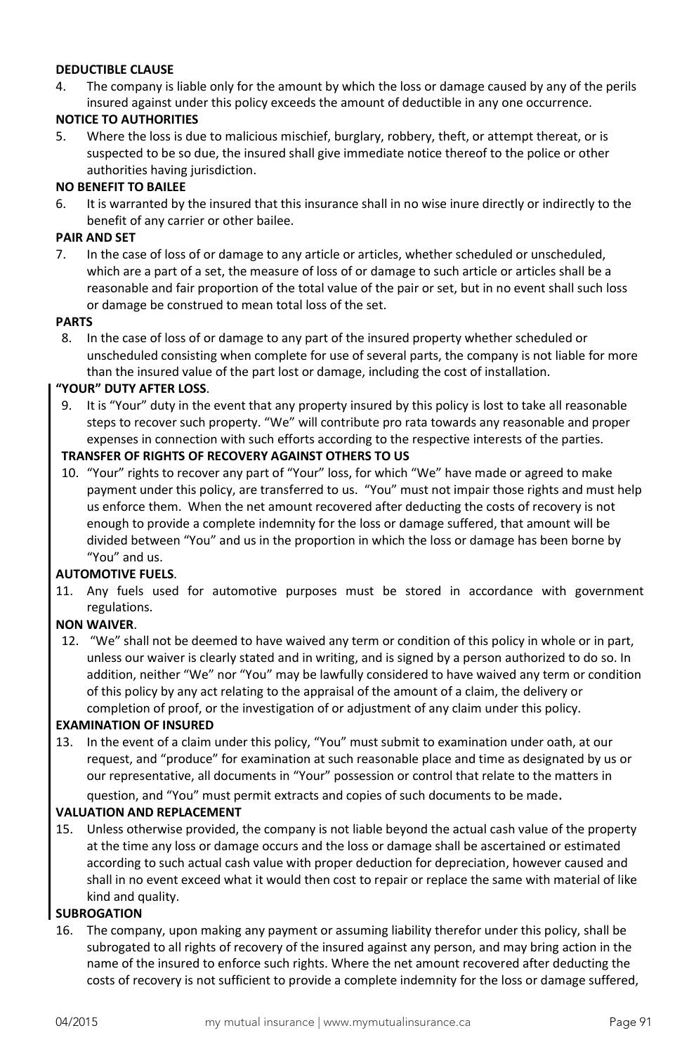**DEDUCTIBLE CLAUSE**

4. The company is liable only for the amount by which the loss or damage caused by any of the perils insured against under this policy exceeds the amount of deductible in any one occurrence.

**NOTICE TO AUTHORITIES**

5. Where the loss is due to malicious mischief, burglary, robbery, theft, or attempt thereat, or is suspected to be so due, the insured shall give immediate notice thereof to the police or other authorities having jurisdiction.

**NO BENEFIT TO BAILEE**

6. It is warranted by the insured that this insurance shall in no wise inure directly or indirectly to the benefit of any carrier or other bailee.

**PAIR AND SET**

7. In the case of loss of or damage to any article or articles, whether scheduled or unscheduled, which are a part of a set, the measure of loss of or damage to such article or articles shall be a reasonable and fair proportion of the total value of the pair or set, but in no event shall such loss or damage be construed to mean total loss of the set.

**PARTS**

8. In the case of loss of or damage to any part of the insured property whether scheduled or unscheduled consisting when complete for use of several parts, the company is not liable for more than the insured value of the part lost or damage, including the cost of installation.

**"YOUR" DUTY AFTER LOSS**.

9. It is "Your" duty in the event that any property insured by this policy is lost to take all reasonable steps to recover such property. "We" will contribute pro rata towards any reasonable and proper expenses in connection with such efforts according to the respective interests of the parties.

**TRANSFER OF RIGHTS OF RECOVERY AGAINST OTHERS TO US**

10. "Your" rights to recover any part of "Your" loss, for which "We" have made or agreed to make payment under this policy, are transferred to us. "You" must not impair those rights and must help us enforce them. When the net amount recovered after deducting the costs of recovery is not enough to provide a complete indemnity for the loss or damage suffered, that amount will be divided between "You" and us in the proportion in which the loss or damage has been borne by "You" and us.

**AUTOMOTIVE FUELS**.

11. Any fuels used for automotive purposes must be stored in accordance with government regulations.

**NON WAIVER**.

12. "We" shall not be deemed to have waived any term or condition of this policy in whole or in part, unless our waiver is clearly stated and in writing, and is signed by a person authorized to do so. In addition, neither "We" nor "You" may be lawfully considered to have waived any term or condition of this policy by any act relating to the appraisal of the amount of a claim, the delivery or completion of proof, or the investigation of or adjustment of any claim under this policy.

**EXAMINATION OF INSURED**

13. In the event of a claim under this policy, "You" must submit to examination under oath, at our request, and "produce" for examination at such reasonable place and time as designated by us or our representative, all documents in "Your" possession or control that relate to the matters in question, and "You" must permit extracts and copies of such documents to be made.

**VALUATION AND REPLACEMENT**

15. Unless otherwise provided, the company is not liable beyond the actual cash value of the property at the time any loss or damage occurs and the loss or damage shall be ascertained or estimated according to such actual cash value with proper deduction for depreciation, however caused and shall in no event exceed what it would then cost to repair or replace the same with material of like kind and quality.

**SUBROGATION**

16. The company, upon making any payment or assuming liability therefor under this policy, shall be subrogated to all rights of recovery of the insured against any person, and may bring action in the name of the insured to enforce such rights. Where the net amount recovered after deducting the costs of recovery is not sufficient to provide a complete indemnity for the loss or damage suffered,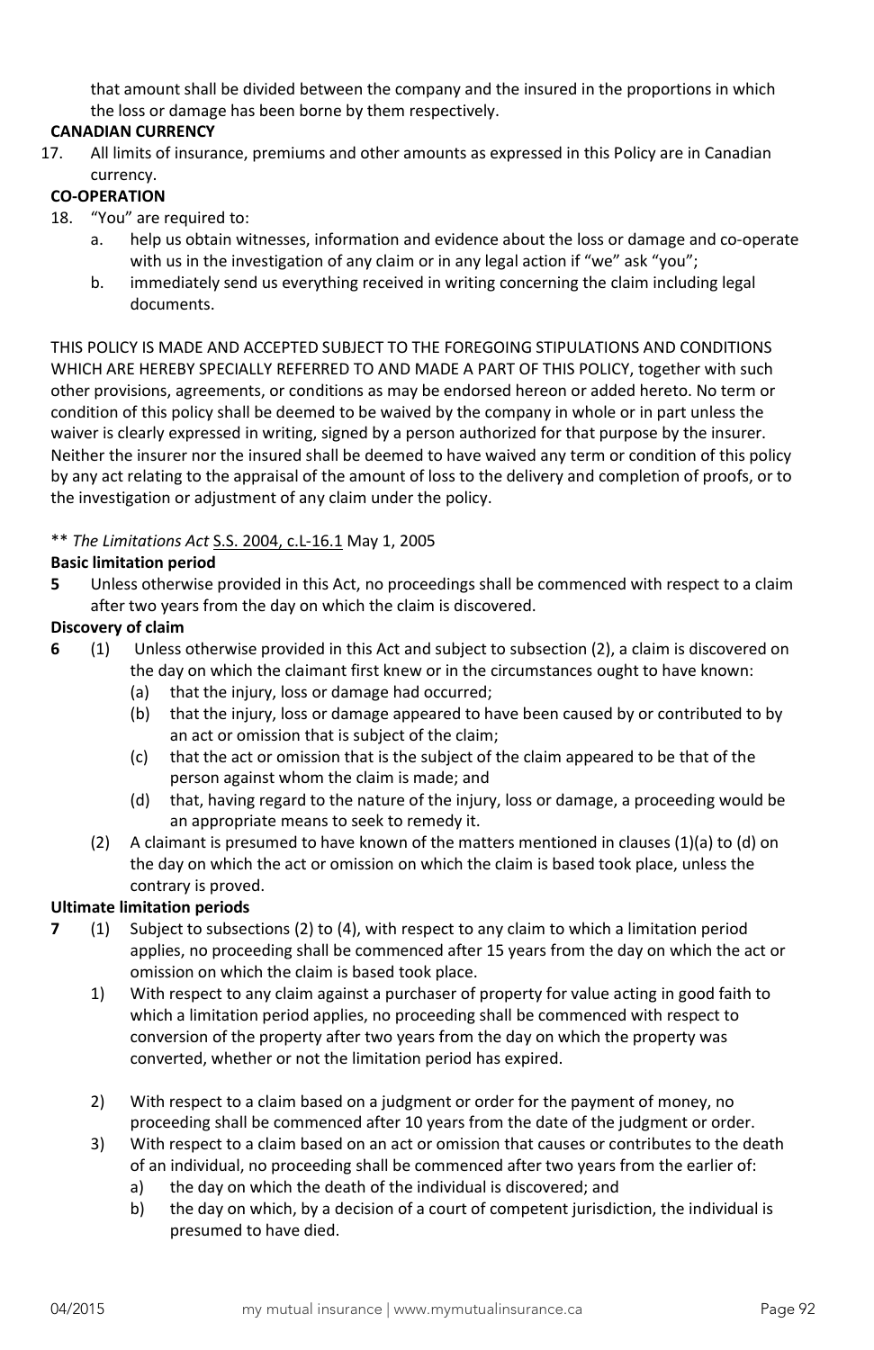that amount shall be divided between the company and the insured in the proportions in which the loss or damage has been borne by them respectively.

**CANADIAN CURRENCY**

17. All limits of insurance, premiums and other amounts as expressed in this Policy are in Canadian currency.

**CO-OPERATION**

18. "You" are required to:
    a. help us obtain witnesses, information and evidence about the loss or damage and co-operate with us in the investigation of any claim or in any legal action if "we" ask "you";
    b. immediately send us everything received in writing concerning the claim including legal documents.

THIS POLICY IS MADE AND ACCEPTED SUBJECT TO THE FOREGOING STIPULATIONS AND CONDITIONS WHICH ARE HEREBY SPECIALLY REFERRED TO AND MADE A PART OF THIS POLICY, together with such other provisions, agreements, or conditions as may be endorsed hereon or added hereto. No term or condition of this policy shall be deemed to be waived by the company in whole or in part unless the waiver is clearly expressed in writing, signed by a person authorized for that purpose by the insurer. Neither the insurer nor the insured shall be deemed to have waived any term or condition of this policy by any act relating to the appraisal of the amount of loss to the delivery and completion of proofs, or to the investigation or adjustment of any claim under the policy.

** *The Limitations Act* S.S. 2004, c.L-16.1 May 1, 2005

**Basic limitation period**

**5** Unless otherwise provided in this Act, no proceedings shall be commenced with respect to a claim after two years from the day on which the claim is discovered.

**Discovery of claim**

**6** (1) Unless otherwise provided in this Act and subject to subsection (2), a claim is discovered on the day on which the claimant first knew or in the circumstances ought to have known:
- (a) that the injury, loss or damage had occurred;
- (b) that the injury, loss or damage appeared to have been caused by or contributed to by an act or omission that is subject of the claim;
- (c) that the act or omission that is the subject of the claim appeared to be that of the person against whom the claim is made; and
- (d) that, having regard to the nature of the injury, loss or damage, a proceeding would be an appropriate means to seek to remedy it.

(2) A claimant is presumed to have known of the matters mentioned in clauses (1)(a) to (d) on the day on which the act or omission on which the claim is based took place, unless the contrary is proved.

**Ultimate limitation periods**

**7** (1) Subject to subsections (2) to (4), with respect to any claim to which a limitation period applies, no proceeding shall be commenced after 15 years from the day on which the act or omission on which the claim is based took place.

1) With respect to any claim against a purchaser of property for value acting in good faith to which a limitation period applies, no proceeding shall be commenced with respect to conversion of the property after two years from the day on which the property was converted, whether or not the limitation period has expired.

2) With respect to a claim based on a judgment or order for the payment of money, no proceeding shall be commenced after 10 years from the date of the judgment or order.

3) With respect to a claim based on an act or omission that causes or contributes to the death of an individual, no proceeding shall be commenced after two years from the earlier of:
   a) the day on which the death of the individual is discovered; and
   b) the day on which, by a decision of a court of competent jurisdiction, the individual is presumed to have died.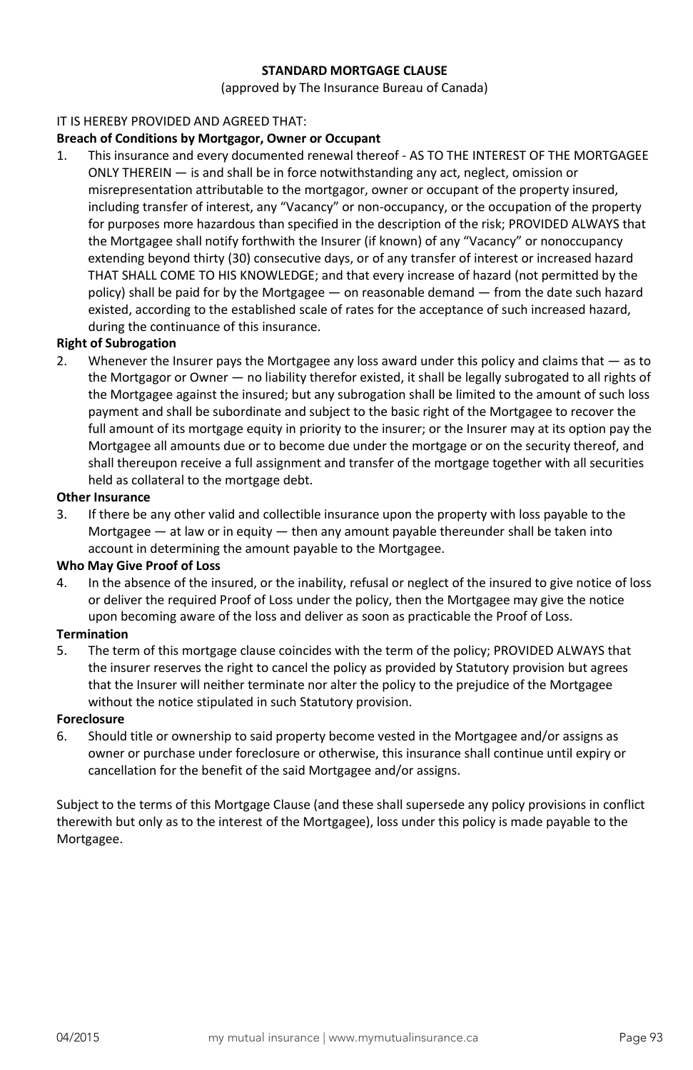**STANDARD MORTGAGE CLAUSE**

(approved by The Insurance Bureau of Canada)

IT IS HEREBY PROVIDED AND AGREED THAT:

**Breach of Conditions by Mortgagor, Owner or Occupant**

1. This insurance and every documented renewal thereof - AS TO THE INTEREST OF THE MORTGAGEE ONLY THEREIN — is and shall be in force notwithstanding any act, neglect, omission or misrepresentation attributable to the mortgagor, owner or occupant of the property insured, including transfer of interest, any "Vacancy" or non-occupancy, or the occupation of the property for purposes more hazardous than specified in the description of the risk; PROVIDED ALWAYS that the Mortgagee shall notify forthwith the Insurer (if known) of any "Vacancy" or nonoccupancy extending beyond thirty (30) consecutive days, or of any transfer of interest or increased hazard THAT SHALL COME TO HIS KNOWLEDGE; and that every increase of hazard (not permitted by the policy) shall be paid for by the Mortgagee — on reasonable demand — from the date such hazard existed, according to the established scale of rates for the acceptance of such increased hazard, during the continuance of this insurance.

**Right of Subrogation**

2. Whenever the Insurer pays the Mortgagee any loss award under this policy and claims that — as to the Mortgagor or Owner — no liability therefor existed, it shall be legally subrogated to all rights of the Mortgagee against the insured; but any subrogation shall be limited to the amount of such loss payment and shall be subordinate and subject to the basic right of the Mortgagee to recover the full amount of its mortgage equity in priority to the insurer; or the Insurer may at its option pay the Mortgagee all amounts due or to become due under the mortgage or on the security thereof, and shall thereupon receive a full assignment and transfer of the mortgage together with all securities held as collateral to the mortgage debt.

**Other Insurance**

3. If there be any other valid and collectible insurance upon the property with loss payable to the Mortgagee — at law or in equity — then any amount payable thereunder shall be taken into account in determining the amount payable to the Mortgagee.

**Who May Give Proof of Loss**

4. In the absence of the insured, or the inability, refusal or neglect of the insured to give notice of loss or deliver the required Proof of Loss under the policy, then the Mortgagee may give the notice upon becoming aware of the loss and deliver as soon as practicable the Proof of Loss.

**Termination**

5. The term of this mortgage clause coincides with the term of the policy; PROVIDED ALWAYS that the insurer reserves the right to cancel the policy as provided by Statutory provision but agrees that the Insurer will neither terminate nor alter the policy to the prejudice of the Mortgagee without the notice stipulated in such Statutory provision.

**Foreclosure**

6. Should title or ownership to said property become vested in the Mortgagee and/or assigns as owner or purchase under foreclosure or otherwise, this insurance shall continue until expiry or cancellation for the benefit of the said Mortgagee and/or assigns.

Subject to the terms of this Mortgage Clause (and these shall supersede any policy provisions in conflict therewith but only as to the interest of the Mortgagee), loss under this policy is made payable to the Mortgagee.